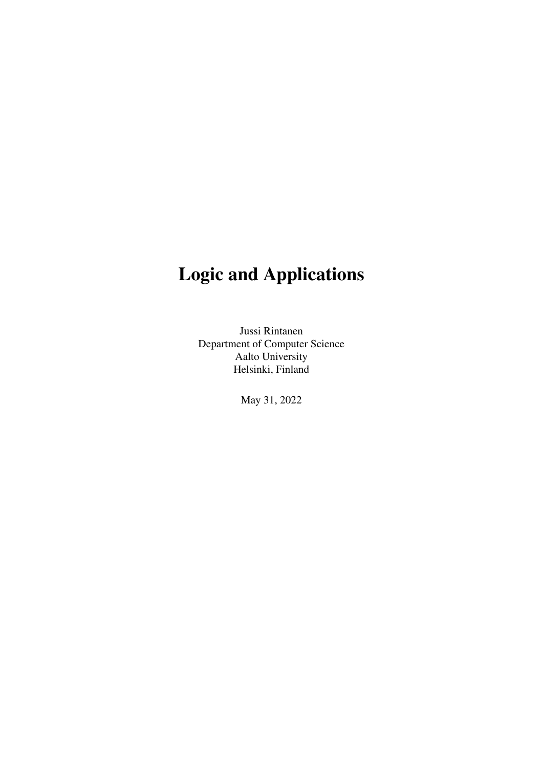# Logic and Applications

Jussi Rintanen
Department of Computer Science
Aalto University
Helsinki, Finland

May 31, 2022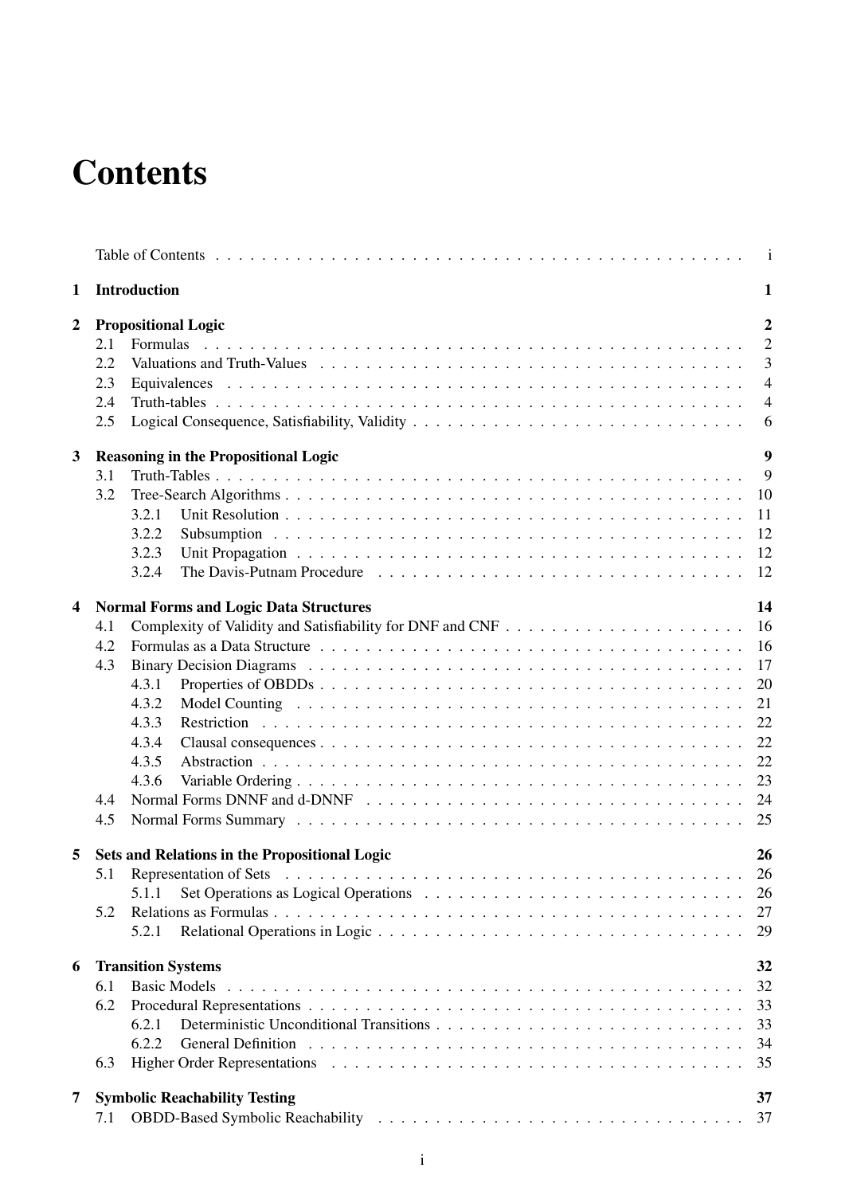# Contents

Table of Contents . . . . . . . . . . . . . . . . . . . . . . . . . . . . . . . . . . . . . . . . . . . . i

**1 Introduction** **1**

**2 Propositional Logic** **2**

- 2.1 Formulas . . . . . . . . . . . . . . . . . . . . . . . . . . . . . . . . . . . . . . . . . . . . 2
- 2.2 Valuations and Truth-Values . . . . . . . . . . . . . . . . . . . . . . . . . . . . . . . . . . 3
- 2.3 Equivalences . . . . . . . . . . . . . . . . . . . . . . . . . . . . . . . . . . . . . . . . . . 4
- 2.4 Truth-tables . . . . . . . . . . . . . . . . . . . . . . . . . . . . . . . . . . . . . . . . . . . 4
- 2.5 Logical Consequence, Satisfiability, Validity . . . . . . . . . . . . . . . . . . . . . . . . . 6

**3 Reasoning in the Propositional Logic** **9**

- 3.1 Truth-Tables . . . . . . . . . . . . . . . . . . . . . . . . . . . . . . . . . . . . . . . . . . 9
- 3.2 Tree-Search Algorithms . . . . . . . . . . . . . . . . . . . . . . . . . . . . . . . . . . . . 10
  - 3.2.1 Unit Resolution . . . . . . . . . . . . . . . . . . . . . . . . . . . . . . . . . . . . 11
  - 3.2.2 Subsumption . . . . . . . . . . . . . . . . . . . . . . . . . . . . . . . . . . . . . 12
  - 3.2.3 Unit Propagation . . . . . . . . . . . . . . . . . . . . . . . . . . . . . . . . . . . 12
  - 3.2.4 The Davis-Putnam Procedure . . . . . . . . . . . . . . . . . . . . . . . . . . . . 12

**4 Normal Forms and Logic Data Structures** **14**

- 4.1 Complexity of Validity and Satisfiability for DNF and CNF . . . . . . . . . . . . . . . . . 16
- 4.2 Formulas as a Data Structure . . . . . . . . . . . . . . . . . . . . . . . . . . . . . . . . . 16
- 4.3 Binary Decision Diagrams . . . . . . . . . . . . . . . . . . . . . . . . . . . . . . . . . . 17
  - 4.3.1 Properties of OBDDs . . . . . . . . . . . . . . . . . . . . . . . . . . . . . . . . . 20
  - 4.3.2 Model Counting . . . . . . . . . . . . . . . . . . . . . . . . . . . . . . . . . . . 21
  - 4.3.3 Restriction . . . . . . . . . . . . . . . . . . . . . . . . . . . . . . . . . . . . . . 22
  - 4.3.4 Clausal consequences . . . . . . . . . . . . . . . . . . . . . . . . . . . . . . . . . 22
  - 4.3.5 Abstraction . . . . . . . . . . . . . . . . . . . . . . . . . . . . . . . . . . . . . 22
  - 4.3.6 Variable Ordering . . . . . . . . . . . . . . . . . . . . . . . . . . . . . . . . . . 23
- 4.4 Normal Forms DNNF and d-DNNF . . . . . . . . . . . . . . . . . . . . . . . . . . . . . 24
- 4.5 Normal Forms Summary . . . . . . . . . . . . . . . . . . . . . . . . . . . . . . . . . . . 25

**5 Sets and Relations in the Propositional Logic** **26**

- 5.1 Representation of Sets . . . . . . . . . . . . . . . . . . . . . . . . . . . . . . . . . . . . 26
  - 5.1.1 Set Operations as Logical Operations . . . . . . . . . . . . . . . . . . . . . . . . 26
- 5.2 Relations as Formulas . . . . . . . . . . . . . . . . . . . . . . . . . . . . . . . . . . . . 27
  - 5.2.1 Relational Operations in Logic . . . . . . . . . . . . . . . . . . . . . . . . . . . . 29

**6 Transition Systems** **32**

- 6.1 Basic Models . . . . . . . . . . . . . . . . . . . . . . . . . . . . . . . . . . . . . . . . . 32
- 6.2 Procedural Representations . . . . . . . . . . . . . . . . . . . . . . . . . . . . . . . . . . 33
  - 6.2.1 Deterministic Unconditional Transitions . . . . . . . . . . . . . . . . . . . . . . . 33
  - 6.2.2 General Definition . . . . . . . . . . . . . . . . . . . . . . . . . . . . . . . . . . 34
- 6.3 Higher Order Representations . . . . . . . . . . . . . . . . . . . . . . . . . . . . . . . . 35

**7 Symbolic Reachability Testing** **37**

- 7.1 OBDD-Based Symbolic Reachability . . . . . . . . . . . . . . . . . . . . . . . . . . . . 37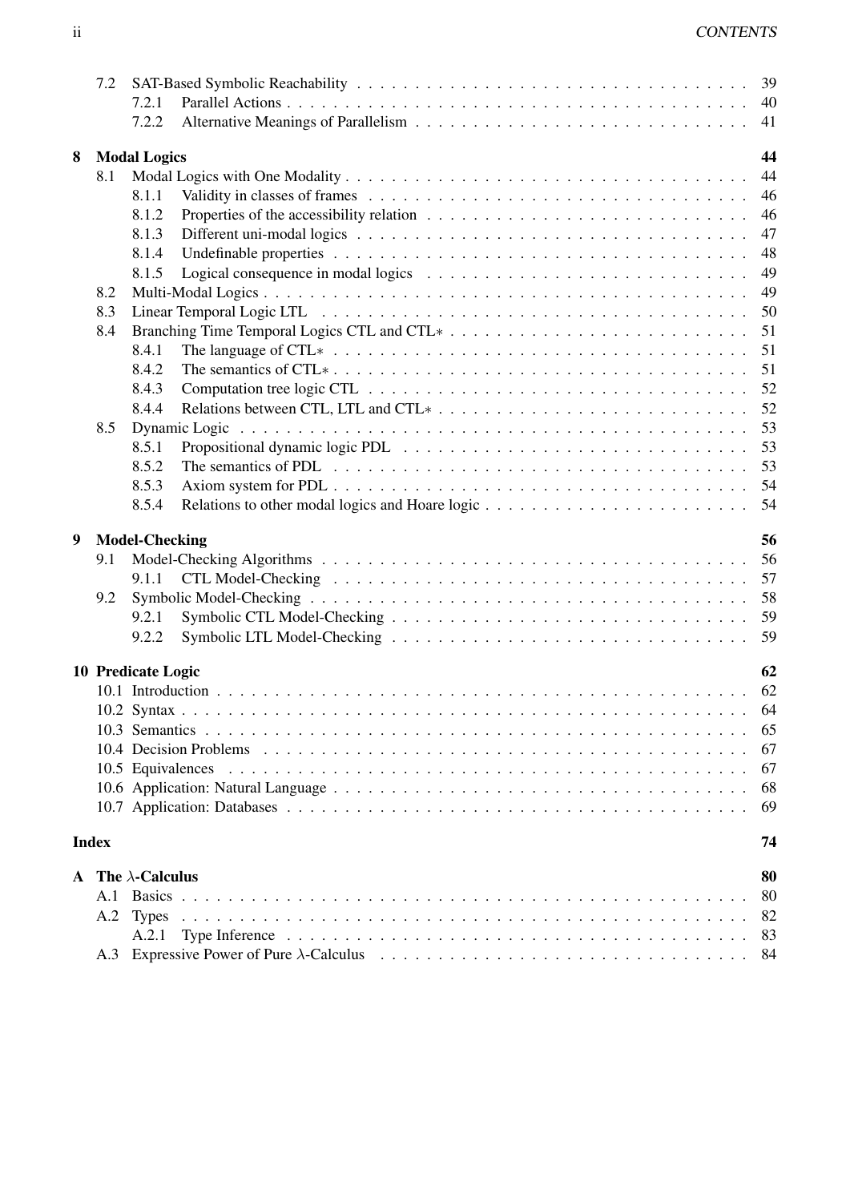- 7.2 SAT-Based Symbolic Reachability . . . 39
  - 7.2.1 Parallel Actions . . . 40
  - 7.2.2 Alternative Meanings of Parallelism . . . 41

**8 Modal Logics** **44**

- 8.1 Modal Logics with One Modality . . . 44
  - 8.1.1 Validity in classes of frames . . . 46
  - 8.1.2 Properties of the accessibility relation . . . 46
  - 8.1.3 Different uni-modal logics . . . 47
  - 8.1.4 Undefinable properties . . . 48
  - 8.1.5 Logical consequence in modal logics . . . 49
- 8.2 Multi-Modal Logics . . . 49
- 8.3 Linear Temporal Logic LTL . . . 50
- 8.4 Branching Time Temporal Logics CTL and CTL$*$ . . . 51
  - 8.4.1 The language of CTL$*$ . . . 51
  - 8.4.2 The semantics of CTL$*$ . . . 51
  - 8.4.3 Computation tree logic CTL . . . 52
  - 8.4.4 Relations between CTL, LTL and CTL$*$ . . . 52
- 8.5 Dynamic Logic . . . 53
  - 8.5.1 Propositional dynamic logic PDL . . . 53
  - 8.5.2 The semantics of PDL . . . 53
  - 8.5.3 Axiom system for PDL . . . 54
  - 8.5.4 Relations to other modal logics and Hoare logic . . . 54

**9 Model-Checking** **56**

- 9.1 Model-Checking Algorithms . . . 56
  - 9.1.1 CTL Model-Checking . . . 57
- 9.2 Symbolic Model-Checking . . . 58
  - 9.2.1 Symbolic CTL Model-Checking . . . 59
  - 9.2.2 Symbolic LTL Model-Checking . . . 59

**10 Predicate Logic** **62**

- 10.1 Introduction . . . 62
- 10.2 Syntax . . . 64
- 10.3 Semantics . . . 65
- 10.4 Decision Problems . . . 67
- 10.5 Equivalences . . . 67
- 10.6 Application: Natural Language . . . 68
- 10.7 Application: Databases . . . 69

**Index** **74**

**A The $\lambda$-Calculus** **80**

- A.1 Basics . . . 80
- A.2 Types . . . 82
  - A.2.1 Type Inference . . . 83
- A.3 Expressive Power of Pure $\lambda$-Calculus . . . 84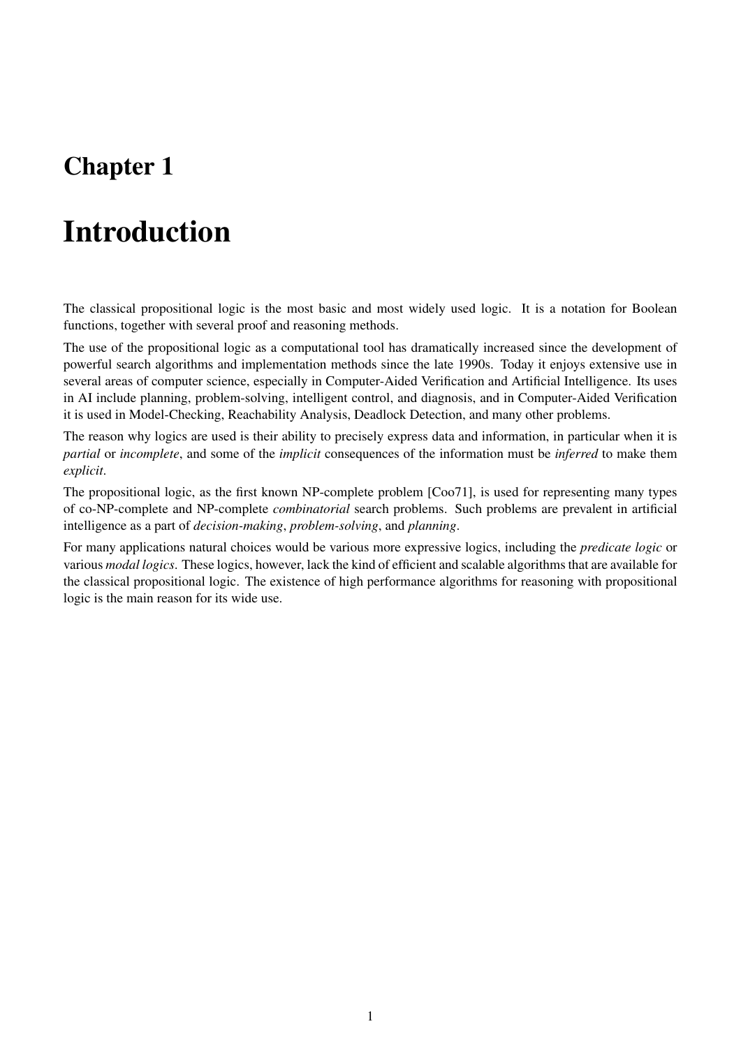# Chapter 1

# Introduction

The classical propositional logic is the most basic and most widely used logic. It is a notation for Boolean functions, together with several proof and reasoning methods.

The use of the propositional logic as a computational tool has dramatically increased since the development of powerful search algorithms and implementation methods since the late 1990s. Today it enjoys extensive use in several areas of computer science, especially in Computer-Aided Verification and Artificial Intelligence. Its uses in AI include planning, problem-solving, intelligent control, and diagnosis, and in Computer-Aided Verification it is used in Model-Checking, Reachability Analysis, Deadlock Detection, and many other problems.

The reason why logics are used is their ability to precisely express data and information, in particular when it is *partial* or *incomplete*, and some of the *implicit* consequences of the information must be *inferred* to make them *explicit*.

The propositional logic, as the first known NP-complete problem [Coo71], is used for representing many types of co-NP-complete and NP-complete *combinatorial* search problems. Such problems are prevalent in artificial intelligence as a part of *decision-making*, *problem-solving*, and *planning*.

For many applications natural choices would be various more expressive logics, including the *predicate logic* or various *modal logics*. These logics, however, lack the kind of efficient and scalable algorithms that are available for the classical propositional logic. The existence of high performance algorithms for reasoning with propositional logic is the main reason for its wide use.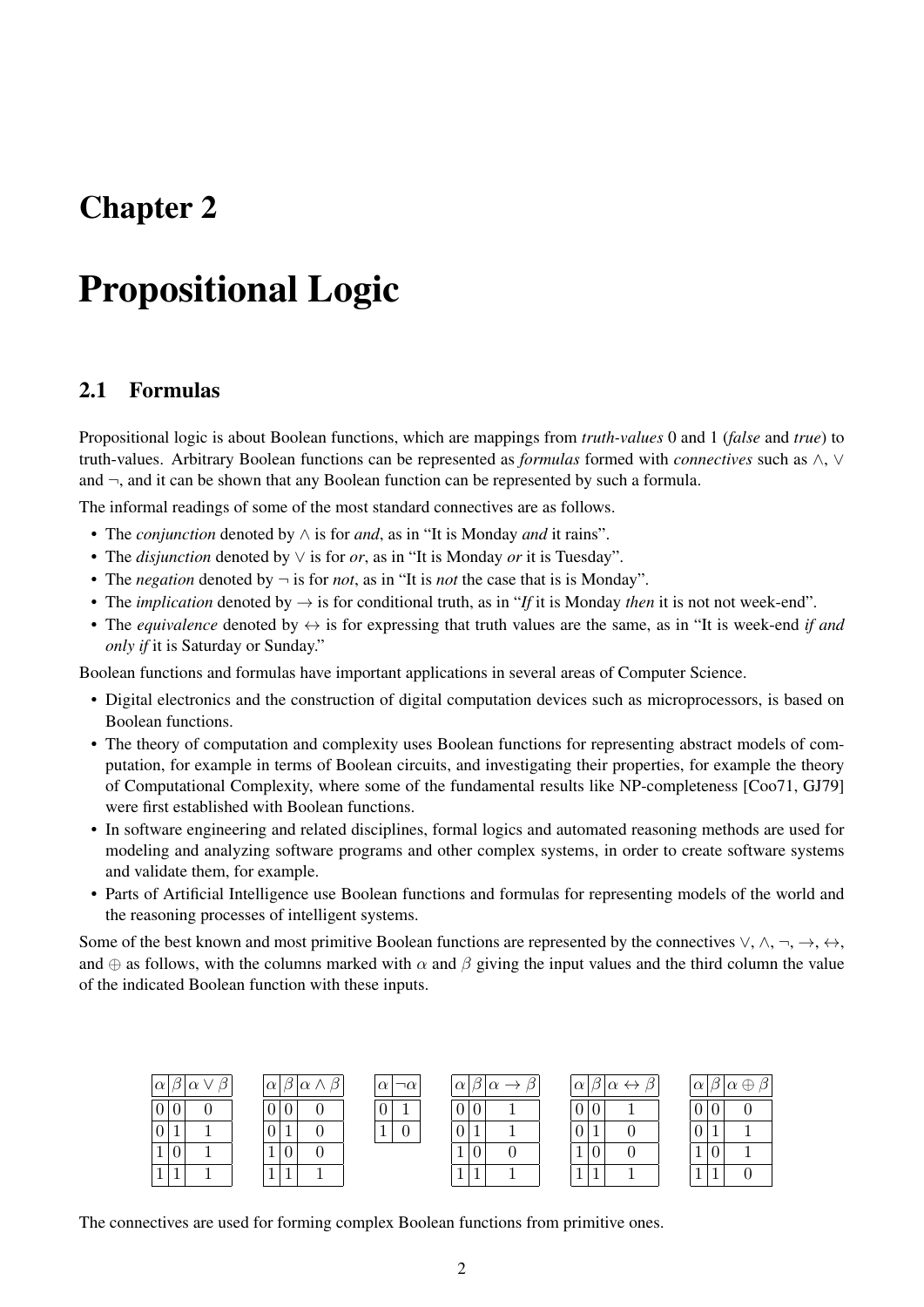# Chapter 2

# Propositional Logic

## 2.1 Formulas

Propositional logic is about Boolean functions, which are mappings from *truth-values* 0 and 1 (*false* and *true*) to truth-values. Arbitrary Boolean functions can be represented as *formulas* formed with *connectives* such as $\wedge$, $\vee$ and $\neg$, and it can be shown that any Boolean function can be represented by such a formula.

The informal readings of some of the most standard connectives are as follows.

- The *conjunction* denoted by $\wedge$ is for *and*, as in "It is Monday *and* it rains".
- The *disjunction* denoted by $\vee$ is for *or*, as in "It is Monday *or* it is Tuesday".
- The *negation* denoted by $\neg$ is for *not*, as in "It is *not* the case that is is Monday".
- The *implication* denoted by $\rightarrow$ is for conditional truth, as in "*If* it is Monday *then* it is not not week-end".
- The *equivalence* denoted by $\leftrightarrow$ is for expressing that truth values are the same, as in "It is week-end *if and only if* it is Saturday or Sunday."

Boolean functions and formulas have important applications in several areas of Computer Science.

- Digital electronics and the construction of digital computation devices such as microprocessors, is based on Boolean functions.
- The theory of computation and complexity uses Boolean functions for representing abstract models of computation, for example in terms of Boolean circuits, and investigating their properties, for example the theory of Computational Complexity, where some of the fundamental results like NP-completeness [Coo71, GJ79] were first established with Boolean functions.
- In software engineering and related disciplines, formal logics and automated reasoning methods are used for modeling and analyzing software programs and other complex systems, in order to create software systems and validate them, for example.
- Parts of Artificial Intelligence use Boolean functions and formulas for representing models of the world and the reasoning processes of intelligent systems.

Some of the best known and most primitive Boolean functions are represented by the connectives $\vee$, $\wedge$, $\neg$, $\rightarrow$, $\leftrightarrow$, and $\oplus$ as follows, with the columns marked with $\alpha$ and $\beta$ giving the input values and the third column the value of the indicated Boolean function with these inputs.

| $\alpha$ | $\beta$ | $\alpha \vee \beta$ |
|---|---|---|
| 0 | 0 | 0 |
| 0 | 1 | 1 |
| 1 | 0 | 1 |
| 1 | 1 | 1 |

| $\alpha$ | $\beta$ | $\alpha \wedge \beta$ |
|---|---|---|
| 0 | 0 | 0 |
| 0 | 1 | 0 |
| 1 | 0 | 0 |
| 1 | 1 | 1 |

| $\alpha$ | $\neg\alpha$ |
|---|---|
| 0 | 1 |
| 1 | 0 |

| $\alpha$ | $\beta$ | $\alpha \rightarrow \beta$ |
|---|---|---|
| 0 | 0 | 1 |
| 0 | 1 | 1 |
| 1 | 0 | 0 |
| 1 | 1 | 1 |

| $\alpha$ | $\beta$ | $\alpha \leftrightarrow \beta$ |
|---|---|---|
| 0 | 0 | 1 |
| 0 | 1 | 0 |
| 1 | 0 | 0 |
| 1 | 1 | 1 |

| $\alpha$ | $\beta$ | $\alpha \oplus \beta$ |
|---|---|---|
| 0 | 0 | 0 |
| 0 | 1 | 1 |
| 1 | 0 | 1 |
| 1 | 1 | 0 |

The connectives are used for forming complex Boolean functions from primitive ones.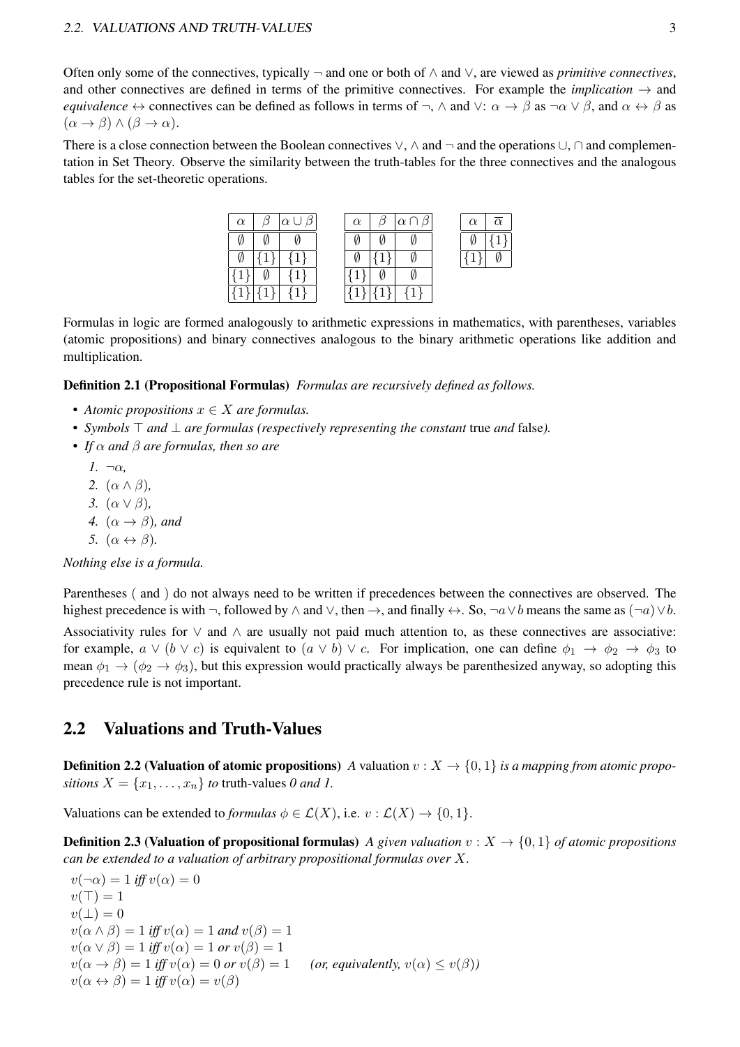Often only some of the connectives, typically $\neg$ and one or both of $\wedge$ and $\vee$, are viewed as *primitive connectives*, and other connectives are defined in terms of the primitive connectives. For example the *implication* $\rightarrow$ and *equivalence* $\leftrightarrow$ connectives can be defined as follows in terms of $\neg$, $\wedge$ and $\vee$: $\alpha \rightarrow \beta$ as $\neg\alpha \vee \beta$, and $\alpha \leftrightarrow \beta$ as $(\alpha \rightarrow \beta) \wedge (\beta \rightarrow \alpha)$.

There is a close connection between the Boolean connectives $\vee$, $\wedge$ and $\neg$ and the operations $\cup$, $\cap$ and complementation in Set Theory. Observe the similarity between the truth-tables for the three connectives and the analogous tables for the set-theoretic operations.

| $\alpha$ | $\beta$ | $\alpha \cup \beta$ |
|---|---|---|
| $\emptyset$ | $\emptyset$ | $\emptyset$ |
| $\emptyset$ | $\{1\}$ | $\{1\}$ |
| $\{1\}$ | $\emptyset$ | $\{1\}$ |
| $\{1\}$ | $\{1\}$ | $\{1\}$ |

| $\alpha$ | $\beta$ | $\alpha \cap \beta$ |
|---|---|---|
| $\emptyset$ | $\emptyset$ | $\emptyset$ |
| $\emptyset$ | $\{1\}$ | $\emptyset$ |
| $\{1\}$ | $\emptyset$ | $\emptyset$ |
| $\{1\}$ | $\{1\}$ | $\{1\}$ |

| $\alpha$ | $\overline{\alpha}$ |
|---|---|
| $\emptyset$ | $\{1\}$ |
| $\{1\}$ | $\emptyset$ |

Formulas in logic are formed analogously to arithmetic expressions in mathematics, with parentheses, variables (atomic propositions) and binary connectives analogous to the binary arithmetic operations like addition and multiplication.

**Definition 2.1 (Propositional Formulas)** *Formulas are recursively defined as follows.*

- *Atomic propositions $x \in X$ are formulas.*
- *Symbols $\top$ and $\bot$ are formulas (respectively representing the constant* true *and* false*).*
- *If $\alpha$ and $\beta$ are formulas, then so are*
  1. $\neg\alpha$,
  2. $(\alpha \wedge \beta)$,
  3. $(\alpha \vee \beta)$,
  4. $(\alpha \rightarrow \beta)$, *and*
  5. $(\alpha \leftrightarrow \beta)$.

*Nothing else is a formula.*

Parentheses ( and ) do not always need to be written if precedences between the connectives are observed. The highest precedence is with $\neg$, followed by $\wedge$ and $\vee$, then $\rightarrow$, and finally $\leftrightarrow$. So, $\neg a \vee b$ means the same as $(\neg a) \vee b$.

Associativity rules for $\vee$ and $\wedge$ are usually not paid much attention to, as these connectives are associative: for example, $a \vee (b \vee c)$ is equivalent to $(a \vee b) \vee c$. For implication, one can define $\phi_1 \rightarrow \phi_2 \rightarrow \phi_3$ to mean $\phi_1 \rightarrow (\phi_2 \rightarrow \phi_3)$, but this expression would practically always be parenthesized anyway, so adopting this precedence rule is not important.

## 2.2 Valuations and Truth-Values

**Definition 2.2 (Valuation of atomic propositions)** *A* valuation $v : X \rightarrow \{0, 1\}$ *is a mapping from atomic propositions $X = \{x_1, \ldots, x_n\}$ to* truth-values *0 and 1.*

Valuations can be extended to *formulas* $\phi \in \mathcal{L}(X)$, i.e. $v : \mathcal{L}(X) \rightarrow \{0, 1\}$.

**Definition 2.3 (Valuation of propositional formulas)** *A given valuation $v : X \rightarrow \{0, 1\}$ of atomic propositions can be extended to a valuation of arbitrary propositional formulas over $X$.*

$v(\neg\alpha) = 1$ *iff* $v(\alpha) = 0$
$v(\top) = 1$
$v(\bot) = 0$
$v(\alpha \wedge \beta) = 1$ *iff* $v(\alpha) = 1$ *and* $v(\beta) = 1$
$v(\alpha \vee \beta) = 1$ *iff* $v(\alpha) = 1$ *or* $v(\beta) = 1$
$v(\alpha \rightarrow \beta) = 1$ *iff* $v(\alpha) = 0$ *or* $v(\beta) = 1$ *(or, equivalently, $v(\alpha) \leq v(\beta)$)*
$v(\alpha \leftrightarrow \beta) = 1$ *iff* $v(\alpha) = v(\beta)$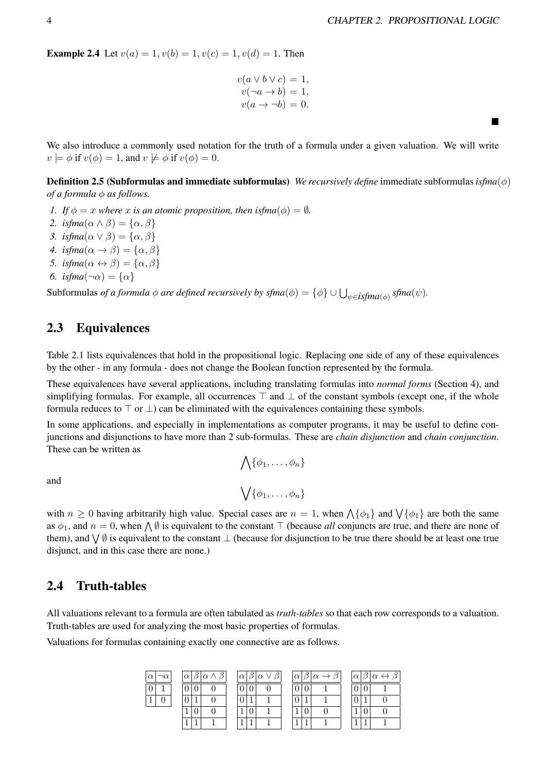**Example 2.4** Let $v(a) = 1, v(b) = 1, v(c) = 1, v(d) = 1$. Then

$$
\begin{aligned}
v(a \vee b \vee c) &= 1, \\
v(\neg a \rightarrow b) &= 1, \\
v(a \rightarrow \neg b) &= 0.
\end{aligned}
$$

■

We also introduce a commonly used notation for the truth of a formula under a given valuation. We will write $v \models \phi$ if $v(\phi) = 1$, and $v \not\models \phi$ if $v(\phi) = 0$.

**Definition 2.5 (Subformulas and immediate subformulas)** *We recursively define* immediate subformulas *isfma*$(\phi)$ *of a formula* $\phi$ *as follows.*

1. *If* $\phi = x$ *where* $x$ *is an atomic proposition, then isfma*$(\phi) = \emptyset$.
2. *isfma*$(\alpha \wedge \beta) = \{\alpha, \beta\}$
3. *isfma*$(\alpha \vee \beta) = \{\alpha, \beta\}$
4. *isfma*$(\alpha \rightarrow \beta) = \{\alpha, \beta\}$
5. *isfma*$(\alpha \leftrightarrow \beta) = \{\alpha, \beta\}$
6. *isfma*$(\neg\alpha) = \{\alpha\}$

Subformulas *of a formula* $\phi$ *are defined recursively by sfma*$(\phi) = \{\phi\} \cup \bigcup_{\psi \in isfma(\phi)} sfma(\psi)$.

## 2.3 Equivalences

Table 2.1 lists equivalences that hold in the propositional logic. Replacing one side of any of these equivalences by the other - in any formula - does not change the Boolean function represented by the formula.

These equivalences have several applications, including translating formulas into *normal forms* (Section 4), and simplifying formulas. For example, all occurrences $\top$ and $\bot$ of the constant symbols (except one, if the whole formula reduces to $\top$ or $\bot$) can be eliminated with the equivalences containing these symbols.

In some applications, and especially in implementations as computer programs, it may be useful to define conjunctions and disjunctions to have more than 2 sub-formulas. These are *chain disjunction* and *chain conjunction*. These can be written as

$$\bigwedge\{\phi_1, \ldots, \phi_n\}$$

and

$$\bigvee\{\phi_1, \ldots, \phi_n\}$$

with $n \geq 0$ having arbitrarily high value. Special cases are $n = 1$, when $\bigwedge\{\phi_1\}$ and $\bigvee\{\phi_1\}$ are both the same as $\phi_1$, and $n = 0$, when $\bigwedge\emptyset$ is equivalent to the constant $\top$ (because *all* conjuncts are true, and there are none of them), and $\bigvee\emptyset$ is equivalent to the constant $\bot$ (because for disjunction to be true there should be at least one true disjunct, and in this case there are none.)

## 2.4 Truth-tables

All valuations relevant to a formula are often tabulated as *truth-tables* so that each row corresponds to a valuation. Truth-tables are used for analyzing the most basic properties of formulas.

Valuations for formulas containing exactly one connective are as follows.

| $\alpha$ | $\neg\alpha$ |
|---|---|
| 0 | 1 |
| 1 | 0 |

| $\alpha$ | $\beta$ | $\alpha \wedge \beta$ |
|---|---|---|
| 0 | 0 | 0 |
| 0 | 1 | 0 |
| 1 | 0 | 0 |
| 1 | 1 | 1 |

| $\alpha$ | $\beta$ | $\alpha \vee \beta$ |
|---|---|---|
| 0 | 0 | 0 |
| 0 | 1 | 1 |
| 1 | 0 | 1 |
| 1 | 1 | 1 |

| $\alpha$ | $\beta$ | $\alpha \rightarrow \beta$ |
|---|---|---|
| 0 | 0 | 1 |
| 0 | 1 | 1 |
| 1 | 0 | 0 |
| 1 | 1 | 1 |

| $\alpha$ | $\beta$ | $\alpha \leftrightarrow \beta$ |
|---|---|---|
| 0 | 0 | 1 |
| 0 | 1 | 0 |
| 1 | 0 | 0 |
| 1 | 1 | 1 |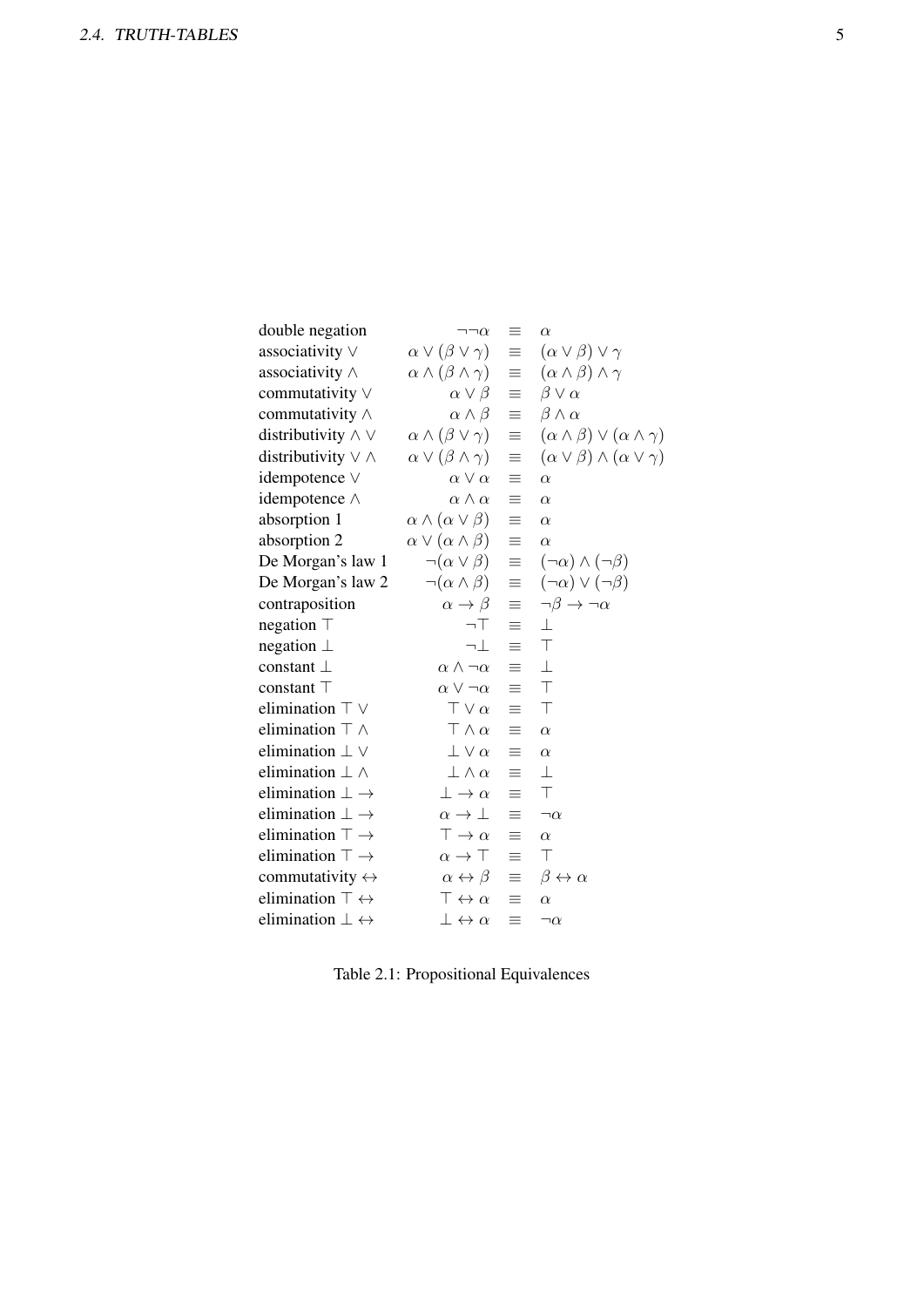| | | | |
|---|---|---|---|
| double negation | $\neg\neg\alpha$ | $\equiv$ | $\alpha$ |
| associativity $\vee$ | $\alpha \vee (\beta \vee \gamma)$ | $\equiv$ | $(\alpha \vee \beta) \vee \gamma$ |
| associativity $\wedge$ | $\alpha \wedge (\beta \wedge \gamma)$ | $\equiv$ | $(\alpha \wedge \beta) \wedge \gamma$ |
| commutativity $\vee$ | $\alpha \vee \beta$ | $\equiv$ | $\beta \vee \alpha$ |
| commutativity $\wedge$ | $\alpha \wedge \beta$ | $\equiv$ | $\beta \wedge \alpha$ |
| distributivity $\wedge \vee$ | $\alpha \wedge (\beta \vee \gamma)$ | $\equiv$ | $(\alpha \wedge \beta) \vee (\alpha \wedge \gamma)$ |
| distributivity $\vee \wedge$ | $\alpha \vee (\beta \wedge \gamma)$ | $\equiv$ | $(\alpha \vee \beta) \wedge (\alpha \vee \gamma)$ |
| idempotence $\vee$ | $\alpha \vee \alpha$ | $\equiv$ | $\alpha$ |
| idempotence $\wedge$ | $\alpha \wedge \alpha$ | $\equiv$ | $\alpha$ |
| absorption 1 | $\alpha \wedge (\alpha \vee \beta)$ | $\equiv$ | $\alpha$ |
| absorption 2 | $\alpha \vee (\alpha \wedge \beta)$ | $\equiv$ | $\alpha$ |
| De Morgan's law 1 | $\neg(\alpha \vee \beta)$ | $\equiv$ | $(\neg\alpha) \wedge (\neg\beta)$ |
| De Morgan's law 2 | $\neg(\alpha \wedge \beta)$ | $\equiv$ | $(\neg\alpha) \vee (\neg\beta)$ |
| contraposition | $\alpha \to \beta$ | $\equiv$ | $\neg\beta \to \neg\alpha$ |
| negation $\top$ | $\neg\top$ | $\equiv$ | $\bot$ |
| negation $\bot$ | $\neg\bot$ | $\equiv$ | $\top$ |
| constant $\bot$ | $\alpha \wedge \neg\alpha$ | $\equiv$ | $\bot$ |
| constant $\top$ | $\alpha \vee \neg\alpha$ | $\equiv$ | $\top$ |
| elimination $\top \vee$ | $\top \vee \alpha$ | $\equiv$ | $\top$ |
| elimination $\top \wedge$ | $\top \wedge \alpha$ | $\equiv$ | $\alpha$ |
| elimination $\bot \vee$ | $\bot \vee \alpha$ | $\equiv$ | $\alpha$ |
| elimination $\bot \wedge$ | $\bot \wedge \alpha$ | $\equiv$ | $\bot$ |
| elimination $\bot \to$ | $\bot \to \alpha$ | $\equiv$ | $\top$ |
| elimination $\bot \to$ | $\alpha \to \bot$ | $\equiv$ | $\neg\alpha$ |
| elimination $\top \to$ | $\top \to \alpha$ | $\equiv$ | $\alpha$ |
| elimination $\top \to$ | $\alpha \to \top$ | $\equiv$ | $\top$ |
| commutativity $\leftrightarrow$ | $\alpha \leftrightarrow \beta$ | $\equiv$ | $\beta \leftrightarrow \alpha$ |
| elimination $\top \leftrightarrow$ | $\top \leftrightarrow \alpha$ | $\equiv$ | $\alpha$ |
| elimination $\bot \leftrightarrow$ | $\bot \leftrightarrow \alpha$ | $\equiv$ | $\neg\alpha$ |

Table 2.1: Propositional Equivalences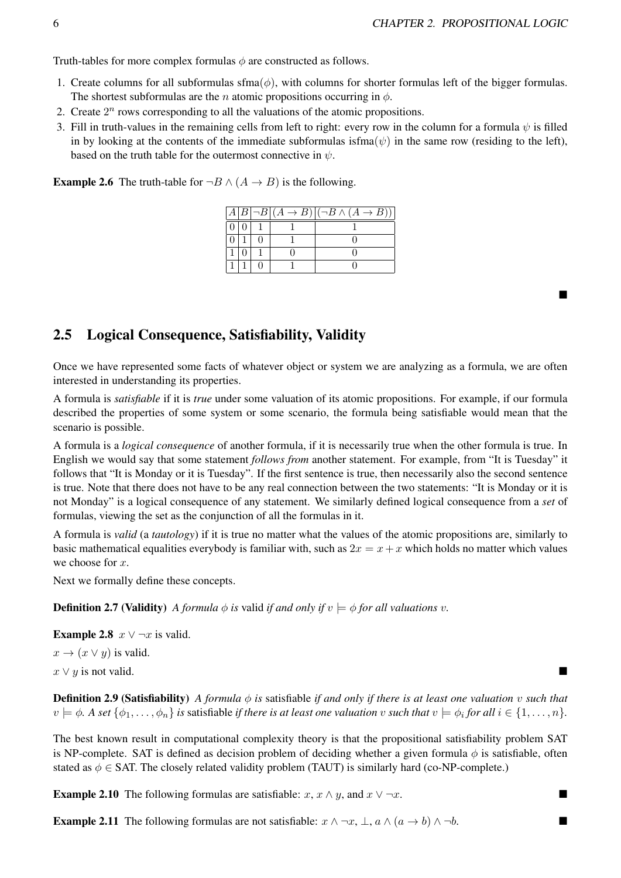Truth-tables for more complex formulas $\phi$ are constructed as follows.

1. Create columns for all subformulas sfma($\phi$), with columns for shorter formulas left of the bigger formulas. The shortest subformulas are the $n$ atomic propositions occurring in $\phi$.
2. Create $2^n$ rows corresponding to all the valuations of the atomic propositions.
3. Fill in truth-values in the remaining cells from left to right: every row in the column for a formula $\psi$ is filled in by looking at the contents of the immediate subformulas isfma($\psi$) in the same row (residing to the left), based on the truth table for the outermost connective in $\psi$.

**Example 2.6** The truth-table for $\neg B \wedge (A \rightarrow B)$ is the following.

| $A$ | $B$ | $\neg B$ | $(A \rightarrow B)$ | $(\neg B \wedge (A \rightarrow B))$ |
|---|---|---|---|---|
| 0 | 0 | 1 | 1 | 1 |
| 0 | 1 | 0 | 1 | 0 |
| 1 | 0 | 1 | 0 | 0 |
| 1 | 1 | 0 | 1 | 0 |

■

## 2.5 Logical Consequence, Satisfiability, Validity

Once we have represented some facts of whatever object or system we are analyzing as a formula, we are often interested in understanding its properties.

A formula is *satisfiable* if it is *true* under some valuation of its atomic propositions. For example, if our formula described the properties of some system or some scenario, the formula being satisfiable would mean that the scenario is possible.

A formula is a *logical consequence* of another formula, if it is necessarily true when the other formula is true. In English we would say that some statement *follows from* another statement. For example, from "It is Tuesday" it follows that "It is Monday or it is Tuesday". If the first sentence is true, then necessarily also the second sentence is true. Note that there does not have to be any real connection between the two statements: "It is Monday or it is not Monday" is a logical consequence of any statement. We similarly defined logical consequence from a *set* of formulas, viewing the set as the conjunction of all the formulas in it.

A formula is *valid* (a *tautology*) if it is true no matter what the values of the atomic propositions are, similarly to basic mathematical equalities everybody is familiar with, such as $2x = x + x$ which holds no matter which values we choose for $x$.

Next we formally define these concepts.

**Definition 2.7 (Validity)** *A formula $\phi$ is* valid *if and only if $v \models \phi$ for all valuations $v$.*

**Example 2.8** $x \vee \neg x$ is valid.

$x \rightarrow (x \vee y)$ is valid.

$x \vee y$ is not valid. ■

**Definition 2.9 (Satisfiability)** *A formula $\phi$ is* satisfiable *if and only if there is at least one valuation $v$ such that $v \models \phi$. A set $\{\phi_1, \ldots, \phi_n\}$ is* satisfiable *if there is at least one valuation $v$ such that $v \models \phi_i$ for all $i \in \{1, \ldots, n\}$.*

The best known result in computational complexity theory is that the propositional satisfiability problem SAT is NP-complete. SAT is defined as decision problem of deciding whether a given formula $\phi$ is satisfiable, often stated as $\phi \in$ SAT. The closely related validity problem (TAUT) is similarly hard (co-NP-complete.)

**Example 2.10** The following formulas are satisfiable: $x$, $x \wedge y$, and $x \vee \neg x$. ■

**Example 2.11** The following formulas are not satisfiable: $x \wedge \neg x$, $\bot$, $a \wedge (a \rightarrow b) \wedge \neg b$. ■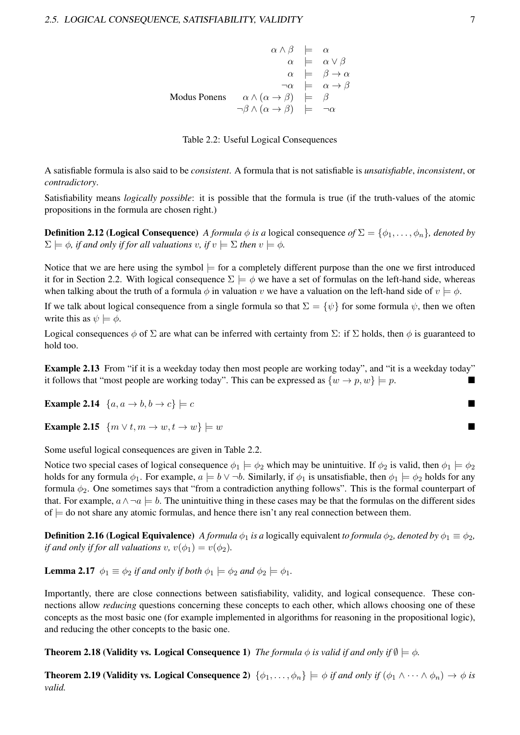| | | | |
|---|---|---|---|
| | $\alpha \wedge \beta$ | $\models$ | $\alpha$ |
| | $\alpha$ | $\models$ | $\alpha \vee \beta$ |
| | $\alpha$ | $\models$ | $\beta \rightarrow \alpha$ |
| | $\neg\alpha$ | $\models$ | $\alpha \rightarrow \beta$ |
| Modus Ponens | $\alpha \wedge (\alpha \rightarrow \beta)$ | $\models$ | $\beta$ |
| | $\neg\beta \wedge (\alpha \rightarrow \beta)$ | $\models$ | $\neg\alpha$ |

Table 2.2: Useful Logical Consequences

A satisfiable formula is also said to be *consistent*. A formula that is not satisfiable is *unsatisfiable*, *inconsistent*, or *contradictory*.

Satisfiability means *logically possible*: it is possible that the formula is true (if the truth-values of the atomic propositions in the formula are chosen right.)

**Definition 2.12 (Logical Consequence)** *A formula $\phi$ is a* logical consequence *of $\Sigma = \{\phi_1, \ldots, \phi_n\}$, denoted by $\Sigma \models \phi$, if and only if for all valuations $v$, if $v \models \Sigma$ then $v \models \phi$.*

Notice that we are here using the symbol $\models$ for a completely different purpose than the one we first introduced it for in Section 2.2. With logical consequence $\Sigma \models \phi$ we have a set of formulas on the left-hand side, whereas when talking about the truth of a formula $\phi$ in valuation $v$ we have a valuation on the left-hand side of $v \models \phi$.

If we talk about logical consequence from a single formula so that $\Sigma = \{\psi\}$ for some formula $\psi$, then we often write this as $\psi \models \phi$.

Logical consequences $\phi$ of $\Sigma$ are what can be inferred with certainty from $\Sigma$: if $\Sigma$ holds, then $\phi$ is guaranteed to hold too.

**Example 2.13** From "if it is a weekday today then most people are working today", and "it is a weekday today" it follows that "most people are working today". This can be expressed as $\{w \rightarrow p, w\} \models p$. ■

**Example 2.14** $\{a, a \rightarrow b, b \rightarrow c\} \models c$ ■

**Example 2.15** $\{m \vee t, m \rightarrow w, t \rightarrow w\} \models w$ ■

Some useful logical consequences are given in Table 2.2.

Notice two special cases of logical consequence $\phi_1 \models \phi_2$ which may be unintuitive. If $\phi_2$ is valid, then $\phi_1 \models \phi_2$ holds for any formula $\phi_1$. For example, $a \models b \vee \neg b$. Similarly, if $\phi_1$ is unsatisfiable, then $\phi_1 \models \phi_2$ holds for any formula $\phi_2$. One sometimes says that "from a contradiction anything follows". This is the formal counterpart of that. For example, $a \wedge \neg a \models b$. The unintuitive thing in these cases may be that the formulas on the different sides of $\models$ do not share any atomic formulas, and hence there isn't any real connection between them.

**Definition 2.16 (Logical Equivalence)** *A formula $\phi_1$ is a* logically equivalent *to formula $\phi_2$, denoted by $\phi_1 \equiv \phi_2$, if and only if for all valuations $v$, $v(\phi_1) = v(\phi_2)$.*

**Lemma 2.17** *$\phi_1 \equiv \phi_2$ if and only if both $\phi_1 \models \phi_2$ and $\phi_2 \models \phi_1$.*

Importantly, there are close connections between satisfiability, validity, and logical consequence. These connections allow *reducing* questions concerning these concepts to each other, which allows choosing one of these concepts as the most basic one (for example implemented in algorithms for reasoning in the propositional logic), and reducing the other concepts to the basic one.

**Theorem 2.18 (Validity vs. Logical Consequence 1)** *The formula $\phi$ is valid if and only if $\emptyset \models \phi$.*

**Theorem 2.19 (Validity vs. Logical Consequence 2)** *$\{\phi_1, \ldots, \phi_n\} \models \phi$ if and only if $(\phi_1 \wedge \cdots \wedge \phi_n) \rightarrow \phi$ is valid.*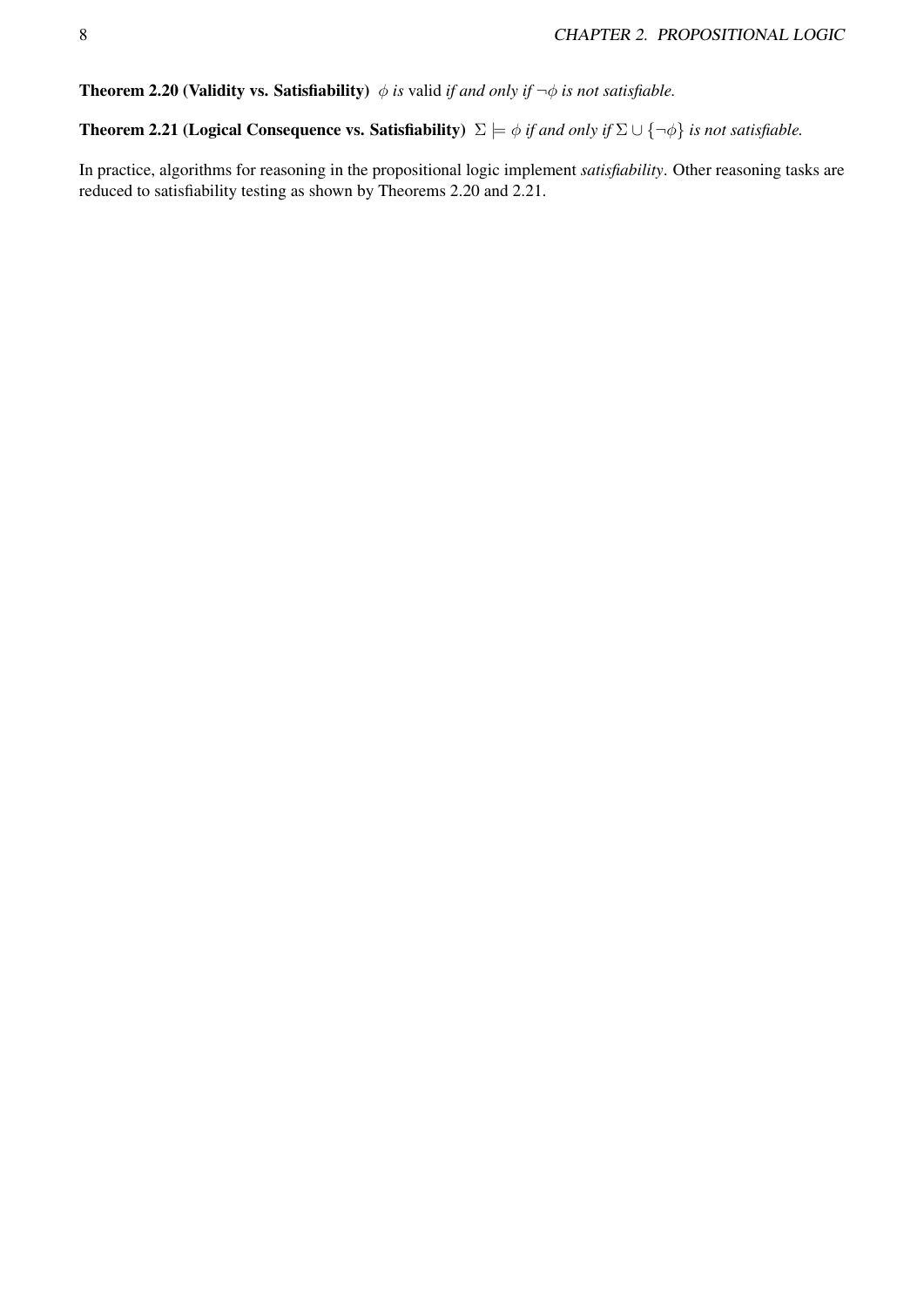**Theorem 2.20 (Validity vs. Satisfiability)** *$\phi$ is* valid *if and only if $\neg\phi$ is not satisfiable.*

**Theorem 2.21 (Logical Consequence vs. Satisfiability)** *$\Sigma \models \phi$ if and only if $\Sigma \cup \{\neg\phi\}$ is not satisfiable.*

In practice, algorithms for reasoning in the propositional logic implement *satisfiability*. Other reasoning tasks are reduced to satisfiability testing as shown by Theorems 2.20 and 2.21.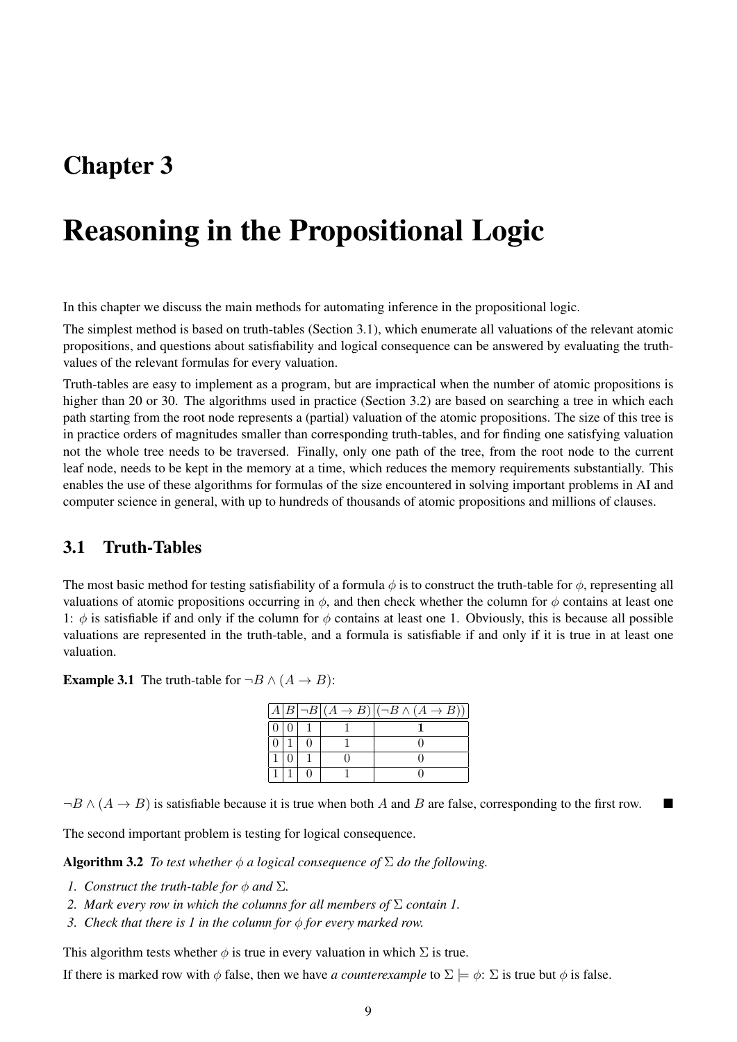# Chapter 3

# Reasoning in the Propositional Logic

In this chapter we discuss the main methods for automating inference in the propositional logic.

The simplest method is based on truth-tables (Section 3.1), which enumerate all valuations of the relevant atomic propositions, and questions about satisfiability and logical consequence can be answered by evaluating the truth-values of the relevant formulas for every valuation.

Truth-tables are easy to implement as a program, but are impractical when the number of atomic propositions is higher than 20 or 30. The algorithms used in practice (Section 3.2) are based on searching a tree in which each path starting from the root node represents a (partial) valuation of the atomic propositions. The size of this tree is in practice orders of magnitudes smaller than corresponding truth-tables, and for finding one satisfying valuation not the whole tree needs to be traversed. Finally, only one path of the tree, from the root node to the current leaf node, needs to be kept in the memory at a time, which reduces the memory requirements substantially. This enables the use of these algorithms for formulas of the size encountered in solving important problems in AI and computer science in general, with up to hundreds of thousands of atomic propositions and millions of clauses.

## 3.1 Truth-Tables

The most basic method for testing satisfiability of a formula $\phi$ is to construct the truth-table for $\phi$, representing all valuations of atomic propositions occurring in $\phi$, and then check whether the column for $\phi$ contains at least one 1: $\phi$ is satisfiable if and only if the column for $\phi$ contains at least one 1. Obviously, this is because all possible valuations are represented in the truth-table, and a formula is satisfiable if and only if it is true in at least one valuation.

**Example 3.1** The truth-table for $\neg B \wedge (A \rightarrow B)$:

| $A$ | $B$ | $\neg B$ | $(A \rightarrow B)$ | $(\neg B \wedge (A \rightarrow B))$ |
|---|---|---|---|---|
| 0 | 0 | 1 | 1 | **1** |
| 0 | 1 | 0 | 1 | 0 |
| 1 | 0 | 1 | 0 | 0 |
| 1 | 1 | 0 | 1 | 0 |

$\neg B \wedge (A \rightarrow B)$ is satisfiable because it is true when both $A$ and $B$ are false, corresponding to the first row. ■

The second important problem is testing for logical consequence.

**Algorithm 3.2** *To test whether $\phi$ a logical consequence of $\Sigma$ do the following.*

1. *Construct the truth-table for $\phi$ and $\Sigma$.*
2. *Mark every row in which the columns for all members of $\Sigma$ contain 1.*
3. *Check that there is 1 in the column for $\phi$ for every marked row.*

This algorithm tests whether $\phi$ is true in every valuation in which $\Sigma$ is true.

If there is marked row with $\phi$ false, then we have *a counterexample* to $\Sigma \models \phi$: $\Sigma$ is true but $\phi$ is false.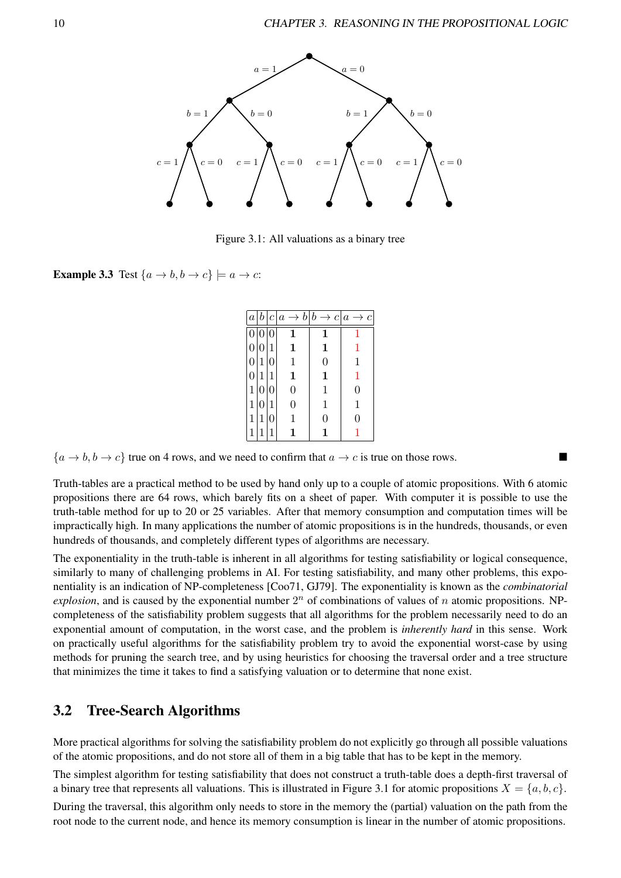Figure 3.1: All valuations as a binary tree

**Example 3.3** Test $\{a \rightarrow b, b \rightarrow c\} \models a \rightarrow c$:

| $a$ | $b$ | $c$ | $a \rightarrow b$ | $b \rightarrow c$ | $a \rightarrow c$ |
|---|---|---|---|---|---|
| 0 | 0 | 0 | **1** | **1** | 1 |
| 0 | 0 | 1 | **1** | **1** | 1 |
| 0 | 1 | 0 | 1 | 0 | 1 |
| 0 | 1 | 1 | **1** | **1** | 1 |
| 1 | 0 | 0 | 0 | 1 | 0 |
| 1 | 0 | 1 | 0 | 1 | 1 |
| 1 | 1 | 0 | 1 | 0 | 0 |
| 1 | 1 | 1 | **1** | **1** | 1 |

$\{a \rightarrow b, b \rightarrow c\}$ true on 4 rows, and we need to confirm that $a \rightarrow c$ is true on those rows. ■

Truth-tables are a practical method to be used by hand only up to a couple of atomic propositions. With 6 atomic propositions there are 64 rows, which barely fits on a sheet of paper. With computer it is possible to use the truth-table method for up to 20 or 25 variables. After that memory consumption and computation times will be impractically high. In many applications the number of atomic propositions is in the hundreds, thousands, or even hundreds of thousands, and completely different types of algorithms are necessary.

The exponentiality in the truth-table is inherent in all algorithms for testing satisfiability or logical consequence, similarly to many of challenging problems in AI. For testing satisfiability, and many other problems, this exponentiality is an indication of NP-completeness [Coo71, GJ79]. The exponentiality is known as the *combinatorial explosion*, and is caused by the exponential number $2^n$ of combinations of values of $n$ atomic propositions. NP-completeness of the satisfiability problem suggests that all algorithms for the problem necessarily need to do an exponential amount of computation, in the worst case, and the problem is *inherently hard* in this sense. Work on practically useful algorithms for the satisfiability problem try to avoid the exponential worst-case by using methods for pruning the search tree, and by using heuristics for choosing the traversal order and a tree structure that minimizes the time it takes to find a satisfying valuation or to determine that none exist.

## 3.2 Tree-Search Algorithms

More practical algorithms for solving the satisfiability problem do not explicitly go through all possible valuations of the atomic propositions, and do not store all of them in a big table that has to be kept in the memory.

The simplest algorithm for testing satisfiability that does not construct a truth-table does a depth-first traversal of a binary tree that represents all valuations. This is illustrated in Figure 3.1 for atomic propositions $X = \{a, b, c\}$.

During the traversal, this algorithm only needs to store in the memory the (partial) valuation on the path from the root node to the current node, and hence its memory consumption is linear in the number of atomic propositions.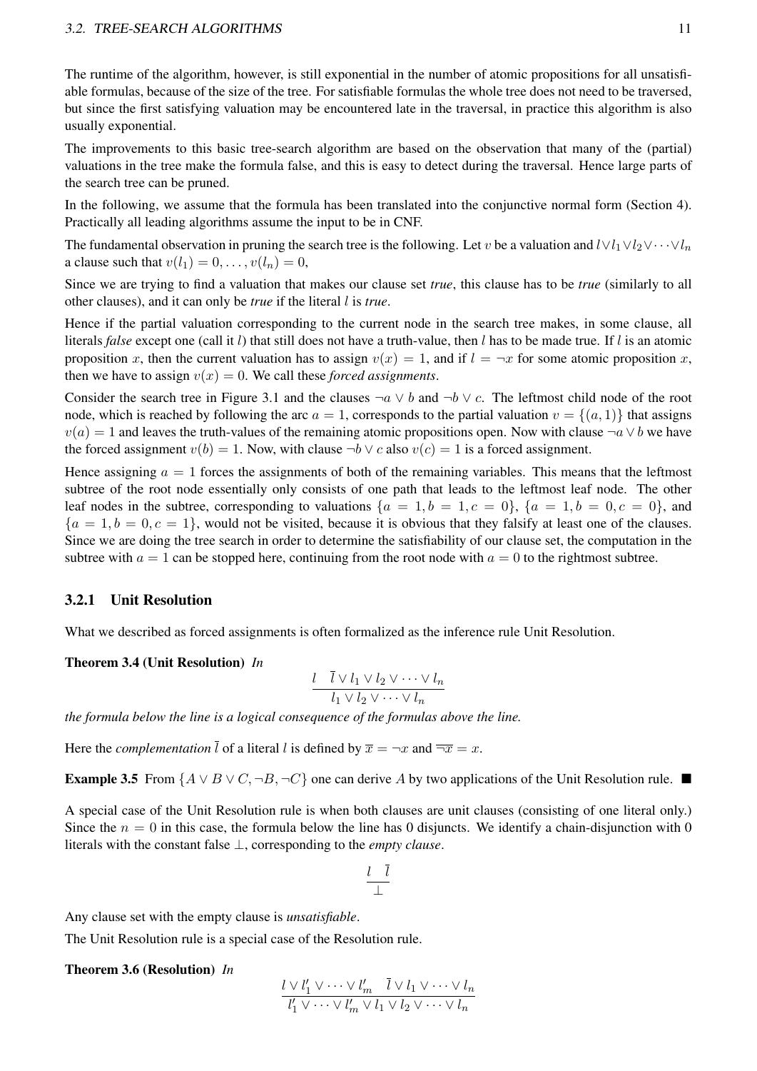The runtime of the algorithm, however, is still exponential in the number of atomic propositions for all unsatisfiable formulas, because of the size of the tree. For satisfiable formulas the whole tree does not need to be traversed, but since the first satisfying valuation may be encountered late in the traversal, in practice this algorithm is also usually exponential.

The improvements to this basic tree-search algorithm are based on the observation that many of the (partial) valuations in the tree make the formula false, and this is easy to detect during the traversal. Hence large parts of the search tree can be pruned.

In the following, we assume that the formula has been translated into the conjunctive normal form (Section 4). Practically all leading algorithms assume the input to be in CNF.

The fundamental observation in pruning the search tree is the following. Let $v$ be a valuation and $l \vee l_1 \vee l_2 \vee \cdots \vee l_n$ a clause such that $v(l_1) = 0, \ldots, v(l_n) = 0$,

Since we are trying to find a valuation that makes our clause set *true*, this clause has to be *true* (similarly to all other clauses), and it can only be *true* if the literal $l$ is *true*.

Hence if the partial valuation corresponding to the current node in the search tree makes, in some clause, all literals *false* except one (call it $l$) that still does not have a truth-value, then $l$ has to be made true. If $l$ is an atomic proposition $x$, then the current valuation has to assign $v(x) = 1$, and if $l = \neg x$ for some atomic proposition $x$, then we have to assign $v(x) = 0$. We call these *forced assignments*.

Consider the search tree in Figure 3.1 and the clauses $\neg a \vee b$ and $\neg b \vee c$. The leftmost child node of the root node, which is reached by following the arc $a = 1$, corresponds to the partial valuation $v = \{(a, 1)\}$ that assigns $v(a) = 1$ and leaves the truth-values of the remaining atomic propositions open. Now with clause $\neg a \vee b$ we have the forced assignment $v(b) = 1$. Now, with clause $\neg b \vee c$ also $v(c) = 1$ is a forced assignment.

Hence assigning $a = 1$ forces the assignments of both of the remaining variables. This means that the leftmost subtree of the root node essentially only consists of one path that leads to the leftmost leaf node. The other leaf nodes in the subtree, corresponding to valuations $\{a = 1, b = 1, c = 0\}$, $\{a = 1, b = 0, c = 0\}$, and $\{a = 1, b = 0, c = 1\}$, would not be visited, because it is obvious that they falsify at least one of the clauses. Since we are doing the tree search in order to determine the satisfiability of our clause set, the computation in the subtree with $a = 1$ can be stopped here, continuing from the root node with $a = 0$ to the rightmost subtree.

### 3.2.1 Unit Resolution

What we described as forced assignments is often formalized as the inference rule Unit Resolution.

**Theorem 3.4 (Unit Resolution)** *In*

$$\frac{l \quad \overline{l} \vee l_1 \vee l_2 \vee \cdots \vee l_n}{l_1 \vee l_2 \vee \cdots \vee l_n}$$

*the formula below the line is a logical consequence of the formulas above the line.*

Here the *complementation* $\overline{l}$ of a literal $l$ is defined by $\overline{x} = \neg x$ and $\overline{\neg x} = x$.

**Example 3.5** From $\{A \vee B \vee C, \neg B, \neg C\}$ one can derive $A$ by two applications of the Unit Resolution rule. ■

A special case of the Unit Resolution rule is when both clauses are unit clauses (consisting of one literal only.) Since the $n = 0$ in this case, the formula below the line has 0 disjuncts. We identify a chain-disjunction with 0 literals with the constant false $\perp$, corresponding to the *empty clause*.

$$\frac{l \quad \overline{l}}{\perp}$$

Any clause set with the empty clause is *unsatisfiable*.

The Unit Resolution rule is a special case of the Resolution rule.

**Theorem 3.6 (Resolution)** *In*

$$\frac{l \vee l'_1 \vee \cdots \vee l'_m \quad \overline{l} \vee l_1 \vee \cdots \vee l_n}{l'_1 \vee \cdots \vee l'_m \vee l_1 \vee l_2 \vee \cdots \vee l_n}$$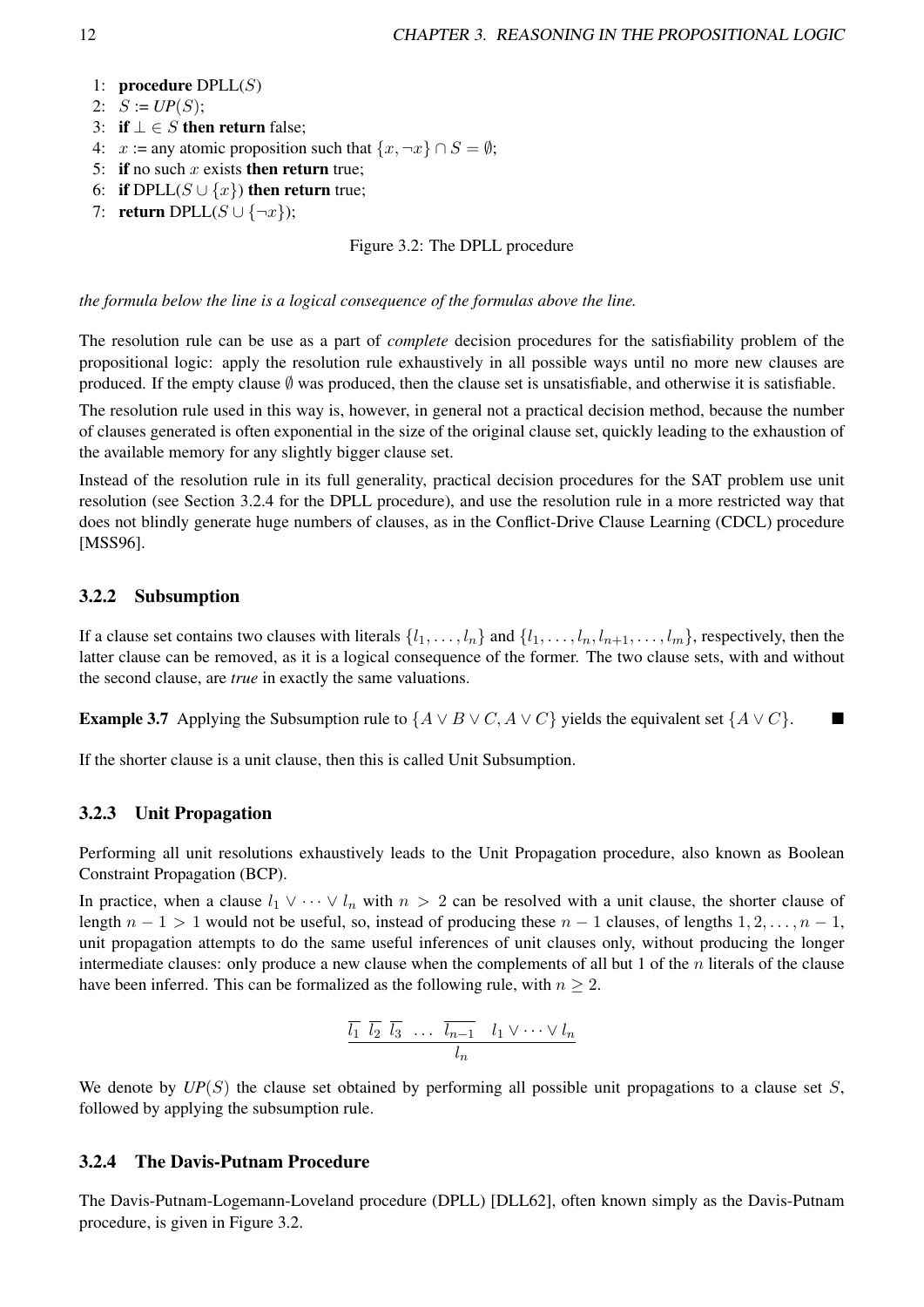```
1: procedure DPLL(S)
2:   S := UP(S);
3:   if ⊥ ∈ S then return false;
4:   x := any atomic proposition such that {x, ¬x} ∩ S = ∅;
5:   if no such x exists then return true;
6:   if DPLL(S ∪ {x}) then return true;
7:   return DPLL(S ∪ {¬x});
```

Figure 3.2: The DPLL procedure

*the formula below the line is a logical consequence of the formulas above the line.*

The resolution rule can be use as a part of *complete* decision procedures for the satisfiability problem of the propositional logic: apply the resolution rule exhaustively in all possible ways until no more new clauses are produced. If the empty clause $\emptyset$ was produced, then the clause set is unsatisfiable, and otherwise it is satisfiable.

The resolution rule used in this way is, however, in general not a practical decision method, because the number of clauses generated is often exponential in the size of the original clause set, quickly leading to the exhaustion of the available memory for any slightly bigger clause set.

Instead of the resolution rule in its full generality, practical decision procedures for the SAT problem use unit resolution (see Section 3.2.4 for the DPLL procedure), and use the resolution rule in a more restricted way that does not blindly generate huge numbers of clauses, as in the Conflict-Drive Clause Learning (CDCL) procedure [MSS96].

### 3.2.2 Subsumption

If a clause set contains two clauses with literals $\{l_1, \ldots, l_n\}$ and $\{l_1, \ldots, l_n, l_{n+1}, \ldots, l_m\}$, respectively, then the latter clause can be removed, as it is a logical consequence of the former. The two clause sets, with and without the second clause, are *true* in exactly the same valuations.

**Example 3.7** Applying the Subsumption rule to $\{A \vee B \vee C, A \vee C\}$ yields the equivalent set $\{A \vee C\}$. ■

If the shorter clause is a unit clause, then this is called Unit Subsumption.

### 3.2.3 Unit Propagation

Performing all unit resolutions exhaustively leads to the Unit Propagation procedure, also known as Boolean Constraint Propagation (BCP).

In practice, when a clause $l_1 \vee \cdots \vee l_n$ with $n > 2$ can be resolved with a unit clause, the shorter clause of length $n - 1 > 1$ would not be useful, so, instead of producing these $n - 1$ clauses, of lengths $1, 2, \ldots, n - 1$, unit propagation attempts to do the same useful inferences of unit clauses only, without producing the longer intermediate clauses: only produce a new clause when the complements of all but 1 of the $n$ literals of the clause have been inferred. This can be formalized as the following rule, with $n \geq 2$.

$$\frac{\overline{l_1} \;\; \overline{l_2} \;\; \overline{l_3} \;\; \ldots \;\; \overline{l_{n-1}} \quad l_1 \vee \cdots \vee l_n}{l_n}$$

We denote by $UP(S)$ the clause set obtained by performing all possible unit propagations to a clause set $S$, followed by applying the subsumption rule.

### 3.2.4 The Davis-Putnam Procedure

The Davis-Putnam-Logemann-Loveland procedure (DPLL) [DLL62], often known simply as the Davis-Putnam procedure, is given in Figure 3.2.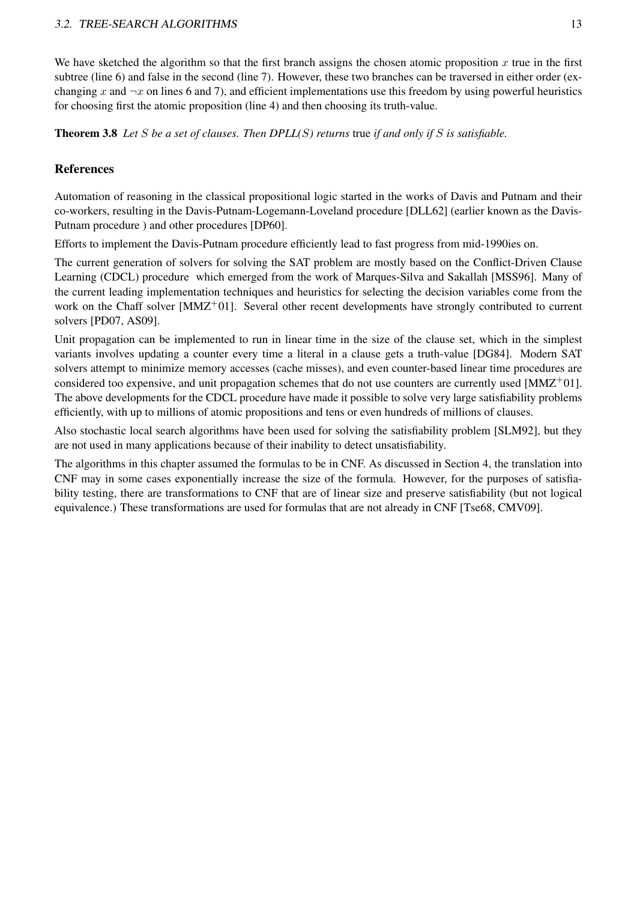We have sketched the algorithm so that the first branch assigns the chosen atomic proposition $x$ true in the first subtree (line 6) and false in the second (line 7). However, these two branches can be traversed in either order (exchanging $x$ and $\neg x$ on lines 6 and 7), and efficient implementations use this freedom by using powerful heuristics for choosing first the atomic proposition (line 4) and then choosing its truth-value.

**Theorem 3.8** *Let $S$ be a set of clauses. Then DPLL($S$) returns* true *if and only if $S$ is satisfiable.*

## References

Automation of reasoning in the classical propositional logic started in the works of Davis and Putnam and their co-workers, resulting in the Davis-Putnam-Logemann-Loveland procedure [DLL62] (earlier known as the Davis-Putnam procedure ) and other procedures [DP60].

Efforts to implement the Davis-Putnam procedure efficiently lead to fast progress from mid-1990ies on.

The current generation of solvers for solving the SAT problem are mostly based on the Conflict-Driven Clause Learning (CDCL) procedure which emerged from the work of Marques-Silva and Sakallah [MSS96]. Many of the current leading implementation techniques and heuristics for selecting the decision variables come from the work on the Chaff solver [MMZ$^+$01]. Several other recent developments have strongly contributed to current solvers [PD07, AS09].

Unit propagation can be implemented to run in linear time in the size of the clause set, which in the simplest variants involves updating a counter every time a literal in a clause gets a truth-value [DG84]. Modern SAT solvers attempt to minimize memory accesses (cache misses), and even counter-based linear time procedures are considered too expensive, and unit propagation schemes that do not use counters are currently used [MMZ$^+$01]. The above developments for the CDCL procedure have made it possible to solve very large satisfiability problems efficiently, with up to millions of atomic propositions and tens or even hundreds of millions of clauses.

Also stochastic local search algorithms have been used for solving the satisfiability problem [SLM92], but they are not used in many applications because of their inability to detect unsatisfiability.

The algorithms in this chapter assumed the formulas to be in CNF. As discussed in Section 4, the translation into CNF may in some cases exponentially increase the size of the formula. However, for the purposes of satisfiability testing, there are transformations to CNF that are of linear size and preserve satisfiability (but not logical equivalence.) These transformations are used for formulas that are not already in CNF [Tse68, CMV09].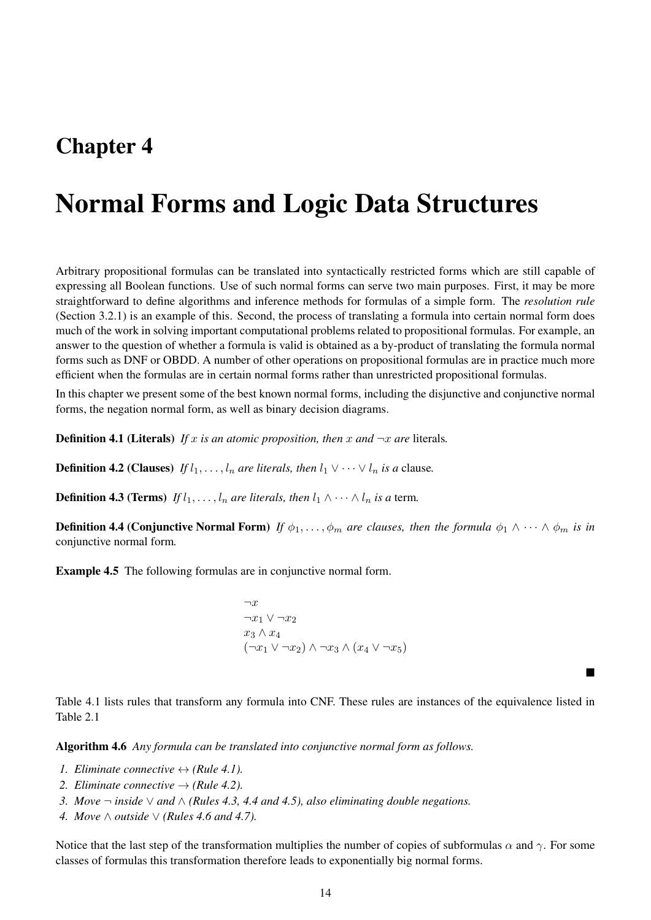# Chapter 4

# Normal Forms and Logic Data Structures

Arbitrary propositional formulas can be translated into syntactically restricted forms which are still capable of expressing all Boolean functions. Use of such normal forms can serve two main purposes. First, it may be more straightforward to define algorithms and inference methods for formulas of a simple form. The *resolution rule* (Section 3.2.1) is an example of this. Second, the process of translating a formula into certain normal form does much of the work in solving important computational problems related to propositional formulas. For example, an answer to the question of whether a formula is valid is obtained as a by-product of translating the formula normal forms such as DNF or OBDD. A number of other operations on propositional formulas are in practice much more efficient when the formulas are in certain normal forms rather than unrestricted propositional formulas.

In this chapter we present some of the best known normal forms, including the disjunctive and conjunctive normal forms, the negation normal form, as well as binary decision diagrams.

**Definition 4.1 (Literals)** *If $x$ is an atomic proposition, then $x$ and $\neg x$ are* literals*.*

**Definition 4.2 (Clauses)** *If $l_1, \ldots, l_n$ are literals, then $l_1 \vee \cdots \vee l_n$ is a* clause*.*

**Definition 4.3 (Terms)** *If $l_1, \ldots, l_n$ are literals, then $l_1 \wedge \cdots \wedge l_n$ is a* term*.*

**Definition 4.4 (Conjunctive Normal Form)** *If $\phi_1, \ldots, \phi_m$ are clauses, then the formula $\phi_1 \wedge \cdots \wedge \phi_m$ is in* conjunctive normal form*.*

**Example 4.5** The following formulas are in conjunctive normal form.

$$\neg x$$
$$\neg x_1 \vee \neg x_2$$
$$x_3 \wedge x_4$$
$$(\neg x_1 \vee \neg x_2) \wedge \neg x_3 \wedge (x_4 \vee \neg x_5)$$

■

Table 4.1 lists rules that transform any formula into CNF. These rules are instances of the equivalence listed in Table 2.1

**Algorithm 4.6** *Any formula can be translated into conjunctive normal form as follows.*

1. *Eliminate connective $\leftrightarrow$ (Rule 4.1).*
2. *Eliminate connective $\rightarrow$ (Rule 4.2).*
3. *Move $\neg$ inside $\vee$ and $\wedge$ (Rules 4.3, 4.4 and 4.5), also eliminating double negations.*
4. *Move $\wedge$ outside $\vee$ (Rules 4.6 and 4.7).*

Notice that the last step of the transformation multiplies the number of copies of subformulas $\alpha$ and $\gamma$. For some classes of formulas this transformation therefore leads to exponentially big normal forms.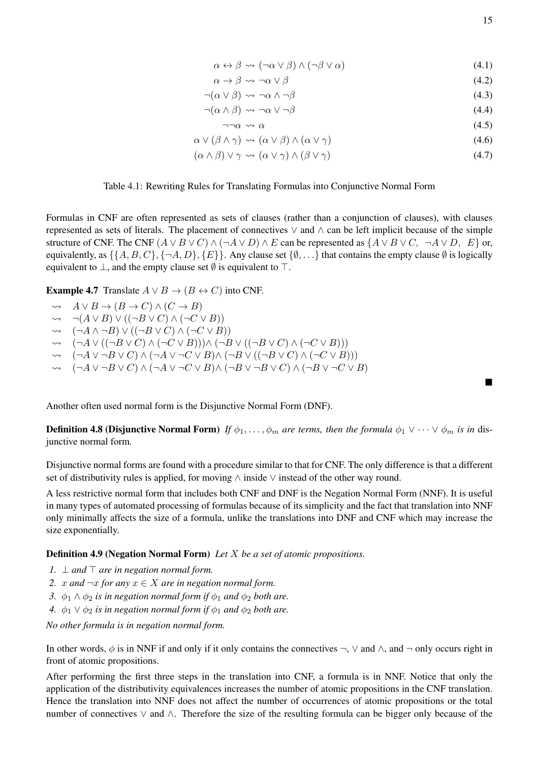$$\alpha \leftrightarrow \beta \rightsquigarrow (\neg\alpha \vee \beta) \wedge (\neg\beta \vee \alpha) \tag{4.1}$$

$$\alpha \rightarrow \beta \rightsquigarrow \neg\alpha \vee \beta \tag{4.2}$$

$$\neg(\alpha \vee \beta) \rightsquigarrow \neg\alpha \wedge \neg\beta \tag{4.3}$$

$$\neg(\alpha \wedge \beta) \rightsquigarrow \neg\alpha \vee \neg\beta \tag{4.4}$$

$$\neg\neg\alpha \rightsquigarrow \alpha \tag{4.5}$$

$$\alpha \vee (\beta \wedge \gamma) \rightsquigarrow (\alpha \vee \beta) \wedge (\alpha \vee \gamma) \tag{4.6}$$

$$(\alpha \wedge \beta) \vee \gamma \rightsquigarrow (\alpha \vee \gamma) \wedge (\beta \vee \gamma) \tag{4.7}$$

Table 4.1: Rewriting Rules for Translating Formulas into Conjunctive Normal Form

Formulas in CNF are often represented as sets of clauses (rather than a conjunction of clauses), with clauses represented as sets of literals. The placement of connectives $\vee$ and $\wedge$ can be left implicit because of the simple structure of CNF. The CNF $(A \vee B \vee C) \wedge (\neg A \vee D) \wedge E$ can be represented as $\{A \vee B \vee C,\ \neg A \vee D,\ E\}$ or, equivalently, as $\{\{A, B, C\}, \{\neg A, D\}, \{E\}\}$. Any clause set $\{\emptyset, \ldots\}$ that contains the empty clause $\emptyset$ is logically equivalent to $\bot$, and the empty clause set $\emptyset$ is equivalent to $\top$.

**Example 4.7** Translate $A \vee B \rightarrow (B \leftrightarrow C)$ into CNF.

$\rightsquigarrow\quad A \vee B \rightarrow (B \rightarrow C) \wedge (C \rightarrow B)$
$\rightsquigarrow\quad \neg(A \vee B) \vee ((\neg B \vee C) \wedge (\neg C \vee B))$
$\rightsquigarrow\quad (\neg A \wedge \neg B) \vee ((\neg B \vee C) \wedge (\neg C \vee B))$
$\rightsquigarrow\quad (\neg A \vee ((\neg B \vee C) \wedge (\neg C \vee B))) \wedge (\neg B \vee ((\neg B \vee C) \wedge (\neg C \vee B)))$
$\rightsquigarrow\quad (\neg A \vee \neg B \vee C) \wedge (\neg A \vee \neg C \vee B) \wedge (\neg B \vee ((\neg B \vee C) \wedge (\neg C \vee B)))$
$\rightsquigarrow\quad (\neg A \vee \neg B \vee C) \wedge (\neg A \vee \neg C \vee B) \wedge (\neg B \vee \neg B \vee C) \wedge (\neg B \vee \neg C \vee B)$

■

Another often used normal form is the Disjunctive Normal Form (DNF).

**Definition 4.8 (Disjunctive Normal Form)** *If $\phi_1, \ldots, \phi_m$ are terms, then the formula $\phi_1 \vee \cdots \vee \phi_m$ is in* disjunctive normal form*.*

Disjunctive normal forms are found with a procedure similar to that for CNF. The only difference is that a different set of distributivity rules is applied, for moving $\wedge$ inside $\vee$ instead of the other way round.

A less restrictive normal form that includes both CNF and DNF is the Negation Normal Form (NNF). It is useful in many types of automated processing of formulas because of its simplicity and the fact that translation into NNF only minimally affects the size of a formula, unlike the translations into DNF and CNF which may increase the size exponentially.

**Definition 4.9 (Negation Normal Form)** *Let $X$ be a set of atomic propositions.*

1. *$\bot$ and $\top$ are in negation normal form.*
2. *$x$ and $\neg x$ for any $x \in X$ are in negation normal form.*
3. *$\phi_1 \wedge \phi_2$ is in negation normal form if $\phi_1$ and $\phi_2$ both are.*
4. *$\phi_1 \vee \phi_2$ is in negation normal form if $\phi_1$ and $\phi_2$ both are.*

*No other formula is in negation normal form.*

In other words, $\phi$ is in NNF if and only if it only contains the connectives $\neg$, $\vee$ and $\wedge$, and $\neg$ only occurs right in front of atomic propositions.

After performing the first three steps in the translation into CNF, a formula is in NNF. Notice that only the application of the distributivity equivalences increases the number of atomic propositions in the CNF translation. Hence the translation into NNF does not affect the number of occurrences of atomic propositions or the total number of connectives $\vee$ and $\wedge$. Therefore the size of the resulting formula can be bigger only because of the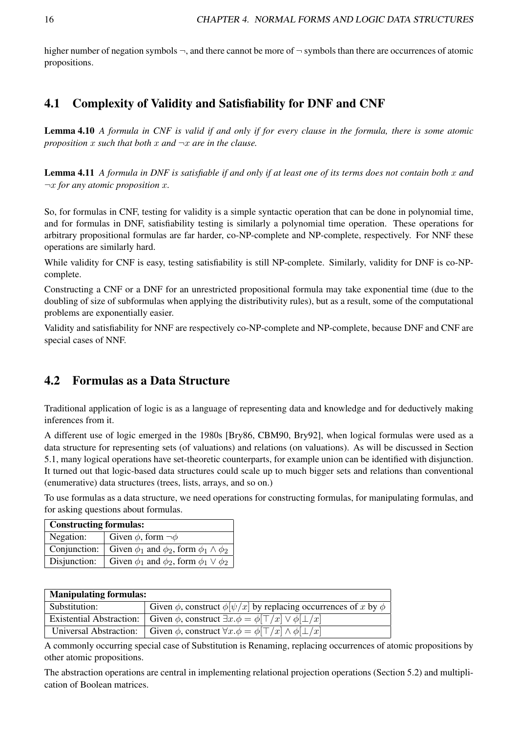higher number of negation symbols ¬, and there cannot be more of ¬ symbols than there are occurrences of atomic propositions.

## 4.1 Complexity of Validity and Satisfiability for DNF and CNF

**Lemma 4.10** *A formula in CNF is valid if and only if for every clause in the formula, there is some atomic proposition $x$ such that both $x$ and $\neg x$ are in the clause.*

**Lemma 4.11** *A formula in DNF is satisfiable if and only if at least one of its terms does not contain both $x$ and $\neg x$ for any atomic proposition $x$.*

So, for formulas in CNF, testing for validity is a simple syntactic operation that can be done in polynomial time, and for formulas in DNF, satisfiability testing is similarly a polynomial time operation. These operations for arbitrary propositional formulas are far harder, co-NP-complete and NP-complete, respectively. For NNF these operations are similarly hard.

While validity for CNF is easy, testing satisfiability is still NP-complete. Similarly, validity for DNF is co-NP-complete.

Constructing a CNF or a DNF for an unrestricted propositional formula may take exponential time (due to the doubling of size of subformulas when applying the distributivity rules), but as a result, some of the computational problems are exponentially easier.

Validity and satisfiability for NNF are respectively co-NP-complete and NP-complete, because DNF and CNF are special cases of NNF.

## 4.2 Formulas as a Data Structure

Traditional application of logic is as a language of representing data and knowledge and for deductively making inferences from it.

A different use of logic emerged in the 1980s [Bry86, CBM90, Bry92], when logical formulas were used as a data structure for representing sets (of valuations) and relations (on valuations). As will be discussed in Section 5.1, many logical operations have set-theoretic counterparts, for example union can be identified with disjunction. It turned out that logic-based data structures could scale up to much bigger sets and relations than conventional (enumerative) data structures (trees, lists, arrays, and so on.)

To use formulas as a data structure, we need operations for constructing formulas, for manipulating formulas, and for asking questions about formulas.

| **Constructing formulas:** | |
|---|---|
| Negation: | Given $\phi$, form $\neg\phi$ |
| Conjunction: | Given $\phi_1$ and $\phi_2$, form $\phi_1 \wedge \phi_2$ |
| Disjunction: | Given $\phi_1$ and $\phi_2$, form $\phi_1 \vee \phi_2$ |

| **Manipulating formulas:** | |
|---|---|
| Substitution: | Given $\phi$, construct $\phi[\psi/x]$ by replacing occurrences of $x$ by $\phi$ |
| Existential Abstraction: | Given $\phi$, construct $\exists x.\phi = \phi[\top/x] \vee \phi[\bot/x]$ |
| Universal Abstraction: | Given $\phi$, construct $\forall x.\phi = \phi[\top/x] \wedge \phi[\bot/x]$ |

A commonly occurring special case of Substitution is Renaming, replacing occurrences of atomic propositions by other atomic propositions.

The abstraction operations are central in implementing relational projection operations (Section 5.2) and multiplication of Boolean matrices.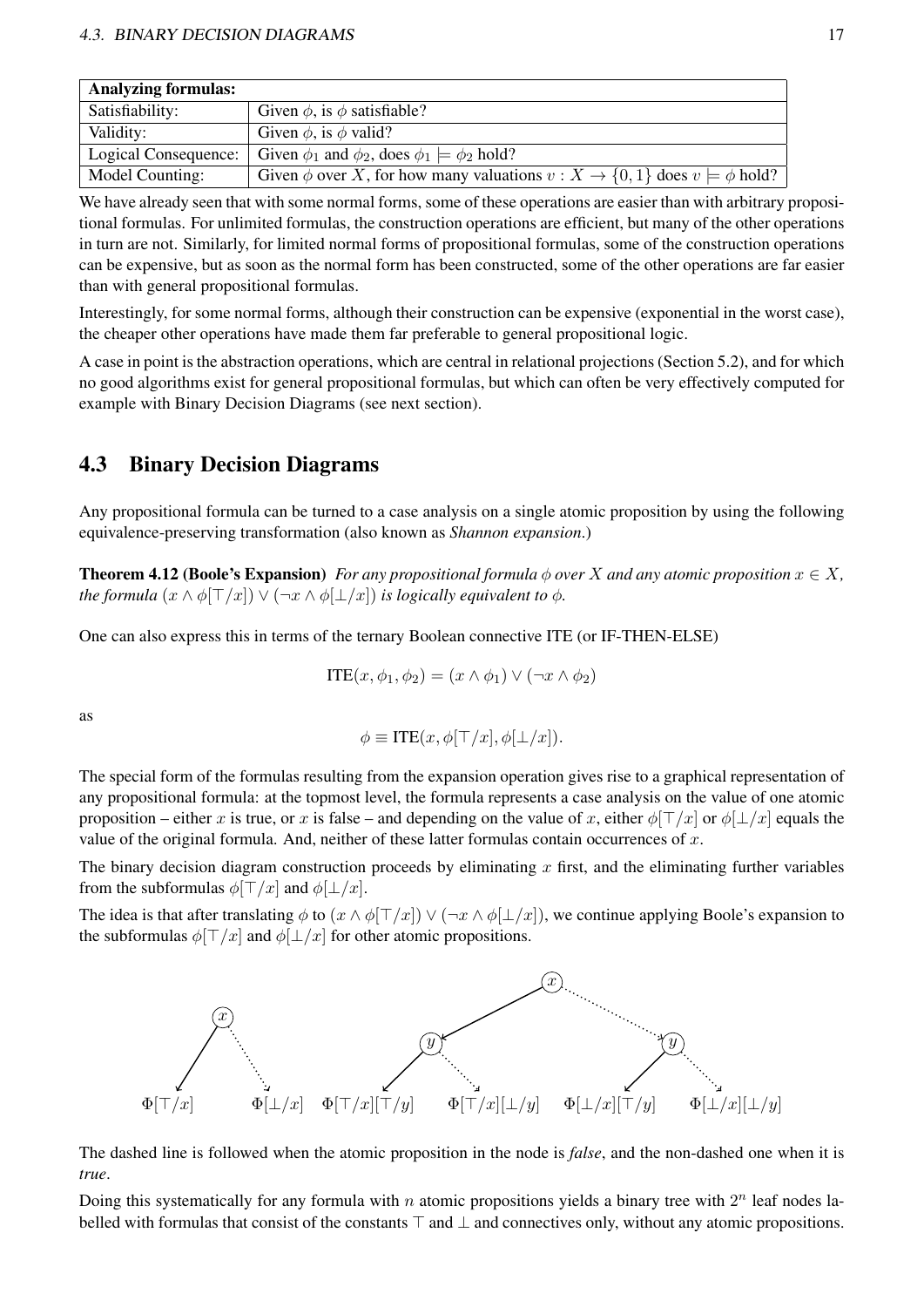| **Analyzing formulas:** | |
|---|---|
| Satisfiability: | Given $\phi$, is $\phi$ satisfiable? |
| Validity: | Given $\phi$, is $\phi$ valid? |
| Logical Consequence: | Given $\phi_1$ and $\phi_2$, does $\phi_1 \models \phi_2$ hold? |
| Model Counting: | Given $\phi$ over $X$, for how many valuations $v : X \to \{0, 1\}$ does $v \models \phi$ hold? |

We have already seen that with some normal forms, some of these operations are easier than with arbitrary propositional formulas. For unlimited formulas, the construction operations are efficient, but many of the other operations in turn are not. Similarly, for limited normal forms of propositional formulas, some of the construction operations can be expensive, but as soon as the normal form has been constructed, some of the other operations are far easier than with general propositional formulas.

Interestingly, for some normal forms, although their construction can be expensive (exponential in the worst case), the cheaper other operations have made them far preferable to general propositional logic.

A case in point is the abstraction operations, which are central in relational projections (Section 5.2), and for which no good algorithms exist for general propositional formulas, but which can often be very effectively computed for example with Binary Decision Diagrams (see next section).

## 4.3 Binary Decision Diagrams

Any propositional formula can be turned to a case analysis on a single atomic proposition by using the following equivalence-preserving transformation (also known as *Shannon expansion*.)

**Theorem 4.12 (Boole's Expansion)** *For any propositional formula $\phi$ over $X$ and any atomic proposition $x \in X$, the formula $(x \wedge \phi[\top/x]) \vee (\neg x \wedge \phi[\bot/x])$ is logically equivalent to $\phi$.*

One can also express this in terms of the ternary Boolean connective ITE (or IF-THEN-ELSE)

$$\text{ITE}(x, \phi_1, \phi_2) = (x \wedge \phi_1) \vee (\neg x \wedge \phi_2)$$

as

$$\phi \equiv \text{ITE}(x, \phi[\top/x], \phi[\bot/x]).$$

The special form of the formulas resulting from the expansion operation gives rise to a graphical representation of any propositional formula: at the topmost level, the formula represents a case analysis on the value of one atomic proposition – either $x$ is true, or $x$ is false – and depending on the value of $x$, either $\phi[\top/x]$ or $\phi[\bot/x]$ equals the value of the original formula. And, neither of these latter formulas contain occurrences of $x$.

The binary decision diagram construction proceeds by eliminating $x$ first, and the eliminating further variables from the subformulas $\phi[\top/x]$ and $\phi[\bot/x]$.

The idea is that after translating $\phi$ to $(x \wedge \phi[\top/x]) \vee (\neg x \wedge \phi[\bot/x])$, we continue applying Boole's expansion to the subformulas $\phi[\top/x]$ and $\phi[\bot/x]$ for other atomic propositions.

$x$ → $\Phi[\top/x]$, $\Phi[\bot/x]$ $\quad$ $x$ → $y$ → $\Phi[\top/x][\top/y]$, $\Phi[\top/x][\bot/y]$; $y$ → $\Phi[\bot/x][\top/y]$, $\Phi[\bot/x][\bot/y]$

The dashed line is followed when the atomic proposition in the node is *false*, and the non-dashed one when it is *true*.

Doing this systematically for any formula with $n$ atomic propositions yields a binary tree with $2^n$ leaf nodes labelled with formulas that consist of the constants $\top$ and $\bot$ and connectives only, without any atomic propositions.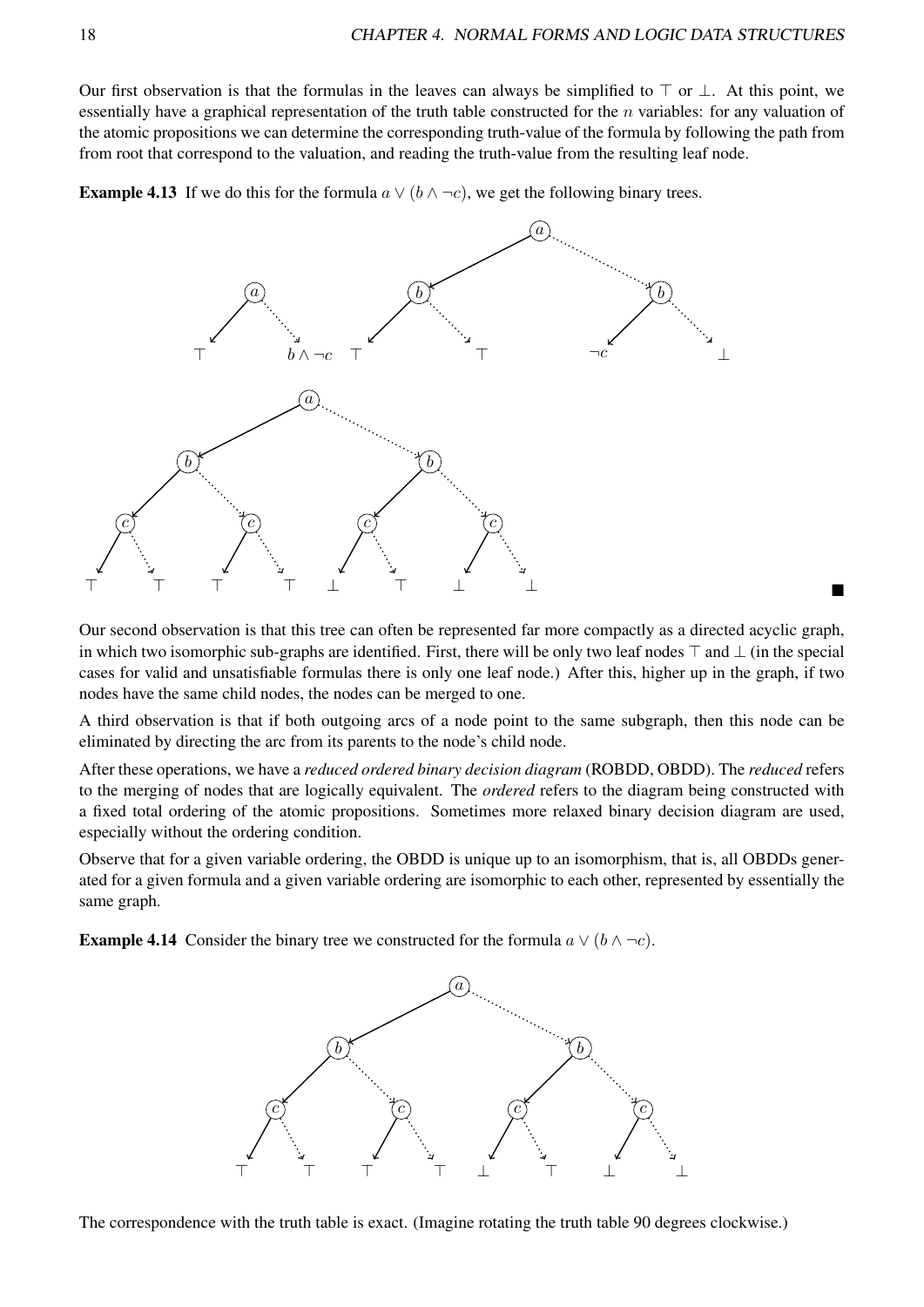Our first observation is that the formulas in the leaves can always be simplified to $\top$ or $\bot$. At this point, we essentially have a graphical representation of the truth table constructed for the $n$ variables: for any valuation of the atomic propositions we can determine the corresponding truth-value of the formula by following the path from from root that correspond to the valuation, and reading the truth-value from the resulting leaf node.

**Example 4.13** If we do this for the formula $a \vee (b \wedge \neg c)$, we get the following binary trees.

■

Our second observation is that this tree can often be represented far more compactly as a directed acyclic graph, in which two isomorphic sub-graphs are identified. First, there will be only two leaf nodes $\top$ and $\bot$ (in the special cases for valid and unsatisfiable formulas there is only one leaf node.) After this, higher up in the graph, if two nodes have the same child nodes, the nodes can be merged to one.

A third observation is that if both outgoing arcs of a node point to the same subgraph, then this node can be eliminated by directing the arc from its parents to the node's child node.

After these operations, we have a *reduced ordered binary decision diagram* (ROBDD, OBDD). The *reduced* refers to the merging of nodes that are logically equivalent. The *ordered* refers to the diagram being constructed with a fixed total ordering of the atomic propositions. Sometimes more relaxed binary decision diagram are used, especially without the ordering condition.

Observe that for a given variable ordering, the OBDD is unique up to an isomorphism, that is, all OBDDs generated for a given formula and a given variable ordering are isomorphic to each other, represented by essentially the same graph.

**Example 4.14** Consider the binary tree we constructed for the formula $a \vee (b \wedge \neg c)$.

The correspondence with the truth table is exact. (Imagine rotating the truth table 90 degrees clockwise.)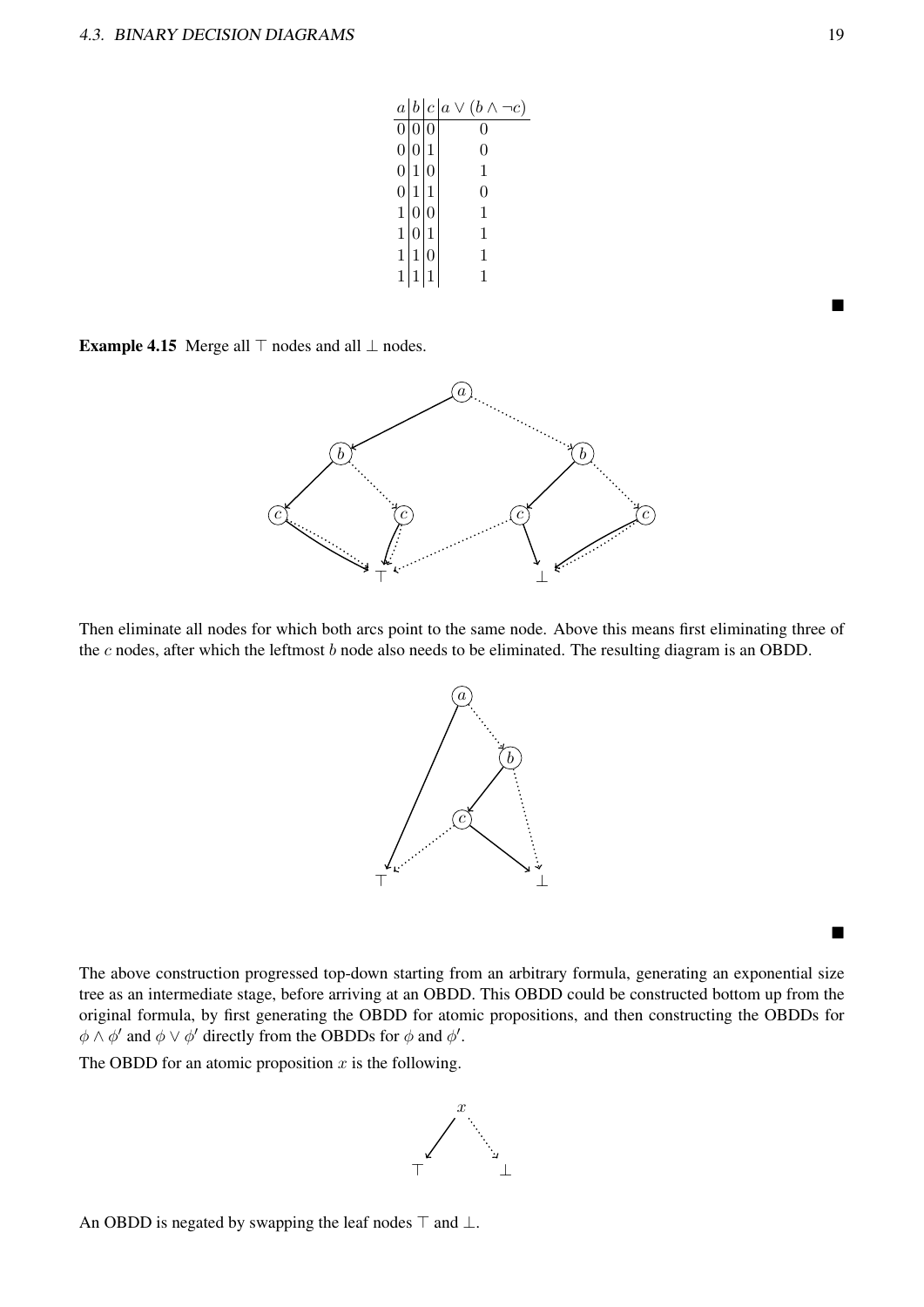| $a$ | $b$ | $c$ | $a \vee (b \wedge \neg c)$ |
|---|---|---|---|
| 0 | 0 | 0 | 0 |
| 0 | 0 | 1 | 0 |
| 0 | 1 | 0 | 1 |
| 0 | 1 | 1 | 0 |
| 1 | 0 | 0 | 1 |
| 1 | 0 | 1 | 1 |
| 1 | 1 | 0 | 1 |
| 1 | 1 | 1 | 1 |

■

**Example 4.15** Merge all $\top$ nodes and all $\bot$ nodes.

Then eliminate all nodes for which both arcs point to the same node. Above this means first eliminating three of the $c$ nodes, after which the leftmost $b$ node also needs to be eliminated. The resulting diagram is an OBDD.

■

The above construction progressed top-down starting from an arbitrary formula, generating an exponential size tree as an intermediate stage, before arriving at an OBDD. This OBDD could be constructed bottom up from the original formula, by first generating the OBDD for atomic propositions, and then constructing the OBDDs for $\phi \wedge \phi'$ and $\phi \vee \phi'$ directly from the OBDDs for $\phi$ and $\phi'$.

The OBDD for an atomic proposition $x$ is the following.

An OBDD is negated by swapping the leaf nodes $\top$ and $\bot$.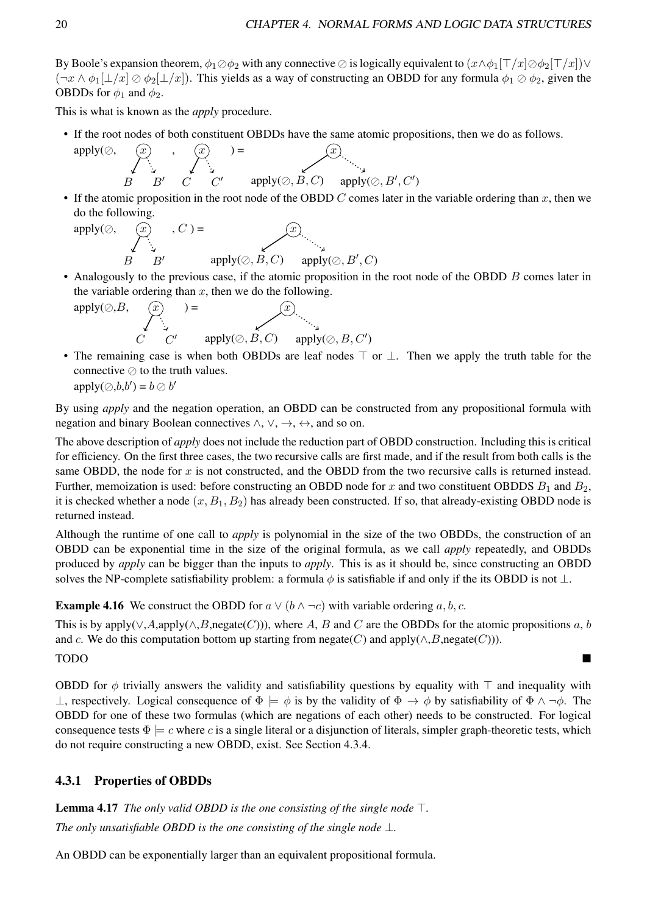By Boole's expansion theorem, $\phi_1 \oslash \phi_2$ with any connective $\oslash$ is logically equivalent to $(x \wedge \phi_1[\top/x] \oslash \phi_2[\top/x]) \vee (\neg x \wedge \phi_1[\bot/x] \oslash \phi_2[\bot/x])$. This yields as a way of constructing an OBDD for any formula $\phi_1 \oslash \phi_2$, given the OBDDs for $\phi_1$ and $\phi_2$.

This is what is known as the *apply* procedure.

- If the root nodes of both constituent OBDDs have the same atomic propositions, then we do as follows.
  apply($\oslash$, $x$ with children $B$, $B'$ , $x$ with children $C$, $C'$ ) = $x$ with children apply($\oslash, B, C$) apply($\oslash, B', C'$)
- If the atomic proposition in the root node of the OBDD $C$ comes later in the variable ordering than $x$, then we do the following.
  apply($\oslash$, $x$ with children $B$, $B'$ , $C$ ) = $x$ with children apply($\oslash, B, C$) apply($\oslash, B', C$)
- Analogously to the previous case, if the atomic proposition in the root node of the OBDD $B$ comes later in the variable ordering than $x$, then we do the following.
  apply($\oslash$,$B$, $x$ with children $C$, $C'$ ) = $x$ with children apply($\oslash, B, C$) apply($\oslash, B, C'$)
- The remaining case is when both OBDDs are leaf nodes $\top$ or $\bot$. Then we apply the truth table for the connective $\oslash$ to the truth values.
  apply($\oslash$,$b$,$b'$) = $b \oslash b'$

By using *apply* and the negation operation, an OBDD can be constructed from any propositional formula with negation and binary Boolean connectives $\wedge$, $\vee$, $\rightarrow$, $\leftrightarrow$, and so on.

The above description of *apply* does not include the reduction part of OBDD construction. Including this is critical for efficiency. On the first three cases, the two recursive calls are first made, and if the result from both calls is the same OBDD, the node for $x$ is not constructed, and the OBDD from the two recursive calls is returned instead. Further, memoization is used: before constructing an OBDD node for $x$ and two constituent OBDDS $B_1$ and $B_2$, it is checked whether a node $(x, B_1, B_2)$ has already been constructed. If so, that already-existing OBDD node is returned instead.

Although the runtime of one call to *apply* is polynomial in the size of the two OBDDs, the construction of an OBDD can be exponential time in the size of the original formula, as we call *apply* repeatedly, and OBDDs produced by *apply* can be bigger than the inputs to *apply*. This is as it should be, since constructing an OBDD solves the NP-complete satisfiability problem: a formula $\phi$ is satisfiable if and only if the its OBDD is not $\bot$.

**Example 4.16** We construct the OBDD for $a \vee (b \wedge \neg c)$ with variable ordering $a, b, c$.

This is by apply($\vee$,$A$,apply($\wedge$,$B$,negate($C$))), where $A$, $B$ and $C$ are the OBDDs for the atomic propositions $a$, $b$ and $c$. We do this computation bottom up starting from negate($C$) and apply($\wedge$,$B$,negate($C$))).

TODO ∎

OBDD for $\phi$ trivially answers the validity and satisfiability questions by equality with $\top$ and inequality with $\bot$, respectively. Logical consequence of $\Phi \models \phi$ is by the validity of $\Phi \rightarrow \phi$ by satisfiability of $\Phi \wedge \neg\phi$. The OBDD for one of these two formulas (which are negations of each other) needs to be constructed. For logical consequence tests $\Phi \models c$ where $c$ is a single literal or a disjunction of literals, simpler graph-theoretic tests, which do not require constructing a new OBDD, exist. See Section 4.3.4.

### 4.3.1 Properties of OBDDs

**Lemma 4.17** *The only valid OBDD is the one consisting of the single node $\top$.*

*The only unsatisfiable OBDD is the one consisting of the single node $\bot$.*

An OBDD can be exponentially larger than an equivalent propositional formula.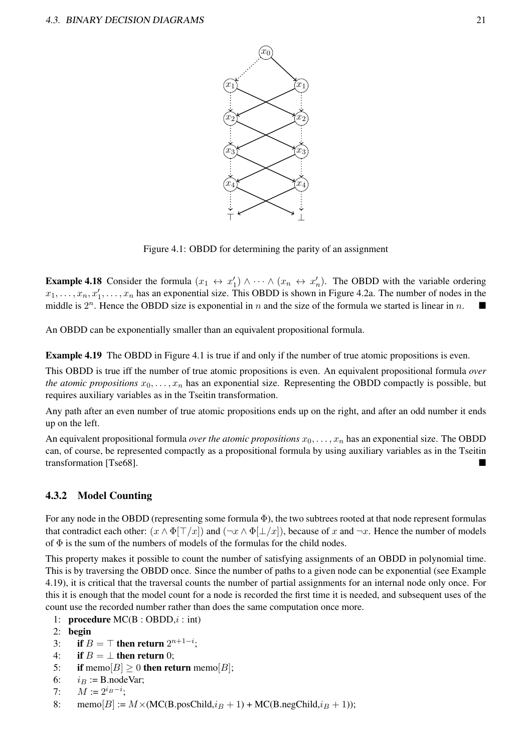Figure 4.1: OBDD for determining the parity of an assignment

**Example 4.18** Consider the formula $(x_1 \leftrightarrow x_1') \wedge \cdots \wedge (x_n \leftrightarrow x_n')$. The OBDD with the variable ordering $x_1, \ldots, x_n, x_1', \ldots, x_n$ has an exponential size. This OBDD is shown in Figure 4.2a. The number of nodes in the middle is $2^n$. Hence the OBDD size is exponential in $n$ and the size of the formula we started is linear in $n$. ■

An OBDD can be exponentially smaller than an equivalent propositional formula.

**Example 4.19** The OBDD in Figure 4.1 is true if and only if the number of true atomic propositions is even.

This OBDD is true iff the number of true atomic propositions is even. An equivalent propositional formula *over the atomic propositions* $x_0, \ldots, x_n$ has an exponential size. Representing the OBDD compactly is possible, but requires auxiliary variables as in the Tseitin transformation.

Any path after an even number of true atomic propositions ends up on the right, and after an odd number it ends up on the left.

An equivalent propositional formula *over the atomic propositions* $x_0, \ldots, x_n$ has an exponential size. The OBDD can, of course, be represented compactly as a propositional formula by using auxiliary variables as in the Tseitin transformation [Tse68]. ■

### 4.3.2 Model Counting

For any node in the OBDD (representing some formula $\Phi$), the two subtrees rooted at that node represent formulas that contradict each other: $(x \wedge \Phi[\top/x])$ and $(\neg x \wedge \Phi[\bot/x])$, because of $x$ and $\neg x$. Hence the number of models of $\Phi$ is the sum of the numbers of models of the formulas for the child nodes.

This property makes it possible to count the number of satisfying assignments of an OBDD in polynomial time. This is by traversing the OBDD once. Since the number of paths to a given node can be exponential (see Example 4.19), it is critical that the traversal counts the number of partial assignments for an internal node only once. For this it is enough that the model count for a node is recorded the first time it is needed, and subsequent uses of the count use the recorded number rather than does the same computation once more.

```
1:  procedure MC(B : OBDD, i : int)
2:  begin
3:     if B = ⊤ then return 2^(n+1−i);
4:     if B = ⊥ then return 0;
5:     if memo[B] ≥ 0 then return memo[B];
6:     i_B := B.nodeVar;
7:     M := 2^(i_B−i);
8:     memo[B] := M×(MC(B.posChild, i_B + 1) + MC(B.negChild, i_B + 1));
```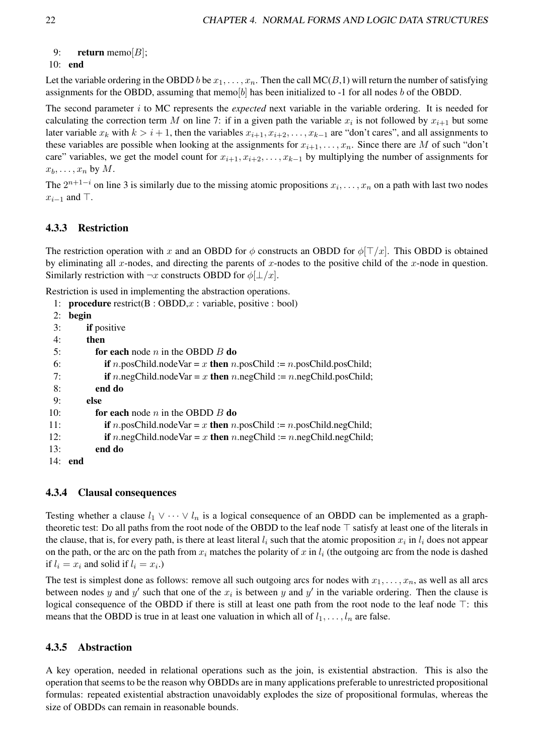```
 9:     return memo[B];
10: end
```

Let the variable ordering in the OBDD $b$ be $x_1, \ldots, x_n$. Then the call MC($B$,1) will return the number of satisfying assignments for the OBDD, assuming that memo[$b$] has been initialized to -1 for all nodes $b$ of the OBDD.

The second parameter $i$ to MC represents the *expected* next variable in the variable ordering. It is needed for calculating the correction term $M$ on line 7: if in a given path the variable $x_i$ is not followed by $x_{i+1}$ but some later variable $x_k$ with $k > i + 1$, then the variables $x_{i+1}, x_{i+2}, \ldots, x_{k-1}$ are "don't cares", and all assignments to these variables are possible when looking at the assignments for $x_{i+1}, \ldots, x_n$. Since there are $M$ of such "don't care" variables, we get the model count for $x_{i+1}, x_{i+2}, \ldots, x_{k-1}$ by multiplying the number of assignments for $x_b, \ldots, x_n$ by $M$.

The $2^{n+1-i}$ on line 3 is similarly due to the missing atomic propositions $x_i, \ldots, x_n$ on a path with last two nodes $x_{i-1}$ and $\top$.

### 4.3.3 Restriction

The restriction operation with $x$ and an OBDD for $\phi$ constructs an OBDD for $\phi[\top/x]$. This OBDD is obtained by eliminating all $x$-nodes, and directing the parents of $x$-nodes to the positive child of the $x$-node in question. Similarly restriction with $\neg x$ constructs OBDD for $\phi[\bot/x]$.

Restriction is used in implementing the abstraction operations.

```
 1: procedure restrict(B : OBDD, x : variable, positive : bool)
 2: begin
 3:     if positive
 4:     then
 5:         for each node n in the OBDD B do
 6:             if n.posChild.nodeVar = x then n.posChild := n.posChild.posChild;
 7:             if n.negChild.nodeVar = x then n.negChild := n.negChild.posChild;
 8:         end do
 9:     else
10:         for each node n in the OBDD B do
11:             if n.posChild.nodeVar = x then n.posChild := n.posChild.negChild;
12:             if n.negChild.nodeVar = x then n.negChild := n.negChild.negChild;
13:         end do
14: end
```

### 4.3.4 Clausal consequences

Testing whether a clause $l_1 \vee \cdots \vee l_n$ is a logical consequence of an OBDD can be implemented as a graph-theoretic test: Do all paths from the root node of the OBDD to the leaf node $\top$ satisfy at least one of the literals in the clause, that is, for every path, is there at least literal $l_i$ such that the atomic proposition $x_i$ in $l_i$ does not appear on the path, or the arc on the path from $x_i$ matches the polarity of $x$ in $l_i$ (the outgoing arc from the node is dashed if $l_i = x_i$ and solid if $l_i = x_i$.)

The test is simplest done as follows: remove all such outgoing arcs for nodes with $x_1, \ldots, x_n$, as well as all arcs between nodes $y$ and $y'$ such that one of the $x_i$ is between $y$ and $y'$ in the variable ordering. Then the clause is logical consequence of the OBDD if there is still at least one path from the root node to the leaf node $\top$: this means that the OBDD is true in at least one valuation in which all of $l_1, \ldots, l_n$ are false.

### 4.3.5 Abstraction

A key operation, needed in relational operations such as the join, is existential abstraction. This is also the operation that seems to be the reason why OBDDs are in many applications preferable to unrestricted propositional formulas: repeated existential abstraction unavoidably explodes the size of propositional formulas, whereas the size of OBDDs can remain in reasonable bounds.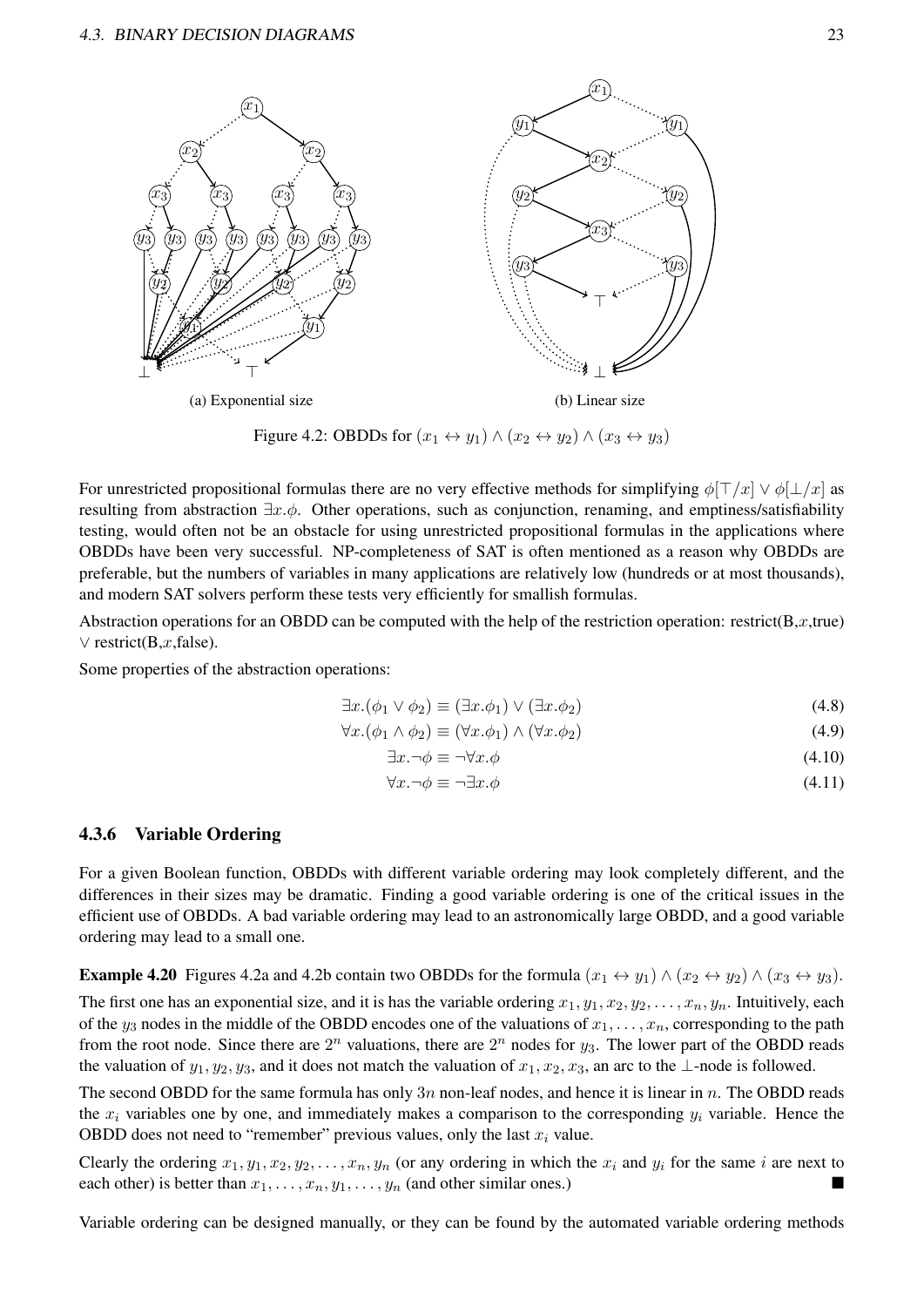(a) Exponential size

(b) Linear size

Figure 4.2: OBDDs for $(x_1 \leftrightarrow y_1) \wedge (x_2 \leftrightarrow y_2) \wedge (x_3 \leftrightarrow y_3)$

For unrestricted propositional formulas there are no very effective methods for simplifying $\phi[\top/x] \vee \phi[\bot/x]$ as resulting from abstraction $\exists x.\phi$. Other operations, such as conjunction, renaming, and emptiness/satisfiability testing, would often not be an obstacle for using unrestricted propositional formulas in the applications where OBDDs have been very successful. NP-completeness of SAT is often mentioned as a reason why OBDDs are preferable, but the numbers of variables in many applications are relatively low (hundreds or at most thousands), and modern SAT solvers perform these tests very efficiently for smallish formulas.

Abstraction operations for an OBDD can be computed with the help of the restriction operation: restrict(B,$x$,true) $\vee$ restrict(B,$x$,false).

Some properties of the abstraction operations:

$$\exists x.(\phi_1 \vee \phi_2) \equiv (\exists x.\phi_1) \vee (\exists x.\phi_2) \tag{4.8}$$

$$\forall x.(\phi_1 \wedge \phi_2) \equiv (\forall x.\phi_1) \wedge (\forall x.\phi_2) \tag{4.9}$$

$$\exists x.\neg\phi \equiv \neg\forall x.\phi \tag{4.10}$$

$$\forall x.\neg\phi \equiv \neg\exists x.\phi \tag{4.11}$$

### 4.3.6 Variable Ordering

For a given Boolean function, OBDDs with different variable ordering may look completely different, and the differences in their sizes may be dramatic. Finding a good variable ordering is one of the critical issues in the efficient use of OBDDs. A bad variable ordering may lead to an astronomically large OBDD, and a good variable ordering may lead to a small one.

**Example 4.20** Figures 4.2a and 4.2b contain two OBDDs for the formula $(x_1 \leftrightarrow y_1) \wedge (x_2 \leftrightarrow y_2) \wedge (x_3 \leftrightarrow y_3)$.

The first one has an exponential size, and it is has the variable ordering $x_1, y_1, x_2, y_2, \ldots, x_n, y_n$. Intuitively, each of the $y_3$ nodes in the middle of the OBDD encodes one of the valuations of $x_1, \ldots, x_n$, corresponding to the path from the root node. Since there are $2^n$ valuations, there are $2^n$ nodes for $y_3$. The lower part of the OBDD reads the valuation of $y_1, y_2, y_3$, and it does not match the valuation of $x_1, x_2, x_3$, an arc to the $\bot$-node is followed.

The second OBDD for the same formula has only $3n$ non-leaf nodes, and hence it is linear in $n$. The OBDD reads the $x_i$ variables one by one, and immediately makes a comparison to the corresponding $y_i$ variable. Hence the OBDD does not need to "remember" previous values, only the last $x_i$ value.

Clearly the ordering $x_1, y_1, x_2, y_2, \ldots, x_n, y_n$ (or any ordering in which the $x_i$ and $y_i$ for the same $i$ are next to each other) is better than $x_1, \ldots, x_n, y_1, \ldots, y_n$ (and other similar ones.) ■

Variable ordering can be designed manually, or they can be found by the automated variable ordering methods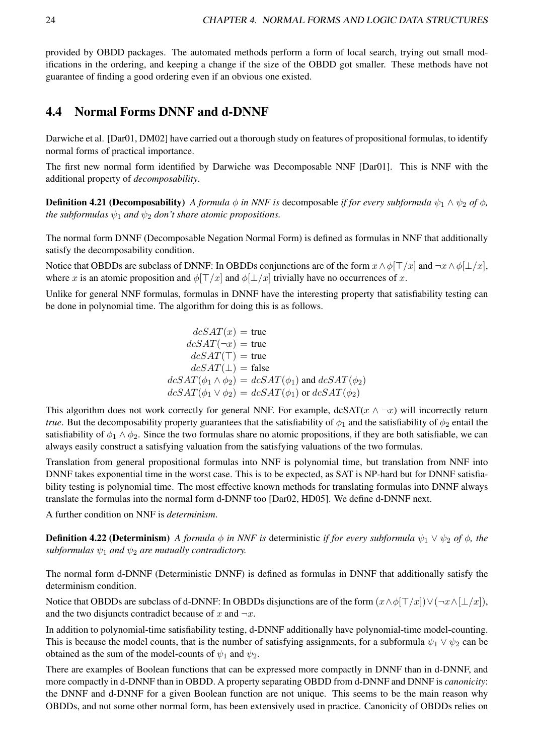provided by OBDD packages. The automated methods perform a form of local search, trying out small modifications in the ordering, and keeping a change if the size of the OBDD got smaller. These methods have not guarantee of finding a good ordering even if an obvious one existed.

## 4.4 Normal Forms DNNF and d-DNNF

Darwiche et al. [Dar01, DM02] have carried out a thorough study on features of propositional formulas, to identify normal forms of practical importance.

The first new normal form identified by Darwiche was Decomposable NNF [Dar01]. This is NNF with the additional property of *decomposability*.

**Definition 4.21 (Decomposability)** *A formula $\phi$ in NNF is* decomposable *if for every subformula $\psi_1 \wedge \psi_2$ of $\phi$, the subformulas $\psi_1$ and $\psi_2$ don't share atomic propositions.*

The normal form DNNF (Decomposable Negation Normal Form) is defined as formulas in NNF that additionally satisfy the decomposability condition.

Notice that OBDDs are subclass of DNNF: In OBDDs conjunctions are of the form $x \wedge \phi[\top/x]$ and $\neg x \wedge \phi[\bot/x]$, where $x$ is an atomic proposition and $\phi[\top/x]$ and $\phi[\bot/x]$ trivially have no occurrences of $x$.

Unlike for general NNF formulas, formulas in DNNF have the interesting property that satisfiability testing can be done in polynomial time. The algorithm for doing this is as follows.

$$
\begin{aligned}
dcSAT(x) &= \text{true} \\
dcSAT(\neg x) &= \text{true} \\
dcSAT(\top) &= \text{true} \\
dcSAT(\bot) &= \text{false} \\
dcSAT(\phi_1 \wedge \phi_2) &= dcSAT(\phi_1) \text{ and } dcSAT(\phi_2) \\
dcSAT(\phi_1 \vee \phi_2) &= dcSAT(\phi_1) \text{ or } dcSAT(\phi_2)
\end{aligned}
$$

This algorithm does not work correctly for general NNF. For example, dcSAT($x \wedge \neg x$) will incorrectly return *true*. But the decomposability property guarantees that the satisfiability of $\phi_1$ and the satisfiability of $\phi_2$ entail the satisfiability of $\phi_1 \wedge \phi_2$. Since the two formulas share no atomic propositions, if they are both satisfiable, we can always easily construct a satisfying valuation from the satisfying valuations of the two formulas.

Translation from general propositional formulas into NNF is polynomial time, but translation from NNF into DNNF takes exponential time in the worst case. This is to be expected, as SAT is NP-hard but for DNNF satisfiability testing is polynomial time. The most effective known methods for translating formulas into DNNF always translate the formulas into the normal form d-DNNF too [Dar02, HD05]. We define d-DNNF next.

A further condition on NNF is *determinism*.

**Definition 4.22 (Determinism)** *A formula $\phi$ in NNF is* deterministic *if for every subformula $\psi_1 \vee \psi_2$ of $\phi$, the subformulas $\psi_1$ and $\psi_2$ are mutually contradictory.*

The normal form d-DNNF (Deterministic DNNF) is defined as formulas in DNNF that additionally satisfy the determinism condition.

Notice that OBDDs are subclass of d-DNNF: In OBDDs disjunctions are of the form $(x \wedge \phi[\top/x]) \vee (\neg x \wedge [\bot/x])$, and the two disjuncts contradict because of $x$ and $\neg x$.

In addition to polynomial-time satisfiability testing, d-DNNF additionally have polynomial-time model-counting. This is because the model counts, that is the number of satisfying assignments, for a subformula $\psi_1 \vee \psi_2$ can be obtained as the sum of the model-counts of $\psi_1$ and $\psi_2$.

There are examples of Boolean functions that can be expressed more compactly in DNNF than in d-DNNF, and more compactly in d-DNNF than in OBDD. A property separating OBDD from d-DNNF and DNNF is *canonicity*: the DNNF and d-DNNF for a given Boolean function are not unique. This seems to be the main reason why OBDDs, and not some other normal form, has been extensively used in practice. Canonicity of OBDDs relies on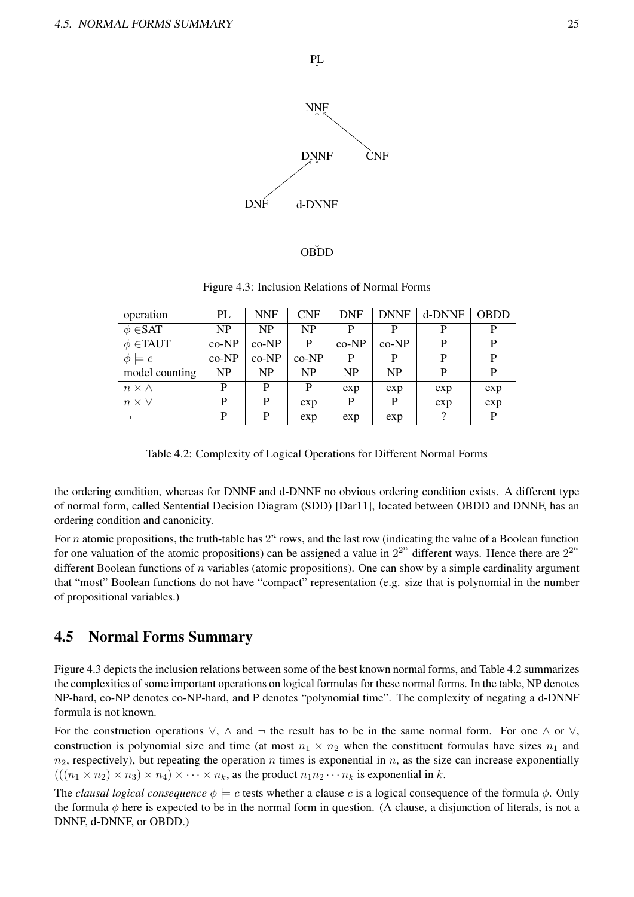PL

NNF

DNNF CNF

DNF d-DNNF

OBDD

Figure 4.3: Inclusion Relations of Normal Forms

| operation | PL | NNF | CNF | DNF | DNNF | d-DNNF | OBDD |
|---|---|---|---|---|---|---|---|
| $\phi \in$SAT | NP | NP | NP | P | P | P | P |
| $\phi \in$TAUT | co-NP | co-NP | P | co-NP | co-NP | P | P |
| $\phi \models c$ | co-NP | co-NP | co-NP | P | P | P | P |
| model counting | NP | NP | NP | NP | NP | P | P |
| $n \times \wedge$ | P | P | P | exp | exp | exp | exp |
| $n \times \vee$ | P | P | exp | P | P | exp | exp |
| $\neg$ | P | P | exp | exp | exp | ? | P |

Table 4.2: Complexity of Logical Operations for Different Normal Forms

the ordering condition, whereas for DNNF and d-DNNF no obvious ordering condition exists. A different type of normal form, called Sentential Decision Diagram (SDD) [Dar11], located between OBDD and DNNF, has an ordering condition and canonicity.

For $n$ atomic propositions, the truth-table has $2^n$ rows, and the last row (indicating the value of a Boolean function for one valuation of the atomic propositions) can be assigned a value in $2^{2^n}$ different ways. Hence there are $2^{2^n}$ different Boolean functions of $n$ variables (atomic propositions). One can show by a simple cardinality argument that "most" Boolean functions do not have "compact" representation (e.g. size that is polynomial in the number of propositional variables.)

## 4.5 Normal Forms Summary

Figure 4.3 depicts the inclusion relations between some of the best known normal forms, and Table 4.2 summarizes the complexities of some important operations on logical formulas for these normal forms. In the table, NP denotes NP-hard, co-NP denotes co-NP-hard, and P denotes "polynomial time". The complexity of negating a d-DNNF formula is not known.

For the construction operations $\vee$, $\wedge$ and $\neg$ the result has to be in the same normal form. For one $\wedge$ or $\vee$, construction is polynomial size and time (at most $n_1 \times n_2$ when the constituent formulas have sizes $n_1$ and $n_2$, respectively), but repeating the operation $n$ times is exponential in $n$, as the size can increase exponentially $(((n_1 \times n_2) \times n_3) \times n_4) \times \cdots \times n_k$, as the product $n_1 n_2 \cdots n_k$ is exponential in $k$.

The *clausal logical consequence* $\phi \models c$ tests whether a clause $c$ is a logical consequence of the formula $\phi$. Only the formula $\phi$ here is expected to be in the normal form in question. (A clause, a disjunction of literals, is not a DNNF, d-DNNF, or OBDD.)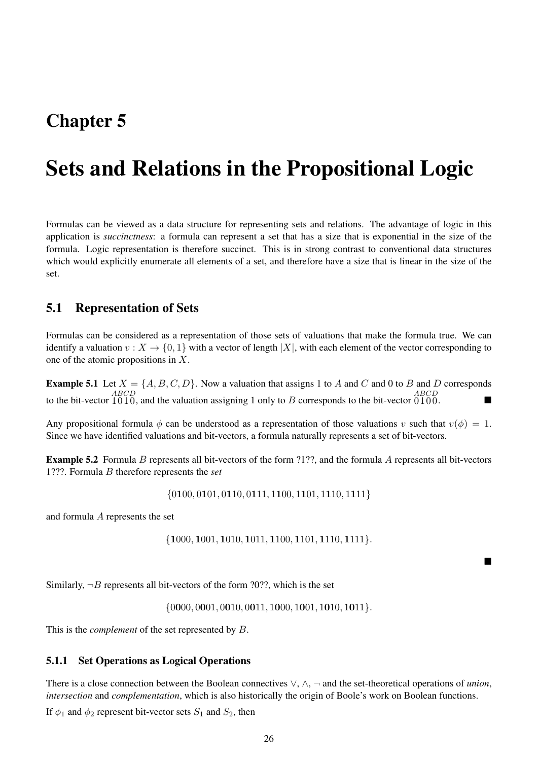# Chapter 5

# Sets and Relations in the Propositional Logic

Formulas can be viewed as a data structure for representing sets and relations. The advantage of logic in this application is *succinctness*: a formula can represent a set that has a size that is exponential in the size of the formula. Logic representation is therefore succinct. This is in strong contrast to conventional data structures which would explicitly enumerate all elements of a set, and therefore have a size that is linear in the size of the set.

## 5.1 Representation of Sets

Formulas can be considered as a representation of those sets of valuations that make the formula true. We can identify a valuation $v : X \rightarrow \{0, 1\}$ with a vector of length $|X|$, with each element of the vector corresponding to one of the atomic propositions in $X$.

**Example 5.1** Let $X = \{A, B, C, D\}$. Now a valuation that assigns 1 to $A$ and $C$ and 0 to $B$ and $D$ corresponds to the bit-vector $\overset{ABCD}{1010}$, and the valuation assigning 1 only to $B$ corresponds to the bit-vector $\overset{ABCD}{0100}$. ■

Any propositional formula $\phi$ can be understood as a representation of those valuations $v$ such that $v(\phi) = 1$. Since we have identified valuations and bit-vectors, a formula naturally represents a set of bit-vectors.

**Example 5.2** Formula $B$ represents all bit-vectors of the form ?1??, and the formula $A$ represents all bit-vectors 1???. Formula $B$ therefore represents the *set*

$$\{0\mathbf{1}00, 0\mathbf{1}01, 0\mathbf{1}10, 0\mathbf{1}11, 1\mathbf{1}00, 1\mathbf{1}01, 1\mathbf{1}10, 1\mathbf{1}11\}$$

and formula $A$ represents the set

$$\{\mathbf{1}000, \mathbf{1}001, \mathbf{1}010, \mathbf{1}011, \mathbf{1}100, \mathbf{1}101, \mathbf{1}110, \mathbf{1}111\}.$$

■

Similarly, $\neg B$ represents all bit-vectors of the form ?0??, which is the set

$$\{0\mathbf{0}00, 0\mathbf{0}01, 0\mathbf{0}10, 0\mathbf{0}11, 1\mathbf{0}00, 1\mathbf{0}01, 1\mathbf{0}10, 1\mathbf{0}11\}.$$

This is the *complement* of the set represented by $B$.

### 5.1.1 Set Operations as Logical Operations

There is a close connection between the Boolean connectives $\vee$, $\wedge$, $\neg$ and the set-theoretical operations of *union*, *intersection* and *complementation*, which is also historically the origin of Boole's work on Boolean functions.

If $\phi_1$ and $\phi_2$ represent bit-vector sets $S_1$ and $S_2$, then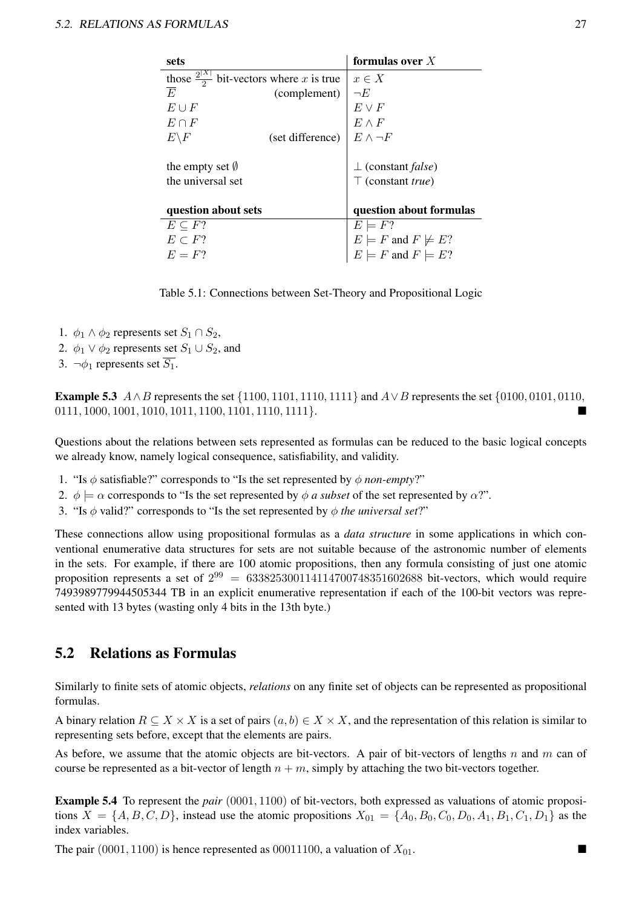| sets | | formulas over $X$ |
|---|---|---|
| those $\frac{2^{\|X\|}}{2}$ bit-vectors where $x$ is true | | $x \in X$ |
| $\overline{E}$ | (complement) | $\neg E$ |
| $E \cup F$ | | $E \vee F$ |
| $E \cap F$ | | $E \wedge F$ |
| $E \backslash F$ | (set difference) | $E \wedge \neg F$ |
| | | |
| the empty set $\emptyset$ | | $\bot$ (constant *false*) |
| the universal set | | $\top$ (constant *true*) |
| | | |
| **question about sets** | | **question about formulas** |
| $E \subseteq F$? | | $E \models F$? |
| $E \subset F$? | | $E \models F$ and $F \not\models E$? |
| $E = F$? | | $E \models F$ and $F \models E$? |

Table 5.1: Connections between Set-Theory and Propositional Logic

1. $\phi_1 \wedge \phi_2$ represents set $S_1 \cap S_2$,
2. $\phi_1 \vee \phi_2$ represents set $S_1 \cup S_2$, and
3. $\neg\phi_1$ represents set $\overline{S_1}$.

**Example 5.3** $A \wedge B$ represents the set $\{1100, 1101, 1110, 1111\}$ and $A \vee B$ represents the set $\{0100, 0101, 0110, 0111, 1000, 1001, 1010, 1011, 1100, 1101, 1110, 1111\}$. ■

Questions about the relations between sets represented as formulas can be reduced to the basic logical concepts we already know, namely logical consequence, satisfiability, and validity.

1. "Is $\phi$ satisfiable?" corresponds to "Is the set represented by $\phi$ *non-empty*?"
2. $\phi \models \alpha$ corresponds to "Is the set represented by $\phi$ *a subset* of the set represented by $\alpha$?".
3. "Is $\phi$ valid?" corresponds to "Is the set represented by $\phi$ *the universal set*?"

These connections allow using propositional formulas as a *data structure* in some applications in which conventional enumerative data structures for sets are not suitable because of the astronomic number of elements in the sets. For example, if there are 100 atomic propositions, then any formula consisting of just one atomic proposition represents a set of $2^{99} = 633825300114114700748351602688$ bit-vectors, which would require 7493989779944505344 TB in an explicit enumerative representation if each of the 100-bit vectors was represented with 13 bytes (wasting only 4 bits in the 13th byte.)

## 5.2 Relations as Formulas

Similarly to finite sets of atomic objects, *relations* on any finite set of objects can be represented as propositional formulas.

A binary relation $R \subseteq X \times X$ is a set of pairs $(a, b) \in X \times X$, and the representation of this relation is similar to representing sets before, except that the elements are pairs.

As before, we assume that the atomic objects are bit-vectors. A pair of bit-vectors of lengths $n$ and $m$ can of course be represented as a bit-vector of length $n + m$, simply by attaching the two bit-vectors together.

**Example 5.4** To represent the *pair* $(0001, 1100)$ of bit-vectors, both expressed as valuations of atomic propositions $X = \{A, B, C, D\}$, instead use the atomic propositions $X_{01} = \{A_0, B_0, C_0, D_0, A_1, B_1, C_1, D_1\}$ as the index variables.

The pair $(0001, 1100)$ is hence represented as $00011100$, a valuation of $X_{01}$. ■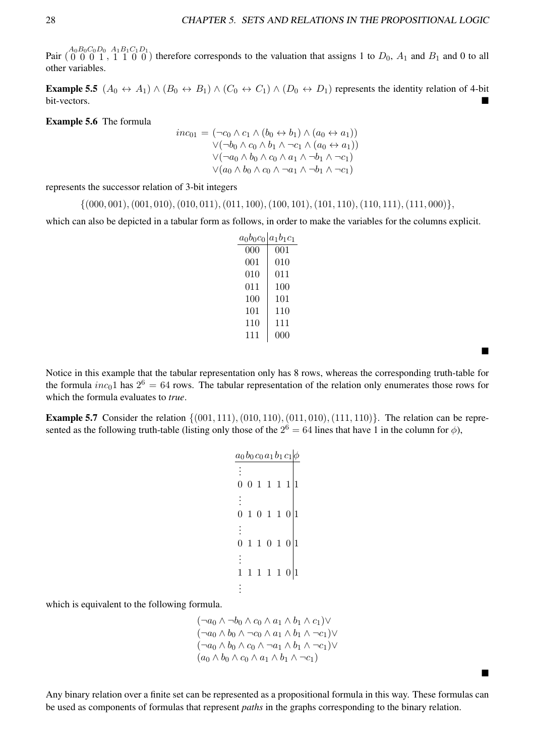Pair $(\overset{A_0 B_0 C_0 D_0}{0\ 0\ 0\ 1}, \overset{A_1 B_1 C_1 D_1}{1\ 1\ 0\ 0})$ therefore corresponds to the valuation that assigns 1 to $D_0$, $A_1$ and $B_1$ and 0 to all other variables.

**Example 5.5** $(A_0 \leftrightarrow A_1) \wedge (B_0 \leftrightarrow B_1) \wedge (C_0 \leftrightarrow C_1) \wedge (D_0 \leftrightarrow D_1)$ represents the identity relation of 4-bit bit-vectors. ■

**Example 5.6** The formula

$$
\begin{aligned}
inc_{01} = & (\neg c_0 \wedge c_1 \wedge (b_0 \leftrightarrow b_1) \wedge (a_0 \leftrightarrow a_1)) \\
& \vee(\neg b_0 \wedge c_0 \wedge b_1 \wedge \neg c_1 \wedge (a_0 \leftrightarrow a_1)) \\
& \vee(\neg a_0 \wedge b_0 \wedge c_0 \wedge a_1 \wedge \neg b_1 \wedge \neg c_1) \\
& \vee(a_0 \wedge b_0 \wedge c_0 \wedge \neg a_1 \wedge \neg b_1 \wedge \neg c_1)
\end{aligned}
$$

represents the successor relation of 3-bit integers

$$\{(000, 001), (001, 010), (010, 011), (011, 100), (100, 101), (101, 110), (110, 111), (111, 000)\},$$

which can also be depicted in a tabular form as follows, in order to make the variables for the columns explicit.

| $a_0 b_0 c_0$ | $a_1 b_1 c_1$ |
|---|---|
| 000 | 001 |
| 001 | 010 |
| 010 | 011 |
| 011 | 100 |
| 100 | 101 |
| 101 | 110 |
| 110 | 111 |
| 111 | 000 |

■

Notice in this example that the tabular representation only has 8 rows, whereas the corresponding truth-table for the formula $inc_0 1$ has $2^6 = 64$ rows. The tabular representation of the relation only enumerates those rows for which the formula evaluates to *true*.

**Example 5.7** Consider the relation $\{(001, 111), (010, 110), (011, 010), (111, 110)\}$. The relation can be represented as the following truth-table (listing only those of the $2^6 = 64$ lines that have 1 in the column for $\phi$),

| $a_0$ | $b_0$ | $c_0$ | $a_1$ | $b_1$ | $c_1$ | $\phi$ |
|---|---|---|---|---|---|---|
| ⋮ | | | | | | |
| 0 | 0 | 1 | 1 | 1 | 1 | 1 |
| ⋮ | | | | | | |
| 0 | 1 | 0 | 1 | 1 | 0 | 1 |
| ⋮ | | | | | | |
| 0 | 1 | 1 | 0 | 1 | 0 | 1 |
| ⋮ | | | | | | |
| 1 | 1 | 1 | 1 | 1 | 0 | 1 |
| ⋮ | | | | | | |

which is equivalent to the following formula.

$$
\begin{aligned}
&(\neg a_0 \wedge \neg b_0 \wedge c_0 \wedge a_1 \wedge b_1 \wedge c_1) \vee \\
&(\neg a_0 \wedge b_0 \wedge \neg c_0 \wedge a_1 \wedge b_1 \wedge \neg c_1) \vee \\
&(\neg a_0 \wedge b_0 \wedge c_0 \wedge \neg a_1 \wedge b_1 \wedge \neg c_1) \vee \\
&(a_0 \wedge b_0 \wedge c_0 \wedge a_1 \wedge b_1 \wedge \neg c_1)
\end{aligned}
$$

■

Any binary relation over a finite set can be represented as a propositional formula in this way. These formulas can be used as components of formulas that represent *paths* in the graphs corresponding to the binary relation.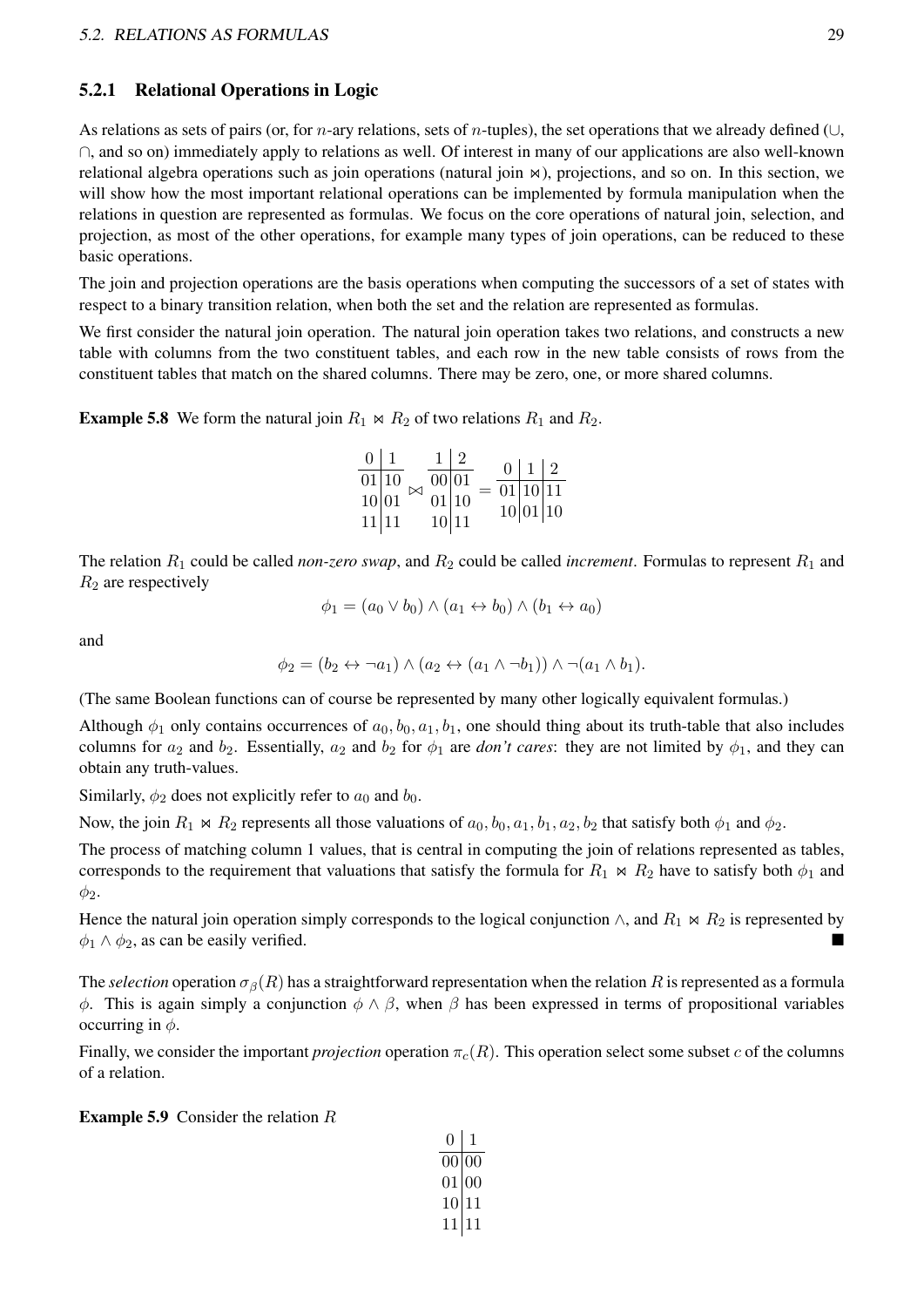### 5.2.1 Relational Operations in Logic

As relations as sets of pairs (or, for $n$-ary relations, sets of $n$-tuples), the set operations that we already defined ($\cup$, $\cap$, and so on) immediately apply to relations as well. Of interest in many of our applications are also well-known relational algebra operations such as join operations (natural join $\bowtie$), projections, and so on. In this section, we will show how the most important relational operations can be implemented by formula manipulation when the relations in question are represented as formulas. We focus on the core operations of natural join, selection, and projection, as most of the other operations, for example many types of join operations, can be reduced to these basic operations.

The join and projection operations are the basis operations when computing the successors of a set of states with respect to a binary transition relation, when both the set and the relation are represented as formulas.

We first consider the natural join operation. The natural join operation takes two relations, and constructs a new table with columns from the two constituent tables, and each row in the new table consists of rows from the constituent tables that match on the shared columns. There may be zero, one, or more shared columns.

**Example 5.8** We form the natural join $R_1 \bowtie R_2$ of two relations $R_1$ and $R_2$.

$$\begin{array}{c|c} 0 & 1 \\ \hline 01 & 10 \\ 10 & 01 \\ 11 & 11 \end{array} \bowtie \begin{array}{c|c} 1 & 2 \\ \hline 00 & 01 \\ 01 & 10 \\ 10 & 11 \end{array} = \begin{array}{c|c|c} 0 & 1 & 2 \\ \hline 01 & 10 & 11 \\ 10 & 01 & 10 \end{array}$$

The relation $R_1$ could be called *non-zero swap*, and $R_2$ could be called *increment*. Formulas to represent $R_1$ and $R_2$ are respectively

$$\phi_1 = (a_0 \vee b_0) \wedge (a_1 \leftrightarrow b_0) \wedge (b_1 \leftrightarrow a_0)$$

and

$$\phi_2 = (b_2 \leftrightarrow \neg a_1) \wedge (a_2 \leftrightarrow (a_1 \wedge \neg b_1)) \wedge \neg(a_1 \wedge b_1).$$

(The same Boolean functions can of course be represented by many other logically equivalent formulas.)

Although $\phi_1$ only contains occurrences of $a_0, b_0, a_1, b_1$, one should thing about its truth-table that also includes columns for $a_2$ and $b_2$. Essentially, $a_2$ and $b_2$ for $\phi_1$ are *don't cares*: they are not limited by $\phi_1$, and they can obtain any truth-values.

Similarly, $\phi_2$ does not explicitly refer to $a_0$ and $b_0$.

Now, the join $R_1 \bowtie R_2$ represents all those valuations of $a_0, b_0, a_1, b_1, a_2, b_2$ that satisfy both $\phi_1$ and $\phi_2$.

The process of matching column 1 values, that is central in computing the join of relations represented as tables, corresponds to the requirement that valuations that satisfy the formula for $R_1 \bowtie R_2$ have to satisfy both $\phi_1$ and $\phi_2$.

Hence the natural join operation simply corresponds to the logical conjunction $\wedge$, and $R_1 \bowtie R_2$ is represented by $\phi_1 \wedge \phi_2$, as can be easily verified. ∎

The *selection* operation $\sigma_\beta(R)$ has a straightforward representation when the relation $R$ is represented as a formula $\phi$. This is again simply a conjunction $\phi \wedge \beta$, when $\beta$ has been expressed in terms of propositional variables occurring in $\phi$.

Finally, we consider the important *projection* operation $\pi_c(R)$. This operation select some subset $c$ of the columns of a relation.

**Example 5.9** Consider the relation $R$

| 0 | 1 |
|---|---|
| 00 | 00 |
| 01 | 00 |
| 10 | 11 |
| 11 | 11 |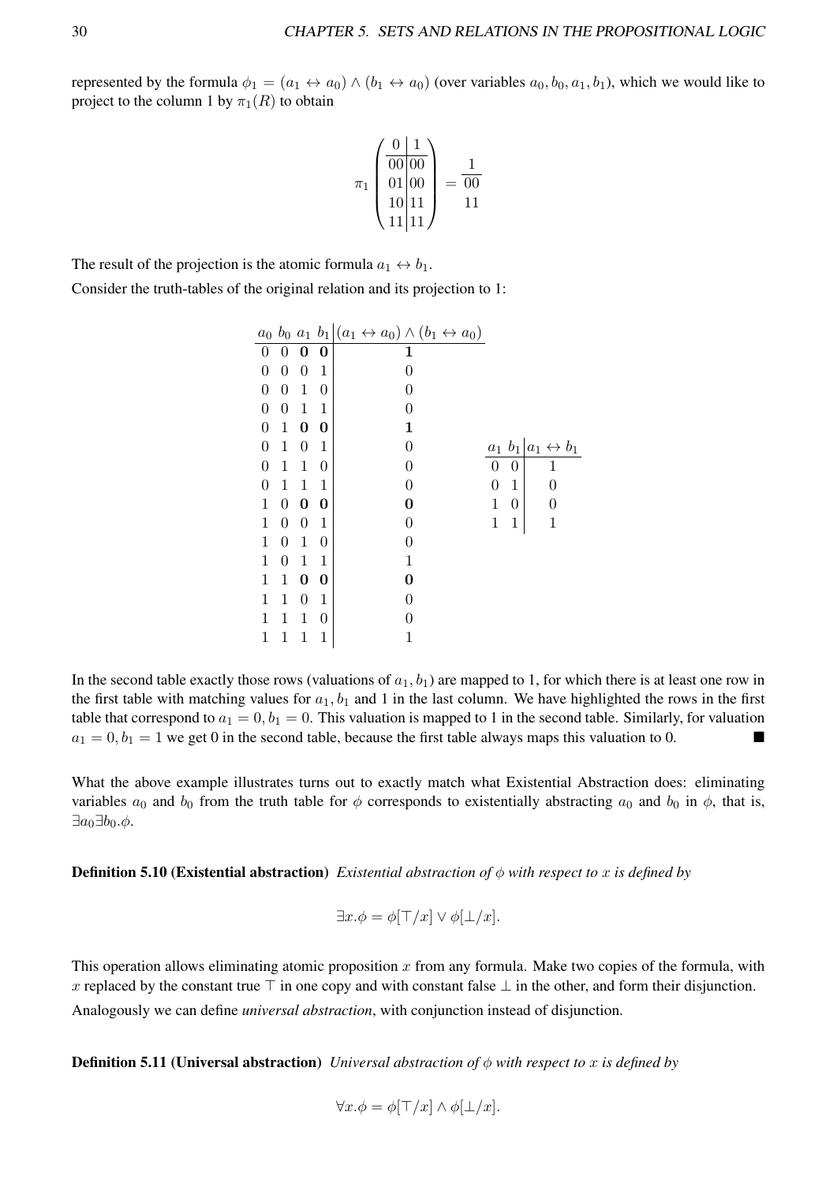represented by the formula $\phi_1 = (a_1 \leftrightarrow a_0) \wedge (b_1 \leftrightarrow a_0)$ (over variables $a_0, b_0, a_1, b_1$), which we would like to project to the column 1 by $\pi_1(R)$ to obtain

$$\pi_1 \begin{pmatrix} 0 & 1 \\ \hline 00 & 00 \\ 01 & 00 \\ 10 & 11 \\ 11 & 11 \end{pmatrix} = \begin{matrix} 1 \\ \hline 00 \\ 11 \end{matrix}$$

The result of the projection is the atomic formula $a_1 \leftrightarrow b_1$.

Consider the truth-tables of the original relation and its projection to 1:

| $a_0$ | $b_0$ | $a_1$ | $b_1$ | $(a_1 \leftrightarrow a_0) \wedge (b_1 \leftrightarrow a_0)$ |
|---|---|---|---|---|
| 0 | 0 | **0** | **0** | **1** |
| 0 | 0 | 0 | 1 | 0 |
| 0 | 0 | 1 | 0 | 0 |
| 0 | 0 | 1 | 1 | 0 |
| 0 | 1 | **0** | **0** | **1** |
| 0 | 1 | 0 | 1 | 0 |
| 0 | 1 | 1 | 0 | 0 |
| 0 | 1 | 1 | 1 | 0 |
| 1 | 0 | **0** | **0** | **0** |
| 1 | 0 | 0 | 1 | 0 |
| 1 | 0 | 1 | 0 | 0 |
| 1 | 0 | 1 | 1 | 1 |
| 1 | 1 | **0** | **0** | **0** |
| 1 | 1 | 0 | 1 | 0 |
| 1 | 1 | 1 | 0 | 0 |
| 1 | 1 | 1 | 1 | 1 |

| $a_1$ | $b_1$ | $a_1 \leftrightarrow b_1$ |
|---|---|---|
| 0 | 0 | 1 |
| 0 | 1 | 0 |
| 1 | 0 | 0 |
| 1 | 1 | 1 |

In the second table exactly those rows (valuations of $a_1, b_1$) are mapped to 1, for which there is at least one row in the first table with matching values for $a_1, b_1$ and 1 in the last column. We have highlighted the rows in the first table that correspond to $a_1 = 0, b_1 = 0$. This valuation is mapped to 1 in the second table. Similarly, for valuation $a_1 = 0, b_1 = 1$ we get 0 in the second table, because the first table always maps this valuation to 0. ■

What the above example illustrates turns out to exactly match what Existential Abstraction does: eliminating variables $a_0$ and $b_0$ from the truth table for $\phi$ corresponds to existentially abstracting $a_0$ and $b_0$ in $\phi$, that is, $\exists a_0 \exists b_0.\phi$.

**Definition 5.10 (Existential abstraction)** *Existential abstraction of $\phi$ with respect to $x$ is defined by*

$$\exists x.\phi = \phi[\top/x] \vee \phi[\bot/x].$$

This operation allows eliminating atomic proposition $x$ from any formula. Make two copies of the formula, with $x$ replaced by the constant true $\top$ in one copy and with constant false $\bot$ in the other, and form their disjunction.

Analogously we can define *universal abstraction*, with conjunction instead of disjunction.

**Definition 5.11 (Universal abstraction)** *Universal abstraction of $\phi$ with respect to $x$ is defined by*

$$\forall x.\phi = \phi[\top/x] \wedge \phi[\bot/x].$$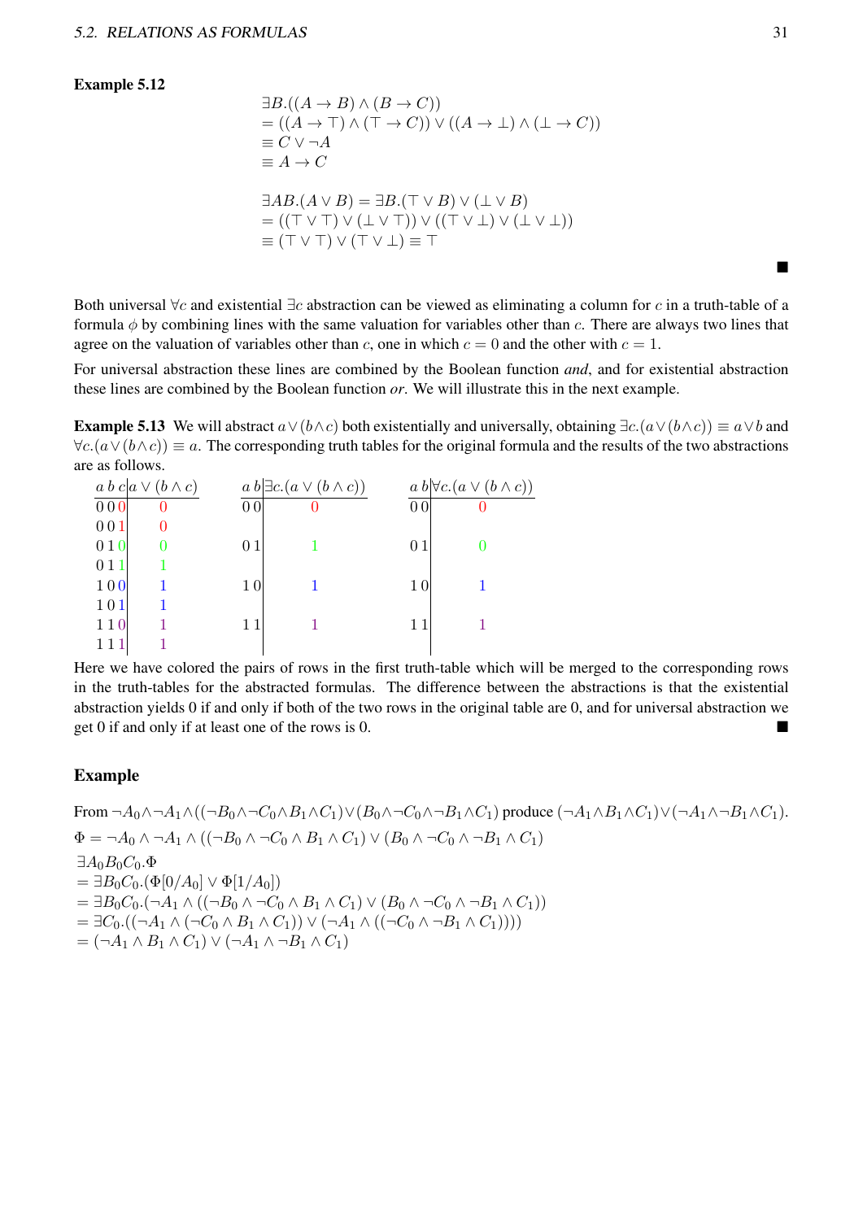**Example 5.12**

$$
\begin{aligned}
&\exists B.((A \to B) \land (B \to C)) \\
&= ((A \to \top) \land (\top \to C)) \lor ((A \to \bot) \land (\bot \to C)) \\
&\equiv C \lor \neg A \\
&\equiv A \to C
\end{aligned}
$$

$$
\begin{aligned}
&\exists AB.(A \lor B) = \exists B.(\top \lor B) \lor (\bot \lor B) \\
&= ((\top \lor \top) \lor (\bot \lor \top)) \lor ((\top \lor \bot) \lor (\bot \lor \bot)) \\
&\equiv (\top \lor \top) \lor (\top \lor \bot) \equiv \top
\end{aligned}
$$

■

Both universal $\forall c$ and existential $\exists c$ abstraction can be viewed as eliminating a column for $c$ in a truth-table of a formula $\phi$ by combining lines with the same valuation for variables other than $c$. There are always two lines that agree on the valuation of variables other than $c$, one in which $c = 0$ and the other with $c = 1$.

For universal abstraction these lines are combined by the Boolean function *and*, and for existential abstraction these lines are combined by the Boolean function *or*. We will illustrate this in the next example.

**Example 5.13** We will abstract $a \lor (b \land c)$ both existentially and universally, obtaining $\exists c.(a \lor (b \land c)) \equiv a \lor b$ and $\forall c.(a \lor (b \land c)) \equiv a$. The corresponding truth tables for the original formula and the results of the two abstractions are as follows.

| $a\ b\ c$ | $a \lor (b \land c)$ |
|---|---|
| 0 0 0 | 0 |
| 0 0 1 | 0 |
| 0 1 0 | 0 |
| 0 1 1 | 1 |
| 1 0 0 | 1 |
| 1 0 1 | 1 |
| 1 1 0 | 1 |
| 1 1 1 | 1 |

| $a\ b$ | $\exists c.(a \lor (b \land c))$ |
|---|---|
| 0 0 | 0 |
| 0 1 | 1 |
| 1 0 | 1 |
| 1 1 | 1 |

| $a\ b$ | $\forall c.(a \lor (b \land c))$ |
|---|---|
| 0 0 | 0 |
| 0 1 | 0 |
| 1 0 | 1 |
| 1 1 | 1 |

Here we have colored the pairs of rows in the first truth-table which will be merged to the corresponding rows in the truth-tables for the abstracted formulas. The difference between the abstractions is that the existential abstraction yields 0 if and only if both of the two rows in the original table are 0, and for universal abstraction we get 0 if and only if at least one of the rows is 0. ■

## Example

From $\neg A_0 \land \neg A_1 \land ((\neg B_0 \land \neg C_0 \land B_1 \land C_1) \lor (B_0 \land \neg C_0 \land \neg B_1 \land C_1)$ produce $(\neg A_1 \land B_1 \land C_1) \lor (\neg A_1 \land \neg B_1 \land C_1)$.

$\Phi = \neg A_0 \land \neg A_1 \land ((\neg B_0 \land \neg C_0 \land B_1 \land C_1) \lor (B_0 \land \neg C_0 \land \neg B_1 \land C_1)$

$$
\begin{aligned}
&\exists A_0 B_0 C_0.\Phi \\
&= \exists B_0 C_0.(\Phi[0/A_0] \lor \Phi[1/A_0]) \\
&= \exists B_0 C_0.(\neg A_1 \land ((\neg B_0 \land \neg C_0 \land B_1 \land C_1) \lor (B_0 \land \neg C_0 \land \neg B_1 \land C_1)) \\
&= \exists C_0.((\neg A_1 \land (\neg C_0 \land B_1 \land C_1)) \lor (\neg A_1 \land ((\neg C_0 \land \neg B_1 \land C_1)))) \\
&= (\neg A_1 \land B_1 \land C_1) \lor (\neg A_1 \land \neg B_1 \land C_1)
\end{aligned}
$$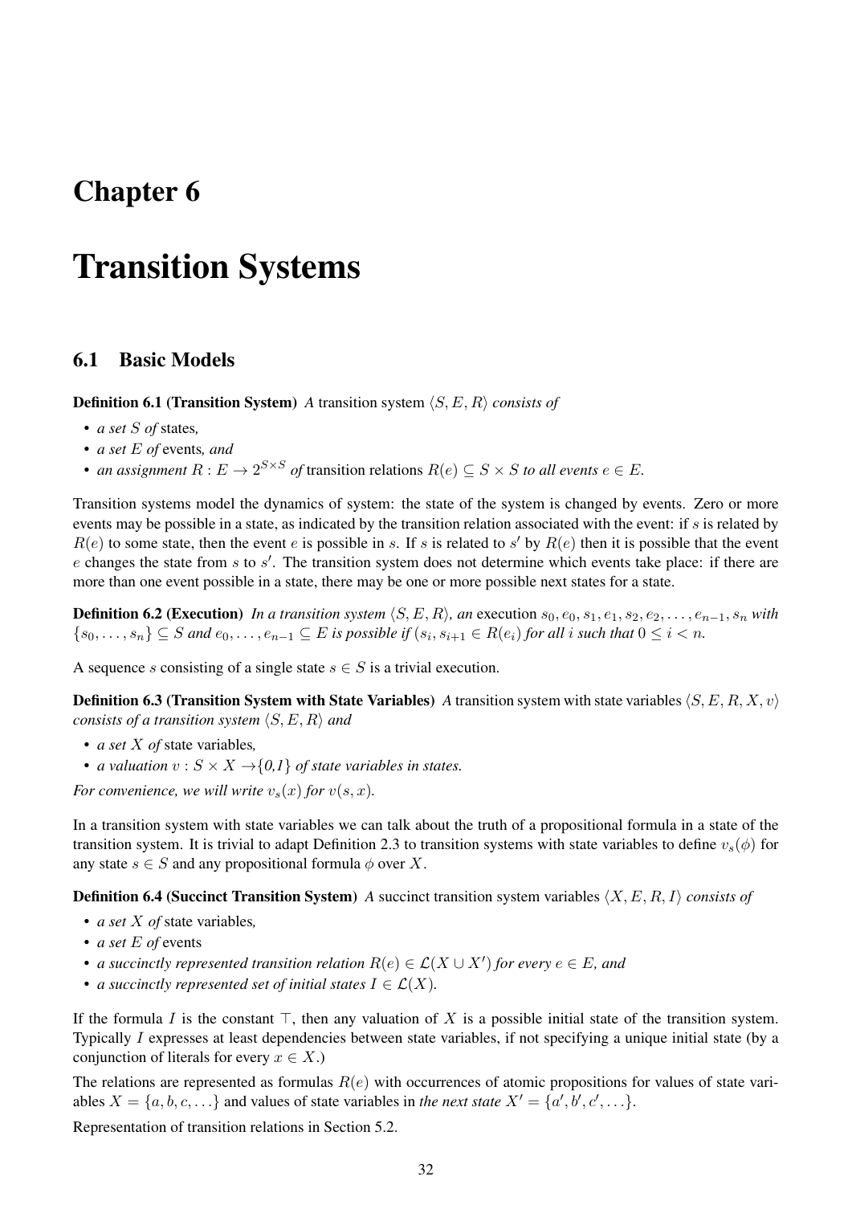# Chapter 6

# Transition Systems

## 6.1 Basic Models

**Definition 6.1 (Transition System)** *A* transition system $\langle S, E, R\rangle$ *consists of*

- *a set $S$ of* states*,*
- *a set $E$ of* events*, and*
- *an assignment $R : E \to 2^{S\times S}$ of* transition relations *$R(e) \subseteq S \times S$ to all events $e \in E$.*

Transition systems model the dynamics of system: the state of the system is changed by events. Zero or more events may be possible in a state, as indicated by the transition relation associated with the event: if $s$ is related by $R(e)$ to some state, then the event $e$ is possible in $s$. If $s$ is related to $s'$ by $R(e)$ then it is possible that the event $e$ changes the state from $s$ to $s'$. The transition system does not determine which events take place: if there are more than one event possible in a state, there may be one or more possible next states for a state.

**Definition 6.2 (Execution)** *In a transition system $\langle S, E, R\rangle$, an* execution *$s_0, e_0, s_1, e_1, s_2, e_2, \ldots, e_{n-1}, s_n$ with $\{s_0, \ldots, s_n\} \subseteq S$ and $e_0, \ldots, e_{n-1} \subseteq E$ is possible if $(s_i, s_{i+1} \in R(e_i)$ for all $i$ such that $0 \leq i < n$.*

A sequence $s$ consisting of a single state $s \in S$ is a trivial execution.

**Definition 6.3 (Transition System with State Variables)** *A* transition system with state variables $\langle S, E, R, X, v\rangle$ *consists of a transition system $\langle S, E, R\rangle$ and*

- *a set $X$ of* state variables*,*
- *a valuation $v : S \times X \to \{0,1\}$ of state variables in states.*

*For convenience, we will write $v_s(x)$ for $v(s, x)$.*

In a transition system with state variables we can talk about the truth of a propositional formula in a state of the transition system. It is trivial to adapt Definition 2.3 to transition systems with state variables to define $v_s(\phi)$ for any state $s \in S$ and any propositional formula $\phi$ over $X$.

**Definition 6.4 (Succinct Transition System)** *A* succinct transition system variables $\langle X, E, R, I\rangle$ *consists of*

- *a set $X$ of* state variables*,*
- *a set $E$ of* events
- *a succinctly represented transition relation $R(e) \in \mathcal{L}(X \cup X')$ for every $e \in E$, and*
- *a succinctly represented set of initial states $I \in \mathcal{L}(X)$.*

If the formula $I$ is the constant $\top$, then any valuation of $X$ is a possible initial state of the transition system. Typically $I$ expresses at least dependencies between state variables, if not specifying a unique initial state (by a conjunction of literals for every $x \in X$.)

The relations are represented as formulas $R(e)$ with occurrences of atomic propositions for values of state variables $X = \{a, b, c, \ldots\}$ and values of state variables in *the next state* $X' = \{a', b', c', \ldots\}$.

Representation of transition relations in Section 5.2.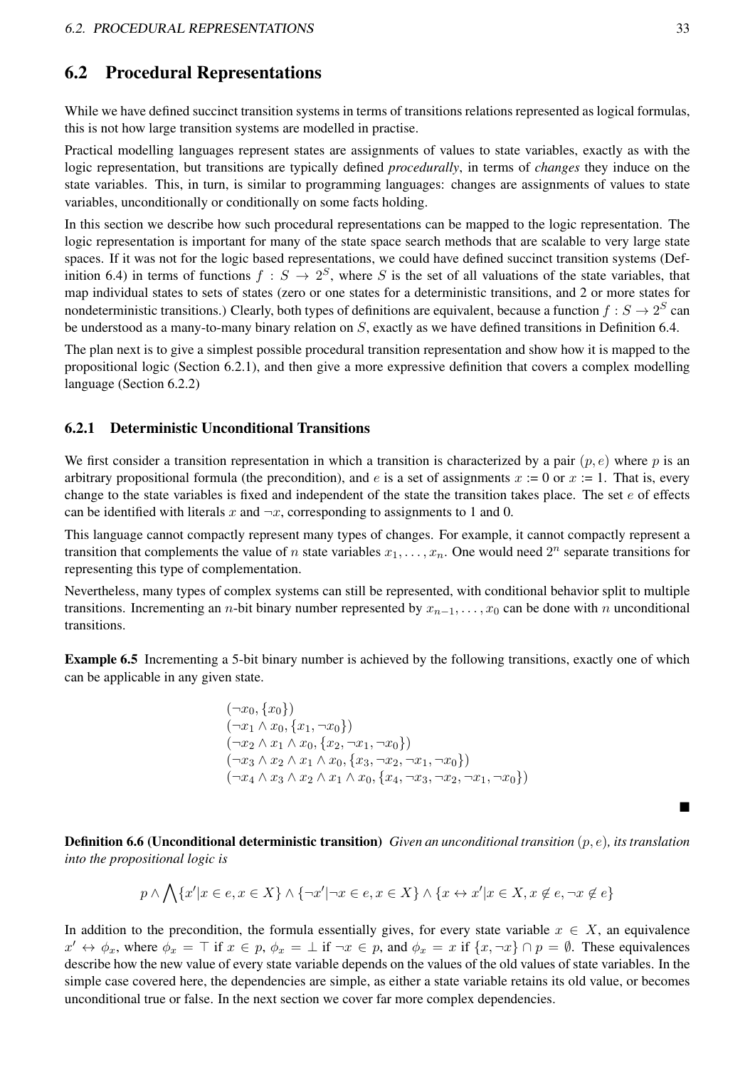## 6.2 Procedural Representations

While we have defined succinct transition systems in terms of transitions relations represented as logical formulas, this is not how large transition systems are modelled in practise.

Practical modelling languages represent states are assignments of values to state variables, exactly as with the logic representation, but transitions are typically defined *procedurally*, in terms of *changes* they induce on the state variables. This, in turn, is similar to programming languages: changes are assignments of values to state variables, unconditionally or conditionally on some facts holding.

In this section we describe how such procedural representations can be mapped to the logic representation. The logic representation is important for many of the state space search methods that are scalable to very large state spaces. If it was not for the logic based representations, we could have defined succinct transition systems (Definition 6.4) in terms of functions $f : S \rightarrow 2^S$, where $S$ is the set of all valuations of the state variables, that map individual states to sets of states (zero or one states for a deterministic transitions, and 2 or more states for nondeterministic transitions.) Clearly, both types of definitions are equivalent, because a function $f : S \rightarrow 2^S$ can be understood as a many-to-many binary relation on $S$, exactly as we have defined transitions in Definition 6.4.

The plan next is to give a simplest possible procedural transition representation and show how it is mapped to the propositional logic (Section 6.2.1), and then give a more expressive definition that covers a complex modelling language (Section 6.2.2)

### 6.2.1 Deterministic Unconditional Transitions

We first consider a transition representation in which a transition is characterized by a pair $(p, e)$ where $p$ is an arbitrary propositional formula (the precondition), and $e$ is a set of assignments $x := 0$ or $x := 1$. That is, every change to the state variables is fixed and independent of the state the transition takes place. The set $e$ of effects can be identified with literals $x$ and $\neg x$, corresponding to assignments to 1 and 0.

This language cannot compactly represent many types of changes. For example, it cannot compactly represent a transition that complements the value of $n$ state variables $x_1, \ldots, x_n$. One would need $2^n$ separate transitions for representing this type of complementation.

Nevertheless, many types of complex systems can still be represented, with conditional behavior split to multiple transitions. Incrementing an $n$-bit binary number represented by $x_{n-1}, \ldots, x_0$ can be done with $n$ unconditional transitions.

**Example 6.5** Incrementing a 5-bit binary number is achieved by the following transitions, exactly one of which can be applicable in any given state.

$$
\begin{array}{l}
(\neg x_0, \{x_0\}) \\
(\neg x_1 \wedge x_0, \{x_1, \neg x_0\}) \\
(\neg x_2 \wedge x_1 \wedge x_0, \{x_2, \neg x_1, \neg x_0\}) \\
(\neg x_3 \wedge x_2 \wedge x_1 \wedge x_0, \{x_3, \neg x_2, \neg x_1, \neg x_0\}) \\
(\neg x_4 \wedge x_3 \wedge x_2 \wedge x_1 \wedge x_0, \{x_4, \neg x_3, \neg x_2, \neg x_1, \neg x_0\})
\end{array}
$$

■

**Definition 6.6 (Unconditional deterministic transition)** *Given an unconditional transition $(p, e)$, its translation into the propositional logic is*

$$p \wedge \bigwedge \{x' | x \in e, x \in X\} \wedge \{\neg x' | \neg x \in e, x \in X\} \wedge \{x \leftrightarrow x' | x \in X, x \notin e, \neg x \notin e\}$$

In addition to the precondition, the formula essentially gives, for every state variable $x \in X$, an equivalence $x' \leftrightarrow \phi_x$, where $\phi_x = \top$ if $x \in p$, $\phi_x = \bot$ if $\neg x \in p$, and $\phi_x = x$ if $\{x, \neg x\} \cap p = \emptyset$. These equivalences describe how the new value of every state variable depends on the values of the old values of state variables. In the simple case covered here, the dependencies are simple, as either a state variable retains its old value, or becomes unconditional true or false. In the next section we cover far more complex dependencies.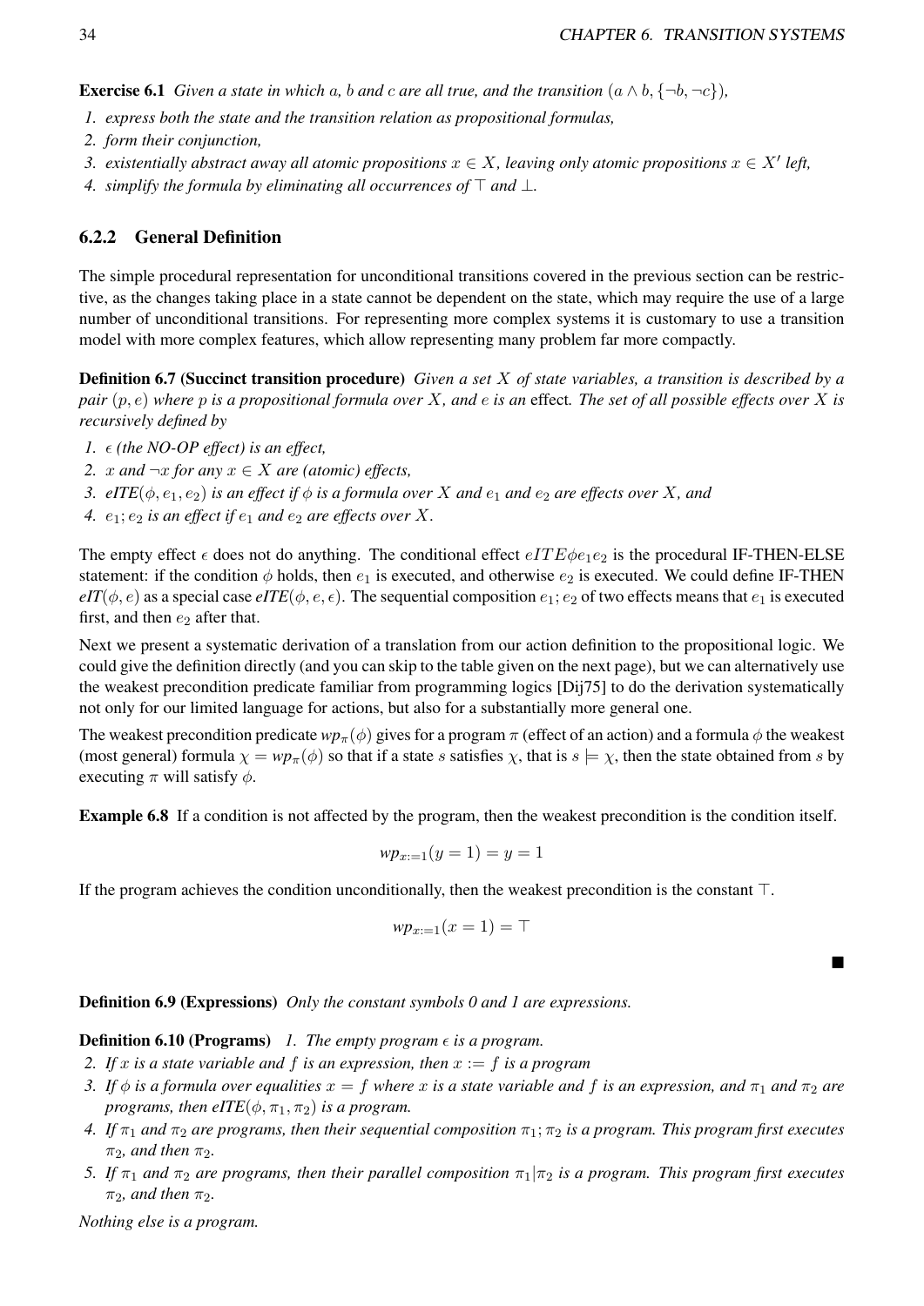**Exercise 6.1** *Given a state in which $a$, $b$ and $c$ are all true, and the transition $(a \wedge b, \{\neg b, \neg c\})$,*

1. *express both the state and the transition relation as propositional formulas,*
2. *form their conjunction,*
3. *existentially abstract away all atomic propositions $x \in X$, leaving only atomic propositions $x \in X'$ left,*
4. *simplify the formula by eliminating all occurrences of $\top$ and $\bot$.*

### 6.2.2 General Definition

The simple procedural representation for unconditional transitions covered in the previous section can be restrictive, as the changes taking place in a state cannot be dependent on the state, which may require the use of a large number of unconditional transitions. For representing more complex systems it is customary to use a transition model with more complex features, which allow representing many problem far more compactly.

**Definition 6.7 (Succinct transition procedure)** *Given a set $X$ of state variables, a transition is described by a pair $(p, e)$ where $p$ is a propositional formula over $X$, and $e$ is an* effect*. The set of all possible effects over $X$ is recursively defined by*

1. *$\epsilon$ (the NO-OP effect) is an effect,*
2. *$x$ and $\neg x$ for any $x \in X$ are (atomic) effects,*
3. *eITE$(\phi, e_1, e_2)$ is an effect if $\phi$ is a formula over $X$ and $e_1$ and $e_2$ are effects over $X$, and*
4. *$e_1; e_2$ is an effect if $e_1$ and $e_2$ are effects over $X$.*

The empty effect $\epsilon$ does not do anything. The conditional effect $eITE\phi e_1 e_2$ is the procedural IF-THEN-ELSE statement: if the condition $\phi$ holds, then $e_1$ is executed, and otherwise $e_2$ is executed. We could define IF-THEN *eIT*$(\phi, e)$ as a special case *eITE*$(\phi, e, \epsilon)$. The sequential composition $e_1; e_2$ of two effects means that $e_1$ is executed first, and then $e_2$ after that.

Next we present a systematic derivation of a translation from our action definition to the propositional logic. We could give the definition directly (and you can skip to the table given on the next page), but we can alternatively use the weakest precondition predicate familiar from programming logics [Dij75] to do the derivation systematically not only for our limited language for actions, but also for a substantially more general one.

The weakest precondition predicate $wp_\pi(\phi)$ gives for a program $\pi$ (effect of an action) and a formula $\phi$ the weakest (most general) formula $\chi = wp_\pi(\phi)$ so that if a state $s$ satisfies $\chi$, that is $s \models \chi$, then the state obtained from $s$ by executing $\pi$ will satisfy $\phi$.

**Example 6.8** If a condition is not affected by the program, then the weakest precondition is the condition itself.

$$wp_{x:=1}(y = 1) = y = 1$$

If the program achieves the condition unconditionally, then the weakest precondition is the constant $\top$.

$$wp_{x:=1}(x = 1) = \top$$

■

**Definition 6.9 (Expressions)** *Only the constant symbols 0 and 1 are expressions.*

**Definition 6.10 (Programs)**

1. *The empty program $\epsilon$ is a program.*
2. *If $x$ is a state variable and $f$ is an expression, then $x := f$ is a program*
3. *If $\phi$ is a formula over equalities $x = f$ where $x$ is a state variable and $f$ is an expression, and $\pi_1$ and $\pi_2$ are programs, then eITE$(\phi, \pi_1, \pi_2)$ is a program.*
4. *If $\pi_1$ and $\pi_2$ are programs, then their sequential composition $\pi_1; \pi_2$ is a program. This program first executes $\pi_2$, and then $\pi_2$.*
5. *If $\pi_1$ and $\pi_2$ are programs, then their parallel composition $\pi_1 | \pi_2$ is a program. This program first executes $\pi_2$, and then $\pi_2$.*

*Nothing else is a program.*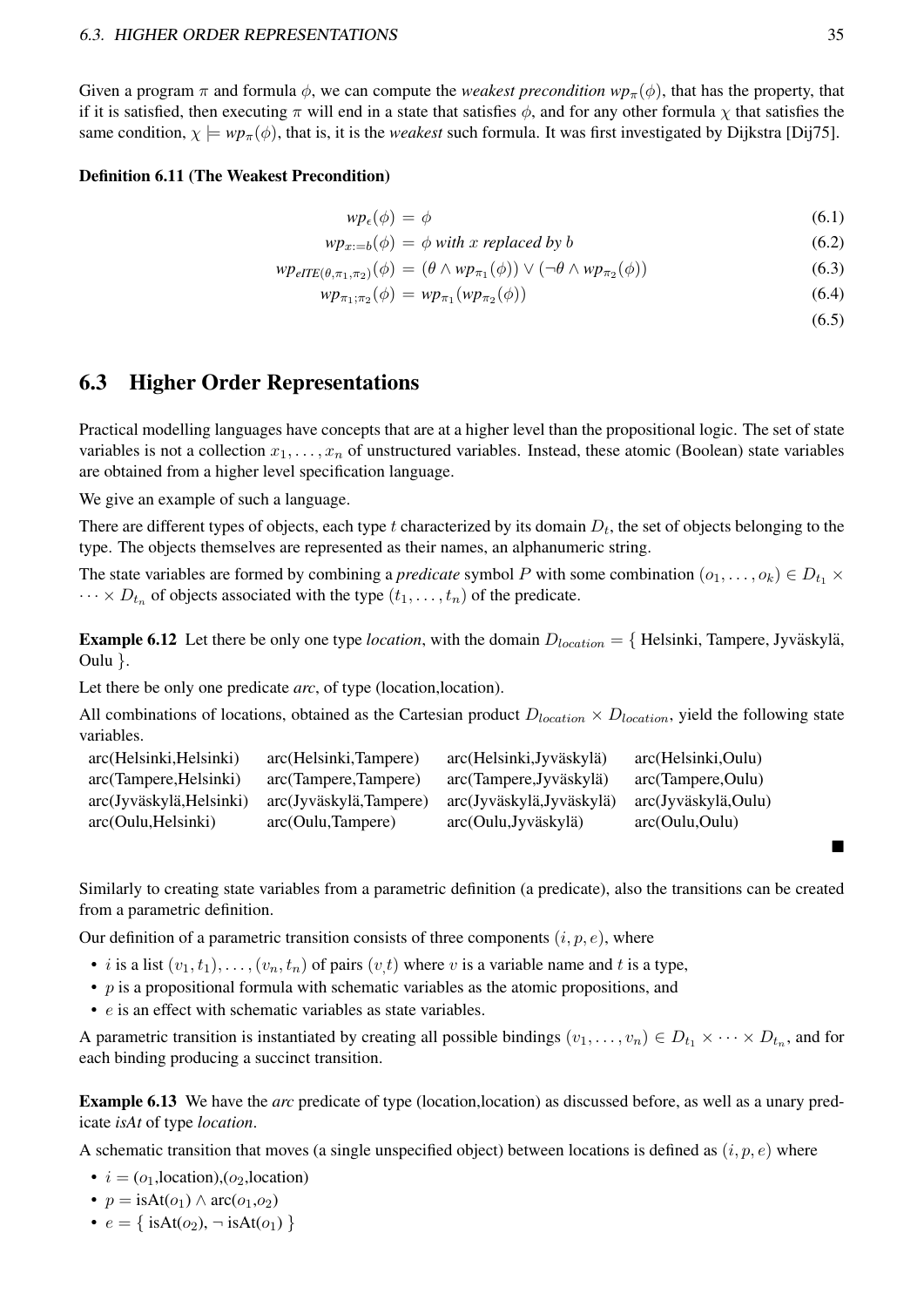Given a program $\pi$ and formula $\phi$, we can compute the *weakest precondition* $wp_\pi(\phi)$, that has the property, that if it is satisfied, then executing $\pi$ will end in a state that satisfies $\phi$, and for any other formula $\chi$ that satisfies the same condition, $\chi \models wp_\pi(\phi)$, that is, it is the *weakest* such formula. It was first investigated by Dijkstra [Dij75].

**Definition 6.11 (The Weakest Precondition)**

$$wp_\epsilon(\phi) = \phi \tag{6.1}$$

$$wp_{x:=b}(\phi) = \phi \textit{ with } x \textit{ replaced by } b \tag{6.2}$$

$$wp_{eITE(\theta,\pi_1,\pi_2)}(\phi) = (\theta \wedge wp_{\pi_1}(\phi)) \vee (\neg\theta \wedge wp_{\pi_2}(\phi)) \tag{6.3}$$

$$wp_{\pi_1;\pi_2}(\phi) = wp_{\pi_1}(wp_{\pi_2}(\phi)) \tag{6.4}$$

$$\tag{6.5}$$

## 6.3 Higher Order Representations

Practical modelling languages have concepts that are at a higher level than the propositional logic. The set of state variables is not a collection $x_1, \ldots, x_n$ of unstructured variables. Instead, these atomic (Boolean) state variables are obtained from a higher level specification language.

We give an example of such a language.

There are different types of objects, each type $t$ characterized by its domain $D_t$, the set of objects belonging to the type. The objects themselves are represented as their names, an alphanumeric string.

The state variables are formed by combining a *predicate* symbol $P$ with some combination $(o_1, \ldots, o_k) \in D_{t_1} \times \cdots \times D_{t_n}$ of objects associated with the type $(t_1, \ldots, t_n)$ of the predicate.

**Example 6.12** Let there be only one type *location*, with the domain $D_{location} = \{$ Helsinki, Tampere, Jyväskylä, Oulu $\}$.

Let there be only one predicate *arc*, of type (location,location).

All combinations of locations, obtained as the Cartesian product $D_{location} \times D_{location}$, yield the following state variables.

| | | | |
|---|---|---|---|
| arc(Helsinki,Helsinki) | arc(Helsinki,Tampere) | arc(Helsinki,Jyväskylä) | arc(Helsinki,Oulu) |
| arc(Tampere,Helsinki) | arc(Tampere,Tampere) | arc(Tampere,Jyväskylä) | arc(Tampere,Oulu) |
| arc(Jyväskylä,Helsinki) | arc(Jyväskylä,Tampere) | arc(Jyväskylä,Jyväskylä) | arc(Jyväskylä,Oulu) |
| arc(Oulu,Helsinki) | arc(Oulu,Tampere) | arc(Oulu,Jyväskylä) | arc(Oulu,Oulu) |

■

Similarly to creating state variables from a parametric definition (a predicate), also the transitions can be created from a parametric definition.

Our definition of a parametric transition consists of three components $(i, p, e)$, where

- $i$ is a list $(v_1, t_1), \ldots, (v_n, t_n)$ of pairs $(v, t)$ where $v$ is a variable name and $t$ is a type,
- $p$ is a propositional formula with schematic variables as the atomic propositions, and
- $e$ is an effect with schematic variables as state variables.

A parametric transition is instantiated by creating all possible bindings $(v_1, \ldots, v_n) \in D_{t_1} \times \cdots \times D_{t_n}$, and for each binding producing a succinct transition.

**Example 6.13** We have the *arc* predicate of type (location,location) as discussed before, as well as a unary predicate *isAt* of type *location*.

A schematic transition that moves (a single unspecified object) between locations is defined as $(i, p, e)$ where

- $i = (o_1,$location$),(o_2,$location$)$
- $p = $ isAt$(o_1) \wedge$ arc$(o_1,o_2)$
- $e = \{$ isAt$(o_2)$, $\neg$ isAt$(o_1)$ $\}$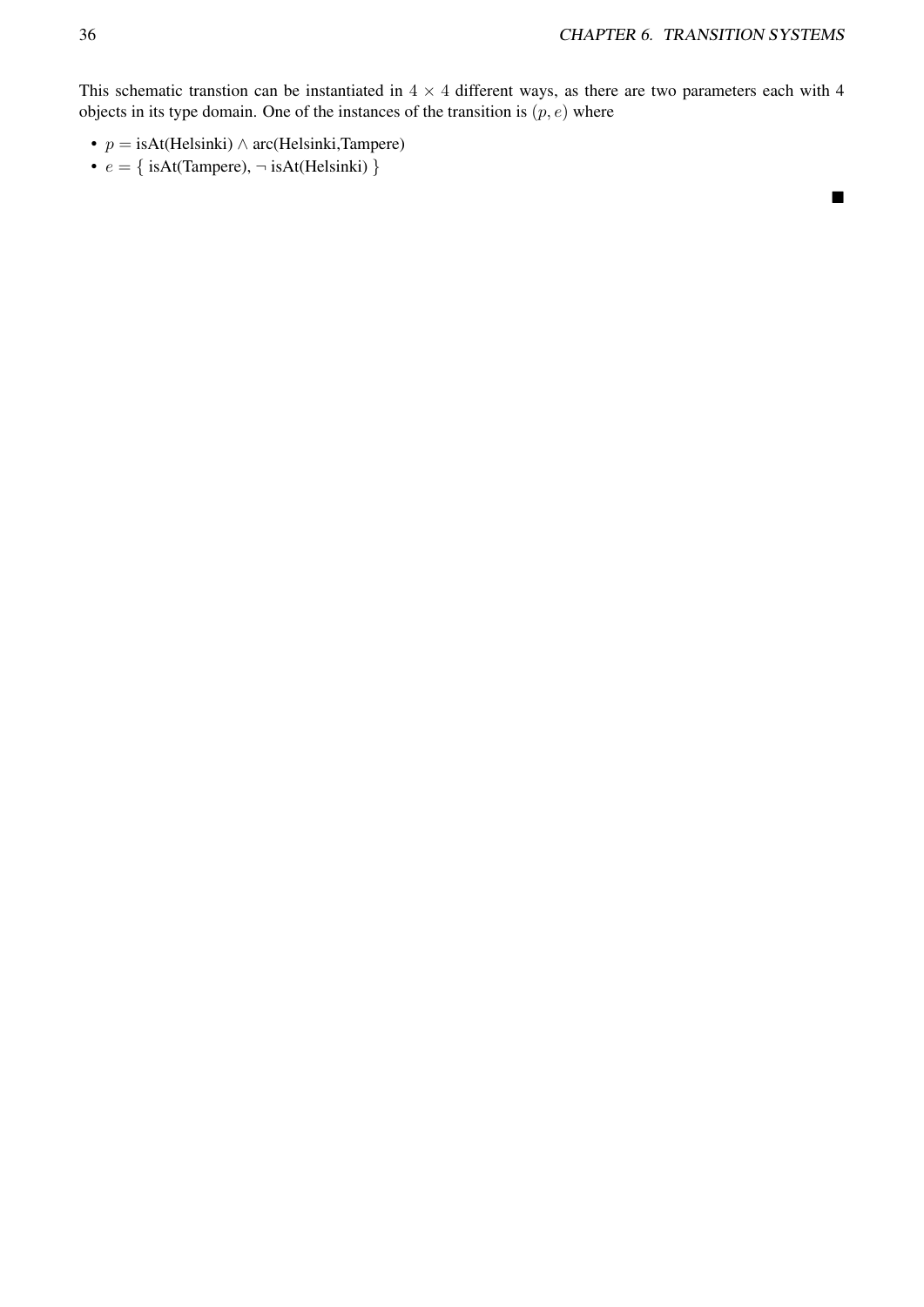This schematic transtion can be instantiated in $4 \times 4$ different ways, as there are two parameters each with 4 objects in its type domain. One of the instances of the transition is $(p, e)$ where

- $p =$ isAt(Helsinki) $\wedge$ arc(Helsinki,Tampere)
- $e = \{$ isAt(Tampere), $\neg$ isAt(Helsinki) $\}$

$\blacksquare$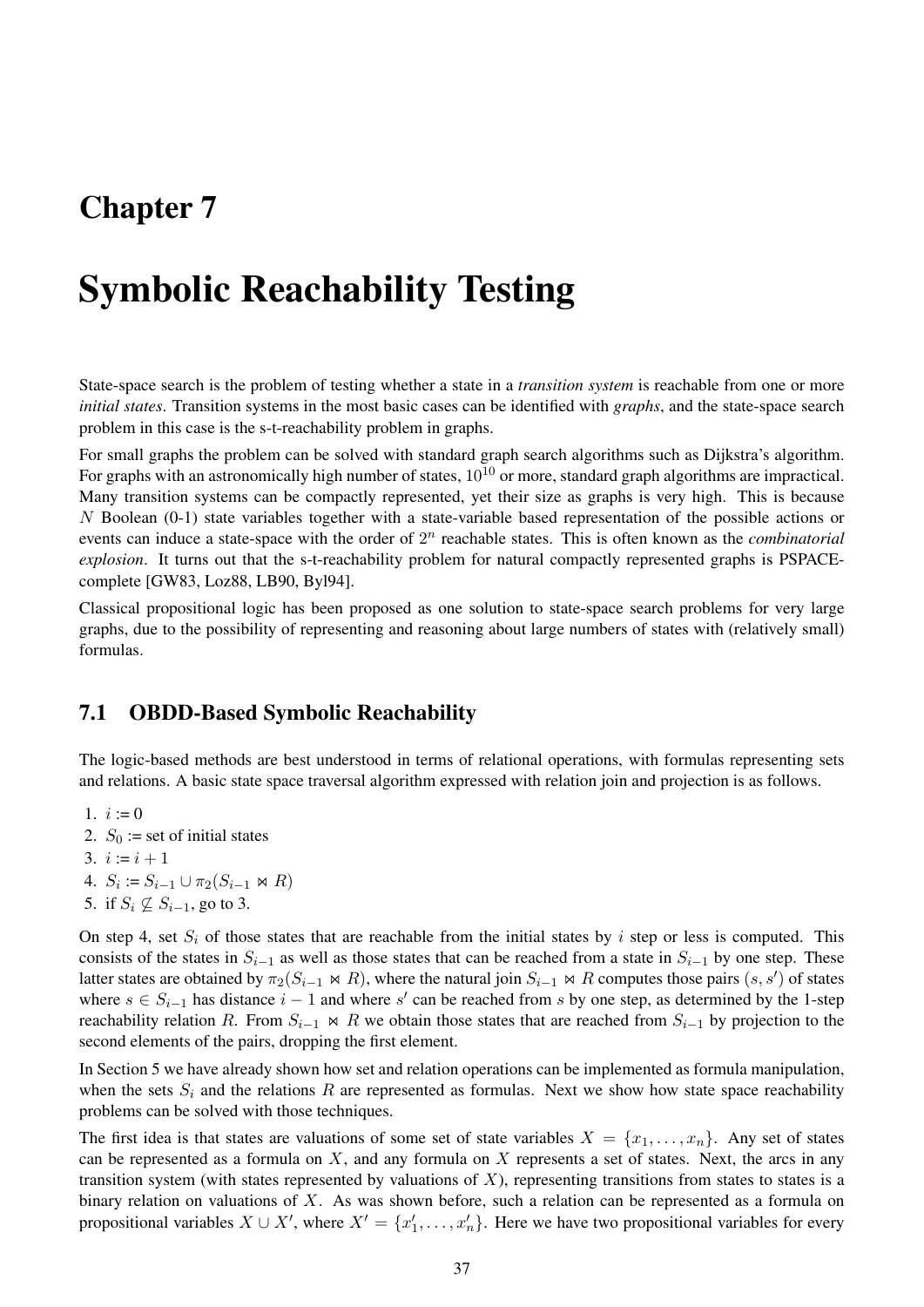# Chapter 7

# Symbolic Reachability Testing

State-space search is the problem of testing whether a state in a *transition system* is reachable from one or more *initial states*. Transition systems in the most basic cases can be identified with *graphs*, and the state-space search problem in this case is the s-t-reachability problem in graphs.

For small graphs the problem can be solved with standard graph search algorithms such as Dijkstra's algorithm. For graphs with an astronomically high number of states, $10^{10}$ or more, standard graph algorithms are impractical. Many transition systems can be compactly represented, yet their size as graphs is very high. This is because $N$ Boolean (0-1) state variables together with a state-variable based representation of the possible actions or events can induce a state-space with the order of $2^n$ reachable states. This is often known as the *combinatorial explosion*. It turns out that the s-t-reachability problem for natural compactly represented graphs is PSPACE-complete [GW83, Loz88, LB90, Byl94].

Classical propositional logic has been proposed as one solution to state-space search problems for very large graphs, due to the possibility of representing and reasoning about large numbers of states with (relatively small) formulas.

## 7.1 OBDD-Based Symbolic Reachability

The logic-based methods are best understood in terms of relational operations, with formulas representing sets and relations. A basic state space traversal algorithm expressed with relation join and projection is as follows.

1. $i := 0$
2. $S_0 :=$ set of initial states
3. $i := i + 1$
4. $S_i := S_{i-1} \cup \pi_2(S_{i-1} \bowtie R)$
5. if $S_i \not\subseteq S_{i-1}$, go to 3.

On step 4, set $S_i$ of those states that are reachable from the initial states by $i$ step or less is computed. This consists of the states in $S_{i-1}$ as well as those states that can be reached from a state in $S_{i-1}$ by one step. These latter states are obtained by $\pi_2(S_{i-1} \bowtie R)$, where the natural join $S_{i-1} \bowtie R$ computes those pairs $(s, s')$ of states where $s \in S_{i-1}$ has distance $i - 1$ and where $s'$ can be reached from $s$ by one step, as determined by the 1-step reachability relation $R$. From $S_{i-1} \bowtie R$ we obtain those states that are reached from $S_{i-1}$ by projection to the second elements of the pairs, dropping the first element.

In Section 5 we have already shown how set and relation operations can be implemented as formula manipulation, when the sets $S_i$ and the relations $R$ are represented as formulas. Next we show how state space reachability problems can be solved with those techniques.

The first idea is that states are valuations of some set of state variables $X = \{x_1, \ldots, x_n\}$. Any set of states can be represented as a formula on $X$, and any formula on $X$ represents a set of states. Next, the arcs in any transition system (with states represented by valuations of $X$), representing transitions from states to states is a binary relation on valuations of $X$. As was shown before, such a relation can be represented as a formula on propositional variables $X \cup X'$, where $X' = \{x'_1, \ldots, x'_n\}$. Here we have two propositional variables for every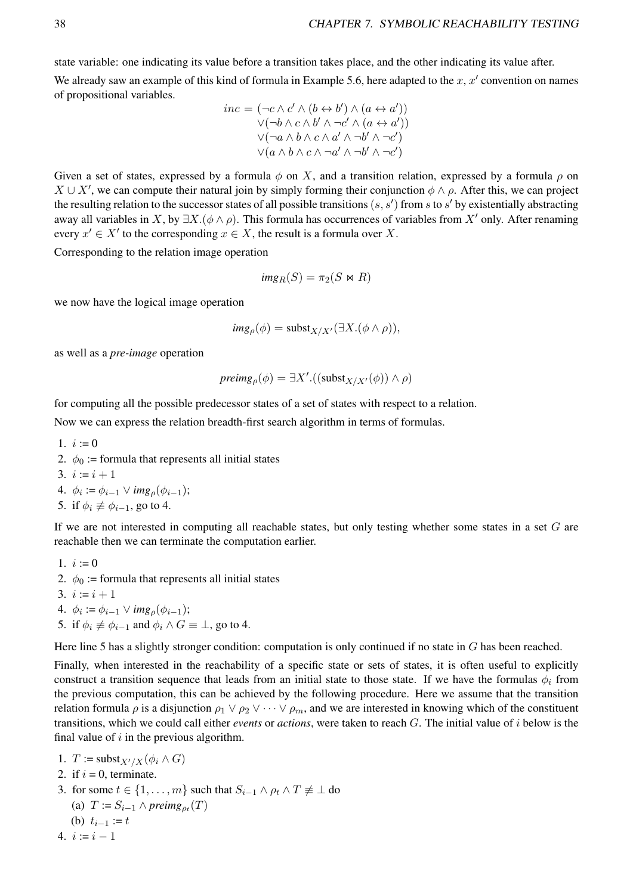state variable: one indicating its value before a transition takes place, and the other indicating its value after.

We already saw an example of this kind of formula in Example 5.6, here adapted to the $x$, $x'$ convention on names of propositional variables.

$$
\begin{aligned}
inc = \; & (\neg c \wedge c' \wedge (b \leftrightarrow b') \wedge (a \leftrightarrow a')) \\
& \vee(\neg b \wedge c \wedge b' \wedge \neg c' \wedge (a \leftrightarrow a')) \\
& \vee(\neg a \wedge b \wedge c \wedge a' \wedge \neg b' \wedge \neg c') \\
& \vee(a \wedge b \wedge c \wedge \neg a' \wedge \neg b' \wedge \neg c')
\end{aligned}
$$

Given a set of states, expressed by a formula $\phi$ on $X$, and a transition relation, expressed by a formula $\rho$ on $X \cup X'$, we can compute their natural join by simply forming their conjunction $\phi \wedge \rho$. After this, we can project the resulting relation to the successor states of all possible transitions $(s, s')$ from $s$ to $s'$ by existentially abstracting away all variables in $X$, by $\exists X.(\phi \wedge \rho)$. This formula has occurrences of variables from $X'$ only. After renaming every $x' \in X'$ to the corresponding $x \in X$, the result is a formula over $X$.

Corresponding to the relation image operation

$$img_R(S) = \pi_2(S \bowtie R)$$

we now have the logical image operation

$$img_\rho(\phi) = \text{subst}_{X/X'}(\exists X.(\phi \wedge \rho)),$$

as well as a *pre-image* operation

$$preimg_\rho(\phi) = \exists X'.((\text{subst}_{X/X'}(\phi)) \wedge \rho)$$

for computing all the possible predecessor states of a set of states with respect to a relation.

Now we can express the relation breadth-first search algorithm in terms of formulas.

1. $i := 0$
2. $\phi_0$ := formula that represents all initial states
3. $i := i + 1$
4. $\phi_i := \phi_{i-1} \vee img_\rho(\phi_{i-1})$;
5. if $\phi_i \not\equiv \phi_{i-1}$, go to 4.

If we are not interested in computing all reachable states, but only testing whether some states in a set $G$ are reachable then we can terminate the computation earlier.

1. $i := 0$
2. $\phi_0$ := formula that represents all initial states
3. $i := i + 1$
4. $\phi_i := \phi_{i-1} \vee img_\rho(\phi_{i-1})$;
5. if $\phi_i \not\equiv \phi_{i-1}$ and $\phi_i \wedge G \equiv \bot$, go to 4.

Here line 5 has a slightly stronger condition: computation is only continued if no state in $G$ has been reached.

Finally, when interested in the reachability of a specific state or sets of states, it is often useful to explicitly construct a transition sequence that leads from an initial state to those state. If we have the formulas $\phi_i$ from the previous computation, this can be achieved by the following procedure. Here we assume that the transition relation formula $\rho$ is a disjunction $\rho_1 \vee \rho_2 \vee \cdots \vee \rho_m$, and we are interested in knowing which of the constituent transitions, which we could call either *events* or *actions*, were taken to reach $G$. The initial value of $i$ below is the final value of $i$ in the previous algorithm.

1. $T := \text{subst}_{X'/X}(\phi_i \wedge G)$
2. if $i = 0$, terminate.
3. for some $t \in \{1, \dots, m\}$ such that $S_{i-1} \wedge \rho_t \wedge T \not\equiv \bot$ do
   (a) $T := S_{i-1} \wedge preimg_{\rho_t}(T)$
   (b) $t_{i-1} := t$
4. $i := i - 1$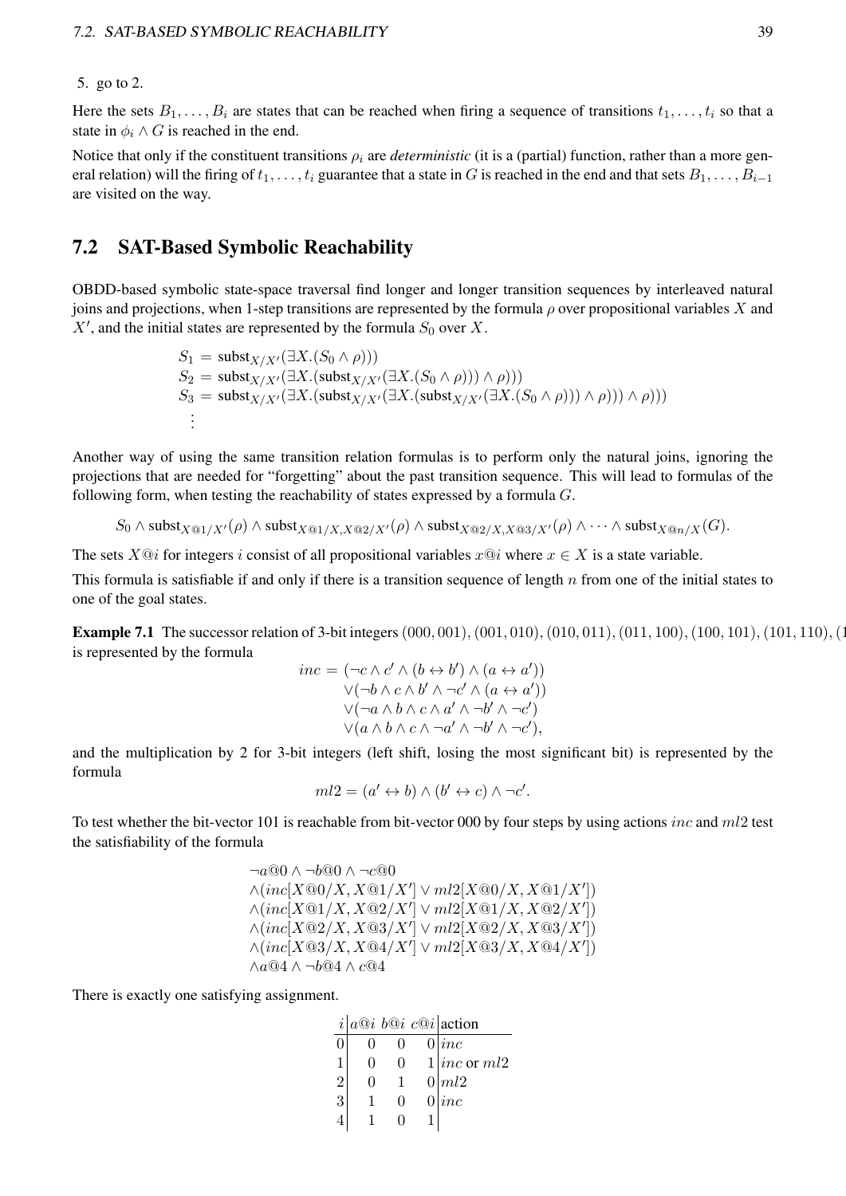5. go to 2.

Here the sets $B_1, \ldots, B_i$ are states that can be reached when firing a sequence of transitions $t_1, \ldots, t_i$ so that a state in $\phi_i \wedge G$ is reached in the end.

Notice that only if the constituent transitions $\rho_i$ are *deterministic* (it is a (partial) function, rather than a more general relation) will the firing of $t_1, \ldots, t_i$ guarantee that a state in $G$ is reached in the end and that sets $B_1, \ldots, B_{i-1}$ are visited on the way.

## 7.2 SAT-Based Symbolic Reachability

OBDD-based symbolic state-space traversal find longer and longer transition sequences by interleaved natural joins and projections, when 1-step transitions are represented by the formula $\rho$ over propositional variables $X$ and $X'$, and the initial states are represented by the formula $S_0$ over $X$.

$$
\begin{aligned}
S_1 &= \text{subst}_{X/X'}(\exists X.(S_0 \wedge \rho))) \\
S_2 &= \text{subst}_{X/X'}(\exists X.(\text{subst}_{X/X'}(\exists X.(S_0 \wedge \rho))) \wedge \rho))) \\
S_3 &= \text{subst}_{X/X'}(\exists X.(\text{subst}_{X/X'}(\exists X.(\text{subst}_{X/X'}(\exists X.(S_0 \wedge \rho))) \wedge \rho))) \wedge \rho))) \\
&\vdots
\end{aligned}
$$

Another way of using the same transition relation formulas is to perform only the natural joins, ignoring the projections that are needed for "forgetting" about the past transition sequence. This will lead to formulas of the following form, when testing the reachability of states expressed by a formula $G$.

$$
S_0 \wedge \text{subst}_{X@1/X'}(\rho) \wedge \text{subst}_{X@1/X, X@2/X'}(\rho) \wedge \text{subst}_{X@2/X, X@3/X'}(\rho) \wedge \cdots \wedge \text{subst}_{X@n/X}(G).
$$

The sets $X@i$ for integers $i$ consist of all propositional variables $x@i$ where $x \in X$ is a state variable.

This formula is satisfiable if and only if there is a transition sequence of length $n$ from one of the initial states to one of the goal states.

**Example 7.1** The successor relation of 3-bit integers $(000, 001), (001, 010), (010, 011), (011, 100), (100, 101), (101, 110), (1$ is represented by the formula

$$
\begin{aligned}
inc = &(\neg c \wedge c' \wedge (b \leftrightarrow b') \wedge (a \leftrightarrow a')) \\
&\vee(\neg b \wedge c \wedge b' \wedge \neg c' \wedge (a \leftrightarrow a')) \\
&\vee(\neg a \wedge b \wedge c \wedge a' \wedge \neg b' \wedge \neg c') \\
&\vee(a \wedge b \wedge c \wedge \neg a' \wedge \neg b' \wedge \neg c'),
\end{aligned}
$$

and the multiplication by 2 for 3-bit integers (left shift, losing the most significant bit) is represented by the formula

$$
ml2 = (a' \leftrightarrow b) \wedge (b' \leftrightarrow c) \wedge \neg c'.
$$

To test whether the bit-vector 101 is reachable from bit-vector 000 by four steps by using actions $inc$ and $ml2$ test the satisfiability of the formula

$$
\begin{aligned}
&\neg a@0 \wedge \neg b@0 \wedge \neg c@0 \\
&\wedge(inc[X@0/X, X@1/X'] \vee ml2[X@0/X, X@1/X']) \\
&\wedge(inc[X@1/X, X@2/X'] \vee ml2[X@1/X, X@2/X']) \\
&\wedge(inc[X@2/X, X@3/X'] \vee ml2[X@2/X, X@3/X']) \\
&\wedge(inc[X@3/X, X@4/X'] \vee ml2[X@3/X, X@4/X']) \\
&\wedge a@4 \wedge \neg b@4 \wedge c@4
\end{aligned}
$$

There is exactly one satisfying assignment.

| $i$ | $a@i$ | $b@i$ | $c@i$ | action |
|---|---|---|---|---|
| 0 | 0 | 0 | 0 | $inc$ |
| 1 | 0 | 0 | 1 | $inc$ or $ml2$ |
| 2 | 0 | 1 | 0 | $ml2$ |
| 3 | 1 | 0 | 0 | $inc$ |
| 4 | 1 | 0 | 1 | |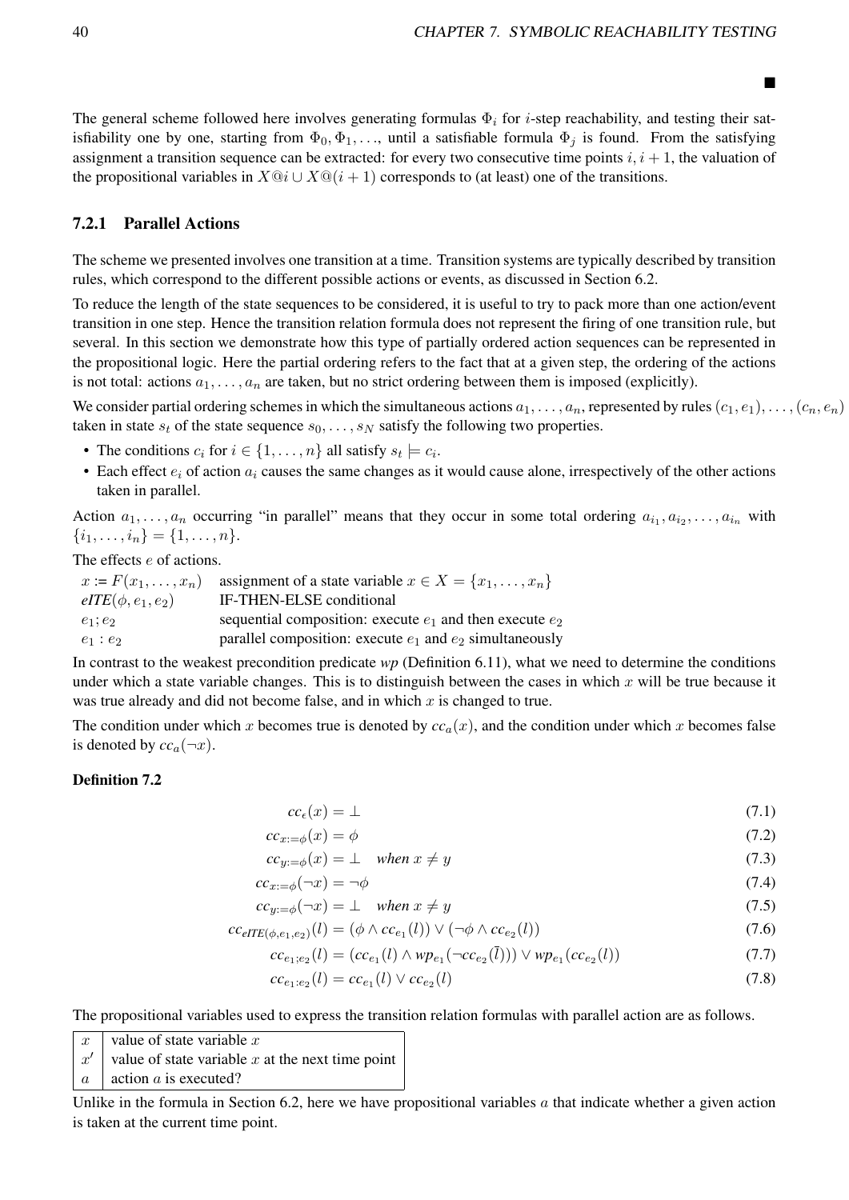■

The general scheme followed here involves generating formulas $\Phi_i$ for $i$-step reachability, and testing their satisfiability one by one, starting from $\Phi_0, \Phi_1, \ldots$, until a satisfiable formula $\Phi_j$ is found. From the satisfying assignment a transition sequence can be extracted: for every two consecutive time points $i, i+1$, the valuation of the propositional variables in $X@i \cup X@(i+1)$ corresponds to (at least) one of the transitions.

### 7.2.1 Parallel Actions

The scheme we presented involves one transition at a time. Transition systems are typically described by transition rules, which correspond to the different possible actions or events, as discussed in Section 6.2.

To reduce the length of the state sequences to be considered, it is useful to try to pack more than one action/event transition in one step. Hence the transition relation formula does not represent the firing of one transition rule, but several. In this section we demonstrate how this type of partially ordered action sequences can be represented in the propositional logic. Here the partial ordering refers to the fact that at a given step, the ordering of the actions is not total: actions $a_1, \ldots, a_n$ are taken, but no strict ordering between them is imposed (explicitly).

We consider partial ordering schemes in which the simultaneous actions $a_1, \ldots, a_n$, represented by rules $(c_1, e_1), \ldots, (c_n, e_n)$ taken in state $s_t$ of the state sequence $s_0, \ldots, s_N$ satisfy the following two properties.

- The conditions $c_i$ for $i \in \{1, \ldots, n\}$ all satisfy $s_t \models c_i$.
- Each effect $e_i$ of action $a_i$ causes the same changes as it would cause alone, irrespectively of the other actions taken in parallel.

Action $a_1, \ldots, a_n$ occurring "in parallel" means that they occur in some total ordering $a_{i_1}, a_{i_2}, \ldots, a_{i_n}$ with $\{i_1, \ldots, i_n\} = \{1, \ldots, n\}$.

The effects $e$ of actions.

| | |
|---|---|
| $x := F(x_1, \ldots, x_n)$ | assignment of a state variable $x \in X = \{x_1, \ldots, x_n\}$ |
| $eITE(\phi, e_1, e_2)$ | IF-THEN-ELSE conditional |
| $e_1; e_2$ | sequential composition: execute $e_1$ and then execute $e_2$ |
| $e_1 : e_2$ | parallel composition: execute $e_1$ and $e_2$ simultaneously |

In contrast to the weakest precondition predicate *wp* (Definition 6.11), what we need to determine the conditions under which a state variable changes. This is to distinguish between the cases in which $x$ will be true because it was true already and did not become false, and in which $x$ is changed to true.

The condition under which $x$ becomes true is denoted by $cc_a(x)$, and the condition under which $x$ becomes false is denoted by $cc_a(\neg x)$.

**Definition 7.2**

$$cc_\epsilon(x) = \bot \tag{7.1}$$

$$cc_{x:=\phi}(x) = \phi \tag{7.2}$$

$$cc_{y:=\phi}(x) = \bot \quad \textit{when } x \neq y \tag{7.3}$$

$$cc_{x:=\phi}(\neg x) = \neg\phi \tag{7.4}$$

$$cc_{y:=\phi}(\neg x) = \bot \quad \textit{when } x \neq y \tag{7.5}$$

$$cc_{eITE(\phi,e_1,e_2)}(l) = (\phi \wedge cc_{e_1}(l)) \vee (\neg\phi \wedge cc_{e_2}(l)) \tag{7.6}$$

$$cc_{e_1;e_2}(l) = (cc_{e_1}(l) \wedge wp_{e_1}(\neg cc_{e_2}(\bar{l}))) \vee wp_{e_1}(cc_{e_2}(l)) \tag{7.7}$$

$$cc_{e_1:e_2}(l) = cc_{e_1}(l) \vee cc_{e_2}(l) \tag{7.8}$$

The propositional variables used to express the transition relation formulas with parallel action are as follows.

| | |
|---|---|
| $x$ | value of state variable $x$ |
| $x'$ | value of state variable $x$ at the next time point |
| $a$ | action $a$ is executed? |

Unlike in the formula in Section 6.2, here we have propositional variables $a$ that indicate whether a given action is taken at the current time point.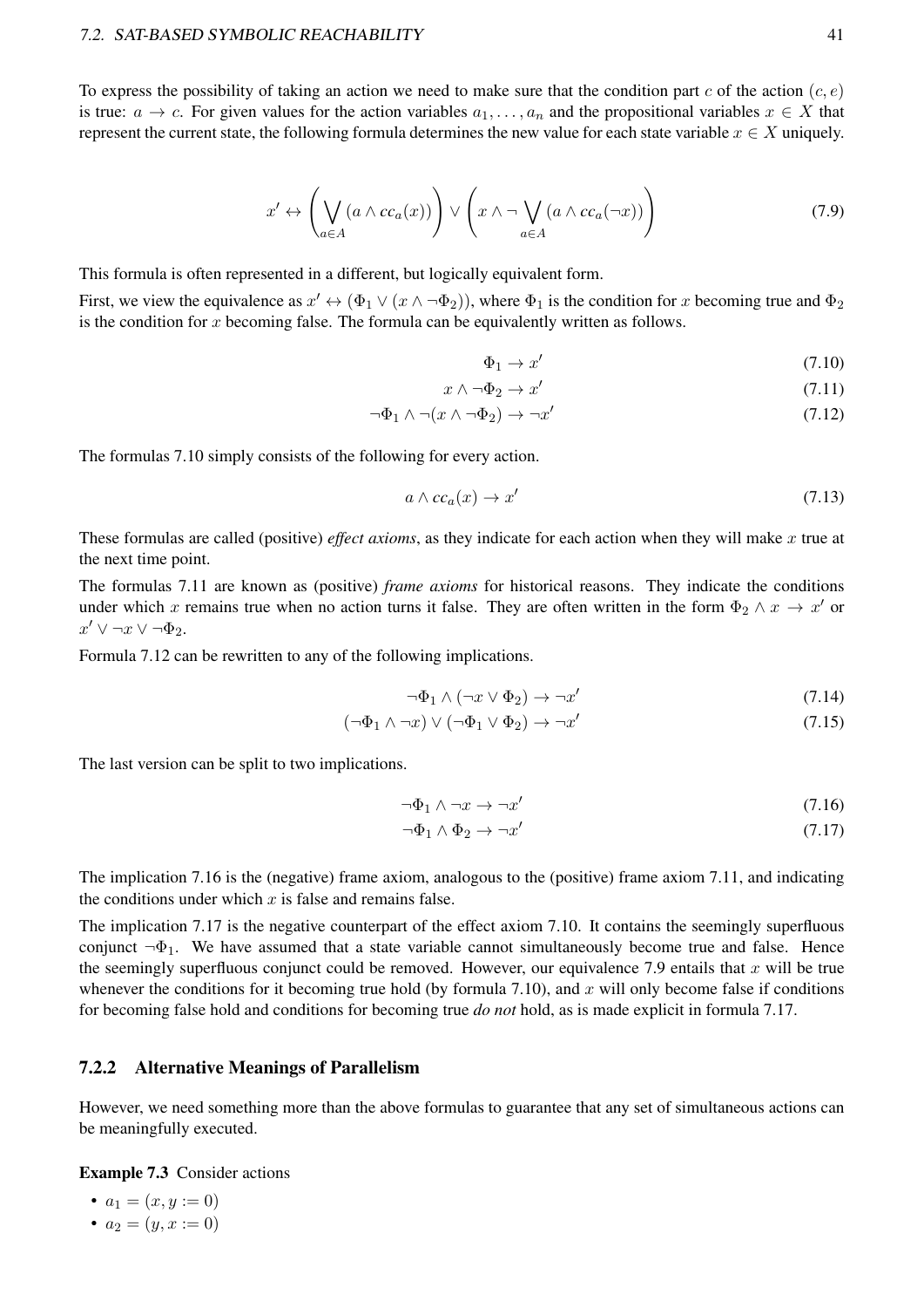To express the possibility of taking an action we need to make sure that the condition part $c$ of the action $(c, e)$ is true: $a \rightarrow c$. For given values for the action variables $a_1, \ldots, a_n$ and the propositional variables $x \in X$ that represent the current state, the following formula determines the new value for each state variable $x \in X$ uniquely.

$$x' \leftrightarrow \left( \bigvee_{a \in A} (a \wedge cc_a(x)) \right) \vee \left( x \wedge \neg \bigvee_{a \in A} (a \wedge cc_a(\neg x)) \right) \tag{7.9}$$

This formula is often represented in a different, but logically equivalent form.

First, we view the equivalence as $x' \leftrightarrow (\Phi_1 \vee (x \wedge \neg \Phi_2))$, where $\Phi_1$ is the condition for $x$ becoming true and $\Phi_2$ is the condition for $x$ becoming false. The formula can be equivalently written as follows.

$$\Phi_1 \rightarrow x' \tag{7.10}$$

$$x \wedge \neg \Phi_2 \rightarrow x' \tag{7.11}$$

$$\neg \Phi_1 \wedge \neg (x \wedge \neg \Phi_2) \rightarrow \neg x' \tag{7.12}$$

The formulas 7.10 simply consists of the following for every action.

$$a \wedge cc_a(x) \rightarrow x' \tag{7.13}$$

These formulas are called (positive) *effect axioms*, as they indicate for each action when they will make $x$ true at the next time point.

The formulas 7.11 are known as (positive) *frame axioms* for historical reasons. They indicate the conditions under which $x$ remains true when no action turns it false. They are often written in the form $\Phi_2 \wedge x \rightarrow x'$ or $x' \vee \neg x \vee \neg \Phi_2$.

Formula 7.12 can be rewritten to any of the following implications.

$$\neg \Phi_1 \wedge (\neg x \vee \Phi_2) \rightarrow \neg x' \tag{7.14}$$

$$(\neg \Phi_1 \wedge \neg x) \vee (\neg \Phi_1 \vee \Phi_2) \rightarrow \neg x' \tag{7.15}$$

The last version can be split to two implications.

$$\neg \Phi_1 \wedge \neg x \rightarrow \neg x' \tag{7.16}$$

$$\neg \Phi_1 \wedge \Phi_2 \rightarrow \neg x' \tag{7.17}$$

The implication 7.16 is the (negative) frame axiom, analogous to the (positive) frame axiom 7.11, and indicating the conditions under which $x$ is false and remains false.

The implication 7.17 is the negative counterpart of the effect axiom 7.10. It contains the seemingly superfluous conjunct $\neg \Phi_1$. We have assumed that a state variable cannot simultaneously become true and false. Hence the seemingly superfluous conjunct could be removed. However, our equivalence 7.9 entails that $x$ will be true whenever the conditions for it becoming true hold (by formula 7.10), and $x$ will only become false if conditions for becoming false hold and conditions for becoming true *do not* hold, as is made explicit in formula 7.17.

### 7.2.2 Alternative Meanings of Parallelism

However, we need something more than the above formulas to guarantee that any set of simultaneous actions can be meaningfully executed.

**Example 7.3** Consider actions

- $a_1 = (x, y := 0)$
- $a_2 = (y, x := 0)$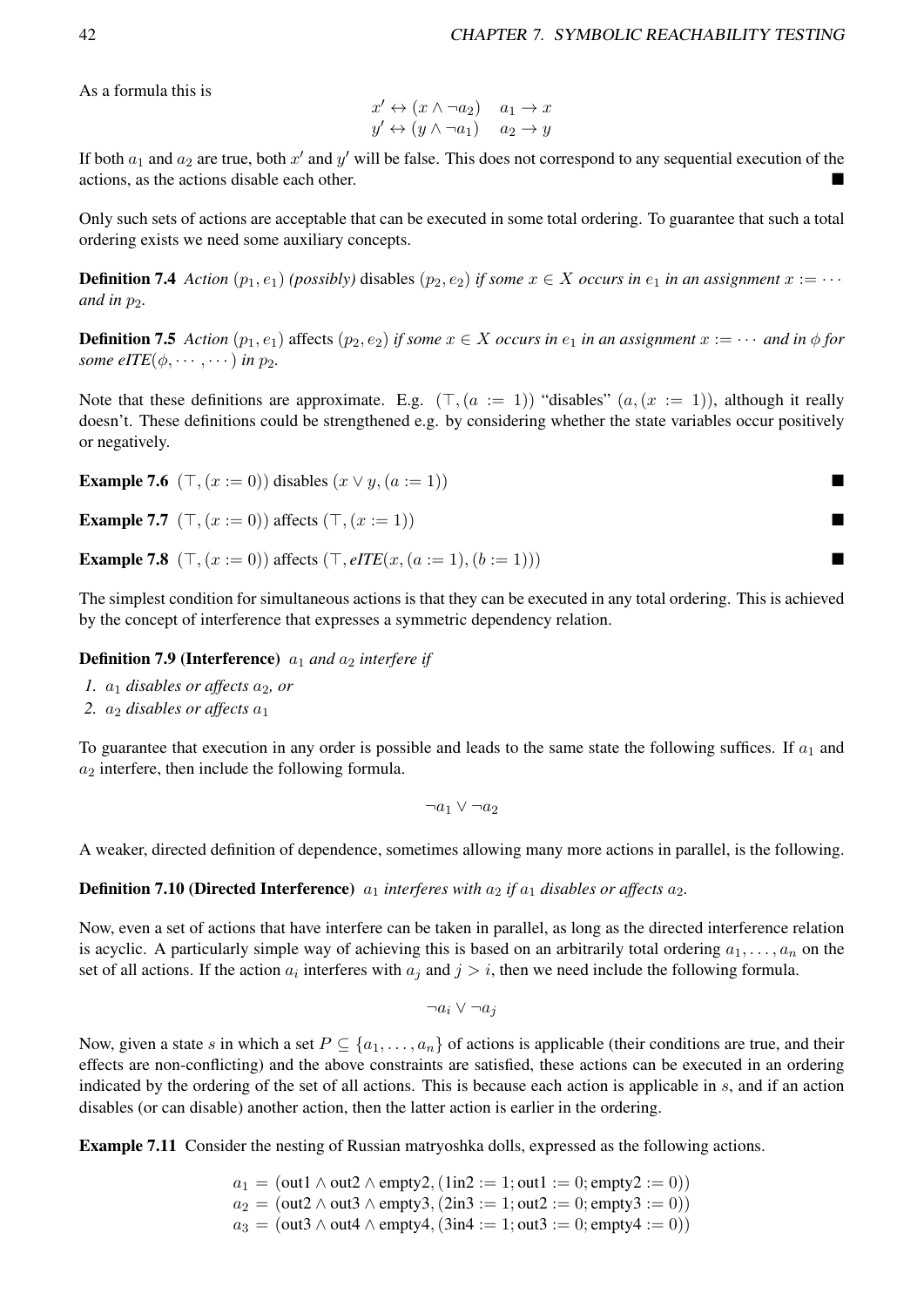As a formula this is

$$
\begin{array}{ll}
x' \leftrightarrow (x \wedge \neg a_2) & a_1 \rightarrow x \\
y' \leftrightarrow (y \wedge \neg a_1) & a_2 \rightarrow y
\end{array}
$$

If both $a_1$ and $a_2$ are true, both $x'$ and $y'$ will be false. This does not correspond to any sequential execution of the actions, as the actions disable each other. ∎

Only such sets of actions are acceptable that can be executed in some total ordering. To guarantee that such a total ordering exists we need some auxiliary concepts.

**Definition 7.4** *Action $(p_1, e_1)$ (possibly)* disables *$(p_2, e_2)$ if some $x \in X$ occurs in $e_1$ in an assignment $x := \cdots$ and in $p_2$.*

**Definition 7.5** *Action $(p_1, e_1)$* affects *$(p_2, e_2)$ if some $x \in X$ occurs in $e_1$ in an assignment $x := \cdots$ and in $\phi$ for some eITE$(\phi, \cdots, \cdots)$ in $p_2$.*

Note that these definitions are approximate. E.g. $(\top, (a := 1))$ "disables" $(a, (x := 1))$, although it really doesn't. These definitions could be strengthened e.g. by considering whether the state variables occur positively or negatively.

**Example 7.6** $(\top, (x := 0))$ disables $(x \vee y, (a := 1))$ ∎

**Example 7.7** $(\top, (x := 0))$ affects $(\top, (x := 1))$ ∎

**Example 7.8** $(\top, (x := 0))$ affects $(\top, \textit{eITE}(x, (a := 1), (b := 1)))$ ∎

The simplest condition for simultaneous actions is that they can be executed in any total ordering. This is achieved by the concept of interference that expresses a symmetric dependency relation.

**Definition 7.9 (Interference)** *$a_1$ and $a_2$ interfere if*

1. *$a_1$ disables or affects $a_2$, or*
2. *$a_2$ disables or affects $a_1$*

To guarantee that execution in any order is possible and leads to the same state the following suffices. If $a_1$ and $a_2$ interfere, then include the following formula.

$$\neg a_1 \vee \neg a_2$$

A weaker, directed definition of dependence, sometimes allowing many more actions in parallel, is the following.

**Definition 7.10 (Directed Interference)** *$a_1$ interferes with $a_2$ if $a_1$ disables or affects $a_2$.*

Now, even a set of actions that have interfere can be taken in parallel, as long as the directed interference relation is acyclic. A particularly simple way of achieving this is based on an arbitrarily total ordering $a_1, \ldots, a_n$ on the set of all actions. If the action $a_i$ interferes with $a_j$ and $j > i$, then we need include the following formula.

$$\neg a_i \vee \neg a_j$$

Now, given a state $s$ in which a set $P \subseteq \{a_1, \ldots, a_n\}$ of actions is applicable (their conditions are true, and their effects are non-conflicting) and the above constraints are satisfied, these actions can be executed in an ordering indicated by the ordering of the set of all actions. This is because each action is applicable in $s$, and if an action disables (or can disable) another action, then the latter action is earlier in the ordering.

**Example 7.11** Consider the nesting of Russian matryoshka dolls, expressed as the following actions.

$$
\begin{aligned}
a_1 &= (\text{out1} \wedge \text{out2} \wedge \text{empty2}, (\text{1in2} := 1; \text{out1} := 0; \text{empty2} := 0)) \\
a_2 &= (\text{out2} \wedge \text{out3} \wedge \text{empty3}, (\text{2in3} := 1; \text{out2} := 0; \text{empty3} := 0)) \\
a_3 &= (\text{out3} \wedge \text{out4} \wedge \text{empty4}, (\text{3in4} := 1; \text{out3} := 0; \text{empty4} := 0))
\end{aligned}
$$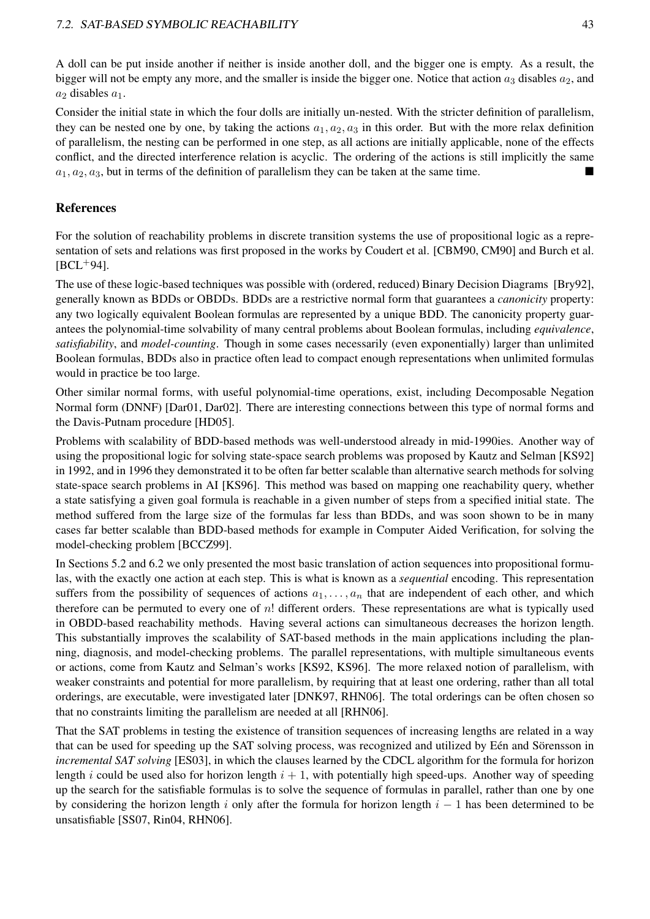A doll can be put inside another if neither is inside another doll, and the bigger one is empty. As a result, the bigger will not be empty any more, and the smaller is inside the bigger one. Notice that action $a_3$ disables $a_2$, and $a_2$ disables $a_1$.

Consider the initial state in which the four dolls are initially un-nested. With the stricter definition of parallelism, they can be nested one by one, by taking the actions $a_1, a_2, a_3$ in this order. But with the more relax definition of parallelism, the nesting can be performed in one step, as all actions are initially applicable, none of the effects conflict, and the directed interference relation is acyclic. The ordering of the actions is still implicitly the same $a_1, a_2, a_3$, but in terms of the definition of parallelism they can be taken at the same time. ■

## References

For the solution of reachability problems in discrete transition systems the use of propositional logic as a representation of sets and relations was first proposed in the works by Coudert et al. [CBM90, CM90] and Burch et al. [BCL+94].

The use of these logic-based techniques was possible with (ordered, reduced) Binary Decision Diagrams [Bry92], generally known as BDDs or OBDDs. BDDs are a restrictive normal form that guarantees a *canonicity* property: any two logically equivalent Boolean formulas are represented by a unique BDD. The canonicity property guarantees the polynomial-time solvability of many central problems about Boolean formulas, including *equivalence*, *satisfiability*, and *model-counting*. Though in some cases necessarily (even exponentially) larger than unlimited Boolean formulas, BDDs also in practice often lead to compact enough representations when unlimited formulas would in practice be too large.

Other similar normal forms, with useful polynomial-time operations, exist, including Decomposable Negation Normal form (DNNF) [Dar01, Dar02]. There are interesting connections between this type of normal forms and the Davis-Putnam procedure [HD05].

Problems with scalability of BDD-based methods was well-understood already in mid-1990ies. Another way of using the propositional logic for solving state-space search problems was proposed by Kautz and Selman [KS92] in 1992, and in 1996 they demonstrated it to be often far better scalable than alternative search methods for solving state-space search problems in AI [KS96]. This method was based on mapping one reachability query, whether a state satisfying a given goal formula is reachable in a given number of steps from a specified initial state. The method suffered from the large size of the formulas far less than BDDs, and was soon shown to be in many cases far better scalable than BDD-based methods for example in Computer Aided Verification, for solving the model-checking problem [BCCZ99].

In Sections 5.2 and 6.2 we only presented the most basic translation of action sequences into propositional formulas, with the exactly one action at each step. This is what is known as a *sequential* encoding. This representation suffers from the possibility of sequences of actions $a_1, \ldots, a_n$ that are independent of each other, and which therefore can be permuted to every one of $n!$ different orders. These representations are what is typically used in OBDD-based reachability methods. Having several actions can simultaneous decreases the horizon length. This substantially improves the scalability of SAT-based methods in the main applications including the planning, diagnosis, and model-checking problems. The parallel representations, with multiple simultaneous events or actions, come from Kautz and Selman's works [KS92, KS96]. The more relaxed notion of parallelism, with weaker constraints and potential for more parallelism, by requiring that at least one ordering, rather than all total orderings, are executable, were investigated later [DNK97, RHN06]. The total orderings can be often chosen so that no constraints limiting the parallelism are needed at all [RHN06].

That the SAT problems in testing the existence of transition sequences of increasing lengths are related in a way that can be used for speeding up the SAT solving process, was recognized and utilized by Eén and Sörensson in *incremental SAT solving* [ES03], in which the clauses learned by the CDCL algorithm for the formula for horizon length $i$ could be used also for horizon length $i + 1$, with potentially high speed-ups. Another way of speeding up the search for the satisfiable formulas is to solve the sequence of formulas in parallel, rather than one by one by considering the horizon length $i$ only after the formula for horizon length $i - 1$ has been determined to be unsatisfiable [SS07, Rin04, RHN06].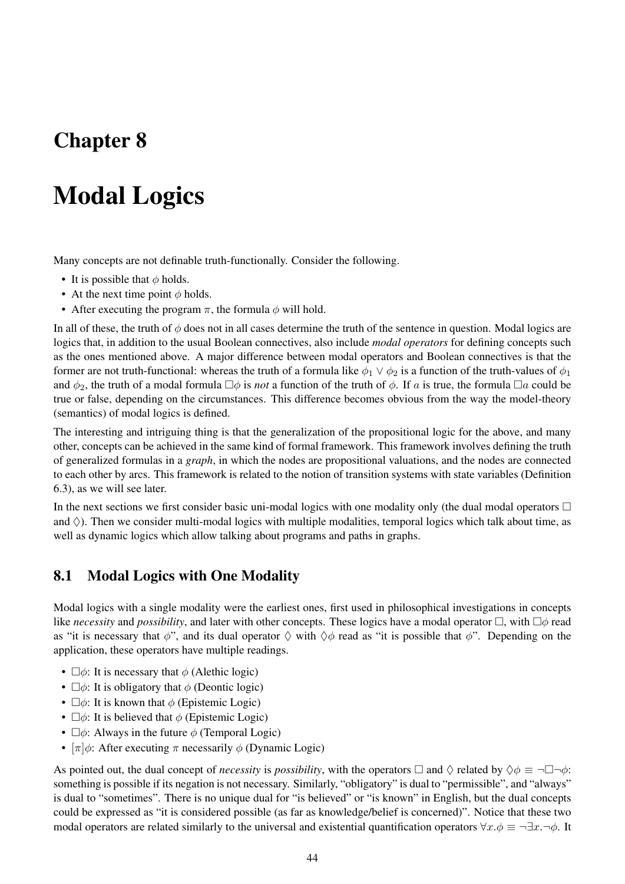# Chapter 8

# Modal Logics

Many concepts are not definable truth-functionally. Consider the following.

- It is possible that $\phi$ holds.
- At the next time point $\phi$ holds.
- After executing the program $\pi$, the formula $\phi$ will hold.

In all of these, the truth of $\phi$ does not in all cases determine the truth of the sentence in question. Modal logics are logics that, in addition to the usual Boolean connectives, also include *modal operators* for defining concepts such as the ones mentioned above. A major difference between modal operators and Boolean connectives is that the former are not truth-functional: whereas the truth of a formula like $\phi_1 \vee \phi_2$ is a function of the truth-values of $\phi_1$ and $\phi_2$, the truth of a modal formula $\Box\phi$ is *not* a function of the truth of $\phi$. If $a$ is true, the formula $\Box a$ could be true or false, depending on the circumstances. This difference becomes obvious from the way the model-theory (semantics) of modal logics is defined.

The interesting and intriguing thing is that the generalization of the propositional logic for the above, and many other, concepts can be achieved in the same kind of formal framework. This framework involves defining the truth of generalized formulas in a *graph*, in which the nodes are propositional valuations, and the nodes are connected to each other by arcs. This framework is related to the notion of transition systems with state variables (Definition 6.3), as we will see later.

In the next sections we first consider basic uni-modal logics with one modality only (the dual modal operators $\Box$ and $\Diamond$). Then we consider multi-modal logics with multiple modalities, temporal logics which talk about time, as well as dynamic logics which allow talking about programs and paths in graphs.

## 8.1 Modal Logics with One Modality

Modal logics with a single modality were the earliest ones, first used in philosophical investigations in concepts like *necessity* and *possibility*, and later with other concepts. These logics have a modal operator $\Box$, with $\Box\phi$ read as "it is necessary that $\phi$", and its dual operator $\Diamond$ with $\Diamond\phi$ read as "it is possible that $\phi$". Depending on the application, these operators have multiple readings.

- $\Box\phi$: It is necessary that $\phi$ (Alethic logic)
- $\Box\phi$: It is obligatory that $\phi$ (Deontic logic)
- $\Box\phi$: It is known that $\phi$ (Epistemic Logic)
- $\Box\phi$: It is believed that $\phi$ (Epistemic Logic)
- $\Box\phi$: Always in the future $\phi$ (Temporal Logic)
- $[\pi]\phi$: After executing $\pi$ necessarily $\phi$ (Dynamic Logic)

As pointed out, the dual concept of *necessity* is *possibility*, with the operators $\Box$ and $\Diamond$ related by $\Diamond\phi \equiv \neg\Box\neg\phi$: something is possible if its negation is not necessary. Similarly, "obligatory" is dual to "permissible", and "always" is dual to "sometimes". There is no unique dual for "is believed" or "is known" in English, but the dual concepts could be expressed as "it is considered possible (as far as knowledge/belief is concerned)". Notice that these two modal operators are related similarly to the universal and existential quantification operators $\forall x.\phi \equiv \neg\exists x.\neg\phi$. It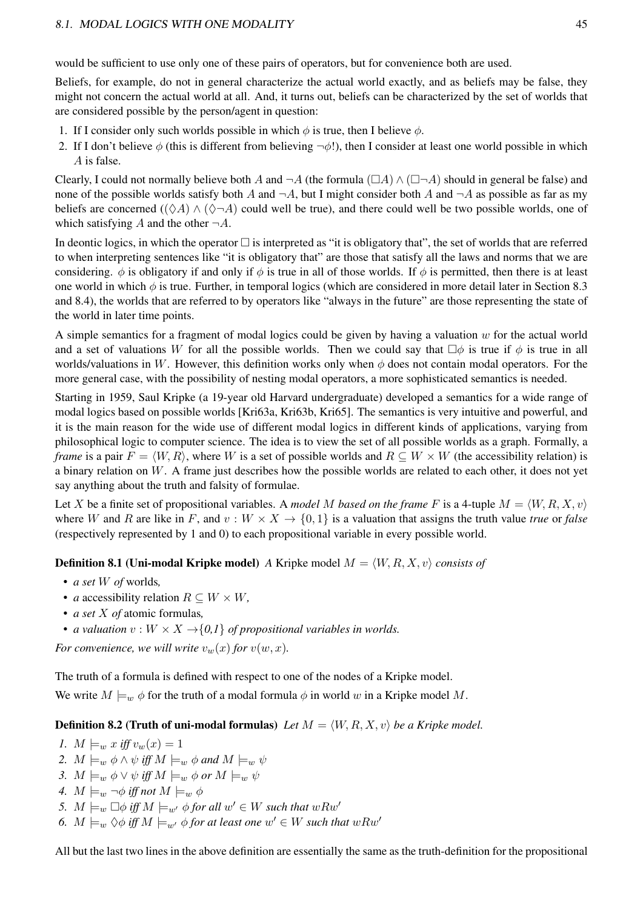would be sufficient to use only one of these pairs of operators, but for convenience both are used.

Beliefs, for example, do not in general characterize the actual world exactly, and as beliefs may be false, they might not concern the actual world at all. And, it turns out, beliefs can be characterized by the set of worlds that are considered possible by the person/agent in question:

1. If I consider only such worlds possible in which $\phi$ is true, then I believe $\phi$.
2. If I don't believe $\phi$ (this is different from believing $\neg\phi$!), then I consider at least one world possible in which $A$ is false.

Clearly, I could not normally believe both $A$ and $\neg A$ (the formula $(\Box A) \wedge (\Box\neg A)$ should in general be false) and none of the possible worlds satisfy both $A$ and $\neg A$, but I might consider both $A$ and $\neg A$ as possible as far as my beliefs are concerned ($(\Diamond A) \wedge (\Diamond\neg A)$ could well be true), and there could well be two possible worlds, one of which satisfying $A$ and the other $\neg A$.

In deontic logics, in which the operator $\Box$ is interpreted as "it is obligatory that", the set of worlds that are referred to when interpreting sentences like "it is obligatory that" are those that satisfy all the laws and norms that we are considering. $\phi$ is obligatory if and only if $\phi$ is true in all of those worlds. If $\phi$ is permitted, then there is at least one world in which $\phi$ is true. Further, in temporal logics (which are considered in more detail later in Section 8.3 and 8.4), the worlds that are referred to by operators like "always in the future" are those representing the state of the world in later time points.

A simple semantics for a fragment of modal logics could be given by having a valuation $w$ for the actual world and a set of valuations $W$ for all the possible worlds. Then we could say that $\Box\phi$ is true if $\phi$ is true in all worlds/valuations in $W$. However, this definition works only when $\phi$ does not contain modal operators. For the more general case, with the possibility of nesting modal operators, a more sophisticated semantics is needed.

Starting in 1959, Saul Kripke (a 19-year old Harvard undergraduate) developed a semantics for a wide range of modal logics based on possible worlds [Kri63a, Kri63b, Kri65]. The semantics is very intuitive and powerful, and it is the main reason for the wide use of different modal logics in different kinds of applications, varying from philosophical logic to computer science. The idea is to view the set of all possible worlds as a graph. Formally, a *frame* is a pair $F = \langle W, R\rangle$, where $W$ is a set of possible worlds and $R \subseteq W \times W$ (the accessibility relation) is a binary relation on $W$. A frame just describes how the possible worlds are related to each other, it does not yet say anything about the truth and falsity of formulae.

Let $X$ be a finite set of propositional variables. A *model* $M$ *based on the frame* $F$ is a 4-tuple $M = \langle W, R, X, v\rangle$ where $W$ and $R$ are like in $F$, and $v : W \times X \rightarrow \{0, 1\}$ is a valuation that assigns the truth value *true* or *false* (respectively represented by 1 and 0) to each propositional variable in every possible world.

**Definition 8.1 (Uni-modal Kripke model)** *A* Kripke model $M = \langle W, R, X, v\rangle$ *consists of*

- *a set $W$ of* worlds*,*
- *a* accessibility relation $R \subseteq W \times W$*,*
- *a set $X$ of* atomic formulas*,*
- *a valuation $v : W \times X \rightarrow \{0,1\}$ of propositional variables in worlds.*

*For convenience, we will write $v_w(x)$ for $v(w, x)$.*

The truth of a formula is defined with respect to one of the nodes of a Kripke model.

We write $M \models_w \phi$ for the truth of a modal formula $\phi$ in world $w$ in a Kripke model $M$.

**Definition 8.2 (Truth of uni-modal formulas)** *Let $M = \langle W, R, X, v\rangle$ be a Kripke model.*

1. $M \models_w x$ *iff* $v_w(x) = 1$
2. $M \models_w \phi \wedge \psi$ *iff* $M \models_w \phi$ *and* $M \models_w \psi$
3. $M \models_w \phi \vee \psi$ *iff* $M \models_w \phi$ *or* $M \models_w \psi$
4. $M \models_w \neg\phi$ *iff not* $M \models_w \phi$
5. $M \models_w \Box\phi$ *iff* $M \models_{w'} \phi$ *for all* $w' \in W$ *such that* $wRw'$
6. $M \models_w \Diamond\phi$ *iff* $M \models_{w'} \phi$ *for at least one* $w' \in W$ *such that* $wRw'$

All but the last two lines in the above definition are essentially the same as the truth-definition for the propositional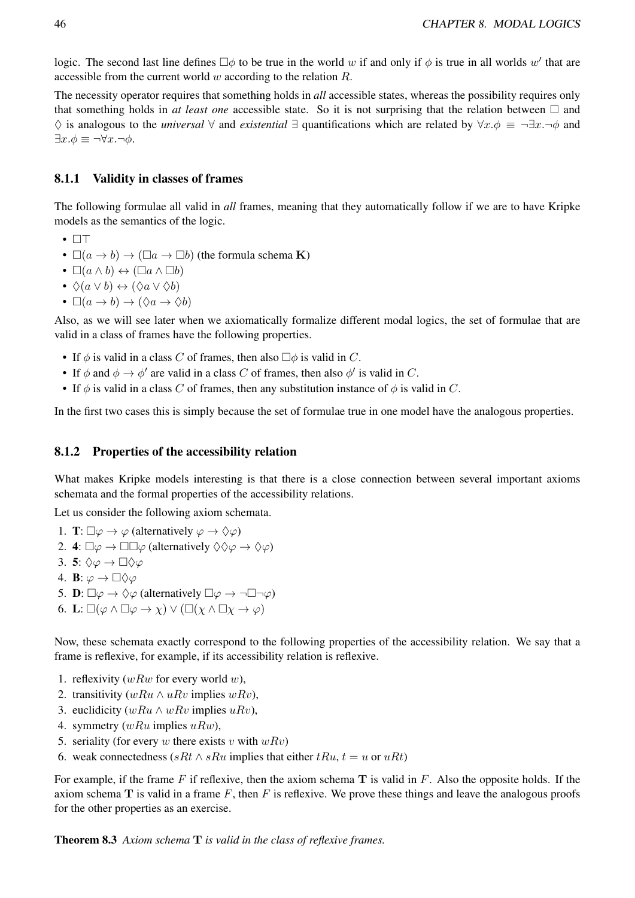logic. The second last line defines $\Box\phi$ to be true in the world $w$ if and only if $\phi$ is true in all worlds $w'$ that are accessible from the current world $w$ according to the relation $R$.

The necessity operator requires that something holds in *all* accessible states, whereas the possibility requires only that something holds in *at least one* accessible state. So it is not surprising that the relation between $\Box$ and $\Diamond$ is analogous to the *universal* $\forall$ and *existential* $\exists$ quantifications which are related by $\forall x.\phi \equiv \neg\exists x.\neg\phi$ and $\exists x.\phi \equiv \neg\forall x.\neg\phi$.

### 8.1.1 Validity in classes of frames

The following formulae all valid in *all* frames, meaning that they automatically follow if we are to have Kripke models as the semantics of the logic.

- $\Box\top$
- $\Box(a \to b) \to (\Box a \to \Box b)$ (the formula schema **K**)
- $\Box(a \wedge b) \leftrightarrow (\Box a \wedge \Box b)$
- $\Diamond(a \vee b) \leftrightarrow (\Diamond a \vee \Diamond b)$
- $\Box(a \to b) \to (\Diamond a \to \Diamond b)$

Also, as we will see later when we axiomatically formalize different modal logics, the set of formulae that are valid in a class of frames have the following properties.

- If $\phi$ is valid in a class $C$ of frames, then also $\Box\phi$ is valid in $C$.
- If $\phi$ and $\phi \to \phi'$ are valid in a class $C$ of frames, then also $\phi'$ is valid in $C$.
- If $\phi$ is valid in a class $C$ of frames, then any substitution instance of $\phi$ is valid in $C$.

In the first two cases this is simply because the set of formulae true in one model have the analogous properties.

### 8.1.2 Properties of the accessibility relation

What makes Kripke models interesting is that there is a close connection between several important axioms schemata and the formal properties of the accessibility relations.

Let us consider the following axiom schemata.

1. **T**: $\Box\varphi \to \varphi$ (alternatively $\varphi \to \Diamond\varphi$)
2. **4**: $\Box\varphi \to \Box\Box\varphi$ (alternatively $\Diamond\Diamond\varphi \to \Diamond\varphi$)
3. **5**: $\Diamond\varphi \to \Box\Diamond\varphi$
4. **B**: $\varphi \to \Box\Diamond\varphi$
5. **D**: $\Box\varphi \to \Diamond\varphi$ (alternatively $\Box\varphi \to \neg\Box\neg\varphi$)
6. **L**: $\Box(\varphi \wedge \Box\varphi \to \chi) \vee (\Box(\chi \wedge \Box\chi \to \varphi)$

Now, these schemata exactly correspond to the following properties of the accessibility relation. We say that a frame is reflexive, for example, if its accessibility relation is reflexive.

1. reflexivity ($wRw$ for every world $w$),
2. transitivity ($wRu \wedge uRv$ implies $wRv$),
3. euclidicity ($wRu \wedge wRv$ implies $uRv$),
4. symmetry ($wRu$ implies $uRw$),
5. seriality (for every $w$ there exists $v$ with $wRv$)
6. weak connectedness ($sRt \wedge sRu$ implies that either $tRu$, $t = u$ or $uRt$)

For example, if the frame $F$ if reflexive, then the axiom schema **T** is valid in $F$. Also the opposite holds. If the axiom schema **T** is valid in a frame $F$, then $F$ is reflexive. We prove these things and leave the analogous proofs for the other properties as an exercise.

**Theorem 8.3** *Axiom schema* **T** *is valid in the class of reflexive frames.*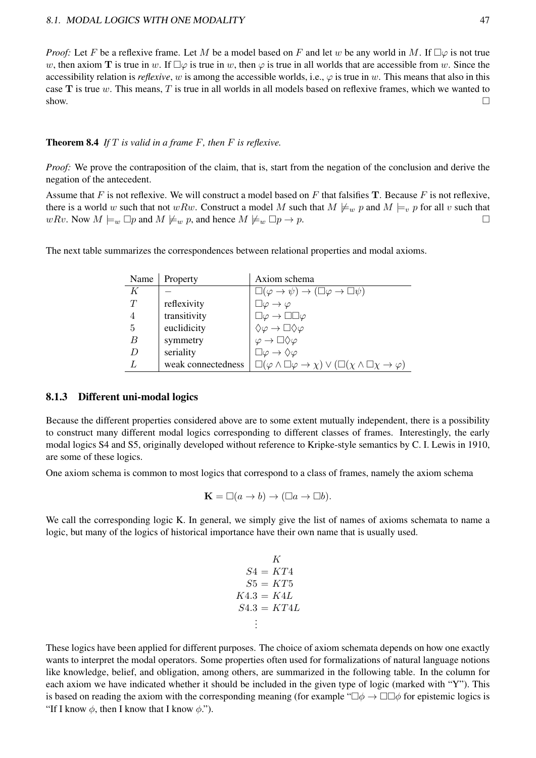*Proof:* Let $F$ be a reflexive frame. Let $M$ be a model based on $F$ and let $w$ be any world in $M$. If $\Box\varphi$ is not true $w$, then axiom **T** is true in $w$. If $\Box\varphi$ is true in $w$, then $\varphi$ is true in all worlds that are accessible from $w$. Since the accessibility relation is *reflexive*, $w$ is among the accessible worlds, i.e., $\varphi$ is true in $w$. This means that also in this case **T** is true $w$. This means, $T$ is true in all worlds in all models based on reflexive frames, which we wanted to show. $\Box$

**Theorem 8.4** *If $T$ is valid in a frame $F$, then $F$ is reflexive.*

*Proof:* We prove the contraposition of the claim, that is, start from the negation of the conclusion and derive the negation of the antecedent.

Assume that $F$ is not reflexive. We will construct a model based on $F$ that falsifies **T**. Because $F$ is not reflexive, there is a world $w$ such that not $wRw$. Construct a model $M$ such that $M \not\models_w p$ and $M \models_v p$ for all $v$ such that $wRv$. Now $M \models_w \Box p$ and $M \not\models_w p$, and hence $M \not\models_w \Box p \to p$. $\Box$

The next table summarizes the correspondences between relational properties and modal axioms.

| Name | Property | Axiom schema |
|---|---|---|
| $K$ | $-$ | $\Box(\varphi \to \psi) \to (\Box\varphi \to \Box\psi)$ |
| $T$ | reflexivity | $\Box\varphi \to \varphi$ |
| $4$ | transitivity | $\Box\varphi \to \Box\Box\varphi$ |
| $5$ | euclidicity | $\Diamond\varphi \to \Box\Diamond\varphi$ |
| $B$ | symmetry | $\varphi \to \Box\Diamond\varphi$ |
| $D$ | seriality | $\Box\varphi \to \Diamond\varphi$ |
| $L$ | weak connectedness | $\Box(\varphi \wedge \Box\varphi \to \chi) \vee (\Box(\chi \wedge \Box\chi \to \varphi)$ |

### 8.1.3 Different uni-modal logics

Because the different properties considered above are to some extent mutually independent, there is a possibility to construct many different modal logics corresponding to different classes of frames. Interestingly, the early modal logics S4 and S5, originally developed without reference to Kripke-style semantics by C. I. Lewis in 1910, are some of these logics.

One axiom schema is common to most logics that correspond to a class of frames, namely the axiom schema

$$\mathbf{K} = \Box(a \to b) \to (\Box a \to \Box b).$$

We call the corresponding logic K. In general, we simply give the list of names of axioms schemata to name a logic, but many of the logics of historical importance have their own name that is usually used.

$$\begin{aligned} & K \\ S4 &= KT4 \\ S5 &= KT5 \\ K4.3 &= K4L \\ S4.3 &= KT4L \\ & \vdots \end{aligned}$$

These logics have been applied for different purposes. The choice of axiom schemata depends on how one exactly wants to interpret the modal operators. Some properties often used for formalizations of natural language notions like knowledge, belief, and obligation, among others, are summarized in the following table. In the column for each axiom we have indicated whether it should be included in the given type of logic (marked with "Y"). This is based on reading the axiom with the corresponding meaning (for example "$\Box\phi \to \Box\Box\phi$ for epistemic logics is "If I know $\phi$, then I know that I know $\phi$.").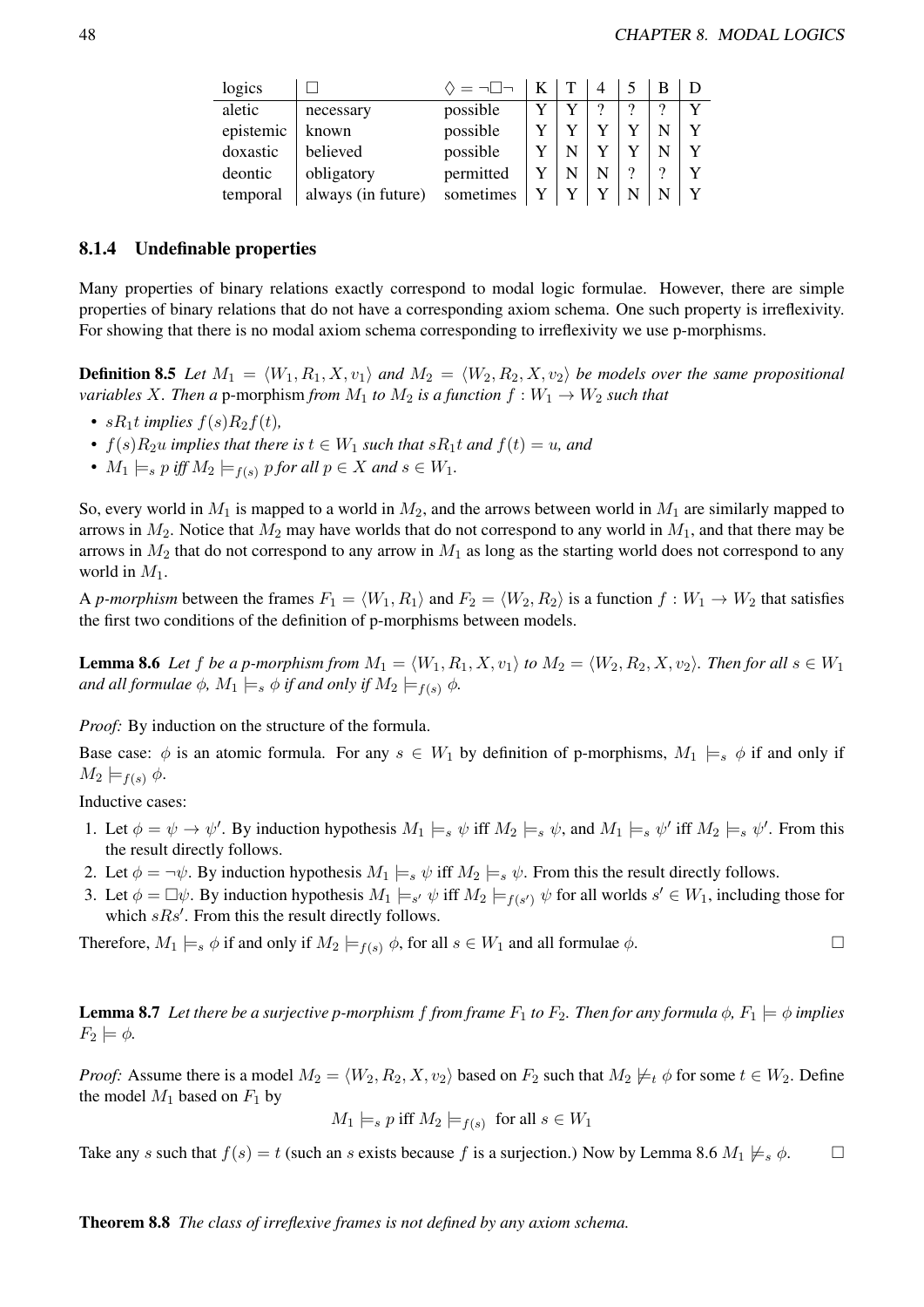| logics | $\Box$ | $\Diamond = \neg\Box\neg$ | K | T | 4 | 5 | B | D |
|---|---|---|---|---|---|---|---|---|
| aletic | necessary | possible | Y | Y | ? | ? | ? | Y |
| epistemic | known | possible | Y | Y | Y | Y | N | Y |
| doxastic | believed | possible | Y | N | Y | Y | N | Y |
| deontic | obligatory | permitted | Y | N | N | ? | ? | Y |
| temporal | always (in future) | sometimes | Y | Y | Y | N | N | Y |

### 8.1.4 Undefinable properties

Many properties of binary relations exactly correspond to modal logic formulae. However, there are simple properties of binary relations that do not have a corresponding axiom schema. One such property is irreflexivity. For showing that there is no modal axiom schema corresponding to irreflexivity we use p-morphisms.

**Definition 8.5** *Let $M_1 = \langle W_1, R_1, X, v_1\rangle$ and $M_2 = \langle W_2, R_2, X, v_2\rangle$ be models over the same propositional variables $X$. Then a* p-morphism *from $M_1$ to $M_2$ is a function $f : W_1 \to W_2$ such that*

- *$sR_1t$ implies $f(s)R_2f(t)$,*
- *$f(s)R_2u$ implies that there is $t \in W_1$ such that $sR_1t$ and $f(t) = u$, and*
- *$M_1 \models_s p$ iff $M_2 \models_{f(s)} p$ for all $p \in X$ and $s \in W_1$.*

So, every world in $M_1$ is mapped to a world in $M_2$, and the arrows between world in $M_1$ are similarly mapped to arrows in $M_2$. Notice that $M_2$ may have worlds that do not correspond to any world in $M_1$, and that there may be arrows in $M_2$ that do not correspond to any arrow in $M_1$ as long as the starting world does not correspond to any world in $M_1$.

A *p-morphism* between the frames $F_1 = \langle W_1, R_1\rangle$ and $F_2 = \langle W_2, R_2\rangle$ is a function $f : W_1 \to W_2$ that satisfies the first two conditions of the definition of p-morphisms between models.

**Lemma 8.6** *Let $f$ be a p-morphism from $M_1 = \langle W_1, R_1, X, v_1\rangle$ to $M_2 = \langle W_2, R_2, X, v_2\rangle$. Then for all $s \in W_1$ and all formulae $\phi$, $M_1 \models_s \phi$ if and only if $M_2 \models_{f(s)} \phi$.*

*Proof:* By induction on the structure of the formula.

Base case: $\phi$ is an atomic formula. For any $s \in W_1$ by definition of p-morphisms, $M_1 \models_s \phi$ if and only if $M_2 \models_{f(s)} \phi$.

Inductive cases:

1. Let $\phi = \psi \to \psi'$. By induction hypothesis $M_1 \models_s \psi$ iff $M_2 \models_s \psi$, and $M_1 \models_s \psi'$ iff $M_2 \models_s \psi'$. From this the result directly follows.
2. Let $\phi = \neg\psi$. By induction hypothesis $M_1 \models_s \psi$ iff $M_2 \models_s \psi$. From this the result directly follows.
3. Let $\phi = \Box\psi$. By induction hypothesis $M_1 \models_{s'} \psi$ iff $M_2 \models_{f(s')} \psi$ for all worlds $s' \in W_1$, including those for which $sRs'$. From this the result directly follows.

Therefore, $M_1 \models_s \phi$ if and only if $M_2 \models_{f(s)} \phi$, for all $s \in W_1$ and all formulae $\phi$. $\Box$

**Lemma 8.7** *Let there be a surjective p-morphism $f$ from frame $F_1$ to $F_2$. Then for any formula $\phi$, $F_1 \models \phi$ implies $F_2 \models \phi$.*

*Proof:* Assume there is a model $M_2 = \langle W_2, R_2, X, v_2\rangle$ based on $F_2$ such that $M_2 \not\models_t \phi$ for some $t \in W_2$. Define the model $M_1$ based on $F_1$ by

$$M_1 \models_s p \text{ iff } M_2 \models_{f(s)} \text{ for all } s \in W_1$$

Take any $s$ such that $f(s) = t$ (such an $s$ exists because $f$ is a surjection.) Now by Lemma 8.6 $M_1 \not\models_s \phi$. $\Box$

**Theorem 8.8** *The class of irreflexive frames is not defined by any axiom schema.*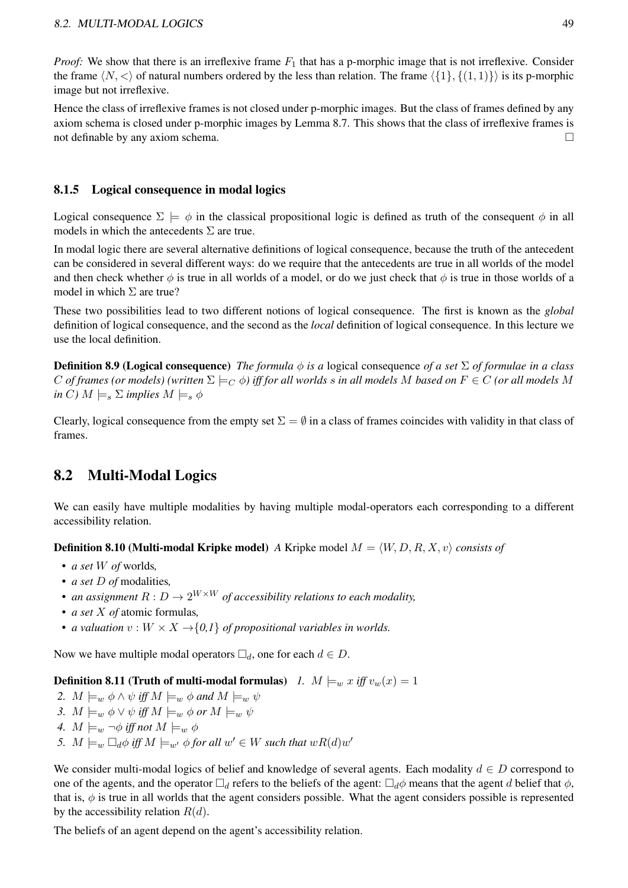*Proof:* We show that there is an irreflexive frame $F_1$ that has a p-morphic image that is not irreflexive. Consider the frame $\langle N, < \rangle$ of natural numbers ordered by the less than relation. The frame $\langle \{1\}, \{(1,1)\} \rangle$ is its p-morphic image but not irreflexive.

Hence the class of irreflexive frames is not closed under p-morphic images. But the class of frames defined by any axiom schema is closed under p-morphic images by Lemma 8.7. This shows that the class of irreflexive frames is not definable by any axiom schema. □

### 8.1.5 Logical consequence in modal logics

Logical consequence $\Sigma \models \phi$ in the classical propositional logic is defined as truth of the consequent $\phi$ in all models in which the antecedents $\Sigma$ are true.

In modal logic there are several alternative definitions of logical consequence, because the truth of the antecedent can be considered in several different ways: do we require that the antecedents are true in all worlds of the model and then check whether $\phi$ is true in all worlds of a model, or do we just check that $\phi$ is true in those worlds of a model in which $\Sigma$ are true?

These two possibilities lead to two different notions of logical consequence. The first is known as the *global* definition of logical consequence, and the second as the *local* definition of logical consequence. In this lecture we use the local definition.

**Definition 8.9 (Logical consequence)** *The formula $\phi$ is a* logical consequence *of a set $\Sigma$ of formulae in a class $C$ of frames (or models) (written $\Sigma \models_C \phi$) iff for all worlds $s$ in all models $M$ based on $F \in C$ (or all models $M$ in $C$) $M \models_s \Sigma$ implies $M \models_s \phi$*

Clearly, logical consequence from the empty set $\Sigma = \emptyset$ in a class of frames coincides with validity in that class of frames.

## 8.2 Multi-Modal Logics

We can easily have multiple modalities by having multiple modal-operators each corresponding to a different accessibility relation.

**Definition 8.10 (Multi-modal Kripke model)** *A* Kripke model *$M = \langle W, D, R, X, v \rangle$ consists of*

- *a set $W$ of* worlds*,*
- *a set $D$ of* modalities*,*
- *an assignment $R : D \to 2^{W \times W}$ of accessibility relations to each modality,*
- *a set $X$ of* atomic formulas*,*
- *a valuation $v : W \times X \to \{0,1\}$ of propositional variables in worlds.*

Now we have multiple modal operators $\Box_d$, one for each $d \in D$.

**Definition 8.11 (Truth of multi-modal formulas)** *1. $M \models_w x$ iff $v_w(x) = 1$*

*2. $M \models_w \phi \wedge \psi$ iff $M \models_w \phi$ and $M \models_w \psi$*

*3. $M \models_w \phi \vee \psi$ iff $M \models_w \phi$ or $M \models_w \psi$*

*4. $M \models_w \neg\phi$ iff not $M \models_w \phi$*

*5. $M \models_w \Box_d \phi$ iff $M \models_{w'} \phi$ for all $w' \in W$ such that $wR(d)w'$*

We consider multi-modal logics of belief and knowledge of several agents. Each modality $d \in D$ correspond to one of the agents, and the operator $\Box_d$ refers to the beliefs of the agent: $\Box_d \phi$ means that the agent $d$ belief that $\phi$, that is, $\phi$ is true in all worlds that the agent considers possible. What the agent considers possible is represented by the accessibility relation $R(d)$.

The beliefs of an agent depend on the agent's accessibility relation.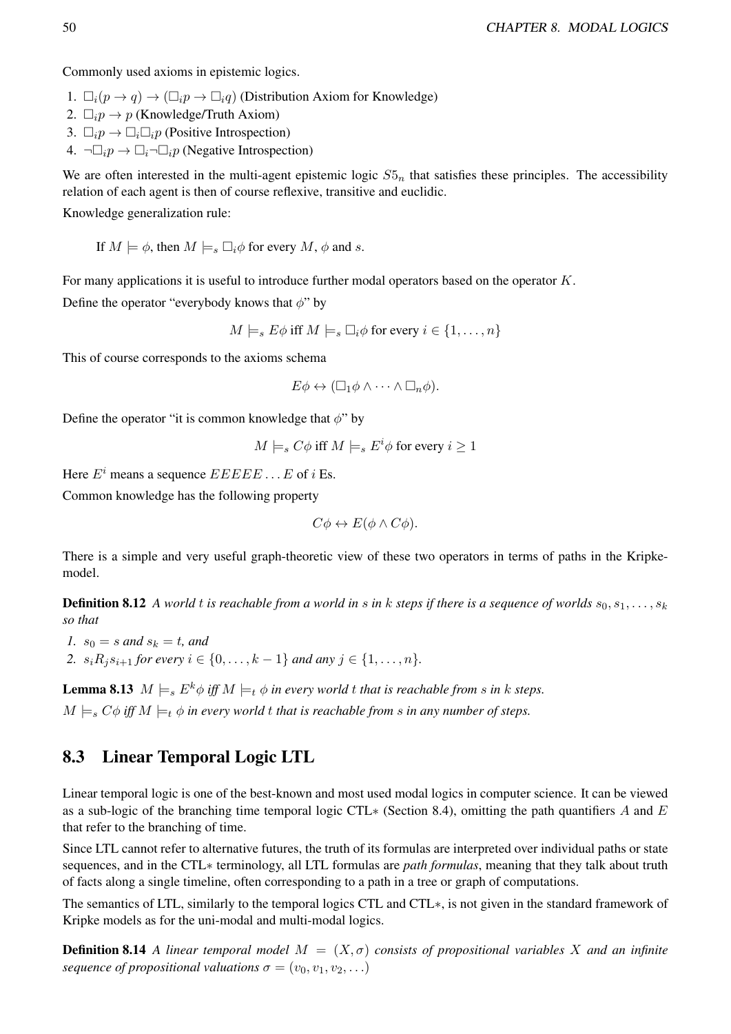Commonly used axioms in epistemic logics.

1. $\Box_i(p \rightarrow q) \rightarrow (\Box_i p \rightarrow \Box_i q)$ (Distribution Axiom for Knowledge)
2. $\Box_i p \rightarrow p$ (Knowledge/Truth Axiom)
3. $\Box_i p \rightarrow \Box_i \Box_i p$ (Positive Introspection)
4. $\neg \Box_i p \rightarrow \Box_i \neg \Box_i p$ (Negative Introspection)

We are often interested in the multi-agent epistemic logic $S5_n$ that satisfies these principles. The accessibility relation of each agent is then of course reflexive, transitive and euclidic.

Knowledge generalization rule:

If $M \models \phi$, then $M \models_s \Box_i \phi$ for every $M$, $\phi$ and $s$.

For many applications it is useful to introduce further modal operators based on the operator $K$.

Define the operator "everybody knows that $\phi$" by

$$M \models_s E\phi \text{ iff } M \models_s \Box_i \phi \text{ for every } i \in \{1, \ldots, n\}$$

This of course corresponds to the axioms schema

$$E\phi \leftrightarrow (\Box_1 \phi \wedge \cdots \wedge \Box_n \phi).$$

Define the operator "it is common knowledge that $\phi$" by

$$M \models_s C\phi \text{ iff } M \models_s E^i \phi \text{ for every } i \geq 1$$

Here $E^i$ means a sequence $EEEEE \ldots E$ of $i$ Es.

Common knowledge has the following property

$$C\phi \leftrightarrow E(\phi \wedge C\phi).$$

There is a simple and very useful graph-theoretic view of these two operators in terms of paths in the Kripke-model.

**Definition 8.12** *A world $t$ is reachable from a world in $s$ in $k$ steps if there is a sequence of worlds $s_0, s_1, \ldots, s_k$ so that*

1. *$s_0 = s$ and $s_k = t$, and*
2. *$s_i R_j s_{i+1}$ for every $i \in \{0, \ldots, k-1\}$ and any $j \in \{1, \ldots, n\}$.*

**Lemma 8.13** *$M \models_s E^k \phi$ iff $M \models_t \phi$ in every world $t$ that is reachable from $s$ in $k$ steps.*

*$M \models_s C\phi$ iff $M \models_t \phi$ in every world $t$ that is reachable from $s$ in any number of steps.*

## 8.3 Linear Temporal Logic LTL

Linear temporal logic is one of the best-known and most used modal logics in computer science. It can be viewed as a sub-logic of the branching time temporal logic CTL$*$ (Section 8.4), omitting the path quantifiers $A$ and $E$ that refer to the branching of time.

Since LTL cannot refer to alternative futures, the truth of its formulas are interpreted over individual paths or state sequences, and in the CTL$*$ terminology, all LTL formulas are *path formulas*, meaning that they talk about truth of facts along a single timeline, often corresponding to a path in a tree or graph of computations.

The semantics of LTL, similarly to the temporal logics CTL and CTL$*$, is not given in the standard framework of Kripke models as for the uni-modal and multi-modal logics.

**Definition 8.14** *A linear temporal model $M = (X, \sigma)$ consists of propositional variables $X$ and an infinite sequence of propositional valuations $\sigma = (v_0, v_1, v_2, \ldots)$*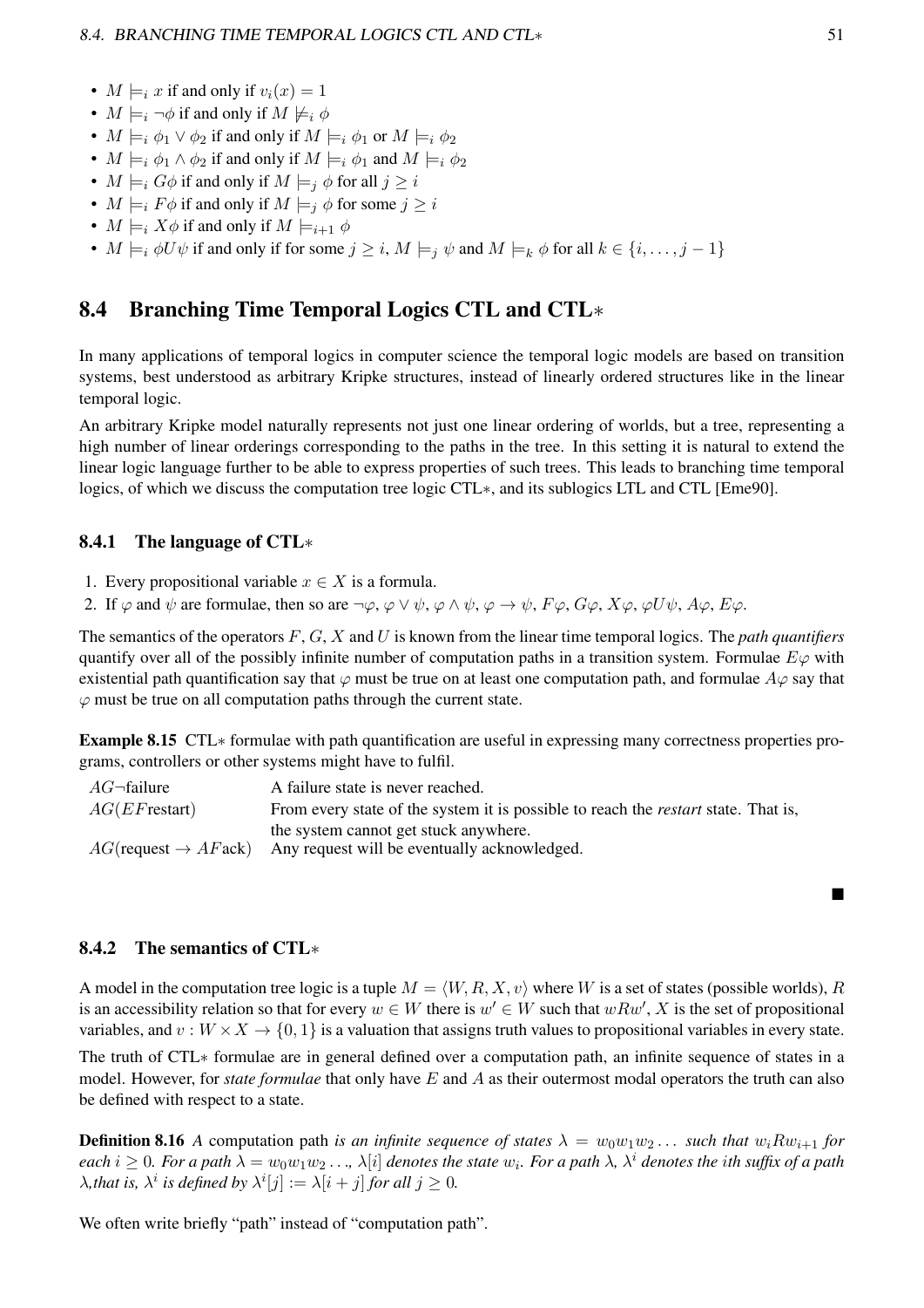- $M \models_i x$ if and only if $v_i(x) = 1$
- $M \models_i \neg\phi$ if and only if $M \not\models_i \phi$
- $M \models_i \phi_1 \vee \phi_2$ if and only if $M \models_i \phi_1$ or $M \models_i \phi_2$
- $M \models_i \phi_1 \wedge \phi_2$ if and only if $M \models_i \phi_1$ and $M \models_i \phi_2$
- $M \models_i G\phi$ if and only if $M \models_j \phi$ for all $j \geq i$
- $M \models_i F\phi$ if and only if $M \models_j \phi$ for some $j \geq i$
- $M \models_i X\phi$ if and only if $M \models_{i+1} \phi$
- $M \models_i \phi U \psi$ if and only if for some $j \geq i$, $M \models_j \psi$ and $M \models_k \phi$ for all $k \in \{i, \ldots, j-1\}$

## 8.4 Branching Time Temporal Logics CTL and CTL∗

In many applications of temporal logics in computer science the temporal logic models are based on transition systems, best understood as arbitrary Kripke structures, instead of linearly ordered structures like in the linear temporal logic.

An arbitrary Kripke model naturally represents not just one linear ordering of worlds, but a tree, representing a high number of linear orderings corresponding to the paths in the tree. In this setting it is natural to extend the linear logic language further to be able to express properties of such trees. This leads to branching time temporal logics, of which we discuss the computation tree logic CTL∗, and its sublogics LTL and CTL [Eme90].

### 8.4.1 The language of CTL∗

1. Every propositional variable $x \in X$ is a formula.
2. If $\varphi$ and $\psi$ are formulae, then so are $\neg\varphi$, $\varphi \vee \psi$, $\varphi \wedge \psi$, $\varphi \rightarrow \psi$, $F\varphi$, $G\varphi$, $X\varphi$, $\varphi U \psi$, $A\varphi$, $E\varphi$.

The semantics of the operators $F$, $G$, $X$ and $U$ is known from the linear time temporal logics. The *path quantifiers* quantify over all of the possibly infinite number of computation paths in a transition system. Formulae $E\varphi$ with existential path quantification say that $\varphi$ must be true on at least one computation path, and formulae $A\varphi$ say that $\varphi$ must be true on all computation paths through the current state.

**Example 8.15** CTL∗ formulae with path quantification are useful in expressing many correctness properties programs, controllers or other systems might have to fulfil.

| | |
|---|---|
| $AG\neg$failure | A failure state is never reached. |
| $AG(EF$restart$)$ | From every state of the system it is possible to reach the *restart* state. That is, the system cannot get stuck anywhere. |
| $AG($request $\rightarrow AF$ack$)$ | Any request will be eventually acknowledged. |

■

### 8.4.2 The semantics of CTL∗

A model in the computation tree logic is a tuple $M = \langle W, R, X, v\rangle$ where $W$ is a set of states (possible worlds), $R$ is an accessibility relation so that for every $w \in W$ there is $w' \in W$ such that $wRw'$, $X$ is the set of propositional variables, and $v : W \times X \rightarrow \{0, 1\}$ is a valuation that assigns truth values to propositional variables in every state.

The truth of CTL∗ formulae are in general defined over a computation path, an infinite sequence of states in a model. However, for *state formulae* that only have $E$ and $A$ as their outermost modal operators the truth can also be defined with respect to a state.

**Definition 8.16** *A* computation path *is an infinite sequence of states $\lambda = w_0w_1w_2\ldots$ such that $w_iRw_{i+1}$ for each $i \geq 0$. For a path $\lambda = w_0w_1w_2\ldots$, $\lambda[i]$ denotes the state $w_i$. For a path $\lambda$, $\lambda^i$ denotes the $i$th suffix of a path $\lambda$,that is, $\lambda^i$ is defined by $\lambda^i[j] := \lambda[i+j]$ for all $j \geq 0$.*

We often write briefly "path" instead of "computation path".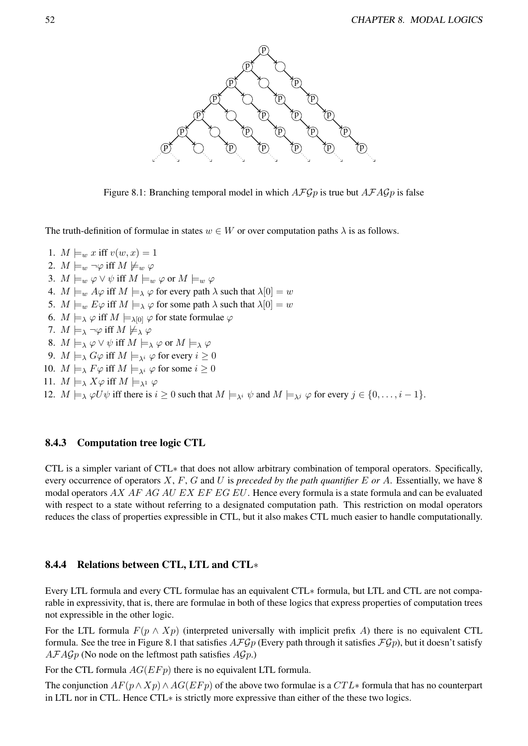Figure 8.1: Branching temporal model in which $A\mathcal{F}\mathcal{G}p$ is true but $A\mathcal{F}A\mathcal{G}p$ is false

The truth-definition of formulae in states $w \in W$ or over computation paths $\lambda$ is as follows.

1. $M \models_w x$ iff $v(w, x) = 1$
2. $M \models_w \neg\varphi$ iff $M \not\models_w \varphi$
3. $M \models_w \varphi \vee \psi$ iff $M \models_w \varphi$ or $M \models_w \varphi$
4. $M \models_w A\varphi$ iff $M \models_\lambda \varphi$ for every path $\lambda$ such that $\lambda[0] = w$
5. $M \models_w E\varphi$ iff $M \models_\lambda \varphi$ for some path $\lambda$ such that $\lambda[0] = w$
6. $M \models_\lambda \varphi$ iff $M \models_{\lambda[0]} \varphi$ for state formulae $\varphi$
7. $M \models_\lambda \neg\varphi$ iff $M \not\models_\lambda \varphi$
8. $M \models_\lambda \varphi \vee \psi$ iff $M \models_\lambda \varphi$ or $M \models_\lambda \varphi$
9. $M \models_\lambda G\varphi$ iff $M \models_{\lambda^i} \varphi$ for every $i \geq 0$
10. $M \models_\lambda F\varphi$ iff $M \models_{\lambda^i} \varphi$ for some $i \geq 0$
11. $M \models_\lambda X\varphi$ iff $M \models_{\lambda^1} \varphi$
12. $M \models_\lambda \varphi U \psi$ iff there is $i \geq 0$ such that $M \models_{\lambda^i} \psi$ and $M \models_{\lambda^j} \varphi$ for every $j \in \{0, \ldots, i-1\}$.

### 8.4.3 Computation tree logic CTL

CTL is a simpler variant of CTL$*$ that does not allow arbitrary combination of temporal operators. Specifically, every occurrence of operators $X$, $F$, $G$ and $U$ is *preceded by the path quantifier $E$ or $A$*. Essentially, we have 8 modal operators $AX$ $AF$ $AG$ $AU$ $EX$ $EF$ $EG$ $EU$. Hence every formula is a state formula and can be evaluated with respect to a state without referring to a designated computation path. This restriction on modal operators reduces the class of properties expressible in CTL, but it also makes CTL much easier to handle computationally.

### 8.4.4 Relations between CTL, LTL and CTL$*$

Every LTL formula and every CTL formulae has an equivalent CTL$*$ formula, but LTL and CTL are not comparable in expressivity, that is, there are formulae in both of these logics that express properties of computation trees not expressible in the other logic.

For the LTL formula $F(p \wedge Xp)$ (interpreted universally with implicit prefix $A$) there is no equivalent CTL formula. See the tree in Figure 8.1 that satisfies $A\mathcal{F}\mathcal{G}p$ (Every path through it satisfies $\mathcal{F}\mathcal{G}p$), but it doesn't satisfy $A\mathcal{F}A\mathcal{G}p$ (No node on the leftmost path satisfies $A\mathcal{G}p$.)

For the CTL formula $AG(EFp)$ there is no equivalent LTL formula.

The conjunction $AF(p \wedge Xp) \wedge AG(EFp)$ of the above two formulae is a $CTL*$ formula that has no counterpart in LTL nor in CTL. Hence CTL$*$ is strictly more expressive than either of the these two logics.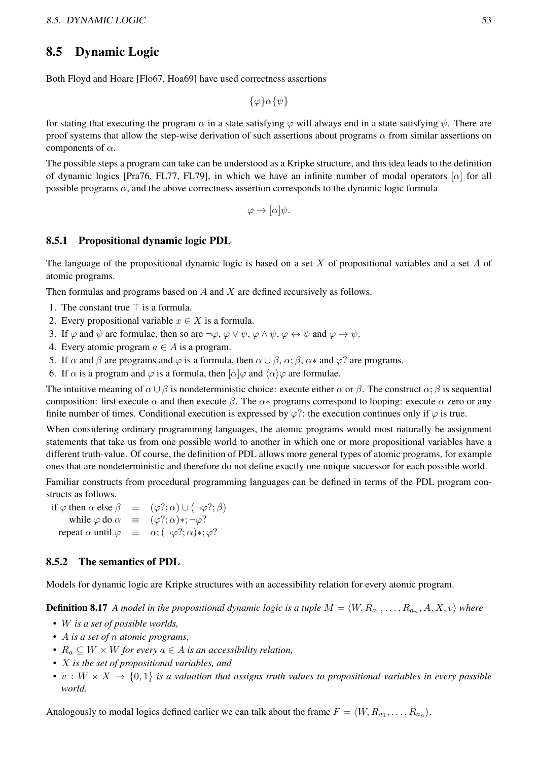## 8.5 Dynamic Logic

Both Floyd and Hoare [Flo67, Hoa69] have used correctness assertions

$$\{\varphi\}\alpha\{\psi\}$$

for stating that executing the program $\alpha$ in a state satisfying $\varphi$ will always end in a state satisfying $\psi$. There are proof systems that allow the step-wise derivation of such assertions about programs $\alpha$ from similar assertions on components of $\alpha$.

The possible steps a program can take can be understood as a Kripke structure, and this idea leads to the definition of dynamic logics [Pra76, FL77, FL79], in which we have an infinite number of modal operators $[\alpha]$ for all possible programs $\alpha$, and the above correctness assertion corresponds to the dynamic logic formula

$$\varphi \rightarrow [\alpha]\psi.$$

### 8.5.1 Propositional dynamic logic PDL

The language of the propositional dynamic logic is based on a set $X$ of propositional variables and a set $A$ of atomic programs.

Then formulas and programs based on $A$ and $X$ are defined recursively as follows.

1. The constant true $\top$ is a formula.
2. Every propositional variable $x \in X$ is a formula.
3. If $\varphi$ and $\psi$ are formulae, then so are $\neg\varphi$, $\varphi \vee \psi$, $\varphi \wedge \psi$, $\varphi \leftrightarrow \psi$ and $\varphi \rightarrow \psi$.
4. Every atomic program $a \in A$ is a program.
5. If $\alpha$ and $\beta$ are programs and $\varphi$ is a formula, then $\alpha \cup \beta$, $\alpha;\beta$, $\alpha*$ and $\varphi?$ are programs.
6. If $\alpha$ is a program and $\varphi$ is a formula, then $[\alpha]\varphi$ and $\langle\alpha\rangle\varphi$ are formulae.

The intuitive meaning of $\alpha \cup \beta$ is nondeterministic choice: execute either $\alpha$ or $\beta$. The construct $\alpha;\beta$ is sequential composition: first execute $\alpha$ and then execute $\beta$. The $\alpha*$ programs correspond to looping: execute $\alpha$ zero or any finite number of times. Conditional execution is expressed by $\varphi?$: the execution continues only if $\varphi$ is true.

When considering ordinary programming languages, the atomic programs would most naturally be assignment statements that take us from one possible world to another in which one or more propositional variables have a different truth-value. Of course, the definition of PDL allows more general types of atomic programs, for example ones that are nondeterministic and therefore do not define exactly one unique successor for each possible world.

Familiar constructs from procedural programming languages can be defined in terms of the PDL program constructs as follows.

$$\begin{aligned}
\text{if } \varphi \text{ then } \alpha \text{ else } \beta \quad &\equiv \quad (\varphi?;\alpha) \cup (\neg\varphi?;\beta) \\
\text{while } \varphi \text{ do } \alpha \quad &\equiv \quad (\varphi?;\alpha)*;\neg\varphi? \\
\text{repeat } \alpha \text{ until } \varphi \quad &\equiv \quad \alpha;(\neg\varphi?;\alpha)*;\varphi?
\end{aligned}$$

### 8.5.2 The semantics of PDL

Models for dynamic logic are Kripke structures with an accessibility relation for every atomic program.

**Definition 8.17** *A model in the propositional dynamic logic is a tuple $M = \langle W, R_{a_1}, \ldots, R_{a_n}, A, X, v\rangle$ where*

- *$W$ is a set of possible worlds,*
- *$A$ is a set of $n$ atomic programs,*
- *$R_a \subseteq W \times W$ for every $a \in A$ is an accessibility relation,*
- *$X$ is the set of propositional variables, and*
- *$v : W \times X \rightarrow \{0,1\}$ is a valuation that assigns truth values to propositional variables in every possible world.*

Analogously to modal logics defined earlier we can talk about the frame $F = \langle W, R_{a_1}, \ldots, R_{a_n}\rangle$.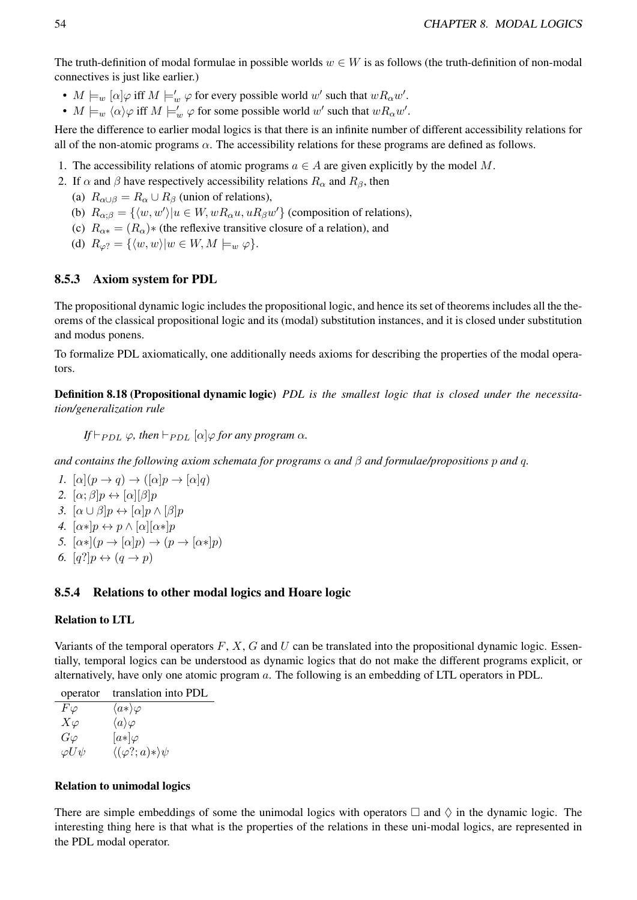The truth-definition of modal formulae in possible worlds $w \in W$ is as follows (the truth-definition of non-modal connectives is just like earlier.)

- $M \models_w [\alpha]\varphi$ iff $M \models'_w \varphi$ for every possible world $w'$ such that $wR_\alpha w'$.
- $M \models_w \langle\alpha\rangle\varphi$ iff $M \models'_w \varphi$ for some possible world $w'$ such that $wR_\alpha w'$.

Here the difference to earlier modal logics is that there is an infinite number of different accessibility relations for all of the non-atomic programs $\alpha$. The accessibility relations for these programs are defined as follows.

1. The accessibility relations of atomic programs $a \in A$ are given explicitly by the model $M$.
2. If $\alpha$ and $\beta$ have respectively accessibility relations $R_\alpha$ and $R_\beta$, then
   (a) $R_{\alpha\cup\beta} = R_\alpha \cup R_\beta$ (union of relations),
   (b) $R_{\alpha;\beta} = \{\langle w, w'\rangle | u \in W, wR_\alpha u, uR_\beta w'\}$ (composition of relations),
   (c) $R_{\alpha*} = (R_\alpha)*$ (the reflexive transitive closure of a relation), and
   (d) $R_{\varphi?} = \{\langle w, w\rangle | w \in W, M \models_w \varphi\}$.

### 8.5.3 Axiom system for PDL

The propositional dynamic logic includes the propositional logic, and hence its set of theorems includes all the theorems of the classical propositional logic and its (modal) substitution instances, and it is closed under substitution and modus ponens.

To formalize PDL axiomatically, one additionally needs axioms for describing the properties of the modal operators.

**Definition 8.18 (Propositional dynamic logic)** *PDL is the smallest logic that is closed under the necessitation/generalization rule*

*If $\vdash_{PDL} \varphi$, then $\vdash_{PDL} [\alpha]\varphi$ for any program $\alpha$.*

*and contains the following axiom schemata for programs $\alpha$ and $\beta$ and formulae/propositions $p$ and $q$.*

1. $[\alpha](p \to q) \to ([\alpha]p \to [\alpha]q)$
2. $[\alpha;\beta]p \leftrightarrow [\alpha][\beta]p$
3. $[\alpha \cup \beta]p \leftrightarrow [\alpha]p \wedge [\beta]p$
4. $[\alpha*]p \leftrightarrow p \wedge [\alpha][\alpha*]p$
5. $[\alpha*](p \to [\alpha]p) \to (p \to [\alpha*]p)$
6. $[q?]p \leftrightarrow (q \to p)$

### 8.5.4 Relations to other modal logics and Hoare logic

#### Relation to LTL

Variants of the temporal operators $F$, $X$, $G$ and $U$ can be translated into the propositional dynamic logic. Essentially, temporal logics can be understood as dynamic logics that do not make the different programs explicit, or alternatively, have only one atomic program $a$. The following is an embedding of LTL operators in PDL.

| operator | translation into PDL |
|---|---|
| $F\varphi$ | $\langle a*\rangle\varphi$ |
| $X\varphi$ | $\langle a\rangle\varphi$ |
| $G\varphi$ | $[a*]\varphi$ |
| $\varphi U \psi$ | $\langle(\varphi?;a)*\rangle\psi$ |

#### Relation to unimodal logics

There are simple embeddings of some the unimodal logics with operators $\Box$ and $\Diamond$ in the dynamic logic. The interesting thing here is that what is the properties of the relations in these uni-modal logics, are represented in the PDL modal operator.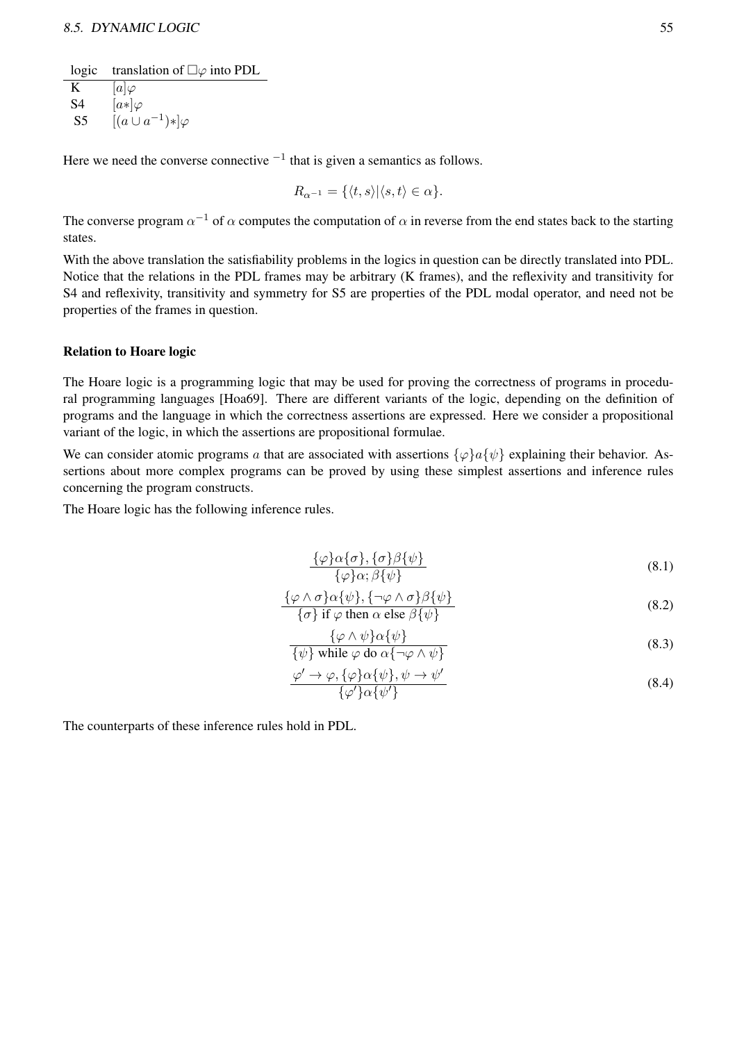| logic | translation of $\Box\varphi$ into PDL |
|---|---|
| K | $[a]\varphi$ |
| S4 | $[a*]\varphi$ |
| S5 | $[(a \cup a^{-1})*]\varphi$ |

Here we need the converse connective $^{-1}$ that is given a semantics as follows.

$$R_{\alpha^{-1}} = \{\langle t, s\rangle | \langle s, t\rangle \in \alpha\}.$$

The converse program $\alpha^{-1}$ of $\alpha$ computes the computation of $\alpha$ in reverse from the end states back to the starting states.

With the above translation the satisfiability problems in the logics in question can be directly translated into PDL. Notice that the relations in the PDL frames may be arbitrary (K frames), and the reflexivity and transitivity for S4 and reflexivity, transitivity and symmetry for S5 are properties of the PDL modal operator, and need not be properties of the frames in question.

#### Relation to Hoare logic

The Hoare logic is a programming logic that may be used for proving the correctness of programs in procedural programming languages [Hoa69]. There are different variants of the logic, depending on the definition of programs and the language in which the correctness assertions are expressed. Here we consider a propositional variant of the logic, in which the assertions are propositional formulae.

We can consider atomic programs $a$ that are associated with assertions $\{\varphi\}a\{\psi\}$ explaining their behavior. Assertions about more complex programs can be proved by using these simplest assertions and inference rules concerning the program constructs.

The Hoare logic has the following inference rules.

$$\frac{\{\varphi\}\alpha\{\sigma\}, \{\sigma\}\beta\{\psi\}}{\{\varphi\}\alpha;\beta\{\psi\}} \tag{8.1}$$

$$\frac{\{\varphi \wedge \sigma\}\alpha\{\psi\}, \{\neg\varphi \wedge \sigma\}\beta\{\psi\}}{\{\sigma\} \text{ if } \varphi \text{ then } \alpha \text{ else } \beta\{\psi\}} \tag{8.2}$$

$$\frac{\{\varphi \wedge \psi\}\alpha\{\psi\}}{\{\psi\} \text{ while } \varphi \text{ do } \alpha\{\neg\varphi \wedge \psi\}} \tag{8.3}$$

$$\frac{\varphi' \to \varphi, \{\varphi\}\alpha\{\psi\}, \psi \to \psi'}{\{\varphi'\}\alpha\{\psi'\}} \tag{8.4}$$

The counterparts of these inference rules hold in PDL.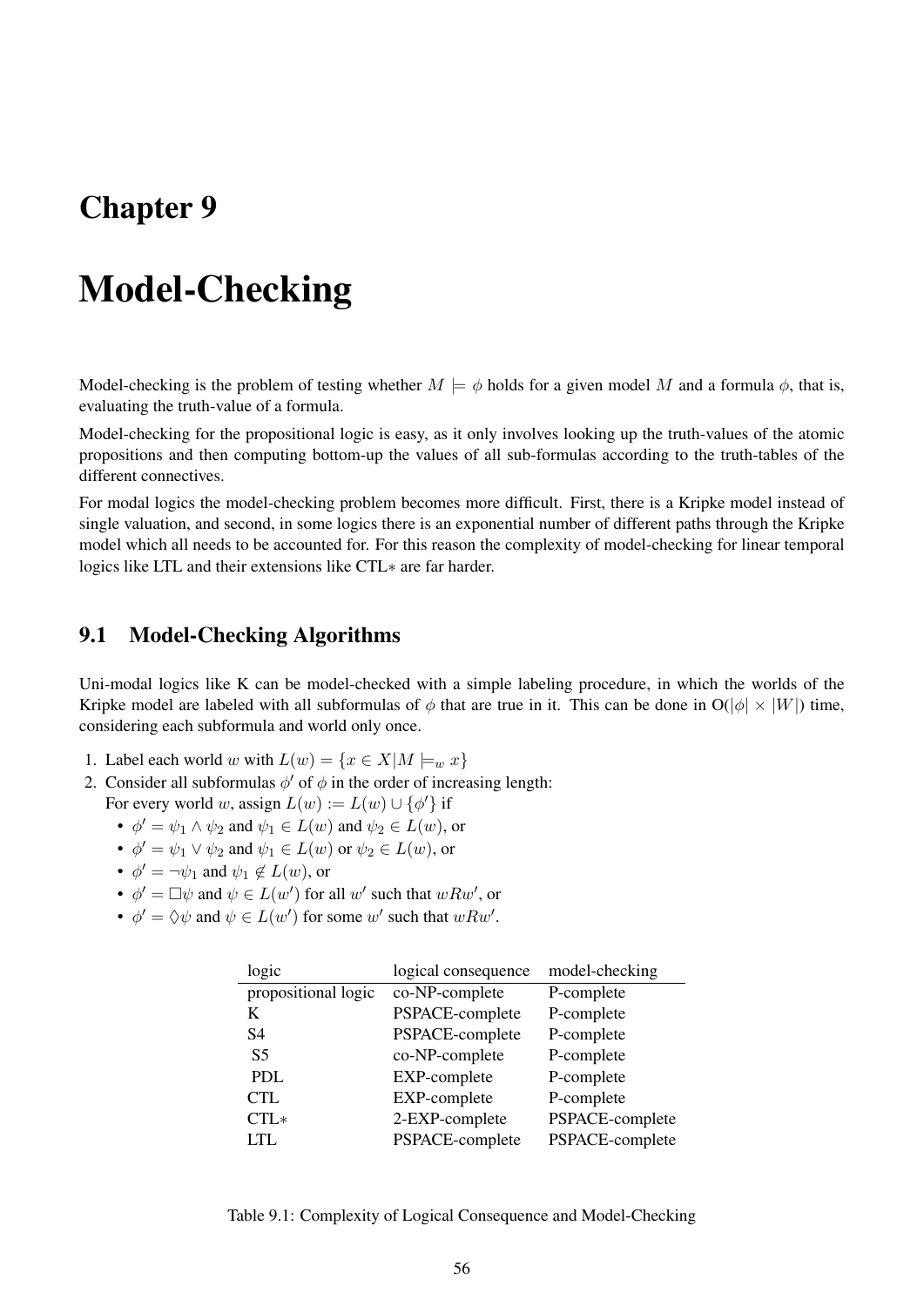# Chapter 9

# Model-Checking

Model-checking is the problem of testing whether $M \models \phi$ holds for a given model $M$ and a formula $\phi$, that is, evaluating the truth-value of a formula.

Model-checking for the propositional logic is easy, as it only involves looking up the truth-values of the atomic propositions and then computing bottom-up the values of all sub-formulas according to the truth-tables of the different connectives.

For modal logics the model-checking problem becomes more difficult. First, there is a Kripke model instead of single valuation, and second, in some logics there is an exponential number of different paths through the Kripke model which all needs to be accounted for. For this reason the complexity of model-checking for linear temporal logics like LTL and their extensions like CTL∗ are far harder.

## 9.1 Model-Checking Algorithms

Uni-modal logics like K can be model-checked with a simple labeling procedure, in which the worlds of the Kripke model are labeled with all subformulas of $\phi$ that are true in it. This can be done in O($|\phi| \times |W|$) time, considering each subformula and world only once.

1. Label each world $w$ with $L(w) = \{x \in X | M \models_w x\}$
2. Consider all subformulas $\phi'$ of $\phi$ in the order of increasing length:
   For every world $w$, assign $L(w) := L(w) \cup \{\phi'\}$ if
   - $\phi' = \psi_1 \wedge \psi_2$ and $\psi_1 \in L(w)$ and $\psi_2 \in L(w)$, or
   - $\phi' = \psi_1 \vee \psi_2$ and $\psi_1 \in L(w)$ or $\psi_2 \in L(w)$, or
   - $\phi' = \neg\psi_1$ and $\psi_1 \notin L(w)$, or
   - $\phi' = \Box\psi$ and $\psi \in L(w')$ for all $w'$ such that $wRw'$, or
   - $\phi' = \Diamond\psi$ and $\psi \in L(w')$ for some $w'$ such that $wRw'$.

| logic | logical consequence | model-checking |
|---|---|---|
| propositional logic | co-NP-complete | P-complete |
| K | PSPACE-complete | P-complete |
| S4 | PSPACE-complete | P-complete |
| S5 | co-NP-complete | P-complete |
| PDL | EXP-complete | P-complete |
| CTL | EXP-complete | P-complete |
| CTL∗ | 2-EXP-complete | PSPACE-complete |
| LTL | PSPACE-complete | PSPACE-complete |

Table 9.1: Complexity of Logical Consequence and Model-Checking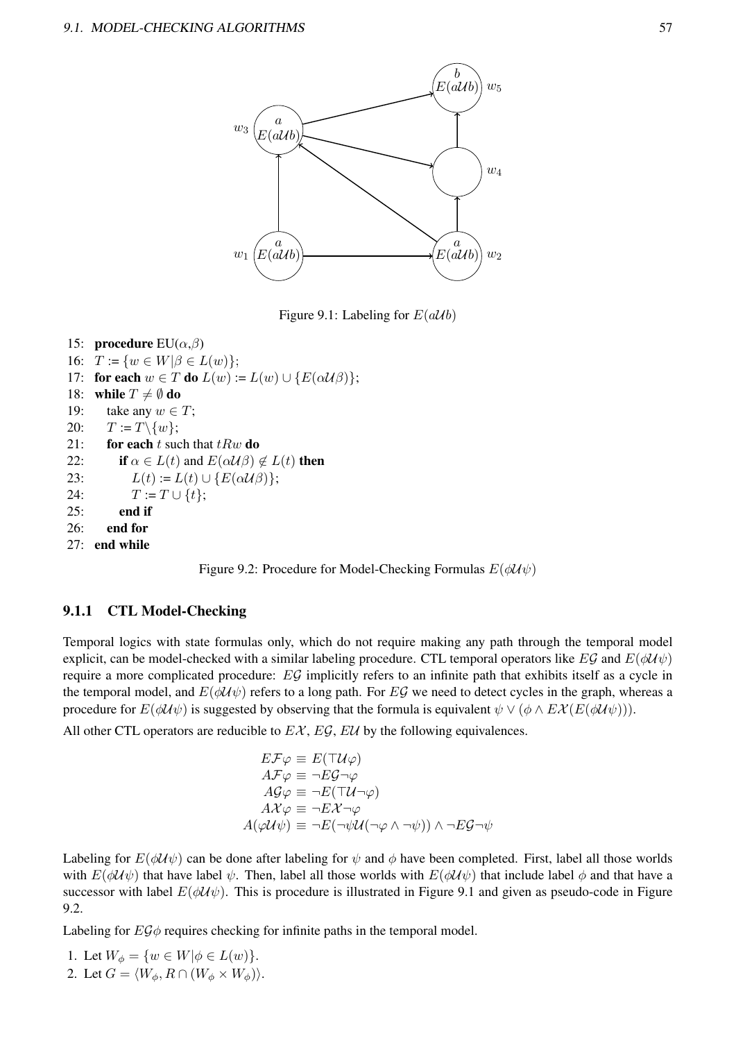Figure 9.1: Labeling for $E(a\mathcal{U}b)$

```
15: procedure EU(α,β)
16:   T := {w ∈ W | β ∈ L(w)};
17:   for each w ∈ T do L(w) := L(w) ∪ {E(αUβ)};
18:   while T ≠ ∅ do
19:     take any w ∈ T;
20:     T := T\{w};
21:     for each t such that tRw do
22:       if α ∈ L(t) and E(αUβ) ∉ L(t) then
23:         L(t) := L(t) ∪ {E(αUβ)};
24:         T := T ∪ {t};
25:       end if
26:     end for
27:   end while
```

Figure 9.2: Procedure for Model-Checking Formulas $E(\phi\mathcal{U}\psi)$

### 9.1.1 CTL Model-Checking

Temporal logics with state formulas only, which do not require making any path through the temporal model explicit, can be model-checked with a similar labeling procedure. CTL temporal operators like $E\mathcal{G}$ and $E(\phi\mathcal{U}\psi)$ require a more complicated procedure: $E\mathcal{G}$ implicitly refers to an infinite path that exhibits itself as a cycle in the temporal model, and $E(\phi\mathcal{U}\psi)$ refers to a long path. For $E\mathcal{G}$ we need to detect cycles in the graph, whereas a procedure for $E(\phi\mathcal{U}\psi)$ is suggested by observing that the formula is equivalent $\psi \vee (\phi \wedge E\mathcal{X}(E(\phi\mathcal{U}\psi)))$.

All other CTL operators are reducible to $E\mathcal{X}$, $E\mathcal{G}$, $E\mathcal{U}$ by the following equivalences.

$$
\begin{aligned}
E\mathcal{F}\varphi &\equiv E(\top\mathcal{U}\varphi) \\
A\mathcal{F}\varphi &\equiv \neg E\mathcal{G}\neg\varphi \\
A\mathcal{G}\varphi &\equiv \neg E(\top\mathcal{U}\neg\varphi) \\
A\mathcal{X}\varphi &\equiv \neg E\mathcal{X}\neg\varphi \\
A(\varphi\mathcal{U}\psi) &\equiv \neg E(\neg\psi\mathcal{U}(\neg\varphi \wedge \neg\psi)) \wedge \neg E\mathcal{G}\neg\psi
\end{aligned}
$$

Labeling for $E(\phi\mathcal{U}\psi)$ can be done after labeling for $\psi$ and $\phi$ have been completed. First, label all those worlds with $E(\phi\mathcal{U}\psi)$ that have label $\psi$. Then, label all those worlds with $E(\phi\mathcal{U}\psi)$ that include label $\phi$ and that have a successor with label $E(\phi\mathcal{U}\psi)$. This is procedure is illustrated in Figure 9.1 and given as pseudo-code in Figure 9.2.

Labeling for $E\mathcal{G}\phi$ requires checking for infinite paths in the temporal model.

1. Let $W_\phi = \{w \in W | \phi \in L(w)\}$.
2. Let $G = \langle W_\phi, R \cap (W_\phi \times W_\phi)\rangle$.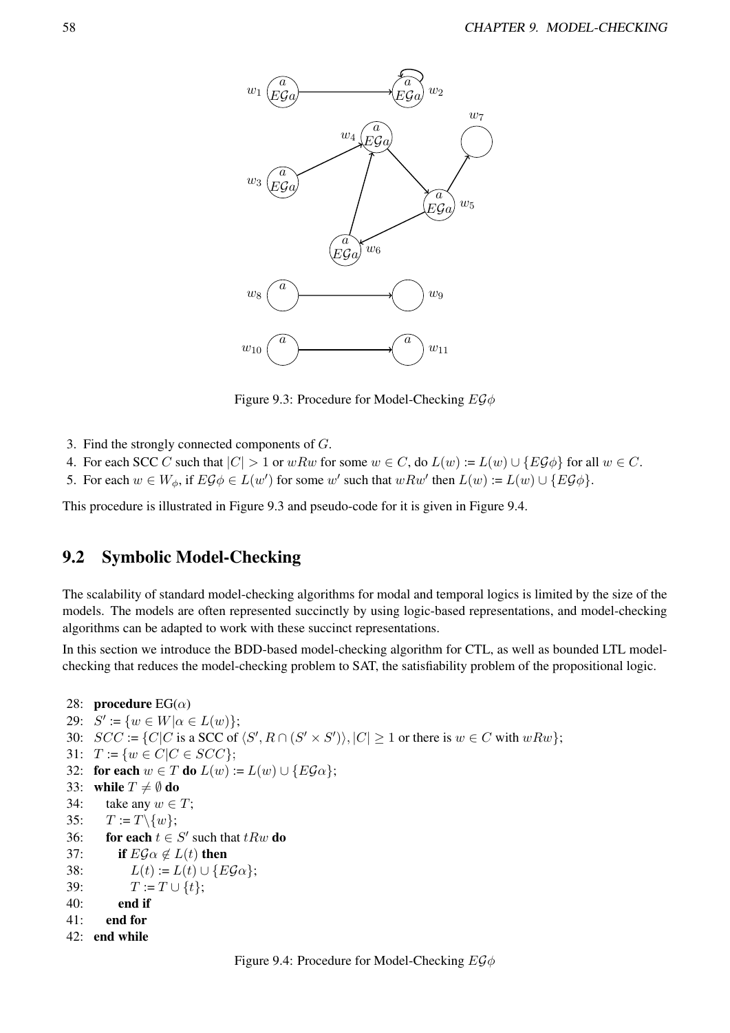Figure 9.3: Procedure for Model-Checking $E\mathcal{G}\phi$

3. Find the strongly connected components of $G$.
4. For each SCC $C$ such that $|C| > 1$ or $wRw$ for some $w \in C$, do $L(w) := L(w) \cup \{E\mathcal{G}\phi\}$ for all $w \in C$.
5. For each $w \in W_\phi$, if $E\mathcal{G}\phi \in L(w')$ for some $w'$ such that $wRw'$ then $L(w) := L(w) \cup \{E\mathcal{G}\phi\}$.

This procedure is illustrated in Figure 9.3 and pseudo-code for it is given in Figure 9.4.

## 9.2 Symbolic Model-Checking

The scalability of standard model-checking algorithms for modal and temporal logics is limited by the size of the models. The models are often represented succinctly by using logic-based representations, and model-checking algorithms can be adapted to work with these succinct representations.

In this section we introduce the BDD-based model-checking algorithm for CTL, as well as bounded LTL model-checking that reduces the model-checking problem to SAT, the satisfiability problem of the propositional logic.

28: **procedure** EG($\alpha$)
29: $S' := \{w \in W | \alpha \in L(w)\}$;
30: $SCC := \{C | C$ is a SCC of $\langle S', R \cap (S' \times S')\rangle, |C| \geq 1$ or there is $w \in C$ with $wRw\}$;
31: $T := \{w \in C | C \in SCC\}$;
32: **for each** $w \in T$ **do** $L(w) := L(w) \cup \{E\mathcal{G}\alpha\}$;
33: **while** $T \neq \emptyset$ **do**
34: take any $w \in T$;
35: $T := T \backslash \{w\}$;
36: **for each** $t \in S'$ such that $tRw$ **do**
37: **if** $E\mathcal{G}\alpha \notin L(t)$ **then**
38: $L(t) := L(t) \cup \{E\mathcal{G}\alpha\}$;
39: $T := T \cup \{t\}$;
40: **end if**
41: **end for**
42: **end while**

Figure 9.4: Procedure for Model-Checking $E\mathcal{G}\phi$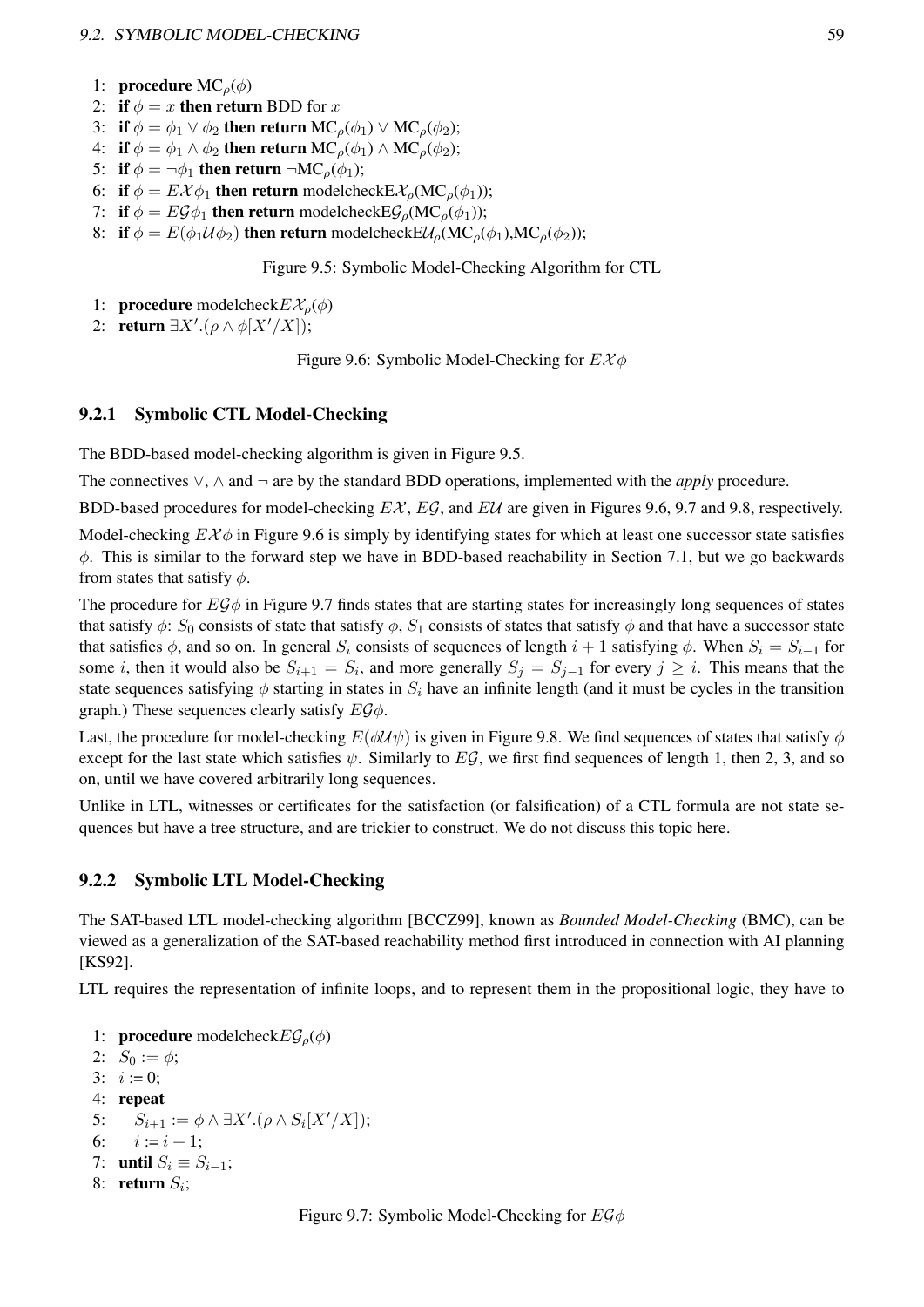```
1: procedure MC_ρ(φ)
2: if φ = x then return BDD for x
3: if φ = φ1 ∨ φ2 then return MC_ρ(φ1) ∨ MC_ρ(φ2);
4: if φ = φ1 ∧ φ2 then return MC_ρ(φ1) ∧ MC_ρ(φ2);
5: if φ = ¬φ1 then return ¬MC_ρ(φ1);
6: if φ = E𝒳φ1 then return modelcheckE𝒳_ρ(MC_ρ(φ1));
7: if φ = E𝒢φ1 then return modelcheckE𝒢_ρ(MC_ρ(φ1));
8: if φ = E(φ1𝒰φ2) then return modelcheckE𝒰_ρ(MC_ρ(φ1),MC_ρ(φ2));
```

Figure 9.5: Symbolic Model-Checking Algorithm for CTL

```
1: procedure modelcheckE𝒳_ρ(φ)
2: return ∃X'.(ρ ∧ φ[X'/X]);
```

Figure 9.6: Symbolic Model-Checking for $E\mathcal{X}\phi$

### 9.2.1 Symbolic CTL Model-Checking

The BDD-based model-checking algorithm is given in Figure 9.5.

The connectives $\vee$, $\wedge$ and $\neg$ are by the standard BDD operations, implemented with the *apply* procedure.

BDD-based procedures for model-checking $E\mathcal{X}$, $E\mathcal{G}$, and $E\mathcal{U}$ are given in Figures 9.6, 9.7 and 9.8, respectively.

Model-checking $E\mathcal{X}\phi$ in Figure 9.6 is simply by identifying states for which at least one successor state satisfies $\phi$. This is similar to the forward step we have in BDD-based reachability in Section 7.1, but we go backwards from states that satisfy $\phi$.

The procedure for $E\mathcal{G}\phi$ in Figure 9.7 finds states that are starting states for increasingly long sequences of states that satisfy $\phi$: $S_0$ consists of state that satisfy $\phi$, $S_1$ consists of states that satisfy $\phi$ and that have a successor state that satisfies $\phi$, and so on. In general $S_i$ consists of sequences of length $i+1$ satisfying $\phi$. When $S_i = S_{i-1}$ for some $i$, then it would also be $S_{i+1} = S_i$, and more generally $S_j = S_{j-1}$ for every $j \geq i$. This means that the state sequences satisfying $\phi$ starting in states in $S_i$ have an infinite length (and it must be cycles in the transition graph.) These sequences clearly satisfy $E\mathcal{G}\phi$.

Last, the procedure for model-checking $E(\phi\mathcal{U}\psi)$ is given in Figure 9.8. We find sequences of states that satisfy $\phi$ except for the last state which satisfies $\psi$. Similarly to $E\mathcal{G}$, we first find sequences of length 1, then 2, 3, and so on, until we have covered arbitrarily long sequences.

Unlike in LTL, witnesses or certificates for the satisfaction (or falsification) of a CTL formula are not state sequences but have a tree structure, and are trickier to construct. We do not discuss this topic here.

### 9.2.2 Symbolic LTL Model-Checking

The SAT-based LTL model-checking algorithm [BCCZ99], known as *Bounded Model-Checking* (BMC), can be viewed as a generalization of the SAT-based reachability method first introduced in connection with AI planning [KS92].

LTL requires the representation of infinite loops, and to represent them in the propositional logic, they have to

```
1: procedure modelcheckE𝒢_ρ(φ)
2: S_0 := φ;
3: i := 0;
4: repeat
5:     S_{i+1} := φ ∧ ∃X'.(ρ ∧ S_i[X'/X]);
6:     i := i + 1;
7: until S_i ≡ S_{i-1};
8: return S_i;
```

Figure 9.7: Symbolic Model-Checking for $E\mathcal{G}\phi$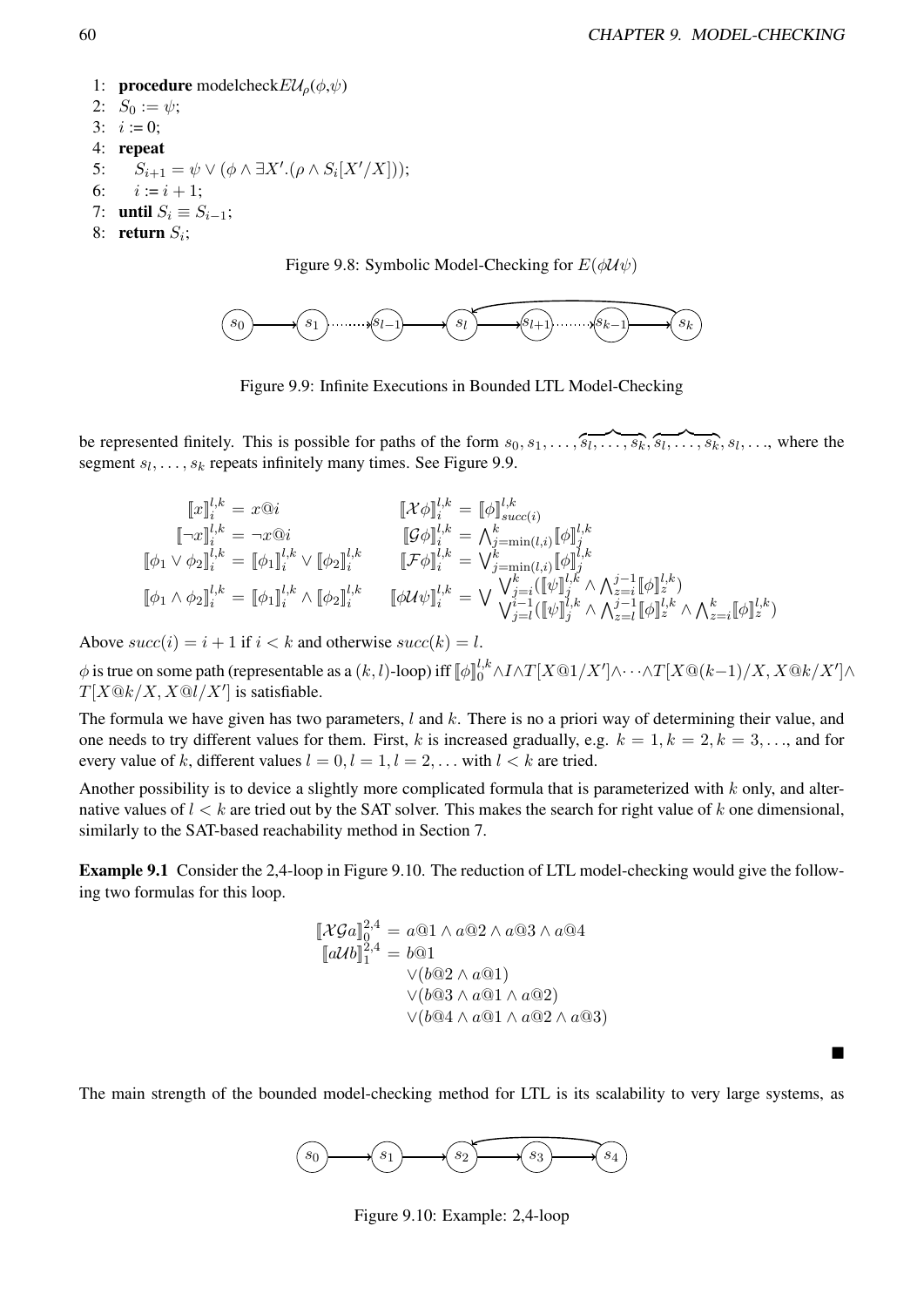```
1: procedure modelcheckEU_ρ(φ,ψ)
2:   S_0 := ψ;
3:   i := 0;
4:   repeat
5:     S_{i+1} = ψ ∨ (φ ∧ ∃X'.(ρ ∧ S_i[X'/X]));
6:     i := i + 1;
7:   until S_i ≡ S_{i−1};
8:   return S_i;
```

Figure 9.8: Symbolic Model-Checking for $E(\phi\mathcal{U}\psi)$

Figure 9.9: Infinite Executions in Bounded LTL Model-Checking

be represented finitely. This is possible for paths of the form $s_0, s_1, \ldots, \overbrace{s_l, \ldots, s_k}, \overbrace{s_l, \ldots, s_k}, s_l, \ldots$, where the segment $s_l, \ldots, s_k$ repeats infinitely many times. See Figure 9.9.

$$
\begin{array}{ll}
[\![x]\!]_i^{l,k} = x@i & [\![\mathcal{X}\phi]\!]_i^{l,k} = [\![\phi]\!]_{succ(i)}^{l,k} \\
[\![\neg x]\!]_i^{l,k} = \neg x@i & [\![\mathcal{G}\phi]\!]_i^{l,k} = \bigwedge_{j=\min(l,i)}^{k} [\![\phi]\!]_j^{l,k} \\
[\![\phi_1 \vee \phi_2]\!]_i^{l,k} = [\![\phi_1]\!]_i^{l,k} \vee [\![\phi_2]\!]_i^{l,k} & [\![\mathcal{F}\phi]\!]_i^{l,k} = \bigvee_{j=\min(l,i)}^{k} [\![\phi]\!]_j^{l,k} \\
[\![\phi_1 \wedge \phi_2]\!]_i^{l,k} = [\![\phi_1]\!]_i^{l,k} \wedge [\![\phi_2]\!]_i^{l,k} & [\![\phi\mathcal{U}\psi]\!]_i^{l,k} = \bigvee \begin{array}{l} \bigvee_{j=i}^{k}([\![\psi]\!]_j^{l,k} \wedge \bigwedge_{z=i}^{j-1}[\![\phi]\!]_z^{l,k}) \\ \bigvee_{j=l}^{i-1}([\![\psi]\!]_j^{l,k} \wedge \bigwedge_{z=l}^{j-1}[\![\phi]\!]_z^{l,k} \wedge \bigwedge_{z=i}^{k}[\![\phi]\!]_z^{l,k}) \end{array}
\end{array}
$$

Above $succ(i) = i + 1$ if $i < k$ and otherwise $succ(k) = l$.

$\phi$ is true on some path (representable as a $(k, l)$-loop) iff $[\![\phi]\!]_0^{l,k} \wedge I \wedge T[X@1/X'] \wedge \cdots \wedge T[X@(k-1)/X, X@k/X'] \wedge T[X@k/X, X@l/X']$ is satisfiable.

The formula we have given has two parameters, $l$ and $k$. There is no a priori way of determining their value, and one needs to try different values for them. First, $k$ is increased gradually, e.g. $k = 1, k = 2, k = 3, \ldots$, and for every value of $k$, different values $l = 0, l = 1, l = 2, \ldots$ with $l < k$ are tried.

Another possibility is to device a slightly more complicated formula that is parameterized with $k$ only, and alternative values of $l < k$ are tried out by the SAT solver. This makes the search for right value of $k$ one dimensional, similarly to the SAT-based reachability method in Section 7.

**Example 9.1** Consider the 2,4-loop in Figure 9.10. The reduction of LTL model-checking would give the following two formulas for this loop.

$$
\begin{aligned}
[\![\mathcal{X}\mathcal{G}a]\!]_0^{2,4} &= a@1 \wedge a@2 \wedge a@3 \wedge a@4 \\
[\![a\mathcal{U}b]\!]_1^{2,4} &= b@1 \\
&\quad \vee (b@2 \wedge a@1) \\
&\quad \vee (b@3 \wedge a@1 \wedge a@2) \\
&\quad \vee (b@4 \wedge a@1 \wedge a@2 \wedge a@3)
\end{aligned}
$$

■

The main strength of the bounded model-checking method for LTL is its scalability to very large systems, as

Figure 9.10: Example: 2,4-loop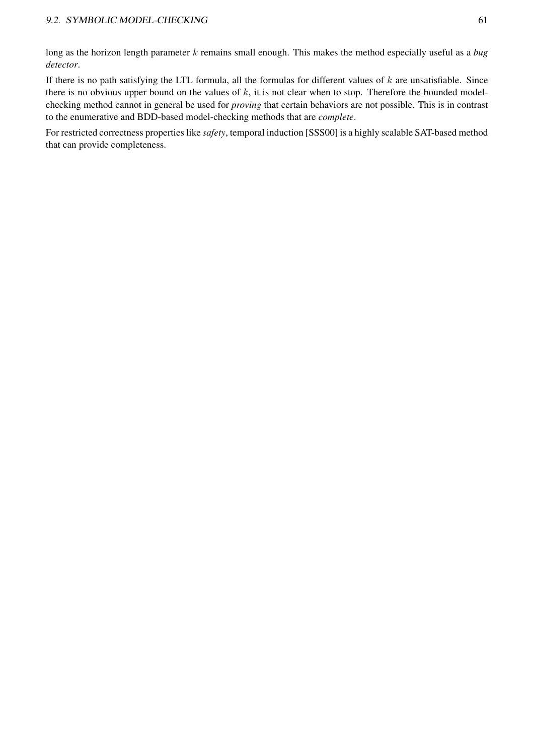long as the horizon length parameter $k$ remains small enough. This makes the method especially useful as a *bug detector*.

If there is no path satisfying the LTL formula, all the formulas for different values of $k$ are unsatisfiable. Since there is no obvious upper bound on the values of $k$, it is not clear when to stop. Therefore the bounded model-checking method cannot in general be used for *proving* that certain behaviors are not possible. This is in contrast to the enumerative and BDD-based model-checking methods that are *complete*.

For restricted correctness properties like *safety*, temporal induction [SSS00] is a highly scalable SAT-based method that can provide completeness.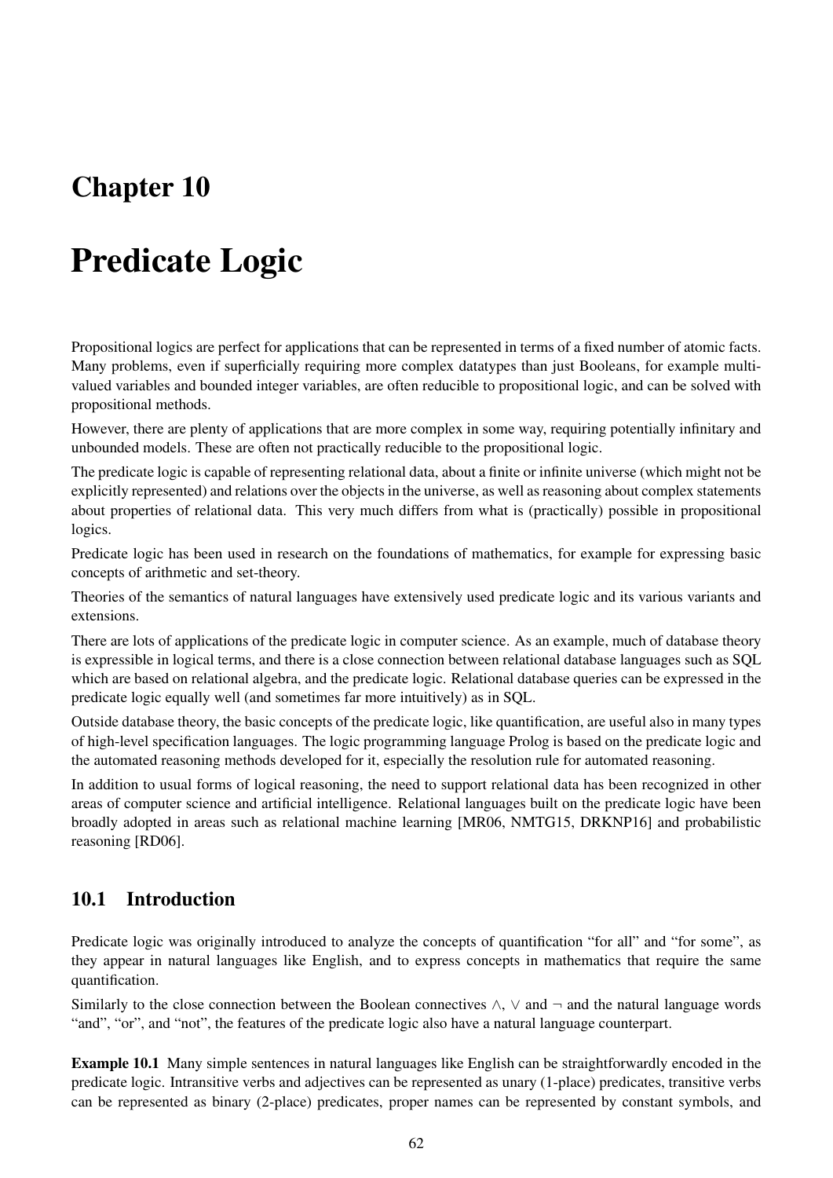# Chapter 10

# Predicate Logic

Propositional logics are perfect for applications that can be represented in terms of a fixed number of atomic facts. Many problems, even if superficially requiring more complex datatypes than just Booleans, for example multi-valued variables and bounded integer variables, are often reducible to propositional logic, and can be solved with propositional methods.

However, there are plenty of applications that are more complex in some way, requiring potentially infinitary and unbounded models. These are often not practically reducible to the propositional logic.

The predicate logic is capable of representing relational data, about a finite or infinite universe (which might not be explicitly represented) and relations over the objects in the universe, as well as reasoning about complex statements about properties of relational data. This very much differs from what is (practically) possible in propositional logics.

Predicate logic has been used in research on the foundations of mathematics, for example for expressing basic concepts of arithmetic and set-theory.

Theories of the semantics of natural languages have extensively used predicate logic and its various variants and extensions.

There are lots of applications of the predicate logic in computer science. As an example, much of database theory is expressible in logical terms, and there is a close connection between relational database languages such as SQL which are based on relational algebra, and the predicate logic. Relational database queries can be expressed in the predicate logic equally well (and sometimes far more intuitively) as in SQL.

Outside database theory, the basic concepts of the predicate logic, like quantification, are useful also in many types of high-level specification languages. The logic programming language Prolog is based on the predicate logic and the automated reasoning methods developed for it, especially the resolution rule for automated reasoning.

In addition to usual forms of logical reasoning, the need to support relational data has been recognized in other areas of computer science and artificial intelligence. Relational languages built on the predicate logic have been broadly adopted in areas such as relational machine learning [MR06, NMTG15, DRKNP16] and probabilistic reasoning [RD06].

## 10.1 Introduction

Predicate logic was originally introduced to analyze the concepts of quantification "for all" and "for some", as they appear in natural languages like English, and to express concepts in mathematics that require the same quantification.

Similarly to the close connection between the Boolean connectives $\wedge$, $\vee$ and $\neg$ and the natural language words "and", "or", and "not", the features of the predicate logic also have a natural language counterpart.

**Example 10.1** Many simple sentences in natural languages like English can be straightforwardly encoded in the predicate logic. Intransitive verbs and adjectives can be represented as unary (1-place) predicates, transitive verbs can be represented as binary (2-place) predicates, proper names can be represented by constant symbols, and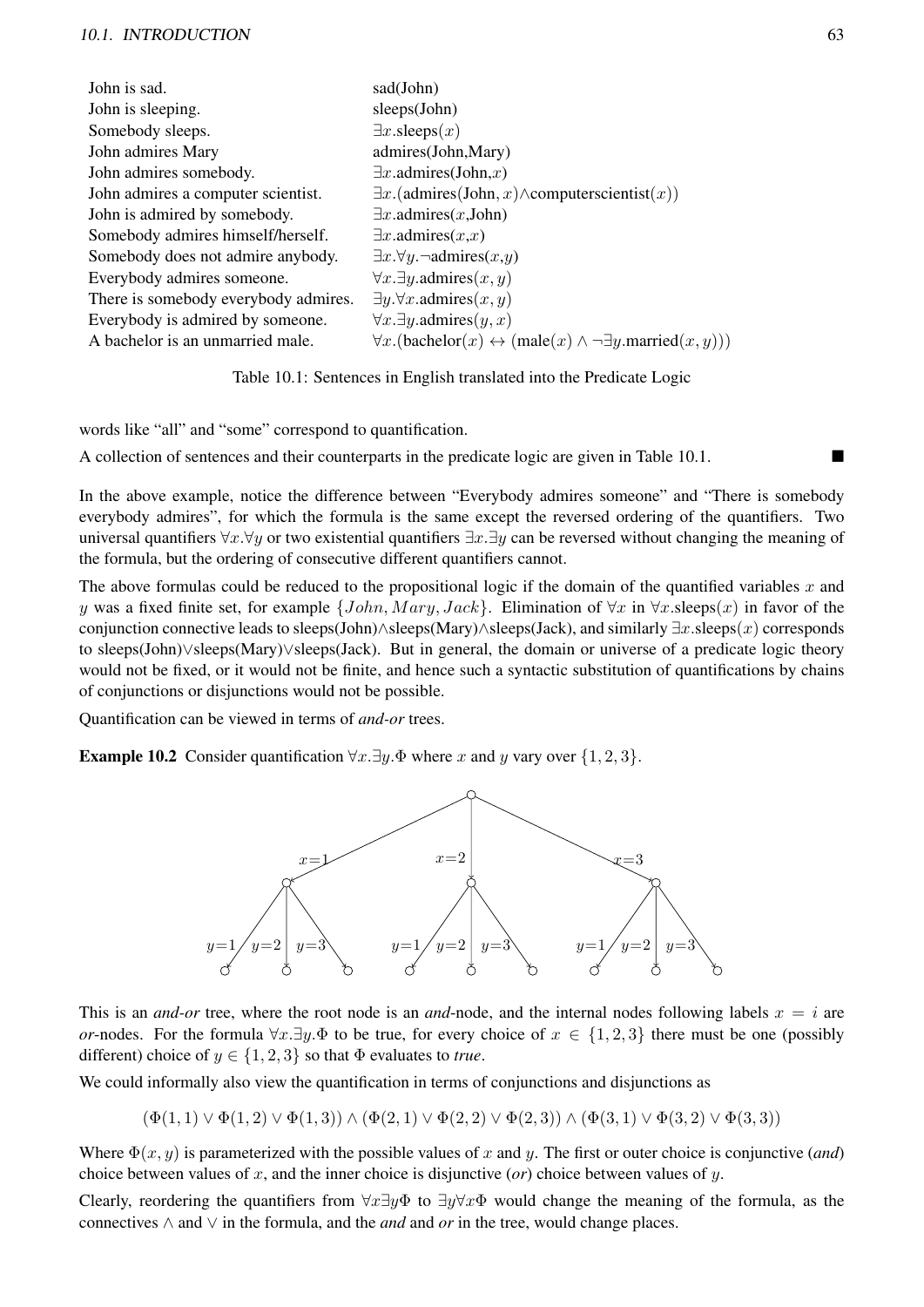| John is sad. | sad(John) |
|---|---|
| John is sleeping. | sleeps(John) |
| Somebody sleeps. | $\exists x.$sleeps($x$) |
| John admires Mary | admires(John,Mary) |
| John admires somebody. | $\exists x.$admires(John,$x$) |
| John admires a computer scientist. | $\exists x.$(admires(John, $x$)$\wedge$computerscientist($x$)) |
| John is admired by somebody. | $\exists x.$admires($x$,John) |
| Somebody admires himself/herself. | $\exists x.$admires($x$,$x$) |
| Somebody does not admire anybody. | $\exists x.\forall y.\neg$admires($x$,$y$) |
| Everybody admires someone. | $\forall x.\exists y.$admires$(x, y)$ |
| There is somebody everybody admires. | $\exists y.\forall x.$admires$(x, y)$ |
| Everybody is admired by someone. | $\forall x.\exists y.$admires$(y, x)$ |
| A bachelor is an unmarried male. | $\forall x.$(bachelor$(x) \leftrightarrow$ (male$(x) \wedge \neg\exists y.$married$(x, y)$)) |

Table 10.1: Sentences in English translated into the Predicate Logic

words like "all" and "some" correspond to quantification.

A collection of sentences and their counterparts in the predicate logic are given in Table 10.1. ■

In the above example, notice the difference between "Everybody admires someone" and "There is somebody everybody admires", for which the formula is the same except the reversed ordering of the quantifiers. Two universal quantifiers $\forall x.\forall y$ or two existential quantifiers $\exists x.\exists y$ can be reversed without changing the meaning of the formula, but the ordering of consecutive different quantifiers cannot.

The above formulas could be reduced to the propositional logic if the domain of the quantified variables $x$ and $y$ was a fixed finite set, for example $\{John, Mary, Jack\}$. Elimination of $\forall x$ in $\forall x.$sleeps($x$) in favor of the conjunction connective leads to sleeps(John)$\wedge$sleeps(Mary)$\wedge$sleeps(Jack), and similarly $\exists x.$sleeps($x$) corresponds to sleeps(John)$\vee$sleeps(Mary)$\vee$sleeps(Jack). But in general, the domain or universe of a predicate logic theory would not be fixed, or it would not be finite, and hence such a syntactic substitution of quantifications by chains of conjunctions or disjunctions would not be possible.

Quantification can be viewed in terms of *and-or* trees.

**Example 10.2** Consider quantification $\forall x.\exists y.\Phi$ where $x$ and $y$ vary over $\{1, 2, 3\}$.

This is an *and-or* tree, where the root node is an *and*-node, and the internal nodes following labels $x = i$ are *or*-nodes. For the formula $\forall x.\exists y.\Phi$ to be true, for every choice of $x \in \{1, 2, 3\}$ there must be one (possibly different) choice of $y \in \{1, 2, 3\}$ so that $\Phi$ evaluates to *true*.

We could informally also view the quantification in terms of conjunctions and disjunctions as

$$(\Phi(1,1) \vee \Phi(1,2) \vee \Phi(1,3)) \wedge (\Phi(2,1) \vee \Phi(2,2) \vee \Phi(2,3)) \wedge (\Phi(3,1) \vee \Phi(3,2) \vee \Phi(3,3))$$

Where $\Phi(x, y)$ is parameterized with the possible values of $x$ and $y$. The first or outer choice is conjunctive (*and*) choice between values of $x$, and the inner choice is disjunctive (*or*) choice between values of $y$.

Clearly, reordering the quantifiers from $\forall x \exists y \Phi$ to $\exists y \forall x \Phi$ would change the meaning of the formula, as the connectives $\wedge$ and $\vee$ in the formula, and the *and* and *or* in the tree, would change places.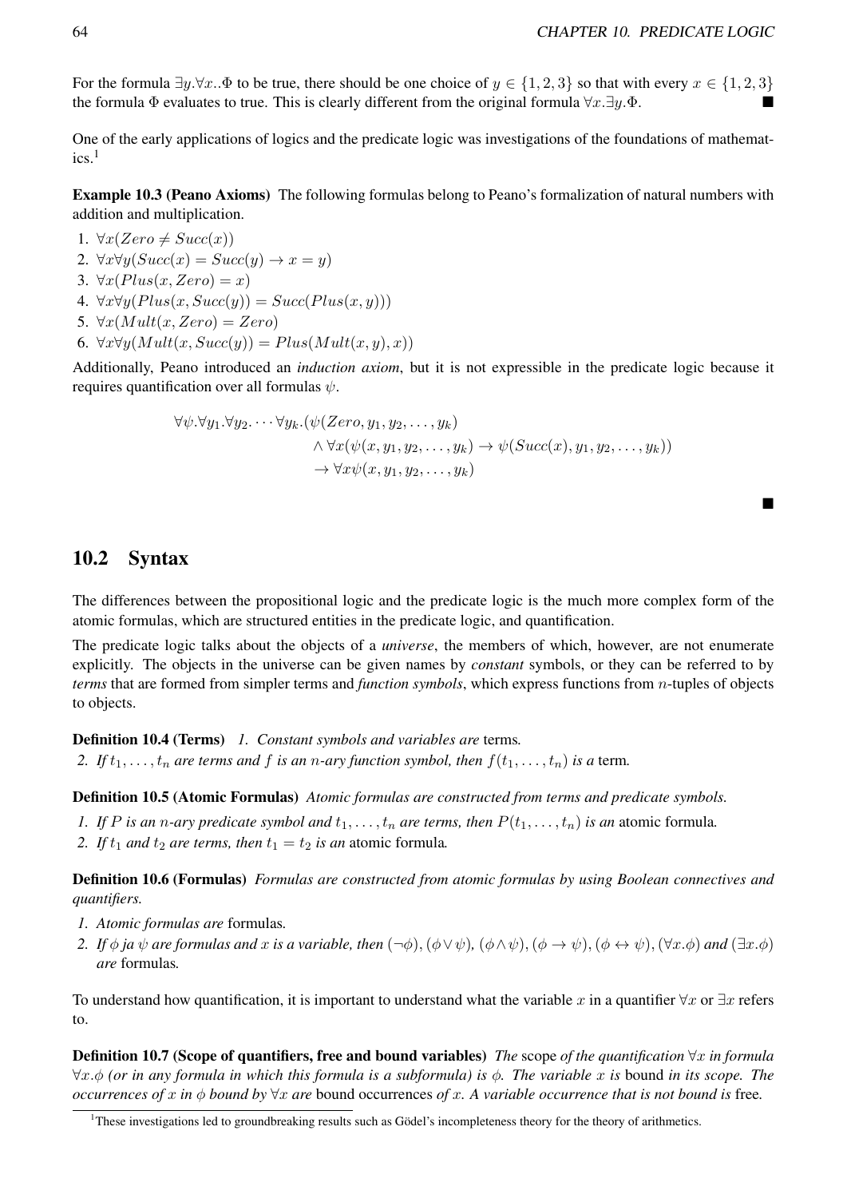For the formula $\exists y.\forall x..\Phi$ to be true, there should be one choice of $y \in \{1, 2, 3\}$ so that with every $x \in \{1, 2, 3\}$ the formula $\Phi$ evaluates to true. This is clearly different from the original formula $\forall x.\exists y.\Phi$. ∎

One of the early applications of logics and the predicate logic was investigations of the foundations of mathematics.[1]

**Example 10.3 (Peano Axioms)** The following formulas belong to Peano's formalization of natural numbers with addition and multiplication.

1. $\forall x(Zero \neq Succ(x))$
2. $\forall x \forall y(Succ(x) = Succ(y) \rightarrow x = y)$
3. $\forall x(Plus(x, Zero) = x)$
4. $\forall x \forall y(Plus(x, Succ(y)) = Succ(Plus(x, y)))$
5. $\forall x(Mult(x, Zero) = Zero)$
6. $\forall x \forall y(Mult(x, Succ(y)) = Plus(Mult(x, y), x))$

Additionally, Peano introduced an *induction axiom*, but it is not expressible in the predicate logic because it requires quantification over all formulas $\psi$.

$$
\begin{aligned}
\forall \psi.\forall y_1.\forall y_2.\cdots\forall y_k.(\psi(Zero, y_1, y_2, \ldots, y_k) \\
\wedge \forall x(\psi(x, y_1, y_2, \ldots, y_k) \rightarrow \psi(Succ(x), y_1, y_2, \ldots, y_k)) \\
\rightarrow \forall x \psi(x, y_1, y_2, \ldots, y_k)
\end{aligned}
$$

∎

## 10.2 Syntax

The differences between the propositional logic and the predicate logic is the much more complex form of the atomic formulas, which are structured entities in the predicate logic, and quantification.

The predicate logic talks about the objects of a *universe*, the members of which, however, are not enumerate explicitly. The objects in the universe can be given names by *constant* symbols, or they can be referred to by *terms* that are formed from simpler terms and *function symbols*, which express functions from $n$-tuples of objects to objects.

**Definition 10.4 (Terms)** *1. Constant symbols and variables are* terms*.*

*2. If $t_1, \ldots, t_n$ are terms and $f$ is an $n$-ary function symbol, then $f(t_1, \ldots, t_n)$ is a* term*.*

**Definition 10.5 (Atomic Formulas)** *Atomic formulas are constructed from terms and predicate symbols.*

1. *If $P$ is an $n$-ary predicate symbol and $t_1, \ldots, t_n$ are terms, then $P(t_1, \ldots, t_n)$ is an* atomic formula*.*
2. *If $t_1$ and $t_2$ are terms, then $t_1 = t_2$ is an* atomic formula*.*

**Definition 10.6 (Formulas)** *Formulas are constructed from atomic formulas by using Boolean connectives and quantifiers.*

1. *Atomic formulas are* formulas*.*
2. *If $\phi$ ja $\psi$ are formulas and $x$ is a variable, then $(\neg\phi)$, $(\phi \vee \psi)$, $(\phi \wedge \psi)$, $(\phi \rightarrow \psi)$, $(\phi \leftrightarrow \psi)$, $(\forall x.\phi)$ and $(\exists x.\phi)$ are* formulas*.*

To understand how quantification, it is important to understand what the variable $x$ in a quantifier $\forall x$ or $\exists x$ refers to.

**Definition 10.7 (Scope of quantifiers, free and bound variables)** *The* scope *of the quantification $\forall x$ in formula $\forall x.\phi$ (or in any formula in which this formula is a subformula) is $\phi$. The variable $x$ is* bound *in its scope. The occurrences of $x$ in $\phi$ bound by $\forall x$ are* bound occurrences *of $x$. A variable occurrence that is not bound is* free*.*

[1] These investigations led to groundbreaking results such as Gödel's incompleteness theory for the theory of arithmetics.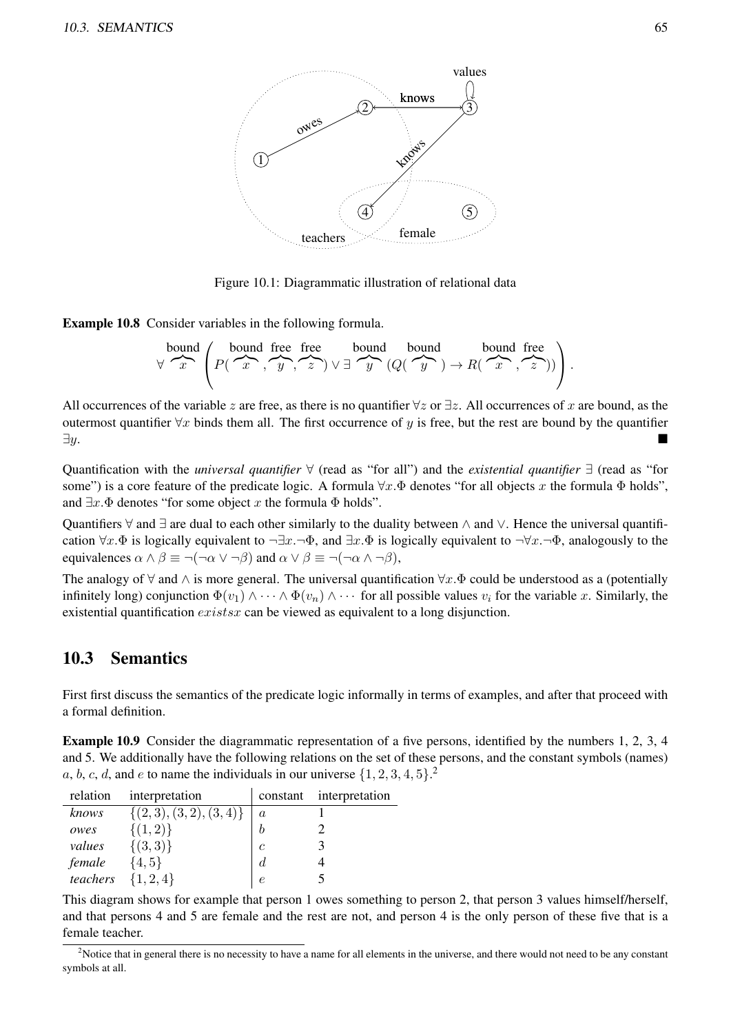Figure 10.1: Diagrammatic illustration of relational data

**Example 10.8** Consider variables in the following formula.

$$\forall \overbrace{x}^{\text{bound}} \left( P(\overbrace{x}^{\text{bound}}, \overbrace{y}^{\text{free}}, \overbrace{z}^{\text{free}}) \vee \exists \overbrace{y}^{\text{bound}} (Q(\overbrace{y}^{\text{bound}}) \rightarrow R(\overbrace{x}^{\text{bound}}, \overbrace{z}^{\text{free}})) \right).$$

All occurrences of the variable $z$ are free, as there is no quantifier $\forall z$ or $\exists z$. All occurrences of $x$ are bound, as the outermost quantifier $\forall x$ binds them all. The first occurrence of $y$ is free, but the rest are bound by the quantifier $\exists y$. ■

Quantification with the *universal quantifier* $\forall$ (read as "for all") and the *existential quantifier* $\exists$ (read as "for some") is a core feature of the predicate logic. A formula $\forall x.\Phi$ denotes "for all objects $x$ the formula $\Phi$ holds", and $\exists x.\Phi$ denotes "for some object $x$ the formula $\Phi$ holds".

Quantifiers $\forall$ and $\exists$ are dual to each other similarly to the duality between $\wedge$ and $\vee$. Hence the universal quantification $\forall x.\Phi$ is logically equivalent to $\neg\exists x.\neg\Phi$, and $\exists x.\Phi$ is logically equivalent to $\neg\forall x.\neg\Phi$, analogously to the equivalences $\alpha \wedge \beta \equiv \neg(\neg\alpha \vee \neg\beta)$ and $\alpha \vee \beta \equiv \neg(\neg\alpha \wedge \neg\beta)$,

The analogy of $\forall$ and $\wedge$ is more general. The universal quantification $\forall x.\Phi$ could be understood as a (potentially infinitely long) conjunction $\Phi(v_1) \wedge \cdots \wedge \Phi(v_n) \wedge \cdots$ for all possible values $v_i$ for the variable $x$. Similarly, the existential quantification $existsx$ can be viewed as equivalent to a long disjunction.

## 10.3 Semantics

First first discuss the semantics of the predicate logic informally in terms of examples, and after that proceed with a formal definition.

**Example 10.9** Consider the diagrammatic representation of a five persons, identified by the numbers 1, 2, 3, 4 and 5. We additionally have the following relations on the set of these persons, and the constant symbols (names) $a$, $b$, $c$, $d$, and $e$ to name the individuals in our universe $\{1, 2, 3, 4, 5\}$.[2]

| relation | interpretation | constant | interpretation |
|---|---|---|---|
| *knows* | $\{(2,3),(3,2),(3,4)\}$ | $a$ | 1 |
| *owes* | $\{(1,2)\}$ | $b$ | 2 |
| *values* | $\{(3,3)\}$ | $c$ | 3 |
| *female* | $\{4,5\}$ | $d$ | 4 |
| *teachers* | $\{1,2,4\}$ | $e$ | 5 |

This diagram shows for example that person 1 owes something to person 2, that person 3 values himself/herself, and that persons 4 and 5 are female and the rest are not, and person 4 is the only person of these five that is a female teacher.

[2] Notice that in general there is no necessity to have a name for all elements in the universe, and there would not need to be any constant symbols at all.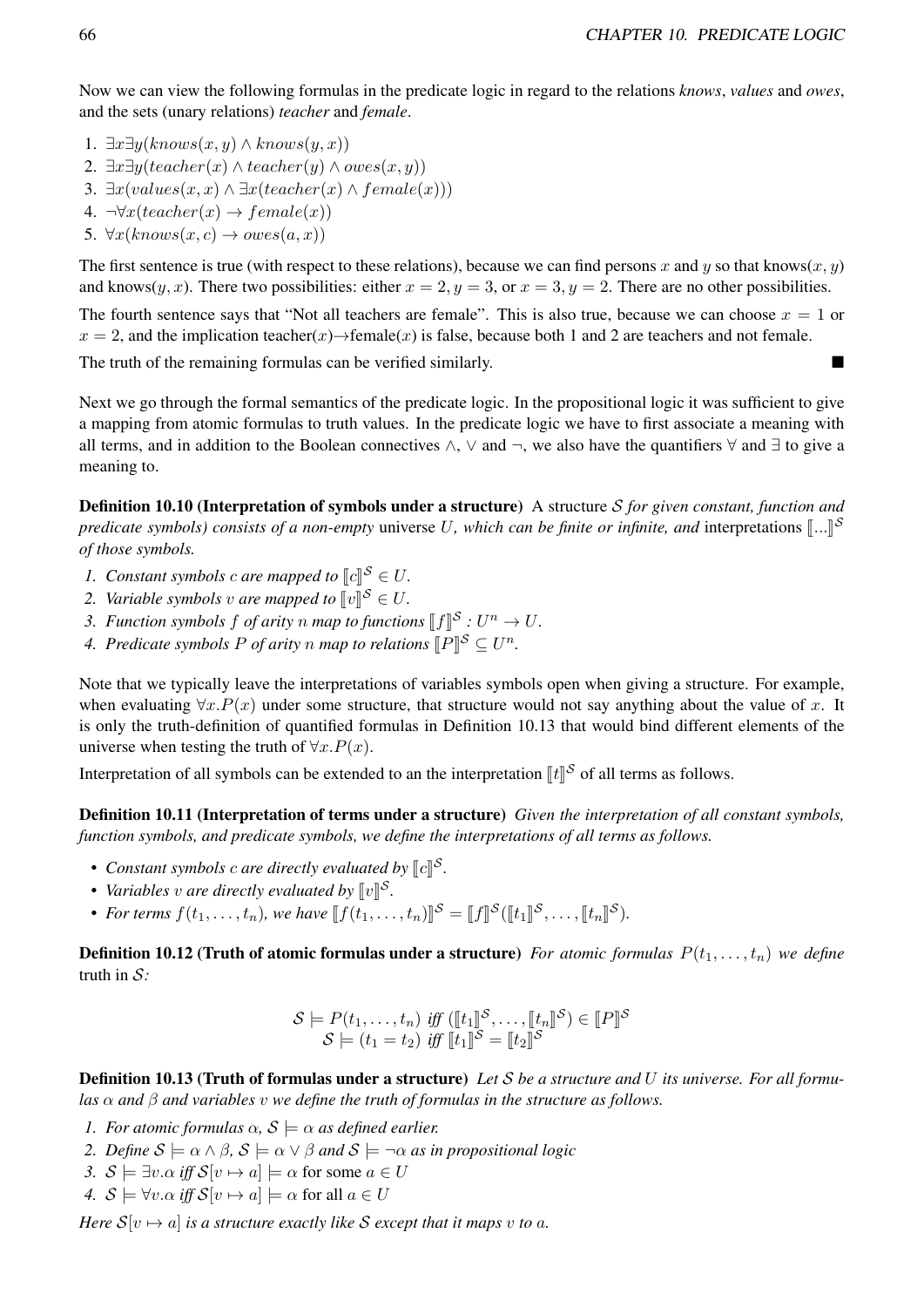Now we can view the following formulas in the predicate logic in regard to the relations *knows*, *values* and *owes*, and the sets (unary relations) *teacher* and *female*.

1. $\exists x \exists y (knows(x,y) \wedge knows(y,x))$
2. $\exists x \exists y (teacher(x) \wedge teacher(y) \wedge owes(x,y))$
3. $\exists x (values(x,x) \wedge \exists x (teacher(x) \wedge female(x)))$
4. $\neg \forall x (teacher(x) \rightarrow female(x))$
5. $\forall x (knows(x,c) \rightarrow owes(a,x))$

The first sentence is true (with respect to these relations), because we can find persons $x$ and $y$ so that knows$(x,y)$ and knows$(y,x)$. There two possibilities: either $x = 2, y = 3$, or $x = 3, y = 2$. There are no other possibilities.

The fourth sentence says that "Not all teachers are female". This is also true, because we can choose $x = 1$ or $x = 2$, and the implication teacher$(x)$→female$(x)$ is false, because both 1 and 2 are teachers and not female.

The truth of the remaining formulas can be verified similarly. ■

Next we go through the formal semantics of the predicate logic. In the propositional logic it was sufficient to give a mapping from atomic formulas to truth values. In the predicate logic we have to first associate a meaning with all terms, and in addition to the Boolean connectives $\wedge$, $\vee$ and $\neg$, we also have the quantifiers $\forall$ and $\exists$ to give a meaning to.

**Definition 10.10 (Interpretation of symbols under a structure)** A structure $\mathcal{S}$ *for given constant, function and predicate symbols) consists of a non-empty* universe $U$*, which can be finite or infinite, and* interpretations $[\![...]\!]^{\mathcal{S}}$ *of those symbols.*

1. *Constant symbols $c$ are mapped to $[\![c]\!]^{\mathcal{S}} \in U$.*
2. *Variable symbols $v$ are mapped to $[\![v]\!]^{\mathcal{S}} \in U$.*
3. *Function symbols $f$ of arity $n$ map to functions $[\![f]\!]^{\mathcal{S}} : U^n \rightarrow U$.*
4. *Predicate symbols $P$ of arity $n$ map to relations $[\![P]\!]^{\mathcal{S}} \subseteq U^n$.*

Note that we typically leave the interpretations of variables symbols open when giving a structure. For example, when evaluating $\forall x.P(x)$ under some structure, that structure would not say anything about the value of $x$. It is only the truth-definition of quantified formulas in Definition 10.13 that would bind different elements of the universe when testing the truth of $\forall x.P(x)$.

Interpretation of all symbols can be extended to an the interpretation $[\![t]\!]^{\mathcal{S}}$ of all terms as follows.

**Definition 10.11 (Interpretation of terms under a structure)** *Given the interpretation of all constant symbols, function symbols, and predicate symbols, we define the interpretations of all terms as follows.*

- *Constant symbols $c$ are directly evaluated by $[\![c]\!]^{\mathcal{S}}$.*
- *Variables $v$ are directly evaluated by $[\![v]\!]^{\mathcal{S}}$.*
- *For terms $f(t_1, \ldots, t_n)$, we have $[\![f(t_1, \ldots, t_n)]\!]^{\mathcal{S}} = [\![f]\!]^{\mathcal{S}}([\![t_1]\!]^{\mathcal{S}}, \ldots, [\![t_n]\!]^{\mathcal{S}})$.*

**Definition 10.12 (Truth of atomic formulas under a structure)** *For atomic formulas $P(t_1, \ldots, t_n)$ we define* truth *in $\mathcal{S}$:*

$$\mathcal{S} \models P(t_1, \ldots, t_n) \text{ iff } ([\![t_1]\!]^{\mathcal{S}}, \ldots, [\![t_n]\!]^{\mathcal{S}}) \in [\![P]\!]^{\mathcal{S}}$$
$$\mathcal{S} \models (t_1 = t_2) \text{ iff } [\![t_1]\!]^{\mathcal{S}} = [\![t_2]\!]^{\mathcal{S}}$$

**Definition 10.13 (Truth of formulas under a structure)** *Let $\mathcal{S}$ be a structure and $U$ its universe. For all formulas $\alpha$ and $\beta$ and variables $v$ we define the truth of formulas in the structure as follows.*

1. *For atomic formulas $\alpha$, $\mathcal{S} \models \alpha$ as defined earlier.*
2. *Define $\mathcal{S} \models \alpha \wedge \beta$, $\mathcal{S} \models \alpha \vee \beta$ and $\mathcal{S} \models \neg\alpha$ as in propositional logic*
3. *$\mathcal{S} \models \exists v.\alpha$ iff $\mathcal{S}[v \mapsto a] \models \alpha$* for some $a \in U$
4. *$\mathcal{S} \models \forall v.\alpha$ iff $\mathcal{S}[v \mapsto a] \models \alpha$* for all $a \in U$

*Here $\mathcal{S}[v \mapsto a]$ is a structure exactly like $\mathcal{S}$ except that it maps $v$ to $a$.*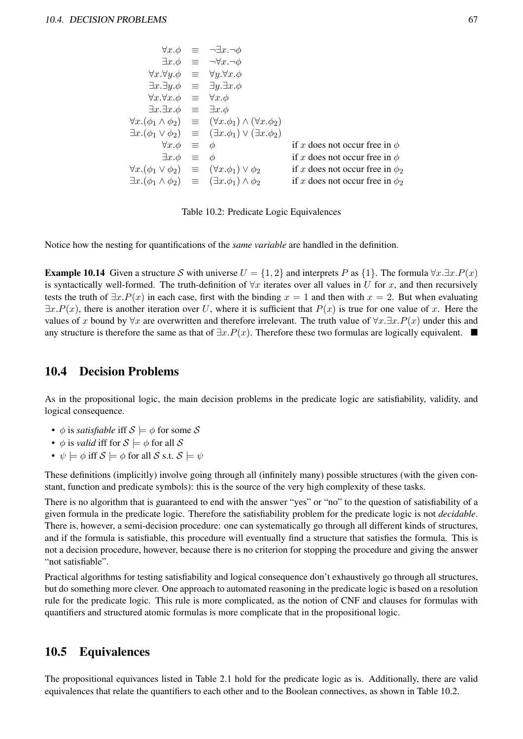$$
\begin{array}{rcll}
\forall x.\phi & \equiv & \neg\exists x.\neg\phi & \\
\exists x.\phi & \equiv & \neg\forall x.\neg\phi & \\
\forall x.\forall y.\phi & \equiv & \forall y.\forall x.\phi & \\
\exists x.\exists y.\phi & \equiv & \exists y.\exists x.\phi & \\
\forall x.\forall x.\phi & \equiv & \forall x.\phi & \\
\exists x.\exists x.\phi & \equiv & \exists x.\phi & \\
\forall x.(\phi_1 \wedge \phi_2) & \equiv & (\forall x.\phi_1) \wedge (\forall x.\phi_2) & \\
\exists x.(\phi_1 \vee \phi_2) & \equiv & (\exists x.\phi_1) \vee (\exists x.\phi_2) & \\
\forall x.\phi & \equiv & \phi & \text{if } x \text{ does not occur free in } \phi \\
\exists x.\phi & \equiv & \phi & \text{if } x \text{ does not occur free in } \phi \\
\forall x.(\phi_1 \vee \phi_2) & \equiv & (\forall x.\phi_1) \vee \phi_2 & \text{if } x \text{ does not occur free in } \phi_2 \\
\exists x.(\phi_1 \wedge \phi_2) & \equiv & (\exists x.\phi_1) \wedge \phi_2 & \text{if } x \text{ does not occur free in } \phi_2
\end{array}
$$

Table 10.2: Predicate Logic Equivalences

Notice how the nesting for quantifications of the *same variable* are handled in the definition.

**Example 10.14** Given a structure $\mathcal{S}$ with universe $U = \{1, 2\}$ and interprets $P$ as $\{1\}$. The formula $\forall x.\exists x.P(x)$ is syntactically well-formed. The truth-definition of $\forall x$ iterates over all values in $U$ for $x$, and then recursively tests the truth of $\exists x.P(x)$ in each case, first with the binding $x = 1$ and then with $x = 2$. But when evaluating $\exists x.P(x)$, there is another iteration over $U$, where it is sufficient that $P(x)$ is true for one value of $x$. Here the values of $x$ bound by $\forall x$ are overwritten and therefore irrelevant. The truth value of $\forall x.\exists x.P(x)$ under this and any structure is therefore the same as that of $\exists x.P(x)$. Therefore these two formulas are logically equivalent. ■

## 10.4 Decision Problems

As in the propositional logic, the main decision problems in the predicate logic are satisfiability, validity, and logical consequence.

- $\phi$ is *satisfiable* iff $\mathcal{S} \models \phi$ for some $\mathcal{S}$
- $\phi$ is *valid* iff for $\mathcal{S} \models \phi$ for all $\mathcal{S}$
- $\psi \models \phi$ iff $\mathcal{S} \models \phi$ for all $\mathcal{S}$ s.t. $\mathcal{S} \models \psi$

These definitions (implicitly) involve going through all (infinitely many) possible structures (with the given constant, function and predicate symbols): this is the source of the very high complexity of these tasks.

There is no algorithm that is guaranteed to end with the answer "yes" or "no" to the question of satisfiability of a given formula in the predicate logic. Therefore the satisfiability problem for the predicate logic is not *decidable*. There is, however, a semi-decision procedure: one can systematically go through all different kinds of structures, and if the formula is satisfiable, this procedure will eventually find a structure that satisfies the formula. This is not a decision procedure, however, because there is no criterion for stopping the procedure and giving the answer "not satisfiable".

Practical algorithms for testing satisfiability and logical consequence don't exhaustively go through all structures, but do something more clever. One approach to automated reasoning in the predicate logic is based on a resolution rule for the predicate logic. This rule is more complicated, as the notion of CNF and clauses for formulas with quantifiers and structured atomic formulas is more complicate that in the propositional logic.

## 10.5 Equivalences

The propositional equivances listed in Table 2.1 hold for the predicate logic as is. Additionally, there are valid equivalences that relate the quantifiers to each other and to the Boolean connectives, as shown in Table 10.2.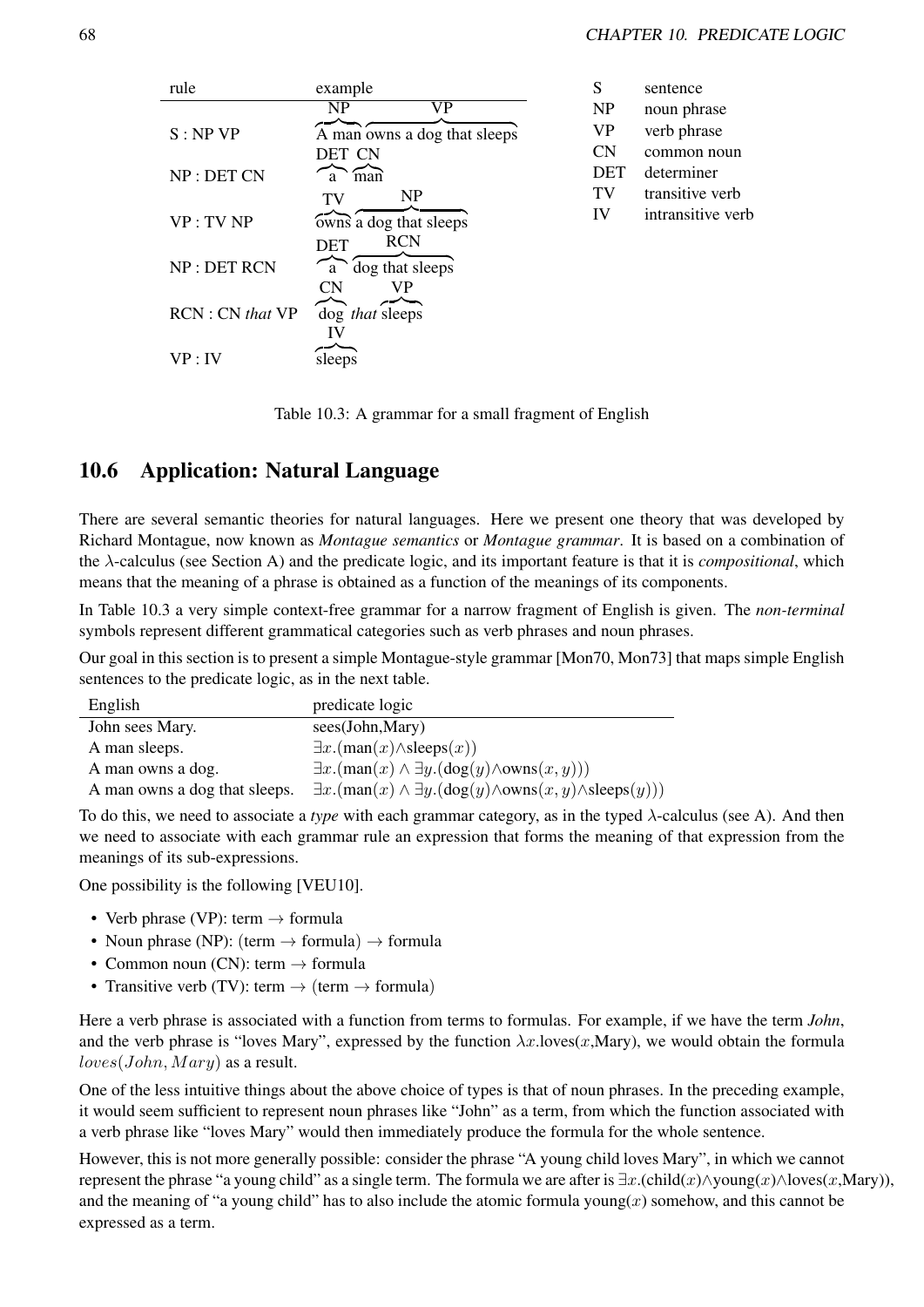| rule | example |
|---|---|
| S : NP VP | [A man]$_{NP}$ [owns a dog that sleeps]$_{VP}$ |
| NP : DET CN | [a]$_{DET}$ [man]$_{CN}$ |
| VP : TV NP | [owns]$_{TV}$ [a dog that sleeps]$_{NP}$ |
| NP : DET RCN | [a]$_{DET}$ [dog that sleeps]$_{RCN}$ |
| RCN : CN *that* VP | [dog]$_{CN}$ *that* [sleeps]$_{VP}$ |
| VP : IV | [sleeps]$_{IV}$ |

| | |
|---|---|
| S | sentence |
| NP | noun phrase |
| VP | verb phrase |
| CN | common noun |
| DET | determiner |
| TV | transitive verb |
| IV | intransitive verb |

Table 10.3: A grammar for a small fragment of English

## 10.6 Application: Natural Language

There are several semantic theories for natural languages. Here we present one theory that was developed by Richard Montague, now known as *Montague semantics* or *Montague grammar*. It is based on a combination of the $\lambda$-calculus (see Section A) and the predicate logic, and its important feature is that it is *compositional*, which means that the meaning of a phrase is obtained as a function of the meanings of its components.

In Table 10.3 a very simple context-free grammar for a narrow fragment of English is given. The *non-terminal* symbols represent different grammatical categories such as verb phrases and noun phrases.

Our goal in this section is to present a simple Montague-style grammar [Mon70, Mon73] that maps simple English sentences to the predicate logic, as in the next table.

| English | predicate logic |
|---|---|
| John sees Mary. | sees(John,Mary) |
| A man sleeps. | $\exists x.(\text{man}(x) \wedge \text{sleeps}(x))$ |
| A man owns a dog. | $\exists x.(\text{man}(x) \wedge \exists y.(\text{dog}(y) \wedge \text{owns}(x, y)))$ |
| A man owns a dog that sleeps. | $\exists x.(\text{man}(x) \wedge \exists y.(\text{dog}(y) \wedge \text{owns}(x, y) \wedge \text{sleeps}(y)))$ |

To do this, we need to associate a *type* with each grammar category, as in the typed $\lambda$-calculus (see A). And then we need to associate with each grammar rule an expression that forms the meaning of that expression from the meanings of its sub-expressions.

One possibility is the following [VEU10].

- Verb phrase (VP): term $\rightarrow$ formula
- Noun phrase (NP): (term $\rightarrow$ formula) $\rightarrow$ formula
- Common noun (CN): term $\rightarrow$ formula
- Transitive verb (TV): term $\rightarrow$ (term $\rightarrow$ formula)

Here a verb phrase is associated with a function from terms to formulas. For example, if we have the term *John*, and the verb phrase is "loves Mary", expressed by the function $\lambda x.\text{loves}(x,\text{Mary})$, we would obtain the formula $loves(John, Mary)$ as a result.

One of the less intuitive things about the above choice of types is that of noun phrases. In the preceding example, it would seem sufficient to represent noun phrases like "John" as a term, from which the function associated with a verb phrase like "loves Mary" would then immediately produce the formula for the whole sentence.

However, this is not more generally possible: consider the phrase "A young child loves Mary", in which we cannot represent the phrase "a young child" as a single term. The formula we are after is $\exists x.(\text{child}(x) \wedge \text{young}(x) \wedge \text{loves}(x,\text{Mary}))$, and the meaning of "a young child" has to also include the atomic formula young$(x)$ somehow, and this cannot be expressed as a term.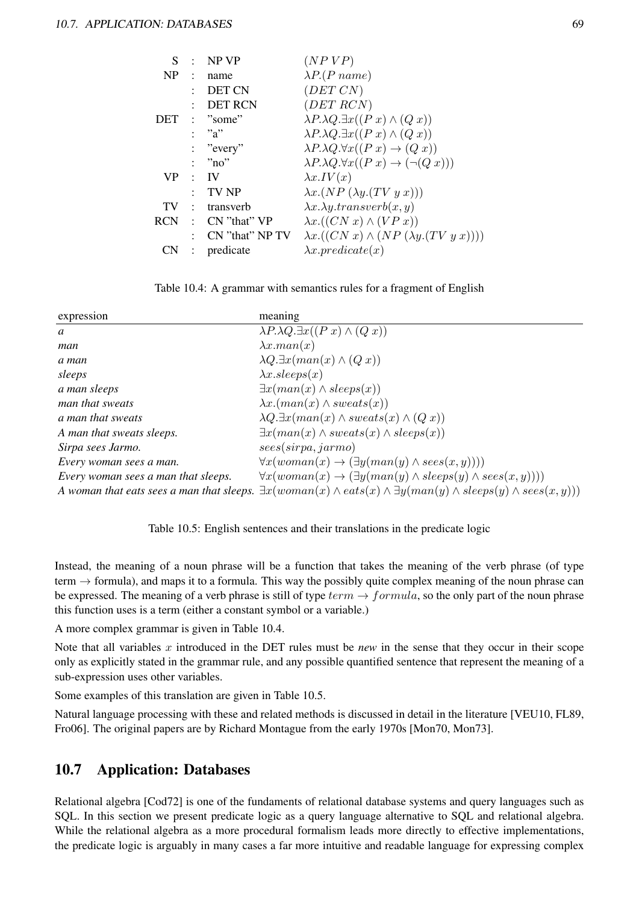| | | | |
|---|---|---|---|
| S | : | NP VP | $(NP\ VP)$ |
| NP | : | name | $\lambda P.(P\ name)$ |
| | : | DET CN | $(DET\ CN)$ |
| | : | DET RCN | $(DET\ RCN)$ |
| DET | : | "some" | $\lambda P.\lambda Q.\exists x((P\ x) \wedge (Q\ x))$ |
| | : | "a" | $\lambda P.\lambda Q.\exists x((P\ x) \wedge (Q\ x))$ |
| | : | "every" | $\lambda P.\lambda Q.\forall x((P\ x) \rightarrow (Q\ x))$ |
| | : | "no" | $\lambda P.\lambda Q.\forall x((P\ x) \rightarrow (\neg(Q\ x)))$ |
| VP | : | IV | $\lambda x.IV(x)$ |
| | : | TV NP | $\lambda x.(NP\ (\lambda y.(TV\ y\ x)))$ |
| TV | : | transverb | $\lambda x.\lambda y.transverb(x,y)$ |
| RCN | : | CN "that" VP | $\lambda x.((CN\ x) \wedge (VP\ x))$ |
| | : | CN "that" NP TV | $\lambda x.((CN\ x) \wedge (NP\ (\lambda y.(TV\ y\ x))))$ |
| CN | : | predicate | $\lambda x.predicate(x)$ |

Table 10.4: A grammar with semantics rules for a fragment of English

| expression | meaning |
|---|---|
| *a* | $\lambda P.\lambda Q.\exists x((P\ x) \wedge (Q\ x))$ |
| *man* | $\lambda x.man(x)$ |
| *a man* | $\lambda Q.\exists x(man(x) \wedge (Q\ x))$ |
| *sleeps* | $\lambda x.sleeps(x)$ |
| *a man sleeps* | $\exists x(man(x) \wedge sleeps(x))$ |
| *man that sweats* | $\lambda x.(man(x) \wedge sweats(x))$ |
| *a man that sweats* | $\lambda Q.\exists x(man(x) \wedge sweats(x) \wedge (Q\ x))$ |
| *A man that sweats sleeps.* | $\exists x(man(x) \wedge sweats(x) \wedge sleeps(x))$ |
| *Sirpa sees Jarmo.* | $sees(sirpa, jarmo)$ |
| *Every woman sees a man.* | $\forall x(woman(x) \rightarrow (\exists y(man(y) \wedge sees(x,y))))$ |
| *Every woman sees a man that sleeps.* | $\forall x(woman(x) \rightarrow (\exists y(man(y) \wedge sleeps(y) \wedge sees(x,y))))$ |
| *A woman that eats sees a man that sleeps.* | $\exists x(woman(x) \wedge eats(x) \wedge \exists y(man(y) \wedge sleeps(y) \wedge sees(x,y)))$ |

Table 10.5: English sentences and their translations in the predicate logic

Instead, the meaning of a noun phrase will be a function that takes the meaning of the verb phrase (of type term → formula), and maps it to a formula. This way the possibly quite complex meaning of the noun phrase can be expressed. The meaning of a verb phrase is still of type $term \rightarrow formula$, so the only part of the noun phrase this function uses is a term (either a constant symbol or a variable.)

A more complex grammar is given in Table 10.4.

Note that all variables $x$ introduced in the DET rules must be *new* in the sense that they occur in their scope only as explicitly stated in the grammar rule, and any possible quantified sentence that represent the meaning of a sub-expression uses other variables.

Some examples of this translation are given in Table 10.5.

Natural language processing with these and related methods is discussed in detail in the literature [VEU10, FL89, Fro06]. The original papers are by Richard Montague from the early 1970s [Mon70, Mon73].

## 10.7 Application: Databases

Relational algebra [Cod72] is one of the fundaments of relational database systems and query languages such as SQL. In this section we present predicate logic as a query language alternative to SQL and relational algebra. While the relational algebra as a more procedural formalism leads more directly to effective implementations, the predicate logic is arguably in many cases a far more intuitive and readable language for expressing complex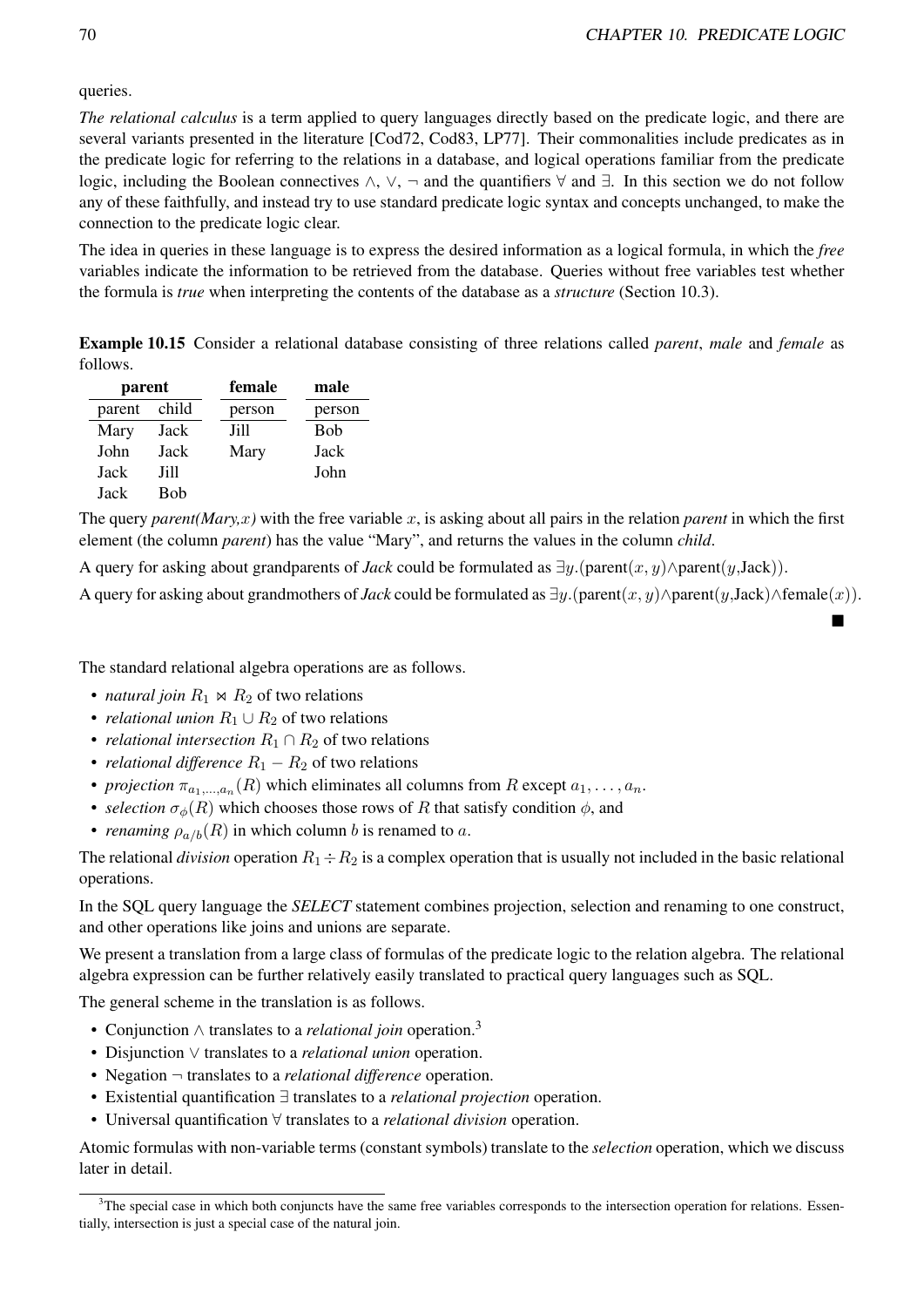queries.

*The relational calculus* is a term applied to query languages directly based on the predicate logic, and there are several variants presented in the literature [Cod72, Cod83, LP77]. Their commonalities include predicates as in the predicate logic for referring to the relations in a database, and logical operations familiar from the predicate logic, including the Boolean connectives $\wedge$, $\vee$, $\neg$ and the quantifiers $\forall$ and $\exists$. In this section we do not follow any of these faithfully, and instead try to use standard predicate logic syntax and concepts unchanged, to make the connection to the predicate logic clear.

The idea in queries in these language is to express the desired information as a logical formula, in which the *free* variables indicate the information to be retrieved from the database. Queries without free variables test whether the formula is *true* when interpreting the contents of the database as a *structure* (Section 10.3).

**Example 10.15** Consider a relational database consisting of three relations called *parent*, *male* and *female* as follows.

**parent**

| parent | child |
|---|---|
| Mary | Jack |
| John | Jack |
| Jack | Jill |
| Jack | Bob |

**female**

| person |
|---|
| Jill |
| Mary |

**male**

| person |
|---|
| Bob |
| Jack |
| John |

The query *parent(Mary,*$x$*)* with the free variable $x$, is asking about all pairs in the relation *parent* in which the first element (the column *parent*) has the value "Mary", and returns the values in the column *child*.

A query for asking about grandparents of *Jack* could be formulated as $\exists y.(\text{parent}(x, y) \wedge \text{parent}(y, \text{Jack}))$.

A query for asking about grandmothers of *Jack* could be formulated as $\exists y.(\text{parent}(x, y) \wedge \text{parent}(y, \text{Jack}) \wedge \text{female}(x))$.

■

The standard relational algebra operations are as follows.

- *natural join* $R_1 \bowtie R_2$ of two relations
- *relational union* $R_1 \cup R_2$ of two relations
- *relational intersection* $R_1 \cap R_2$ of two relations
- *relational difference* $R_1 - R_2$ of two relations
- *projection* $\pi_{a_1,\ldots,a_n}(R)$ which eliminates all columns from $R$ except $a_1, \ldots, a_n$.
- *selection* $\sigma_\phi(R)$ which chooses those rows of $R$ that satisfy condition $\phi$, and
- *renaming* $\rho_{a/b}(R)$ in which column $b$ is renamed to $a$.

The relational *division* operation $R_1 \div R_2$ is a complex operation that is usually not included in the basic relational operations.

In the SQL query language the *SELECT* statement combines projection, selection and renaming to one construct, and other operations like joins and unions are separate.

We present a translation from a large class of formulas of the predicate logic to the relation algebra. The relational algebra expression can be further relatively easily translated to practical query languages such as SQL.

The general scheme in the translation is as follows.

- Conjunction $\wedge$ translates to a *relational join* operation.[3]
- Disjunction $\vee$ translates to a *relational union* operation.
- Negation $\neg$ translates to a *relational difference* operation.
- Existential quantification $\exists$ translates to a *relational projection* operation.
- Universal quantification $\forall$ translates to a *relational division* operation.

Atomic formulas with non-variable terms (constant symbols) translate to the *selection* operation, which we discuss later in detail.

[3] The special case in which both conjuncts have the same free variables corresponds to the intersection operation for relations. Essentially, intersection is just a special case of the natural join.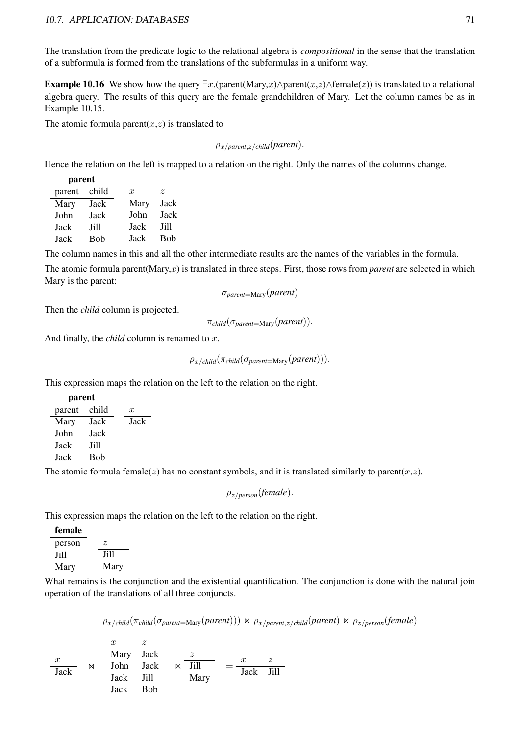The translation from the predicate logic to the relational algebra is *compositional* in the sense that the translation of a subformula is formed from the translations of the subformulas in a uniform way.

**Example 10.16** We show how the query $\exists x.(\text{parent(Mary},x) \wedge \text{parent}(x,z) \wedge \text{female}(z))$ is translated to a relational algebra query. The results of this query are the female grandchildren of Mary. Let the column names be as in Example 10.15.

The atomic formula parent($x$,$z$) is translated to

$$\rho_{x/parent, z/child}(\textit{parent}).$$

Hence the relation on the left is mapped to a relation on the right. Only the names of the columns change.

**parent**

| parent | child |
|---|---|
| Mary | Jack |
| John | Jack |
| Jack | Jill |
| Jack | Bob |

| $x$ | $z$ |
|---|---|
| Mary | Jack |
| John | Jack |
| Jack | Jill |
| Jack | Bob |

The column names in this and all the other intermediate results are the names of the variables in the formula.

The atomic formula parent(Mary,$x$) is translated in three steps. First, those rows from *parent* are selected in which Mary is the parent:

$$\sigma_{parent=\text{Mary}}(\textit{parent})$$

Then the *child* column is projected.

$$\pi_{child}(\sigma_{parent=\text{Mary}}(\textit{parent})).$$

And finally, the *child* column is renamed to $x$.

$$\rho_{x/child}(\pi_{child}(\sigma_{parent=\text{Mary}}(\textit{parent}))).$$

This expression maps the relation on the left to the relation on the right.

**parent**

| parent | child |
|---|---|
| Mary | Jack |
| John | Jack |
| Jack | Jill |
| Jack | Bob |

| $x$ |
|---|
| Jack |

The atomic formula female($z$) has no constant symbols, and it is translated similarly to parent($x$,$z$).

$$\rho_{z/person}(\textit{female}).$$

This expression maps the relation on the left to the relation on the right.

**female**

| person |
|---|
| Jill |
| Mary |

| $z$ |
|---|
| Jill |
| Mary |

What remains is the conjunction and the existential quantification. The conjunction is done with the natural join operation of the translations of all three conjuncts.

$$\rho_{x/child}(\pi_{child}(\sigma_{parent=\text{Mary}}(\textit{parent}))) \bowtie \rho_{x/parent,z/child}(\textit{parent}) \bowtie \rho_{z/person}(\textit{female})$$

| $x$ |
|---|
| Jack |

$\bowtie$

| $x$ | $z$ |
|---|---|
| Mary | Jack |
| John | Jack |
| Jack | Jill |
| Jack | Bob |

$\bowtie$

| $z$ |
|---|
| Jill |
| Mary |

$=$

| $x$ | $z$ |
|---|---|
| Jack | Jill |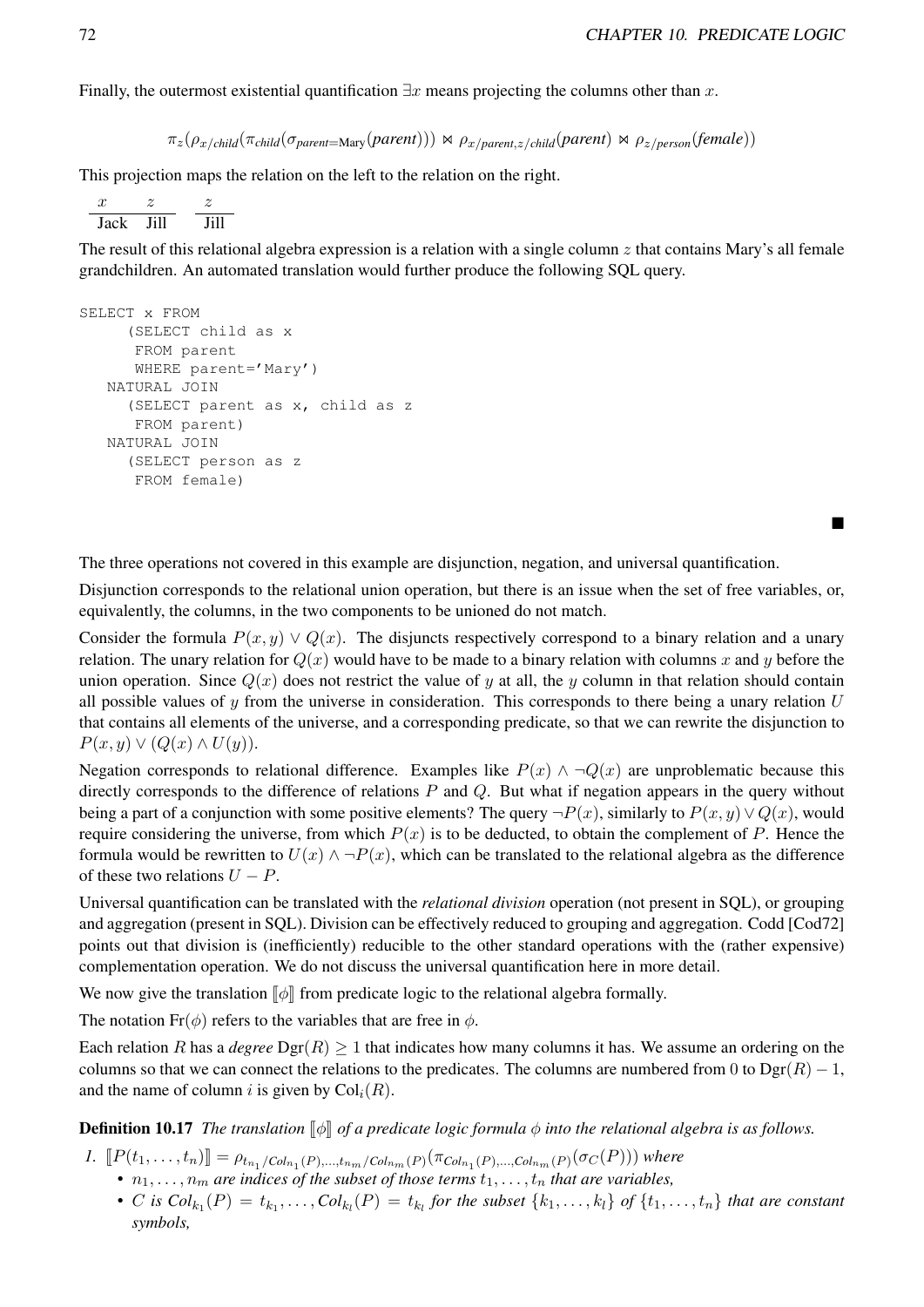Finally, the outermost existential quantification $\exists x$ means projecting the columns other than $x$.

$$\pi_z(\rho_{x/child}(\pi_{child}(\sigma_{parent=\text{Mary}}(parent))) \bowtie \rho_{x/parent,z/child}(parent) \bowtie \rho_{z/person}(female))$$

This projection maps the relation on the left to the relation on the right.

| $x$ | $z$ |
|---|---|
| Jack | Jill |

| $z$ |
|---|
| Jill |

The result of this relational algebra expression is a relation with a single column $z$ that contains Mary's all female grandchildren. An automated translation would further produce the following SQL query.

```
SELECT x FROM
     (SELECT child as x
      FROM parent
      WHERE parent='Mary')
   NATURAL JOIN
     (SELECT parent as x, child as z
      FROM parent)
   NATURAL JOIN
     (SELECT person as z
      FROM female)
```

■

The three operations not covered in this example are disjunction, negation, and universal quantification.

Disjunction corresponds to the relational union operation, but there is an issue when the set of free variables, or, equivalently, the columns, in the two components to be unioned do not match.

Consider the formula $P(x, y) \vee Q(x)$. The disjuncts respectively correspond to a binary relation and a unary relation. The unary relation for $Q(x)$ would have to be made to a binary relation with columns $x$ and $y$ before the union operation. Since $Q(x)$ does not restrict the value of $y$ at all, the $y$ column in that relation should contain all possible values of $y$ from the universe in consideration. This corresponds to there being a unary relation $U$ that contains all elements of the universe, and a corresponding predicate, so that we can rewrite the disjunction to $P(x, y) \vee (Q(x) \wedge U(y))$.

Negation corresponds to relational difference. Examples like $P(x) \wedge \neg Q(x)$ are unproblematic because this directly corresponds to the difference of relations $P$ and $Q$. But what if negation appears in the query without being a part of a conjunction with some positive elements? The query $\neg P(x)$, similarly to $P(x, y) \vee Q(x)$, would require considering the universe, from which $P(x)$ is to be deducted, to obtain the complement of $P$. Hence the formula would be rewritten to $U(x) \wedge \neg P(x)$, which can be translated to the relational algebra as the difference of these two relations $U - P$.

Universal quantification can be translated with the *relational division* operation (not present in SQL), or grouping and aggregation (present in SQL). Division can be effectively reduced to grouping and aggregation. Codd [Cod72] points out that division is (inefficiently) reducible to the other standard operations with the (rather expensive) complementation operation. We do not discuss the universal quantification here in more detail.

We now give the translation $[\![\phi]\!]$ from predicate logic to the relational algebra formally.

The notation $\mathrm{Fr}(\phi)$ refers to the variables that are free in $\phi$.

Each relation $R$ has a *degree* $\mathrm{Dgr}(R) \geq 1$ that indicates how many columns it has. We assume an ordering on the columns so that we can connect the relations to the predicates. The columns are numbered from 0 to $\mathrm{Dgr}(R) - 1$, and the name of column $i$ is given by $\mathrm{Col}_i(R)$.

**Definition 10.17** *The translation $[\![\phi]\!]$ of a predicate logic formula $\phi$ into the relational algebra is as follows.*

1. $[\![P(t_1, \ldots, t_n)]\!] = \rho_{t_{n_1}/Col_{n_1}(P),\ldots,t_{n_m}/Col_{n_m}(P)}(\pi_{Col_{n_1}(P),\ldots,Col_{n_m}(P)}(\sigma_C(P)))$ *where*
   - *$n_1, \ldots, n_m$ are indices of the subset of those terms $t_1, \ldots, t_n$ that are variables,*
   - *$C$ is $Col_{k_1}(P) = t_{k_1}, \ldots, Col_{k_l}(P) = t_{k_l}$ for the subset $\{k_1, \ldots, k_l\}$ of $\{t_1, \ldots, t_n\}$ that are constant symbols,*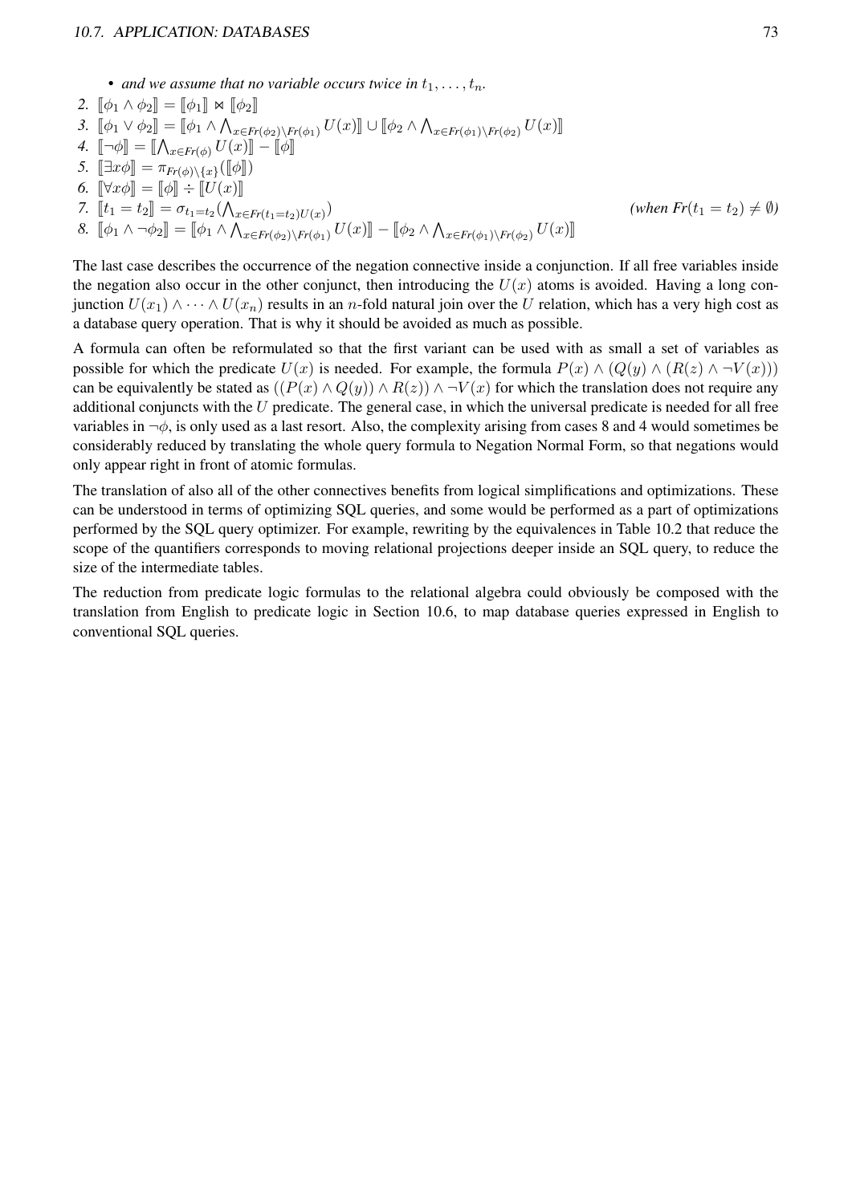- *and we assume that no variable occurs twice in $t_1, \ldots, t_n$.*

2. $[\![\phi_1 \wedge \phi_2]\!] = [\![\phi_1]\!] \bowtie [\![\phi_2]\!]$
3. $[\![\phi_1 \vee \phi_2]\!] = [\![\phi_1 \wedge \bigwedge_{x \in Fr(\phi_2) \setminus Fr(\phi_1)} U(x)]\!] \cup [\![\phi_2 \wedge \bigwedge_{x \in Fr(\phi_1) \setminus Fr(\phi_2)} U(x)]\!]$
4. $[\![\neg\phi]\!] = [\![\bigwedge_{x \in Fr(\phi)} U(x)]\!] - [\![\phi]\!]$
5. $[\![\exists x \phi]\!] = \pi_{Fr(\phi) \setminus \{x\}}([\![\phi]\!])$
6. $[\![\forall x \phi]\!] = [\![\phi]\!] \div [\![U(x)]\!]$
7. $[\![t_1 = t_2]\!] = \sigma_{t_1 = t_2}(\bigwedge_{x \in Fr(t_1 = t_2) U(x)})$ *(when $Fr(t_1 = t_2) \neq \emptyset$)*
8. $[\![\phi_1 \wedge \neg\phi_2]\!] = [\![\phi_1 \wedge \bigwedge_{x \in Fr(\phi_2) \setminus Fr(\phi_1)} U(x)]\!] - [\![\phi_2 \wedge \bigwedge_{x \in Fr(\phi_1) \setminus Fr(\phi_2)} U(x)]\!]$

The last case describes the occurrence of the negation connective inside a conjunction. If all free variables inside the negation also occur in the other conjunct, then introducing the $U(x)$ atoms is avoided. Having a long conjunction $U(x_1) \wedge \cdots \wedge U(x_n)$ results in an $n$-fold natural join over the $U$ relation, which has a very high cost as a database query operation. That is why it should be avoided as much as possible.

A formula can often be reformulated so that the first variant can be used with as small a set of variables as possible for which the predicate $U(x)$ is needed. For example, the formula $P(x) \wedge (Q(y) \wedge (R(z) \wedge \neg V(x)))$ can be equivalently be stated as $((P(x) \wedge Q(y)) \wedge R(z)) \wedge \neg V(x)$ for which the translation does not require any additional conjuncts with the $U$ predicate. The general case, in which the universal predicate is needed for all free variables in $\neg\phi$, is only used as a last resort. Also, the complexity arising from cases 8 and 4 would sometimes be considerably reduced by translating the whole query formula to Negation Normal Form, so that negations would only appear right in front of atomic formulas.

The translation of also all of the other connectives benefits from logical simplifications and optimizations. These can be understood in terms of optimizing SQL queries, and some would be performed as a part of optimizations performed by the SQL query optimizer. For example, rewriting by the equivalences in Table 10.2 that reduce the scope of the quantifiers corresponds to moving relational projections deeper inside an SQL query, to reduce the size of the intermediate tables.

The reduction from predicate logic formulas to the relational algebra could obviously be composed with the translation from English to predicate logic in Section 10.6, to map database queries expressed in English to conventional SQL queries.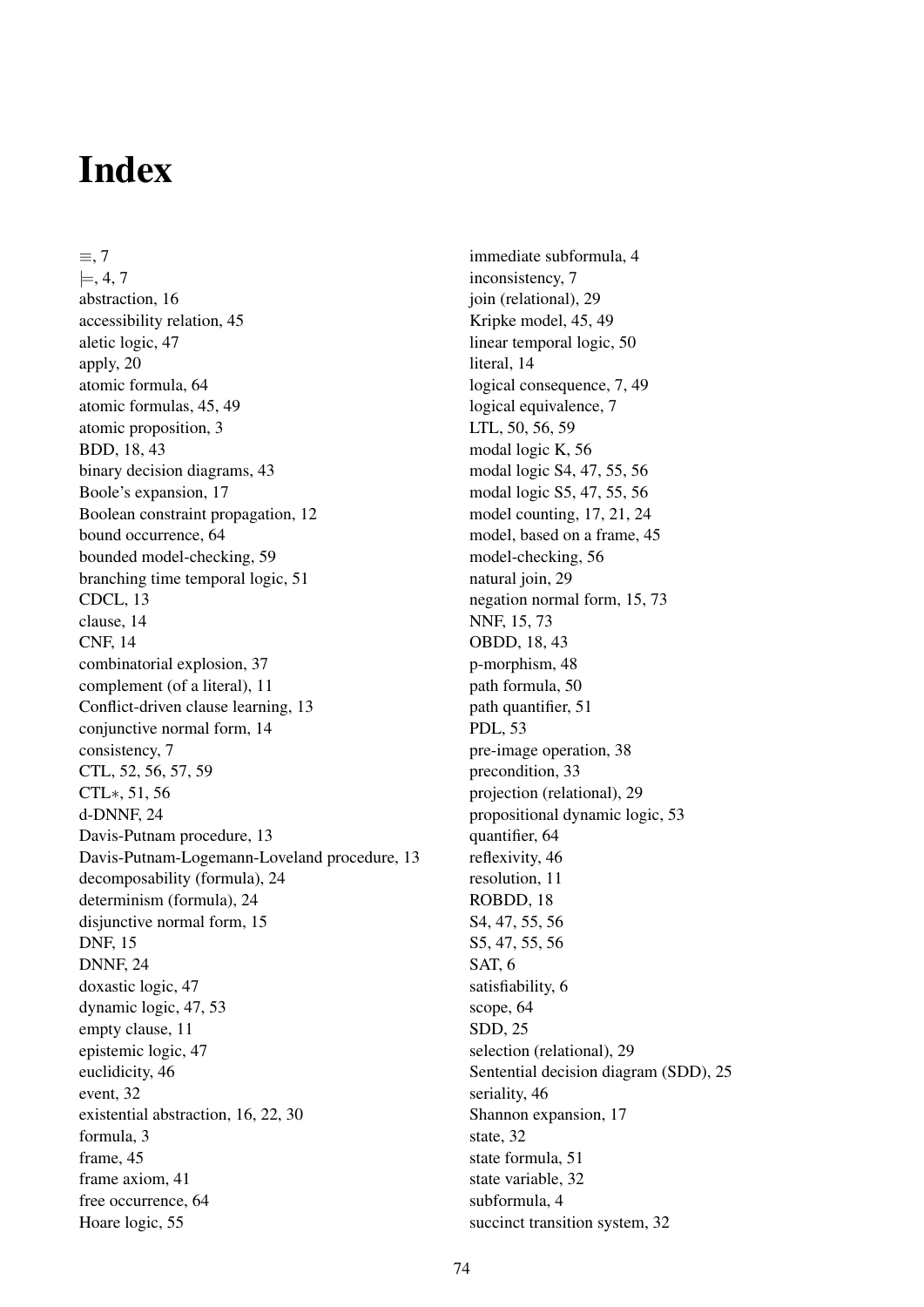# Index

$\equiv$, 7
$\models$, 4, 7
abstraction, 16
accessibility relation, 45
aletic logic, 47
apply, 20
atomic formula, 64
atomic formulas, 45, 49
atomic proposition, 3
BDD, 18, 43
binary decision diagrams, 43
Boole's expansion, 17
Boolean constraint propagation, 12
bound occurrence, 64
bounded model-checking, 59
branching time temporal logic, 51
CDCL, 13
clause, 14
CNF, 14
combinatorial explosion, 37
complement (of a literal), 11
Conflict-driven clause learning, 13
conjunctive normal form, 14
consistency, 7
CTL, 52, 56, 57, 59
CTL$*$, 51, 56
d-DNNF, 24
Davis-Putnam procedure, 13
Davis-Putnam-Logemann-Loveland procedure, 13
decomposability (formula), 24
determinism (formula), 24
disjunctive normal form, 15
DNF, 15
DNNF, 24
doxastic logic, 47
dynamic logic, 47, 53
empty clause, 11
epistemic logic, 47
euclidicity, 46
event, 32
existential abstraction, 16, 22, 30
formula, 3
frame, 45
frame axiom, 41
free occurrence, 64
Hoare logic, 55
immediate subformula, 4
inconsistency, 7
join (relational), 29
Kripke model, 45, 49
linear temporal logic, 50
literal, 14
logical consequence, 7, 49
logical equivalence, 7
LTL, 50, 56, 59
modal logic K, 56
modal logic S4, 47, 55, 56
modal logic S5, 47, 55, 56
model counting, 17, 21, 24
model, based on a frame, 45
model-checking, 56
natural join, 29
negation normal form, 15, 73
NNF, 15, 73
OBDD, 18, 43
p-morphism, 48
path formula, 50
path quantifier, 51
PDL, 53
pre-image operation, 38
precondition, 33
projection (relational), 29
propositional dynamic logic, 53
quantifier, 64
reflexivity, 46
resolution, 11
ROBDD, 18
S4, 47, 55, 56
S5, 47, 55, 56
SAT, 6
satisfiability, 6
scope, 64
SDD, 25
selection (relational), 29
Sentential decision diagram (SDD), 25
seriality, 46
Shannon expansion, 17
state, 32
state formula, 51
state variable, 32
subformula, 4
succinct transition system, 32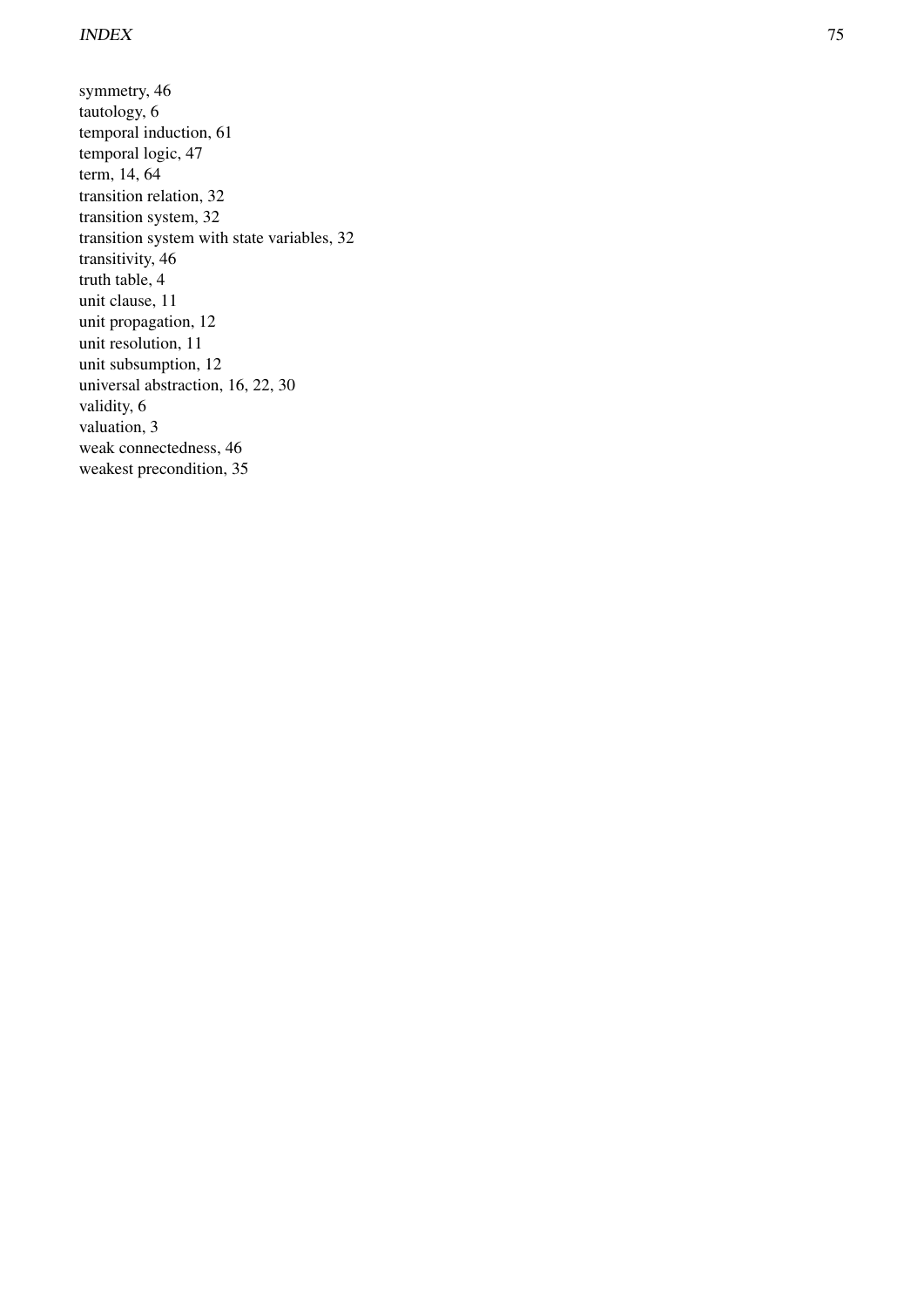symmetry, 46
tautology, 6
temporal induction, 61
temporal logic, 47
term, 14, 64
transition relation, 32
transition system, 32
transition system with state variables, 32
transitivity, 46
truth table, 4
unit clause, 11
unit propagation, 12
unit resolution, 11
unit subsumption, 12
universal abstraction, 16, 22, 30
validity, 6
valuation, 3
weak connectedness, 46
weakest precondition, 35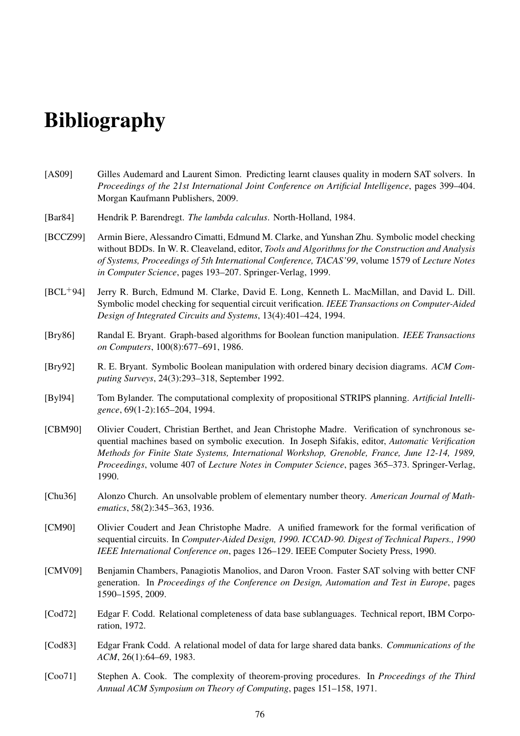# Bibliography

[AS09] Gilles Audemard and Laurent Simon. Predicting learnt clauses quality in modern SAT solvers. In *Proceedings of the 21st International Joint Conference on Artificial Intelligence*, pages 399–404. Morgan Kaufmann Publishers, 2009.

[Bar84] Hendrik P. Barendregt. *The lambda calculus*. North-Holland, 1984.

[BCCZ99] Armin Biere, Alessandro Cimatti, Edmund M. Clarke, and Yunshan Zhu. Symbolic model checking without BDDs. In W. R. Cleaveland, editor, *Tools and Algorithms for the Construction and Analysis of Systems, Proceedings of 5th International Conference, TACAS'99*, volume 1579 of *Lecture Notes in Computer Science*, pages 193–207. Springer-Verlag, 1999.

[BCL$^+$94] Jerry R. Burch, Edmund M. Clarke, David E. Long, Kenneth L. MacMillan, and David L. Dill. Symbolic model checking for sequential circuit verification. *IEEE Transactions on Computer-Aided Design of Integrated Circuits and Systems*, 13(4):401–424, 1994.

[Bry86] Randal E. Bryant. Graph-based algorithms for Boolean function manipulation. *IEEE Transactions on Computers*, 100(8):677–691, 1986.

[Bry92] R. E. Bryant. Symbolic Boolean manipulation with ordered binary decision diagrams. *ACM Computing Surveys*, 24(3):293–318, September 1992.

[Byl94] Tom Bylander. The computational complexity of propositional STRIPS planning. *Artificial Intelligence*, 69(1-2):165–204, 1994.

[CBM90] Olivier Coudert, Christian Berthet, and Jean Christophe Madre. Verification of synchronous sequential machines based on symbolic execution. In Joseph Sifakis, editor, *Automatic Verification Methods for Finite State Systems, International Workshop, Grenoble, France, June 12-14, 1989, Proceedings*, volume 407 of *Lecture Notes in Computer Science*, pages 365–373. Springer-Verlag, 1990.

[Chu36] Alonzo Church. An unsolvable problem of elementary number theory. *American Journal of Mathematics*, 58(2):345–363, 1936.

[CM90] Olivier Coudert and Jean Christophe Madre. A unified framework for the formal verification of sequential circuits. In *Computer-Aided Design, 1990. ICCAD-90. Digest of Technical Papers., 1990 IEEE International Conference on*, pages 126–129. IEEE Computer Society Press, 1990.

[CMV09] Benjamin Chambers, Panagiotis Manolios, and Daron Vroon. Faster SAT solving with better CNF generation. In *Proceedings of the Conference on Design, Automation and Test in Europe*, pages 1590–1595, 2009.

[Cod72] Edgar F. Codd. Relational completeness of data base sublanguages. Technical report, IBM Corporation, 1972.

[Cod83] Edgar Frank Codd. A relational model of data for large shared data banks. *Communications of the ACM*, 26(1):64–69, 1983.

[Coo71] Stephen A. Cook. The complexity of theorem-proving procedures. In *Proceedings of the Third Annual ACM Symposium on Theory of Computing*, pages 151–158, 1971.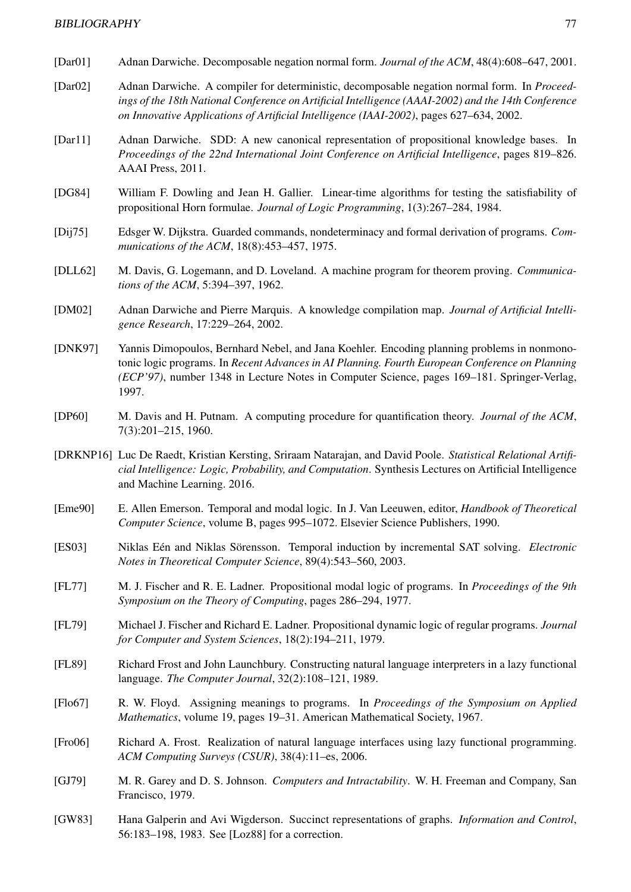[Dar01] Adnan Darwiche. Decomposable negation normal form. *Journal of the ACM*, 48(4):608–647, 2001.

[Dar02] Adnan Darwiche. A compiler for deterministic, decomposable negation normal form. In *Proceedings of the 18th National Conference on Artificial Intelligence (AAAI-2002) and the 14th Conference on Innovative Applications of Artificial Intelligence (IAAI-2002)*, pages 627–634, 2002.

[Dar11] Adnan Darwiche. SDD: A new canonical representation of propositional knowledge bases. In *Proceedings of the 22nd International Joint Conference on Artificial Intelligence*, pages 819–826. AAAI Press, 2011.

[DG84] William F. Dowling and Jean H. Gallier. Linear-time algorithms for testing the satisfiability of propositional Horn formulae. *Journal of Logic Programming*, 1(3):267–284, 1984.

[Dij75] Edsger W. Dijkstra. Guarded commands, nondeterminacy and formal derivation of programs. *Communications of the ACM*, 18(8):453–457, 1975.

[DLL62] M. Davis, G. Logemann, and D. Loveland. A machine program for theorem proving. *Communications of the ACM*, 5:394–397, 1962.

[DM02] Adnan Darwiche and Pierre Marquis. A knowledge compilation map. *Journal of Artificial Intelligence Research*, 17:229–264, 2002.

[DNK97] Yannis Dimopoulos, Bernhard Nebel, and Jana Koehler. Encoding planning problems in nonmonotonic logic programs. In *Recent Advances in AI Planning. Fourth European Conference on Planning (ECP'97)*, number 1348 in Lecture Notes in Computer Science, pages 169–181. Springer-Verlag, 1997.

[DP60] M. Davis and H. Putnam. A computing procedure for quantification theory. *Journal of the ACM*, 7(3):201–215, 1960.

[DRKNP16] Luc De Raedt, Kristian Kersting, Sriraam Natarajan, and David Poole. *Statistical Relational Artificial Intelligence: Logic, Probability, and Computation*. Synthesis Lectures on Artificial Intelligence and Machine Learning. 2016.

[Eme90] E. Allen Emerson. Temporal and modal logic. In J. Van Leeuwen, editor, *Handbook of Theoretical Computer Science*, volume B, pages 995–1072. Elsevier Science Publishers, 1990.

[ES03] Niklas Eén and Niklas Sörensson. Temporal induction by incremental SAT solving. *Electronic Notes in Theoretical Computer Science*, 89(4):543–560, 2003.

[FL77] M. J. Fischer and R. E. Ladner. Propositional modal logic of programs. In *Proceedings of the 9th Symposium on the Theory of Computing*, pages 286–294, 1977.

[FL79] Michael J. Fischer and Richard E. Ladner. Propositional dynamic logic of regular programs. *Journal for Computer and System Sciences*, 18(2):194–211, 1979.

[FL89] Richard Frost and John Launchbury. Constructing natural language interpreters in a lazy functional language. *The Computer Journal*, 32(2):108–121, 1989.

[Flo67] R. W. Floyd. Assigning meanings to programs. In *Proceedings of the Symposium on Applied Mathematics*, volume 19, pages 19–31. American Mathematical Society, 1967.

[Fro06] Richard A. Frost. Realization of natural language interfaces using lazy functional programming. *ACM Computing Surveys (CSUR)*, 38(4):11–es, 2006.

[GJ79] M. R. Garey and D. S. Johnson. *Computers and Intractability*. W. H. Freeman and Company, San Francisco, 1979.

[GW83] Hana Galperin and Avi Wigderson. Succinct representations of graphs. *Information and Control*, 56:183–198, 1983. See [Loz88] for a correction.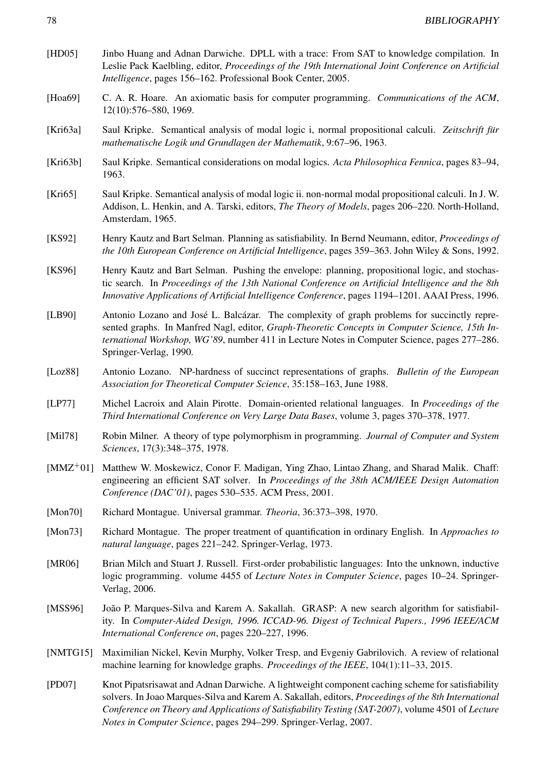[HD05] Jinbo Huang and Adnan Darwiche. DPLL with a trace: From SAT to knowledge compilation. In Leslie Pack Kaelbling, editor, *Proceedings of the 19th International Joint Conference on Artificial Intelligence*, pages 156–162. Professional Book Center, 2005.

[Hoa69] C. A. R. Hoare. An axiomatic basis for computer programming. *Communications of the ACM*, 12(10):576–580, 1969.

[Kri63a] Saul Kripke. Semantical analysis of modal logic i, normal propositional calculi. *Zeitschrift für mathematische Logik und Grundlagen der Mathematik*, 9:67–96, 1963.

[Kri63b] Saul Kripke. Semantical considerations on modal logics. *Acta Philosophica Fennica*, pages 83–94, 1963.

[Kri65] Saul Kripke. Semantical analysis of modal logic ii. non-normal modal propositional calculi. In J. W. Addison, L. Henkin, and A. Tarski, editors, *The Theory of Models*, pages 206–220. North-Holland, Amsterdam, 1965.

[KS92] Henry Kautz and Bart Selman. Planning as satisfiability. In Bernd Neumann, editor, *Proceedings of the 10th European Conference on Artificial Intelligence*, pages 359–363. John Wiley & Sons, 1992.

[KS96] Henry Kautz and Bart Selman. Pushing the envelope: planning, propositional logic, and stochastic search. In *Proceedings of the 13th National Conference on Artificial Intelligence and the 8th Innovative Applications of Artificial Intelligence Conference*, pages 1194–1201. AAAI Press, 1996.

[LB90] Antonio Lozano and José L. Balcázar. The complexity of graph problems for succinctly represented graphs. In Manfred Nagl, editor, *Graph-Theoretic Concepts in Computer Science, 15th International Workshop, WG'89*, number 411 in Lecture Notes in Computer Science, pages 277–286. Springer-Verlag, 1990.

[Loz88] Antonio Lozano. NP-hardness of succinct representations of graphs. *Bulletin of the European Association for Theoretical Computer Science*, 35:158–163, June 1988.

[LP77] Michel Lacroix and Alain Pirotte. Domain-oriented relational languages. In *Proceedings of the Third International Conference on Very Large Data Bases*, volume 3, pages 370–378, 1977.

[Mil78] Robin Milner. A theory of type polymorphism in programming. *Journal of Computer and System Sciences*, 17(3):348–375, 1978.

[MMZ+01] Matthew W. Moskewicz, Conor F. Madigan, Ying Zhao, Lintao Zhang, and Sharad Malik. Chaff: engineering an efficient SAT solver. In *Proceedings of the 38th ACM/IEEE Design Automation Conference (DAC'01)*, pages 530–535. ACM Press, 2001.

[Mon70] Richard Montague. Universal grammar. *Theoria*, 36:373–398, 1970.

[Mon73] Richard Montague. The proper treatment of quantification in ordinary English. In *Approaches to natural language*, pages 221–242. Springer-Verlag, 1973.

[MR06] Brian Milch and Stuart J. Russell. First-order probabilistic languages: Into the unknown, inductive logic programming. volume 4455 of *Lecture Notes in Computer Science*, pages 10–24. Springer-Verlag, 2006.

[MSS96] João P. Marques-Silva and Karem A. Sakallah. GRASP: A new search algorithm for satisfiability. In *Computer-Aided Design, 1996. ICCAD-96. Digest of Technical Papers., 1996 IEEE/ACM International Conference on*, pages 220–227, 1996.

[NMTG15] Maximilian Nickel, Kevin Murphy, Volker Tresp, and Evgeniy Gabrilovich. A review of relational machine learning for knowledge graphs. *Proceedings of the IEEE*, 104(1):11–33, 2015.

[PD07] Knot Pipatsrisawat and Adnan Darwiche. A lightweight component caching scheme for satisfiability solvers. In Joao Marques-Silva and Karem A. Sakallah, editors, *Proceedings of the 8th International Conference on Theory and Applications of Satisfiability Testing (SAT-2007)*, volume 4501 of *Lecture Notes in Computer Science*, pages 294–299. Springer-Verlag, 2007.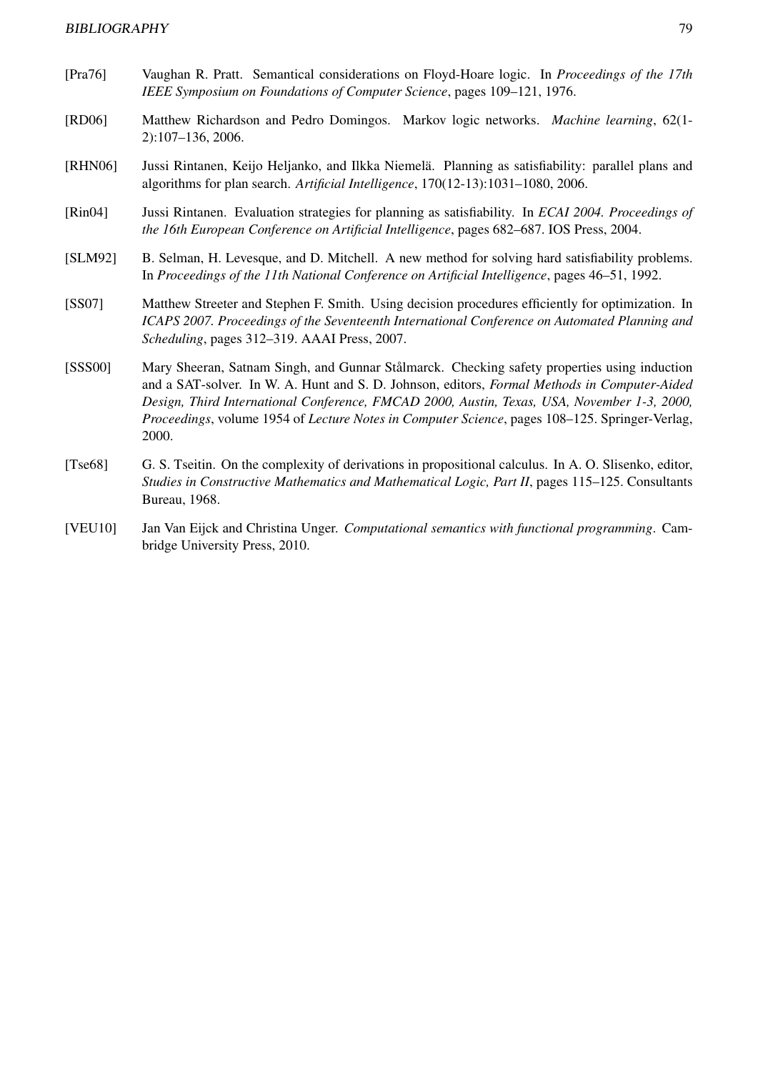[Pra76] Vaughan R. Pratt. Semantical considerations on Floyd-Hoare logic. In *Proceedings of the 17th IEEE Symposium on Foundations of Computer Science*, pages 109–121, 1976.

[RD06] Matthew Richardson and Pedro Domingos. Markov logic networks. *Machine learning*, 62(1-2):107–136, 2006.

[RHN06] Jussi Rintanen, Keijo Heljanko, and Ilkka Niemelä. Planning as satisfiability: parallel plans and algorithms for plan search. *Artificial Intelligence*, 170(12-13):1031–1080, 2006.

[Rin04] Jussi Rintanen. Evaluation strategies for planning as satisfiability. In *ECAI 2004. Proceedings of the 16th European Conference on Artificial Intelligence*, pages 682–687. IOS Press, 2004.

[SLM92] B. Selman, H. Levesque, and D. Mitchell. A new method for solving hard satisfiability problems. In *Proceedings of the 11th National Conference on Artificial Intelligence*, pages 46–51, 1992.

[SS07] Matthew Streeter and Stephen F. Smith. Using decision procedures efficiently for optimization. In *ICAPS 2007. Proceedings of the Seventeenth International Conference on Automated Planning and Scheduling*, pages 312–319. AAAI Press, 2007.

[SSS00] Mary Sheeran, Satnam Singh, and Gunnar Stålmarck. Checking safety properties using induction and a SAT-solver. In W. A. Hunt and S. D. Johnson, editors, *Formal Methods in Computer-Aided Design, Third International Conference, FMCAD 2000, Austin, Texas, USA, November 1-3, 2000, Proceedings*, volume 1954 of *Lecture Notes in Computer Science*, pages 108–125. Springer-Verlag, 2000.

[Tse68] G. S. Tseitin. On the complexity of derivations in propositional calculus. In A. O. Slisenko, editor, *Studies in Constructive Mathematics and Mathematical Logic, Part II*, pages 115–125. Consultants Bureau, 1968.

[VEU10] Jan Van Eijck and Christina Unger. *Computational semantics with functional programming*. Cambridge University Press, 2010.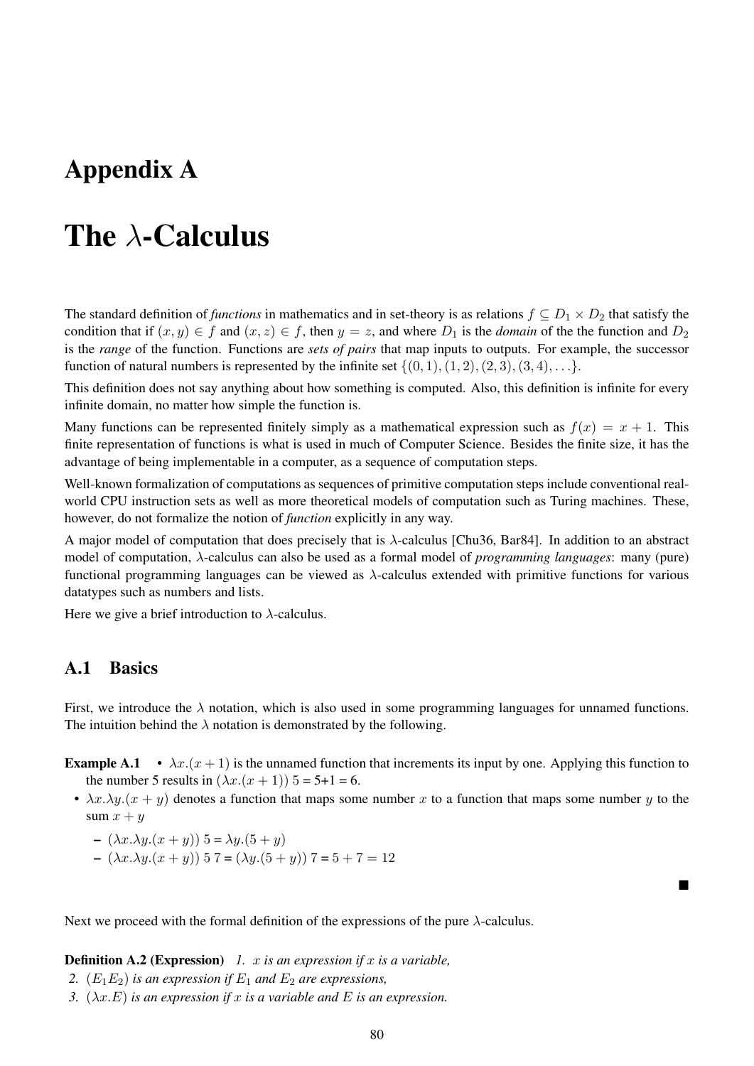# Appendix A

# The $\lambda$-Calculus

The standard definition of *functions* in mathematics and in set-theory is as relations $f \subseteq D_1 \times D_2$ that satisfy the condition that if $(x, y) \in f$ and $(x, z) \in f$, then $y = z$, and where $D_1$ is the *domain* of the the function and $D_2$ is the *range* of the function. Functions are *sets of pairs* that map inputs to outputs. For example, the successor function of natural numbers is represented by the infinite set $\{(0, 1), (1, 2), (2, 3), (3, 4), \ldots\}$.

This definition does not say anything about how something is computed. Also, this definition is infinite for every infinite domain, no matter how simple the function is.

Many functions can be represented finitely simply as a mathematical expression such as $f(x) = x + 1$. This finite representation of functions is what is used in much of Computer Science. Besides the finite size, it has the advantage of being implementable in a computer, as a sequence of computation steps.

Well-known formalization of computations as sequences of primitive computation steps include conventional real-world CPU instruction sets as well as more theoretical models of computation such as Turing machines. These, however, do not formalize the notion of *function* explicitly in any way.

A major model of computation that does precisely that is $\lambda$-calculus [Chu36, Bar84]. In addition to an abstract model of computation, $\lambda$-calculus can also be used as a formal model of *programming languages*: many (pure) functional programming languages can be viewed as $\lambda$-calculus extended with primitive functions for various datatypes such as numbers and lists.

Here we give a brief introduction to $\lambda$-calculus.

## A.1 Basics

First, we introduce the $\lambda$ notation, which is also used in some programming languages for unnamed functions. The intuition behind the $\lambda$ notation is demonstrated by the following.

**Example A.1**
- $\lambda x.(x + 1)$ is the unnamed function that increments its input by one. Applying this function to the number 5 results in $(\lambda x.(x + 1))\ 5$ = 5+1 = 6.
- $\lambda x.\lambda y.(x + y)$ denotes a function that maps some number $x$ to a function that maps some number $y$ to the sum $x + y$
  - $(\lambda x.\lambda y.(x + y))\ 5 = \lambda y.(5 + y)$
  - $(\lambda x.\lambda y.(x + y))\ 5\ 7 = (\lambda y.(5 + y))\ 7 = 5 + 7 = 12$

■

Next we proceed with the formal definition of the expressions of the pure $\lambda$-calculus.

**Definition A.2 (Expression)** *1. $x$ is an expression if $x$ is a variable,*

*2. $(E_1 E_2)$ is an expression if $E_1$ and $E_2$ are expressions,*

*3. $(\lambda x.E)$ is an expression if $x$ is a variable and $E$ is an expression.*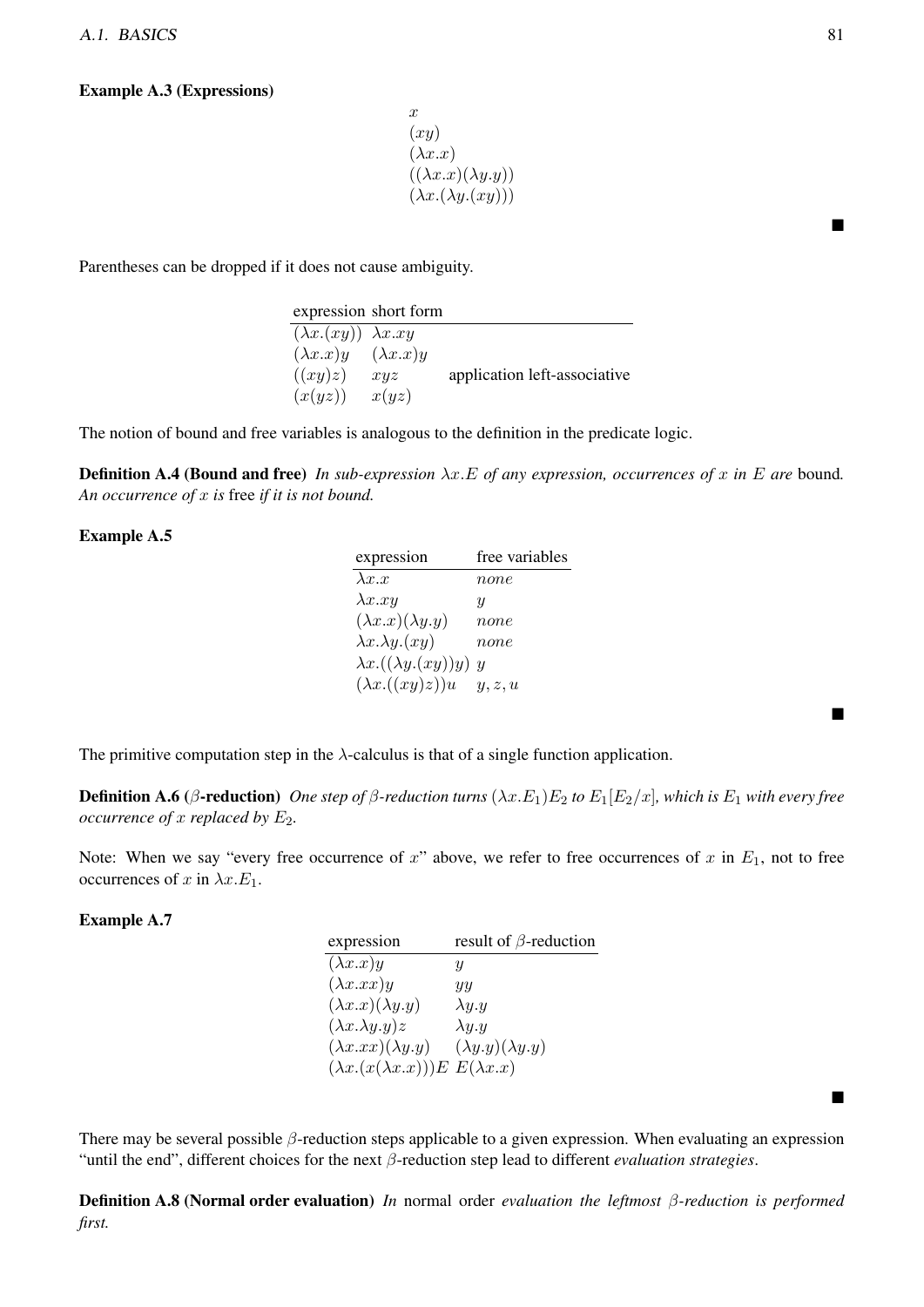**Example A.3 (Expressions)**

$$x$$
$$(xy)$$
$$(\lambda x.x)$$
$$((\lambda x.x)(\lambda y.y))$$
$$(\lambda x.(\lambda y.(xy)))$$

■

Parentheses can be dropped if it does not cause ambiguity.

| expression | short form | |
|---|---|---|
| $(\lambda x.(xy))$ | $\lambda x.xy$ | |
| $(\lambda x.x)y$ | $(\lambda x.x)y$ | |
| $((xy)z)$ | $xyz$ | application left-associative |
| $(x(yz))$ | $x(yz)$ | |

The notion of bound and free variables is analogous to the definition in the predicate logic.

**Definition A.4 (Bound and free)** *In sub-expression $\lambda x.E$ of any expression, occurrences of $x$ in $E$ are* bound*. An occurrence of $x$ is* free *if it is not bound.*

**Example A.5**

| expression | free variables |
|---|---|
| $\lambda x.x$ | $none$ |
| $\lambda x.xy$ | $y$ |
| $(\lambda x.x)(\lambda y.y)$ | $none$ |
| $\lambda x.\lambda y.(xy)$ | $none$ |
| $\lambda x.((\lambda y.(xy))y)$ | $y$ |
| $(\lambda x.((xy)z))u$ | $y, z, u$ |

■

The primitive computation step in the $\lambda$-calculus is that of a single function application.

**Definition A.6 ($\beta$-reduction)** *One step of $\beta$-reduction turns $(\lambda x.E_1)E_2$ to $E_1[E_2/x]$, which is $E_1$ with every free occurrence of $x$ replaced by $E_2$.*

Note: When we say "every free occurrence of $x$" above, we refer to free occurrences of $x$ in $E_1$, not to free occurrences of $x$ in $\lambda x.E_1$.

**Example A.7**

| expression | result of $\beta$-reduction |
|---|---|
| $(\lambda x.x)y$ | $y$ |
| $(\lambda x.xx)y$ | $yy$ |
| $(\lambda x.x)(\lambda y.y)$ | $\lambda y.y$ |
| $(\lambda x.\lambda y.y)z$ | $\lambda y.y$ |
| $(\lambda x.xx)(\lambda y.y)$ | $(\lambda y.y)(\lambda y.y)$ |
| $(\lambda x.(x(\lambda x.x)))E$ | $E(\lambda x.x)$ |

■

There may be several possible $\beta$-reduction steps applicable to a given expression. When evaluating an expression "until the end", different choices for the next $\beta$-reduction step lead to different *evaluation strategies*.

**Definition A.8 (Normal order evaluation)** *In* normal order *evaluation the leftmost $\beta$-reduction is performed first.*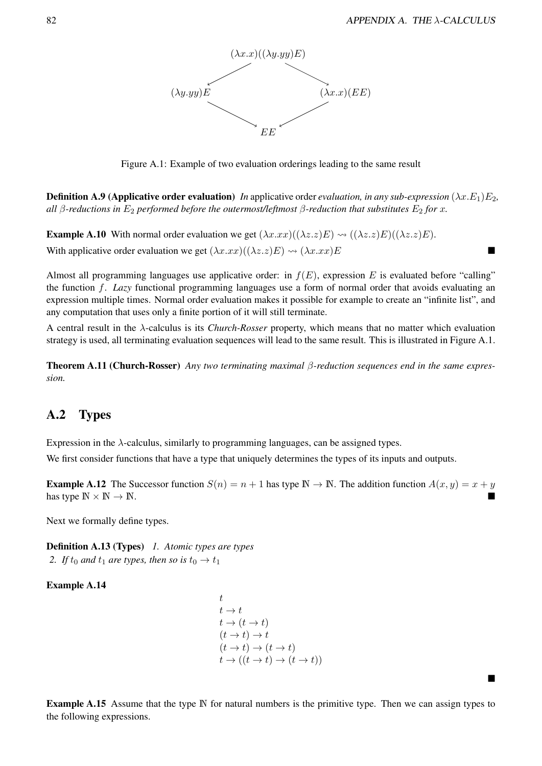$$
\begin{array}{ccc}
 & (\lambda x.x)((\lambda y.yy)E) & \\
\swarrow & & \searrow \\
(\lambda y.yy)E & & (\lambda x.x)(EE) \\
\searrow & & \swarrow \\
 & EE &
\end{array}
$$

Figure A.1: Example of two evaluation orderings leading to the same result

**Definition A.9 (Applicative order evaluation)** *In* applicative order *evaluation, in any sub-expression $(\lambda x.E_1)E_2$, all $\beta$-reductions in $E_2$ performed before the outermost/leftmost $\beta$-reduction that substitutes $E_2$ for $x$.*

**Example A.10** With normal order evaluation we get $(\lambda x.xx)((\lambda z.z)E) \rightsquigarrow ((\lambda z.z)E)((\lambda z.z)E)$.
With applicative order evaluation we get $(\lambda x.xx)((\lambda z.z)E) \rightsquigarrow (\lambda x.xx)E$ ■

Almost all programming languages use applicative order: in $f(E)$, expression $E$ is evaluated before "calling" the function $f$. *Lazy* functional programming languages use a form of normal order that avoids evaluating an expression multiple times. Normal order evaluation makes it possible for example to create an "infinite list", and any computation that uses only a finite portion of it will still terminate.

A central result in the $\lambda$-calculus is its *Church-Rosser* property, which means that no matter which evaluation strategy is used, all terminating evaluation sequences will lead to the same result. This is illustrated in Figure A.1.

**Theorem A.11 (Church-Rosser)** *Any two terminating maximal $\beta$-reduction sequences end in the same expression.*

## A.2 Types

Expression in the $\lambda$-calculus, similarly to programming languages, can be assigned types.

We first consider functions that have a type that uniquely determines the types of its inputs and outputs.

**Example A.12** The Successor function $S(n) = n + 1$ has type $\mathbb{N} \to \mathbb{N}$. The addition function $A(x, y) = x + y$ has type $\mathbb{N} \times \mathbb{N} \to \mathbb{N}$. ■

Next we formally define types.

**Definition A.13 (Types)** *1. Atomic types are types*
*2. If $t_0$ and $t_1$ are types, then so is $t_0 \to t_1$*

**Example A.14**

$$
\begin{array}{l}
t \\
t \to t \\
t \to (t \to t) \\
(t \to t) \to t \\
(t \to t) \to (t \to t) \\
t \to ((t \to t) \to (t \to t))
\end{array}
$$

■

**Example A.15** Assume that the type $\mathbb{N}$ for natural numbers is the primitive type. Then we can assign types to the following expressions.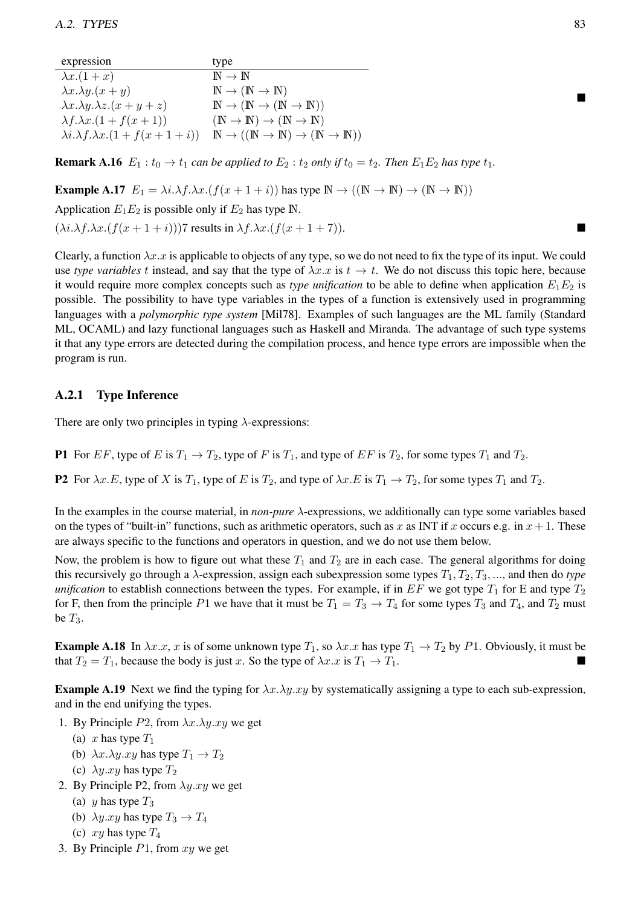| expression | type |
|---|---|
| $\lambda x.(1+x)$ | $\mathbb{N} \to \mathbb{N}$ |
| $\lambda x.\lambda y.(x+y)$ | $\mathbb{N} \to (\mathbb{N} \to \mathbb{N})$ |
| $\lambda x.\lambda y.\lambda z.(x+y+z)$ | $\mathbb{N} \to (\mathbb{N} \to (\mathbb{N} \to \mathbb{N}))$ |
| $\lambda f.\lambda x.(1+f(x+1))$ | $(\mathbb{N} \to \mathbb{N}) \to (\mathbb{N} \to \mathbb{N})$ |
| $\lambda i.\lambda f.\lambda x.(1+f(x+1+i))$ | $\mathbb{N} \to ((\mathbb{N} \to \mathbb{N}) \to (\mathbb{N} \to \mathbb{N}))$ |

■

**Remark A.16** *$E_1 : t_0 \to t_1$ can be applied to $E_2 : t_2$ only if $t_0 = t_2$. Then $E_1 E_2$ has type $t_1$.*

**Example A.17** $E_1 = \lambda i.\lambda f.\lambda x.(f(x+1+i))$ has type $\mathbb{N} \to ((\mathbb{N} \to \mathbb{N}) \to (\mathbb{N} \to \mathbb{N}))$

Application $E_1 E_2$ is possible only if $E_2$ has type $\mathbb{N}$.

$(\lambda i.\lambda f.\lambda x.(f(x+1+i)))7$ results in $\lambda f.\lambda x.(f(x+1+7))$. ■

Clearly, a function $\lambda x.x$ is applicable to objects of any type, so we do not need to fix the type of its input. We could use *type variables* $t$ instead, and say that the type of $\lambda x.x$ is $t \to t$. We do not discuss this topic here, because it would require more complex concepts such as *type unification* to be able to define when application $E_1 E_2$ is possible. The possibility to have type variables in the types of a function is extensively used in programming languages with a *polymorphic type system* [Mil78]. Examples of such languages are the ML family (Standard ML, OCAML) and lazy functional languages such as Haskell and Miranda. The advantage of such type systems it that any type errors are detected during the compilation process, and hence type errors are impossible when the program is run.

### A.2.1 Type Inference

There are only two principles in typing $\lambda$-expressions:

**P1** For $EF$, type of $E$ is $T_1 \to T_2$, type of $F$ is $T_1$, and type of $EF$ is $T_2$, for some types $T_1$ and $T_2$.

**P2** For $\lambda x.E$, type of $X$ is $T_1$, type of $E$ is $T_2$, and type of $\lambda x.E$ is $T_1 \to T_2$, for some types $T_1$ and $T_2$.

In the examples in the course material, in *non-pure* $\lambda$-expressions, we additionally can type some variables based on the types of "built-in" functions, such as arithmetic operators, such as $x$ as INT if $x$ occurs e.g. in $x+1$. These are always specific to the functions and operators in question, and we do not use them below.

Now, the problem is how to figure out what these $T_1$ and $T_2$ are in each case. The general algorithms for doing this recursively go through a $\lambda$-expression, assign each subexpression some types $T_1, T_2, T_3, ...$, and then do *type unification* to establish connections between the types. For example, if in $EF$ we got type $T_1$ for E and type $T_2$ for F, then from the principle $P1$ we have that it must be $T_1 = T_3 \to T_4$ for some types $T_3$ and $T_4$, and $T_2$ must be $T_3$.

**Example A.18** In $\lambda x.x$, $x$ is of some unknown type $T_1$, so $\lambda x.x$ has type $T_1 \to T_2$ by $P1$. Obviously, it must be that $T_2 = T_1$, because the body is just $x$. So the type of $\lambda x.x$ is $T_1 \to T_1$. ■

**Example A.19** Next we find the typing for $\lambda x.\lambda y.xy$ by systematically assigning a type to each sub-expression, and in the end unifying the types.

1. By Principle $P2$, from $\lambda x.\lambda y.xy$ we get
   (a) $x$ has type $T_1$
   (b) $\lambda x.\lambda y.xy$ has type $T_1 \to T_2$
   (c) $\lambda y.xy$ has type $T_2$
2. By Principle P2, from $\lambda y.xy$ we get
   (a) $y$ has type $T_3$
   (b) $\lambda y.xy$ has type $T_3 \to T_4$
   (c) $xy$ has type $T_4$
3. By Principle $P1$, from $xy$ we get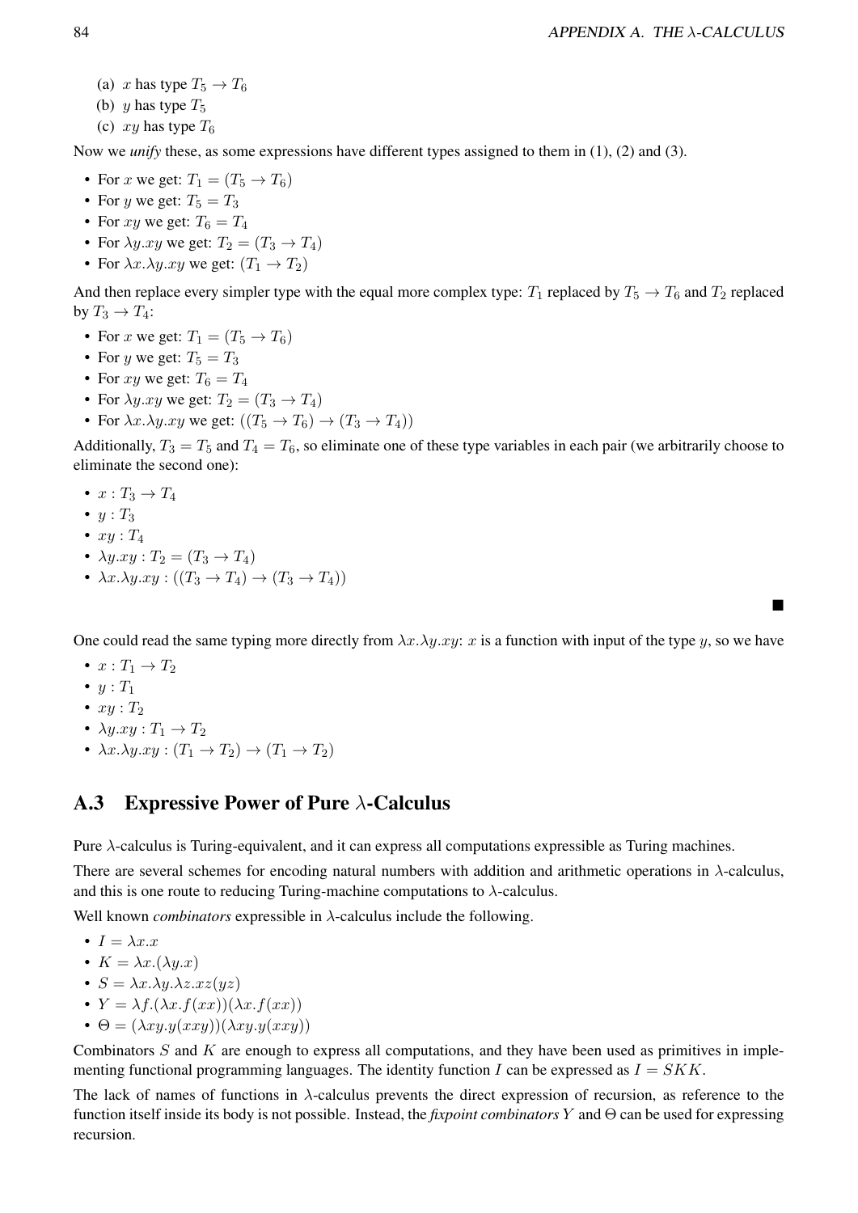(a) $x$ has type $T_5 \rightarrow T_6$

(b) $y$ has type $T_5$

(c) $xy$ has type $T_6$

Now we *unify* these, as some expressions have different types assigned to them in (1), (2) and (3).

- For $x$ we get: $T_1 = (T_5 \rightarrow T_6)$
- For $y$ we get: $T_5 = T_3$
- For $xy$ we get: $T_6 = T_4$
- For $\lambda y.xy$ we get: $T_2 = (T_3 \rightarrow T_4)$
- For $\lambda x.\lambda y.xy$ we get: $(T_1 \rightarrow T_2)$

And then replace every simpler type with the equal more complex type: $T_1$ replaced by $T_5 \rightarrow T_6$ and $T_2$ replaced by $T_3 \rightarrow T_4$:

- For $x$ we get: $T_1 = (T_5 \rightarrow T_6)$
- For $y$ we get: $T_5 = T_3$
- For $xy$ we get: $T_6 = T_4$
- For $\lambda y.xy$ we get: $T_2 = (T_3 \rightarrow T_4)$
- For $\lambda x.\lambda y.xy$ we get: $((T_5 \rightarrow T_6) \rightarrow (T_3 \rightarrow T_4))$

Additionally, $T_3 = T_5$ and $T_4 = T_6$, so eliminate one of these type variables in each pair (we arbitrarily choose to eliminate the second one):

- $x : T_3 \rightarrow T_4$
- $y : T_3$
- $xy : T_4$
- $\lambda y.xy : T_2 = (T_3 \rightarrow T_4)$
- $\lambda x.\lambda y.xy : ((T_3 \rightarrow T_4) \rightarrow (T_3 \rightarrow T_4))$

■

One could read the same typing more directly from $\lambda x.\lambda y.xy$: $x$ is a function with input of the type $y$, so we have

- $x : T_1 \rightarrow T_2$
- $y : T_1$
- $xy : T_2$
- $\lambda y.xy : T_1 \rightarrow T_2$
- $\lambda x.\lambda y.xy : (T_1 \rightarrow T_2) \rightarrow (T_1 \rightarrow T_2)$

## A.3 Expressive Power of Pure $\lambda$-Calculus

Pure $\lambda$-calculus is Turing-equivalent, and it can express all computations expressible as Turing machines.

There are several schemes for encoding natural numbers with addition and arithmetic operations in $\lambda$-calculus, and this is one route to reducing Turing-machine computations to $\lambda$-calculus.

Well known *combinators* expressible in $\lambda$-calculus include the following.

- $I = \lambda x.x$
- $K = \lambda x.(\lambda y.x)$
- $S = \lambda x.\lambda y.\lambda z.xz(yz)$
- $Y = \lambda f.(\lambda x.f(xx))(\lambda x.f(xx))$
- $\Theta = (\lambda xy.y(xxy))(\lambda xy.y(xxy))$

Combinators $S$ and $K$ are enough to express all computations, and they have been used as primitives in implementing functional programming languages. The identity function $I$ can be expressed as $I = SKK$.

The lack of names of functions in $\lambda$-calculus prevents the direct expression of recursion, as reference to the function itself inside its body is not possible. Instead, the *fixpoint combinators* $Y$ and $\Theta$ can be used for expressing recursion.